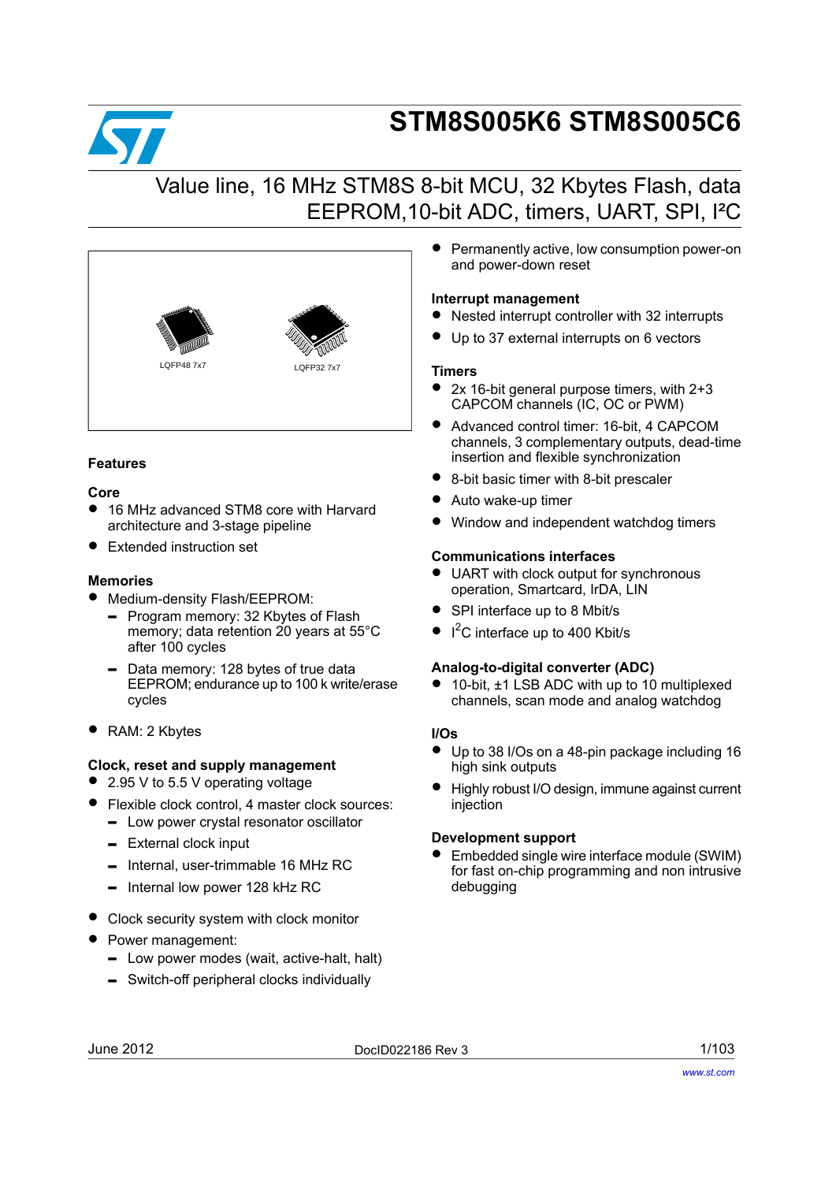# STM8S005K6 STM8S005C6

## Value line, 16 MHz STM8S 8-bit MCU, 32 Kbytes Flash, data EEPROM,10-bit ADC, timers, UART, SPI, I²C

LQFP48 7x7

LQFP32 7x7

### Features

#### Core

- 16 MHz advanced STM8 core with Harvard architecture and 3-stage pipeline
- Extended instruction set

#### Memories

- Medium-density Flash/EEPROM:
  - Program memory: 32 Kbytes of Flash memory; data retention 20 years at 55°C after 100 cycles
  - Data memory: 128 bytes of true data EEPROM; endurance up to 100 k write/erase cycles
- RAM: 2 Kbytes

#### Clock, reset and supply management

- 2.95 V to 5.5 V operating voltage
- Flexible clock control, 4 master clock sources:
  - Low power crystal resonator oscillator
  - External clock input
  - Internal, user-trimmable 16 MHz RC
  - Internal low power 128 kHz RC
- Clock security system with clock monitor
- Power management:
  - Low power modes (wait, active-halt, halt)
  - Switch-off peripheral clocks individually
- Permanently active, low consumption power-on and power-down reset

#### Interrupt management

- Nested interrupt controller with 32 interrupts
- Up to 37 external interrupts on 6 vectors

#### Timers

- 2x 16-bit general purpose timers, with 2+3 CAPCOM channels (IC, OC or PWM)
- Advanced control timer: 16-bit, 4 CAPCOM channels, 3 complementary outputs, dead-time insertion and flexible synchronization
- 8-bit basic timer with 8-bit prescaler
- Auto wake-up timer
- Window and independent watchdog timers

#### Communications interfaces

- UART with clock output for synchronous operation, Smartcard, IrDA, LIN
- SPI interface up to 8 Mbit/s
- I²C interface up to 400 Kbit/s

#### Analog-to-digital converter (ADC)

- 10-bit, ±1 LSB ADC with up to 10 multiplexed channels, scan mode and analog watchdog

#### I/Os

- Up to 38 I/Os on a 48-pin package including 16 high sink outputs
- Highly robust I/O design, immune against current injection

#### Development support

- Embedded single wire interface module (SWIM) for fast on-chip programming and non intrusive debugging

June 2012 DocID022186 Rev 3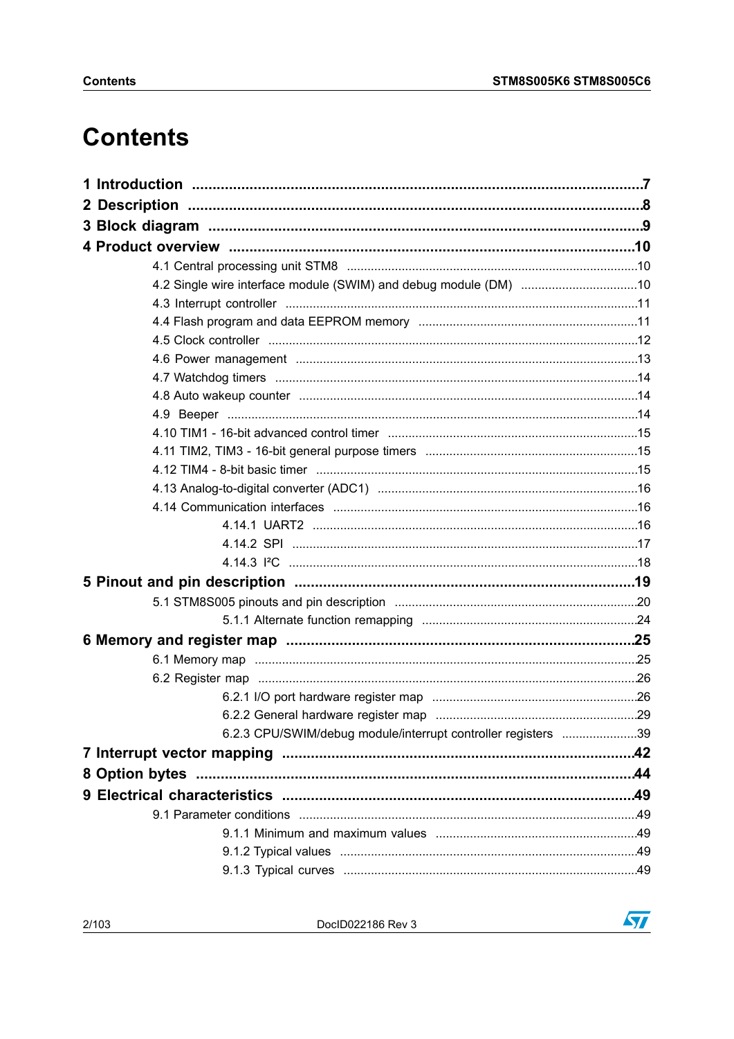# Contents

**1 Introduction** .......... **7**

**2 Description** .......... **8**

**3 Block diagram** .......... **9**

**4 Product overview** .......... **10**

- 4.1 Central processing unit STM8 .......... 10
- 4.2 Single wire interface module (SWIM) and debug module (DM) .......... 10
- 4.3 Interrupt controller .......... 11
- 4.4 Flash program and data EEPROM memory .......... 11
- 4.5 Clock controller .......... 12
- 4.6 Power management .......... 13
- 4.7 Watchdog timers .......... 14
- 4.8 Auto wakeup counter .......... 14
- 4.9 Beeper .......... 14
- 4.10 TIM1 - 16-bit advanced control timer .......... 15
- 4.11 TIM2, TIM3 - 16-bit general purpose timers .......... 15
- 4.12 TIM4 - 8-bit basic timer .......... 15
- 4.13 Analog-to-digital converter (ADC1) .......... 16
- 4.14 Communication interfaces .......... 16
  - 4.14.1 UART2 .......... 16
  - 4.14.2 SPI .......... 17
  - 4.14.3 I²C .......... 18

**5 Pinout and pin description** .......... **19**

- 5.1 STM8S005 pinouts and pin description .......... 20
  - 5.1.1 Alternate function remapping .......... 24

**6 Memory and register map** .......... **25**

- 6.1 Memory map .......... 25
- 6.2 Register map .......... 26
  - 6.2.1 I/O port hardware register map .......... 26
  - 6.2.2 General hardware register map .......... 29
  - 6.2.3 CPU/SWIM/debug module/interrupt controller registers .......... 39

**7 Interrupt vector mapping** .......... **42**

**8 Option bytes** .......... **44**

**9 Electrical characteristics** .......... **49**

- 9.1 Parameter conditions .......... 49
  - 9.1.1 Minimum and maximum values .......... 49
  - 9.1.2 Typical values .......... 49
  - 9.1.3 Typical curves .......... 49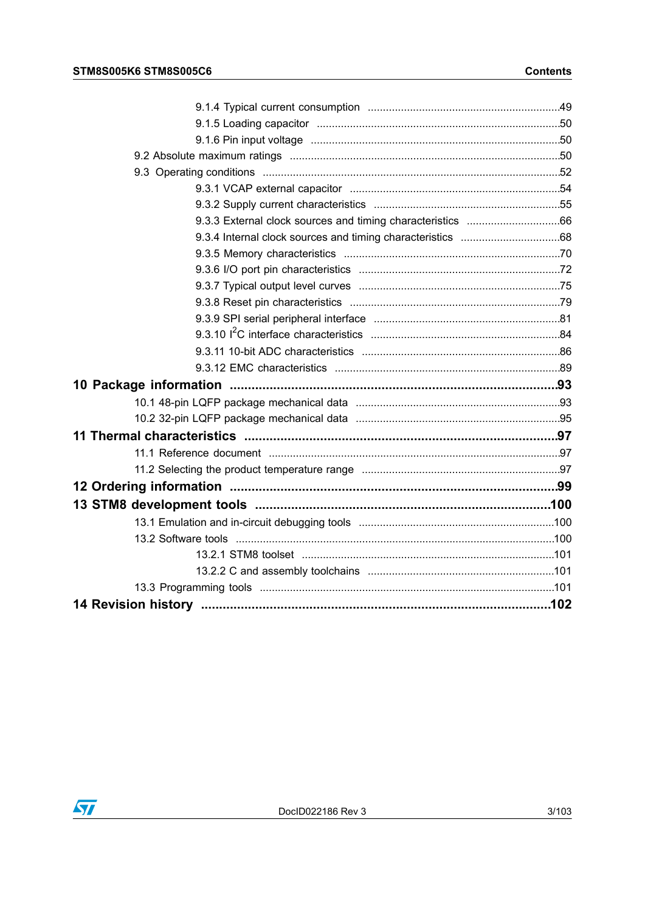- 9.1.4 Typical current consumption .......... 49
- 9.1.5 Loading capacitor .......... 50
- 9.1.6 Pin input voltage .......... 50
- 9.2 Absolute maximum ratings .......... 50
- 9.3 Operating conditions .......... 52
  - 9.3.1 VCAP external capacitor .......... 54
  - 9.3.2 Supply current characteristics .......... 55
  - 9.3.3 External clock sources and timing characteristics .......... 66
  - 9.3.4 Internal clock sources and timing characteristics .......... 68
  - 9.3.5 Memory characteristics .......... 70
  - 9.3.6 I/O port pin characteristics .......... 72
  - 9.3.7 Typical output level curves .......... 75
  - 9.3.8 Reset pin characteristics .......... 79
  - 9.3.9 SPI serial peripheral interface .......... 81
  - 9.3.10 $I^2C$ interface characteristics .......... 84
  - 9.3.11 10-bit ADC characteristics .......... 86
  - 9.3.12 EMC characteristics .......... 89

**10 Package information .......... 93**

- 10.1 48-pin LQFP package mechanical data .......... 93
- 10.2 32-pin LQFP package mechanical data .......... 95

**11 Thermal characteristics .......... 97**

- 11.1 Reference document .......... 97
- 11.2 Selecting the product temperature range .......... 97

**12 Ordering information .......... 99**

**13 STM8 development tools .......... 100**

- 13.1 Emulation and in-circuit debugging tools .......... 100
- 13.2 Software tools .......... 100
  - 13.2.1 STM8 toolset .......... 101
  - 13.2.2 C and assembly toolchains .......... 101
- 13.3 Programming tools .......... 101

**14 Revision history .......... 102**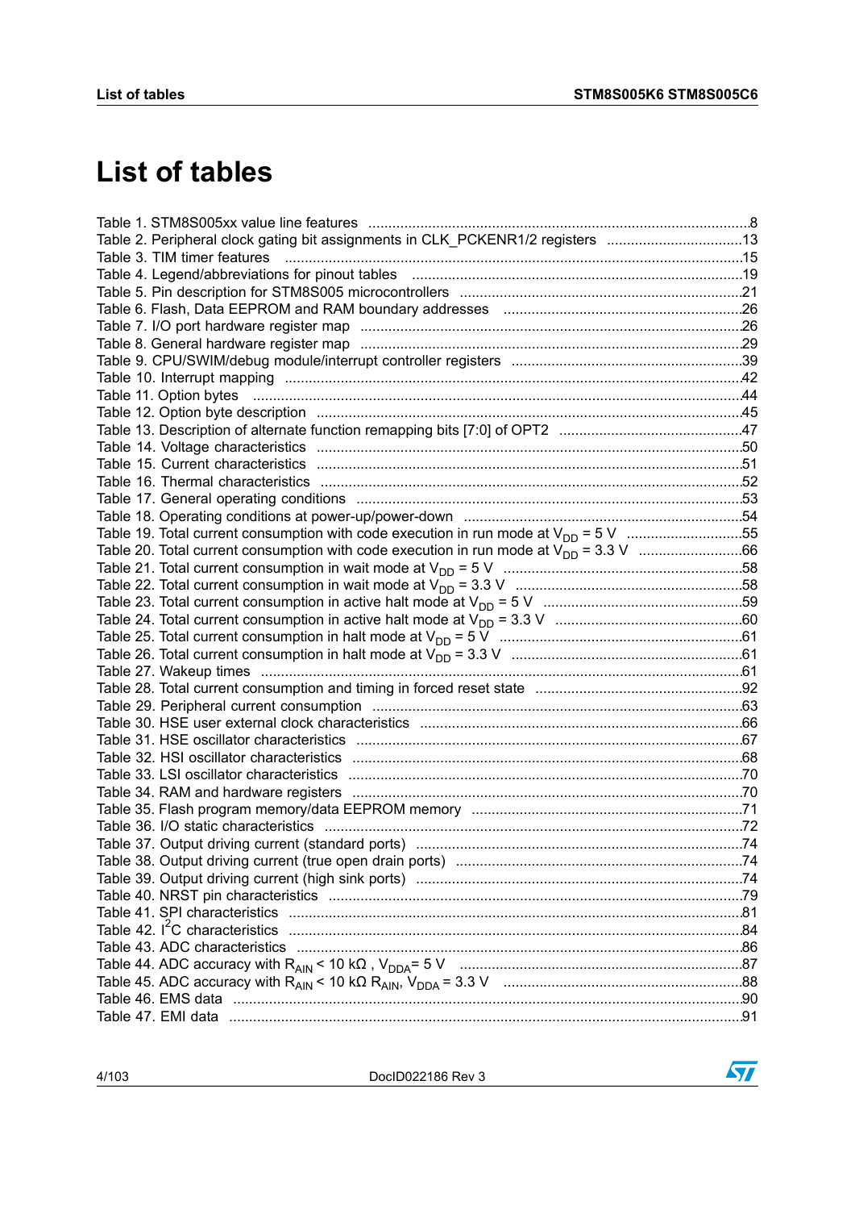# List of tables

Table 1. STM8S005xx value line features .......... 8
Table 2. Peripheral clock gating bit assignments in CLK_PCKENR1/2 registers .......... 13
Table 3. TIM timer features .......... 15
Table 4. Legend/abbreviations for pinout tables .......... 19
Table 5. Pin description for STM8S005 microcontrollers .......... 21
Table 6. Flash, Data EEPROM and RAM boundary addresses .......... 26
Table 7. I/O port hardware register map .......... 26
Table 8. General hardware register map .......... 29
Table 9. CPU/SWIM/debug module/interrupt controller registers .......... 39
Table 10. Interrupt mapping .......... 42
Table 11. Option bytes .......... 44
Table 12. Option byte description .......... 45
Table 13. Description of alternate function remapping bits [7:0] of OPT2 .......... 47
Table 14. Voltage characteristics .......... 50
Table 15. Current characteristics .......... 51
Table 16. Thermal characteristics .......... 52
Table 17. General operating conditions .......... 53
Table 18. Operating conditions at power-up/power-down .......... 54
Table 19. Total current consumption with code execution in run mode at $V_{DD}$ = 5 V .......... 55
Table 20. Total current consumption with code execution in run mode at $V_{DD}$ = 3.3 V .......... 66
Table 21. Total current consumption in wait mode at $V_{DD}$ = 5 V .......... 58
Table 22. Total current consumption in wait mode at $V_{DD}$ = 3.3 V .......... 58
Table 23. Total current consumption in active halt mode at $V_{DD}$ = 5 V .......... 59
Table 24. Total current consumption in active halt mode at $V_{DD}$ = 3.3 V .......... 60
Table 25. Total current consumption in halt mode at $V_{DD}$ = 5 V .......... 61
Table 26. Total current consumption in halt mode at $V_{DD}$ = 3.3 V .......... 61
Table 27. Wakeup times .......... 61
Table 28. Total current consumption and timing in forced reset state .......... 92
Table 29. Peripheral current consumption .......... 63
Table 30. HSE user external clock characteristics .......... 66
Table 31. HSE oscillator characteristics .......... 67
Table 32. HSI oscillator characteristics .......... 68
Table 33. LSI oscillator characteristics .......... 70
Table 34. RAM and hardware registers .......... 70
Table 35. Flash program memory/data EEPROM memory .......... 71
Table 36. I/O static characteristics .......... 72
Table 37. Output driving current (standard ports) .......... 74
Table 38. Output driving current (true open drain ports) .......... 74
Table 39. Output driving current (high sink ports) .......... 74
Table 40. NRST pin characteristics .......... 79
Table 41. SPI characteristics .......... 81
Table 42. $I^2C$ characteristics .......... 84
Table 43. ADC characteristics .......... 86
Table 44. ADC accuracy with $R_{AIN}$ < 10 kΩ , $V_{DDA}$= 5 V .......... 87
Table 45. ADC accuracy with $R_{AIN}$ < 10 kΩ $R_{AIN}$, $V_{DDA}$ = 3.3 V .......... 88
Table 46. EMS data .......... 90
Table 47. EMI data .......... 91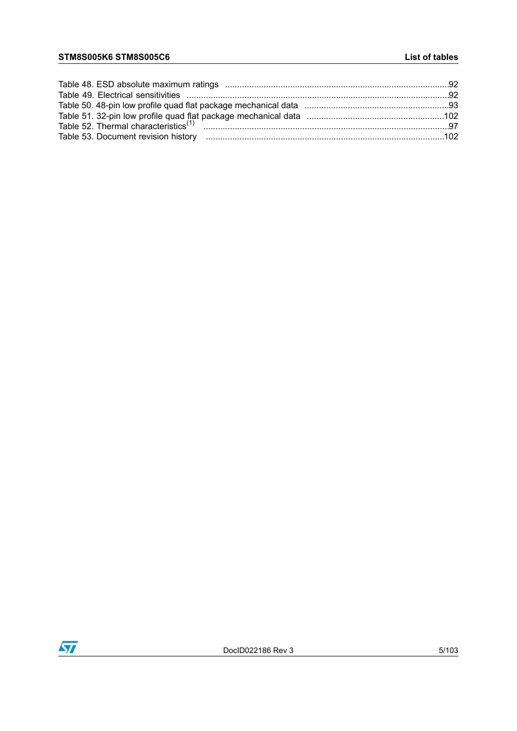Table 48. ESD absolute maximum ratings .......................................................................................92
Table 49. Electrical sensitivities .......................................................................................................92
Table 50. 48-pin low profile quad flat package mechanical data ......................................................93
Table 51. 32-pin low profile quad flat package mechanical data ......................................................102
Table 52. Thermal characteristics[(1)] ................................................................................................97
Table 53. Document revision history ..............................................................................................102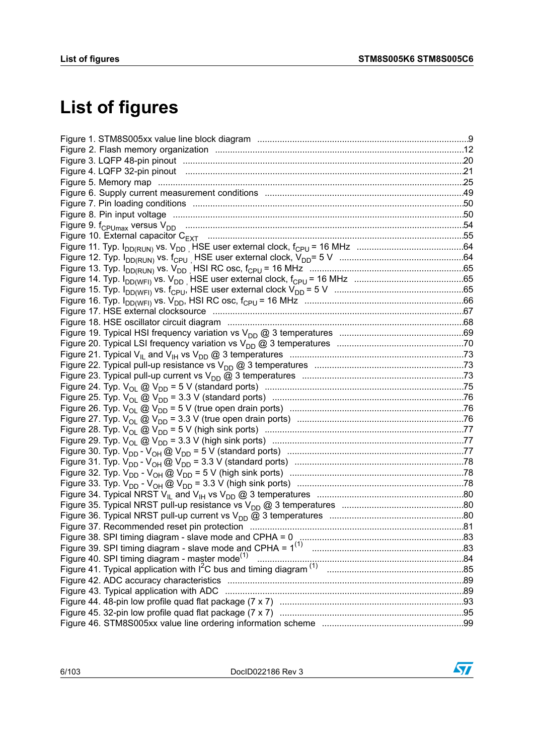# List of figures

Figure 1. STM8S005xx value line block diagram . . . . . . . . . . 9
Figure 2. Flash memory organization . . . . . . . . . . 12
Figure 3. LQFP 48-pin pinout . . . . . . . . . . 20
Figure 4. LQFP 32-pin pinout . . . . . . . . . . 21
Figure 5. Memory map . . . . . . . . . . 25
Figure 6. Supply current measurement conditions . . . . . . . . . . 49
Figure 7. Pin loading conditions . . . . . . . . . . 50
Figure 8. Pin input voltage . . . . . . . . . . 50
Figure 9. $f_{CPUmax}$ versus $V_{DD}$ . . . . . . . . . . 54
Figure 10. External capacitor $C_{EXT}$ . . . . . . . . . . 55
Figure 11. Typ. $I_{DD(RUN)}$ vs. $V_{DD}$ , HSE user external clock, $f_{CPU}$ = 16 MHz . . . . . . . . . . 64
Figure 12. Typ. $I_{DD(RUN)}$ vs. $f_{CPU}$ , HSE user external clock, $V_{DD}$= 5 V . . . . . . . . . . 64
Figure 13. Typ. $I_{DD(RUN)}$ vs. $V_{DD}$ , HSI RC osc, $f_{CPU}$ = 16 MHz . . . . . . . . . . 65
Figure 14. Typ. $I_{DD(WFI)}$ vs. $V_{DD}$ , HSE user external clock, $f_{CPU}$ = 16 MHz . . . . . . . . . . 65
Figure 15. Typ. $I_{DD(WFI)}$ vs. $f_{CPU}$, HSE user external clock $V_{DD}$ = 5 V . . . . . . . . . . 65
Figure 16. Typ. $I_{DD(WFI)}$ vs. $V_{DD}$, HSI RC osc, $f_{CPU}$ = 16 MHz . . . . . . . . . . 66
Figure 17. HSE external clocksource . . . . . . . . . . 67
Figure 18. HSE oscillator circuit diagram . . . . . . . . . . 68
Figure 19. Typical HSI frequency variation vs $V_{DD}$ @ 3 temperatures . . . . . . . . . . 69
Figure 20. Typical LSI frequency variation vs $V_{DD}$ @ 3 temperatures . . . . . . . . . . 70
Figure 21. Typical $V_{IL}$ and $V_{IH}$ vs $V_{DD}$ @ 3 temperatures . . . . . . . . . . 73
Figure 22. Typical pull-up resistance vs $V_{DD}$ @ 3 temperatures . . . . . . . . . . 73
Figure 23. Typical pull-up current vs $V_{DD}$ @ 3 temperatures . . . . . . . . . . 73
Figure 24. Typ. $V_{OL}$ @ $V_{DD}$ = 5 V (standard ports) . . . . . . . . . . 75
Figure 25. Typ. $V_{OL}$ @ $V_{DD}$ = 3.3 V (standard ports) . . . . . . . . . . 76
Figure 26. Typ. $V_{OL}$ @ $V_{DD}$ = 5 V (true open drain ports) . . . . . . . . . . 76
Figure 27. Typ. $V_{OL}$ @ $V_{DD}$ = 3.3 V (true open drain ports) . . . . . . . . . . 76
Figure 28. Typ. $V_{OL}$ @ $V_{DD}$ = 5 V (high sink ports) . . . . . . . . . . 77
Figure 29. Typ. $V_{OL}$ @ $V_{DD}$ = 3.3 V (high sink ports) . . . . . . . . . . 77
Figure 30. Typ. $V_{DD}$ - $V_{OH}$ @ $V_{DD}$ = 5 V (standard ports) . . . . . . . . . . 77
Figure 31. Typ. $V_{DD}$ - $V_{OH}$ @ $V_{DD}$ = 3.3 V (standard ports) . . . . . . . . . . 78
Figure 32. Typ. $V_{DD}$ - $V_{OH}$ @ $V_{DD}$ = 5 V (high sink ports) . . . . . . . . . . 78
Figure 33. Typ. $V_{DD}$ - $V_{OH}$ @ $V_{DD}$ = 3.3 V (high sink ports) . . . . . . . . . . 78
Figure 34. Typical NRST $V_{IL}$ and $V_{IH}$ vs $V_{DD}$ @ 3 temperatures . . . . . . . . . . 80
Figure 35. Typical NRST pull-up resistance vs $V_{DD}$ @ 3 temperatures . . . . . . . . . . 80
Figure 36. Typical NRST pull-up current vs $V_{DD}$ @ 3 temperatures . . . . . . . . . . 80
Figure 37. Recommended reset pin protection . . . . . . . . . . 81
Figure 38. SPI timing diagram - slave mode and CPHA = 0 . . . . . . . . . . 83
Figure 39. SPI timing diagram - slave mode and CPHA = 1(1) . . . . . . . . . . 83
Figure 40. SPI timing diagram - master mode(1) . . . . . . . . . . 84
Figure 41. Typical application with $I^2C$ bus and timing diagram (1) . . . . . . . . . . 85
Figure 42. ADC accuracy characteristics . . . . . . . . . . 89
Figure 43. Typical application with ADC . . . . . . . . . . 89
Figure 44. 48-pin low profile quad flat package (7 x 7) . . . . . . . . . . 93
Figure 45. 32-pin low profile quad flat package (7 x 7) . . . . . . . . . . 95
Figure 46. STM8S005xx value line ordering information scheme . . . . . . . . . . 99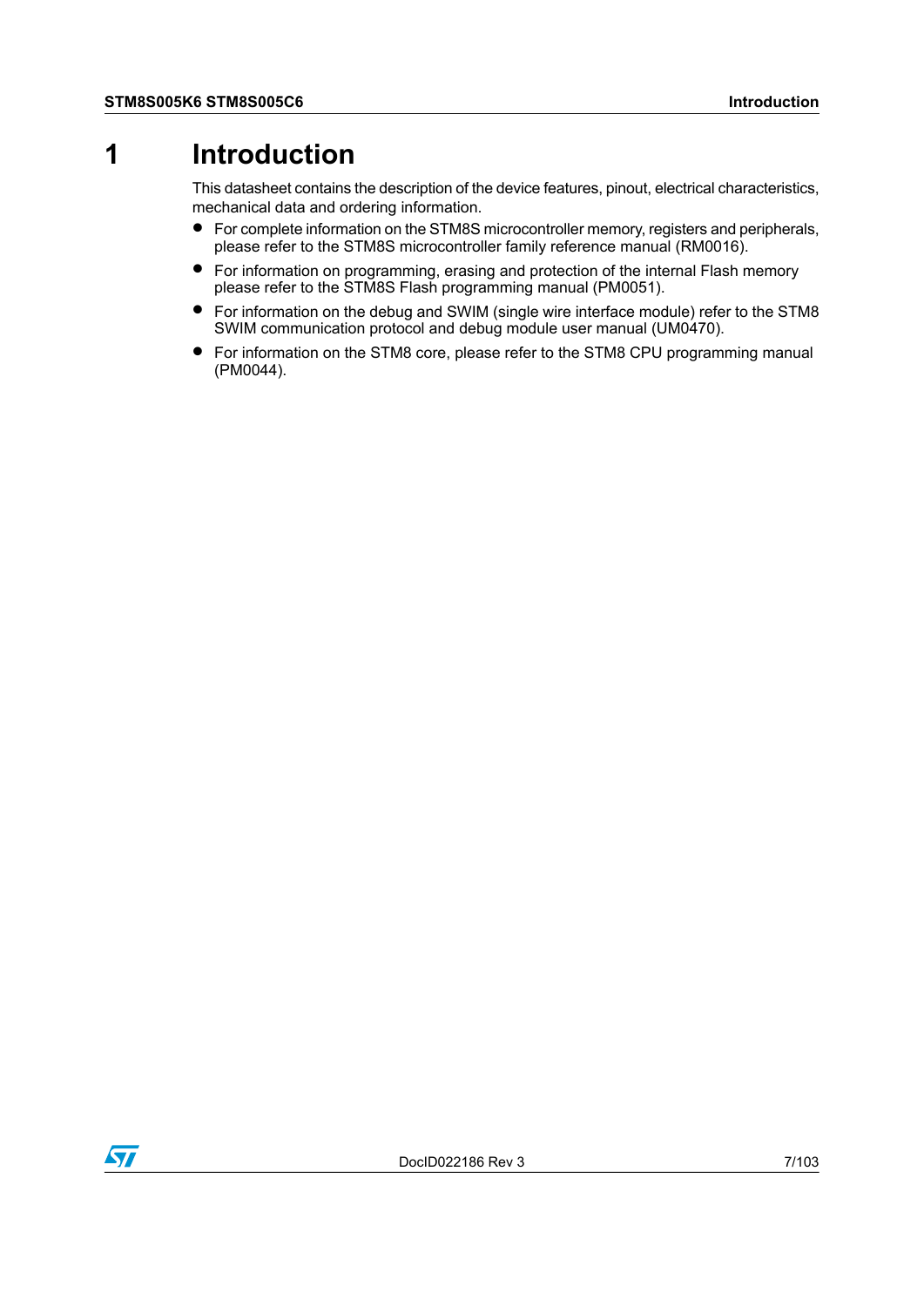# 1 Introduction

This datasheet contains the description of the device features, pinout, electrical characteristics, mechanical data and ordering information.

- For complete information on the STM8S microcontroller memory, registers and peripherals, please refer to the STM8S microcontroller family reference manual (RM0016).
- For information on programming, erasing and protection of the internal Flash memory please refer to the STM8S Flash programming manual (PM0051).
- For information on the debug and SWIM (single wire interface module) refer to the STM8 SWIM communication protocol and debug module user manual (UM0470).
- For information on the STM8 core, please refer to the STM8 CPU programming manual (PM0044).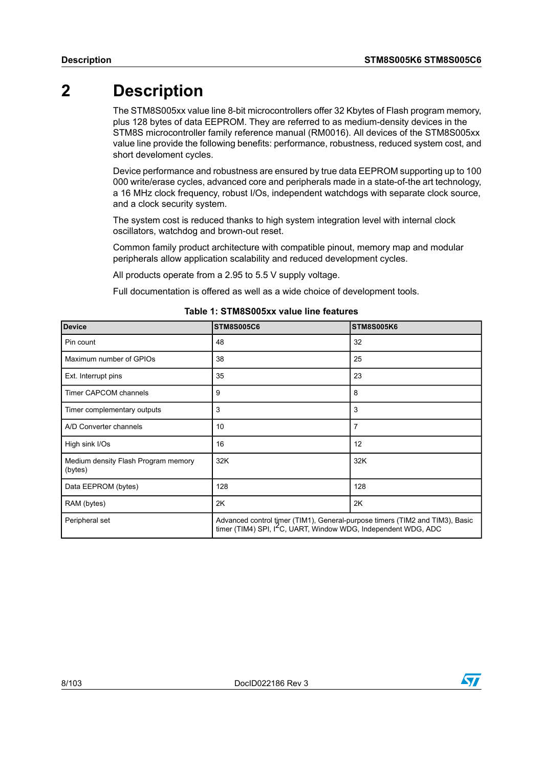# 2 Description

The STM8S005xx value line 8-bit microcontrollers offer 32 Kbytes of Flash program memory, plus 128 bytes of data EEPROM. They are referred to as medium-density devices in the STM8S microcontroller family reference manual (RM0016). All devices of the STM8S005xx value line provide the following benefits: performance, robustness, reduced system cost, and short develoment cycles.

Device performance and robustness are ensured by true data EEPROM supporting up to 100 000 write/erase cycles, advanced core and peripherals made in a state-of-the art technology, a 16 MHz clock frequency, robust I/Os, independent watchdogs with separate clock source, and a clock security system.

The system cost is reduced thanks to high system integration level with internal clock oscillators, watchdog and brown-out reset.

Common family product architecture with compatible pinout, memory map and modular peripherals allow application scalability and reduced development cycles.

All products operate from a 2.95 to 5.5 V supply voltage.

Full documentation is offered as well as a wide choice of development tools.

**Table 1: STM8S005xx value line features**

| Device | STM8S005C6 | STM8S005K6 |
|---|---|---|
| Pin count | 48 | 32 |
| Maximum number of GPIOs | 38 | 25 |
| Ext. Interrupt pins | 35 | 23 |
| Timer CAPCOM channels | 9 | 8 |
| Timer complementary outputs | 3 | 3 |
| A/D Converter channels | 10 | 7 |
| High sink I/Os | 16 | 12 |
| Medium density Flash Program memory (bytes) | 32K | 32K |
| Data EEPROM (bytes) | 128 | 128 |
| RAM (bytes) | 2K | 2K |
| Peripheral set | Advanced control timer (TIM1), General-purpose timers (TIM2 and TIM3), Basic timer (TIM4) SPI, $I^2C$, UART, Window WDG, Independent WDG, ADC | |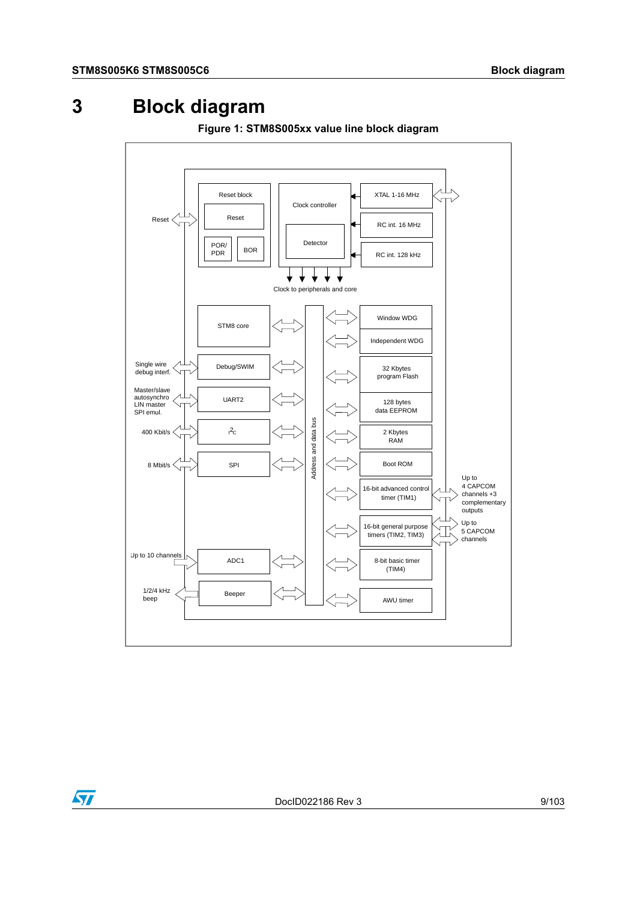# 3 Block diagram

**Figure 1: STM8S005xx value line block diagram**

Reset block

Reset

POR/ PDR

BOR

Clock controller

Detector

XTAL 1-16 MHz

RC int. 16 MHz

RC int. 128 kHz

Reset

Clock to peripherals and core

STM8 core

Window WDG

Independent WDG

Single wire debug interf.

Debug/SWIM

32 Kbytes program Flash

Master/slave autosynchro LIN master SPI emul.

UART2

128 bytes data EEPROM

400 Kbit/s

$I^2C$

2 Kbytes RAM

8 Mbit/s

SPI

Boot ROM

Address and data bus

16-bit advanced control timer (TIM1)

Up to 4 CAPCOM channels +3 complementary outputs

16-bit general purpose timers (TIM2, TIM3)

Up to 5 CAPCOM channels

Up to 10 channels

ADC1

8-bit basic timer (TIM4)

1/2/4 kHz beep

Beeper

AWU timer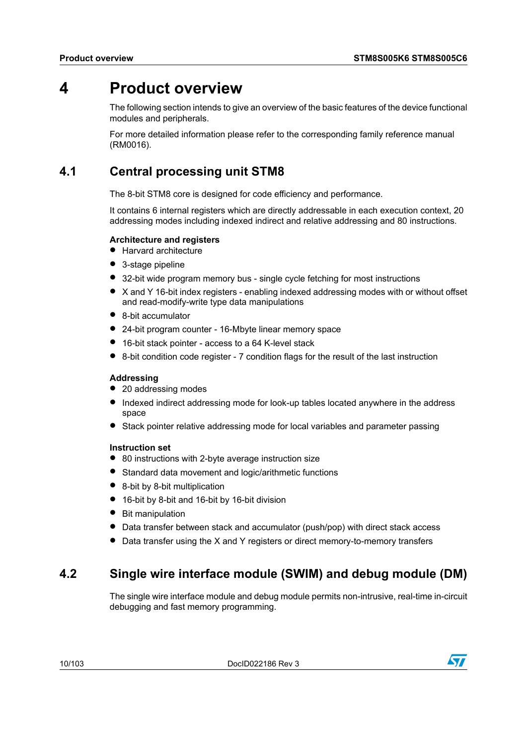# 4 Product overview

The following section intends to give an overview of the basic features of the device functional modules and peripherals.

For more detailed information please refer to the corresponding family reference manual (RM0016).

## 4.1 Central processing unit STM8

The 8-bit STM8 core is designed for code efficiency and performance.

It contains 6 internal registers which are directly addressable in each execution context, 20 addressing modes including indexed indirect and relative addressing and 80 instructions.

**Architecture and registers**

- Harvard architecture
- 3-stage pipeline
- 32-bit wide program memory bus - single cycle fetching for most instructions
- X and Y 16-bit index registers - enabling indexed addressing modes with or without offset and read-modify-write type data manipulations
- 8-bit accumulator
- 24-bit program counter - 16-Mbyte linear memory space
- 16-bit stack pointer - access to a 64 K-level stack
- 8-bit condition code register - 7 condition flags for the result of the last instruction

**Addressing**

- 20 addressing modes
- Indexed indirect addressing mode for look-up tables located anywhere in the address space
- Stack pointer relative addressing mode for local variables and parameter passing

**Instruction set**

- 80 instructions with 2-byte average instruction size
- Standard data movement and logic/arithmetic functions
- 8-bit by 8-bit multiplication
- 16-bit by 8-bit and 16-bit by 16-bit division
- Bit manipulation
- Data transfer between stack and accumulator (push/pop) with direct stack access
- Data transfer using the X and Y registers or direct memory-to-memory transfers

## 4.2 Single wire interface module (SWIM) and debug module (DM)

The single wire interface module and debug module permits non-intrusive, real-time in-circuit debugging and fast memory programming.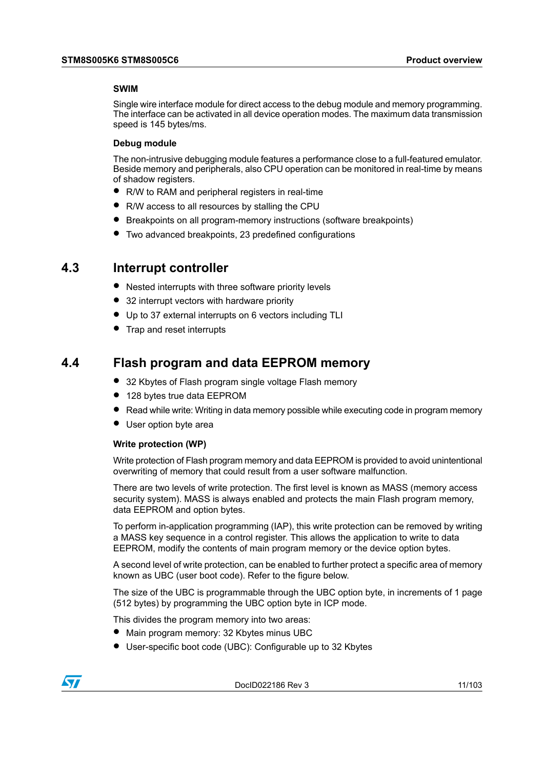### SWIM

Single wire interface module for direct access to the debug module and memory programming. The interface can be activated in all device operation modes. The maximum data transmission speed is 145 bytes/ms.

### Debug module

The non-intrusive debugging module features a performance close to a full-featured emulator. Beside memory and peripherals, also CPU operation can be monitored in real-time by means of shadow registers.

- R/W to RAM and peripheral registers in real-time
- R/W access to all resources by stalling the CPU
- Breakpoints on all program-memory instructions (software breakpoints)
- Two advanced breakpoints, 23 predefined configurations

## 4.3 Interrupt controller

- Nested interrupts with three software priority levels
- 32 interrupt vectors with hardware priority
- Up to 37 external interrupts on 6 vectors including TLI
- Trap and reset interrupts

## 4.4 Flash program and data EEPROM memory

- 32 Kbytes of Flash program single voltage Flash memory
- 128 bytes true data EEPROM
- Read while write: Writing in data memory possible while executing code in program memory
- User option byte area

### Write protection (WP)

Write protection of Flash program memory and data EEPROM is provided to avoid unintentional overwriting of memory that could result from a user software malfunction.

There are two levels of write protection. The first level is known as MASS (memory access security system). MASS is always enabled and protects the main Flash program memory, data EEPROM and option bytes.

To perform in-application programming (IAP), this write protection can be removed by writing a MASS key sequence in a control register. This allows the application to write to data EEPROM, modify the contents of main program memory or the device option bytes.

A second level of write protection, can be enabled to further protect a specific area of memory known as UBC (user boot code). Refer to the figure below.

The size of the UBC is programmable through the UBC option byte, in increments of 1 page (512 bytes) by programming the UBC option byte in ICP mode.

This divides the program memory into two areas:

- Main program memory: 32 Kbytes minus UBC
- User-specific boot code (UBC): Configurable up to 32 Kbytes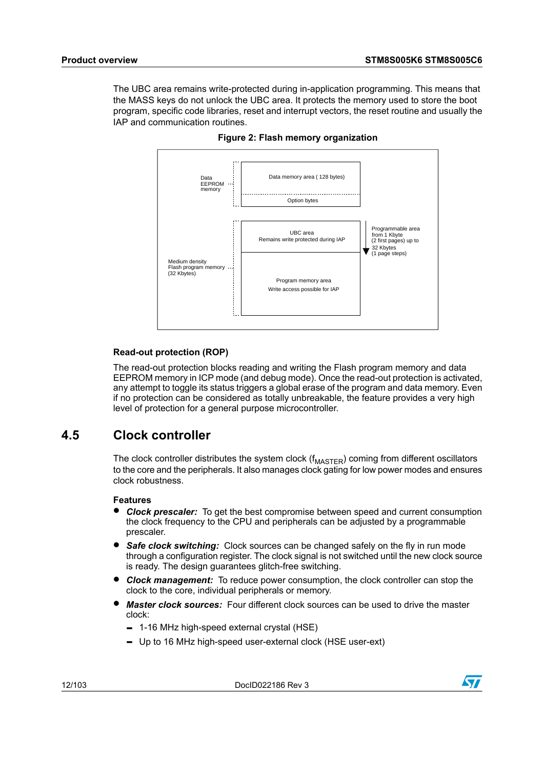The UBC area remains write-protected during in-application programming. This means that the MASS keys do not unlock the UBC area. It protects the memory used to store the boot program, specific code libraries, reset and interrupt vectors, the reset routine and usually the IAP and communication routines.

**Figure 2: Flash memory organization**

Data EEPROM memory — Data memory area ( 128 bytes); Option bytes

Medium density Flash program memory (32 Kbytes) — UBC area: Remains write protected during IAP; Program memory area: Write access possible for IAP

Programmable area from 1 Kbyte (2 first pages) up to 32 Kbytes (1 page steps)

**Read-out protection (ROP)**

The read-out protection blocks reading and writing the Flash program memory and data EEPROM memory in ICP mode (and debug mode). Once the read-out protection is activated, any attempt to toggle its status triggers a global erase of the program and data memory. Even if no protection can be considered as totally unbreakable, the feature provides a very high level of protection for a general purpose microcontroller.

## 4.5 Clock controller

The clock controller distributes the system clock ($f_{MASTER}$) coming from different oscillators to the core and the peripherals. It also manages clock gating for low power modes and ensures clock robustness.

**Features**

- ***Clock prescaler:*** To get the best compromise between speed and current consumption the clock frequency to the CPU and peripherals can be adjusted by a programmable prescaler.
- ***Safe clock switching:*** Clock sources can be changed safely on the fly in run mode through a configuration register. The clock signal is not switched until the new clock source is ready. The design guarantees glitch-free switching.
- ***Clock management:*** To reduce power consumption, the clock controller can stop the clock to the core, individual peripherals or memory.
- ***Master clock sources:*** Four different clock sources can be used to drive the master clock:
  - 1-16 MHz high-speed external crystal (HSE)
  - Up to 16 MHz high-speed user-external clock (HSE user-ext)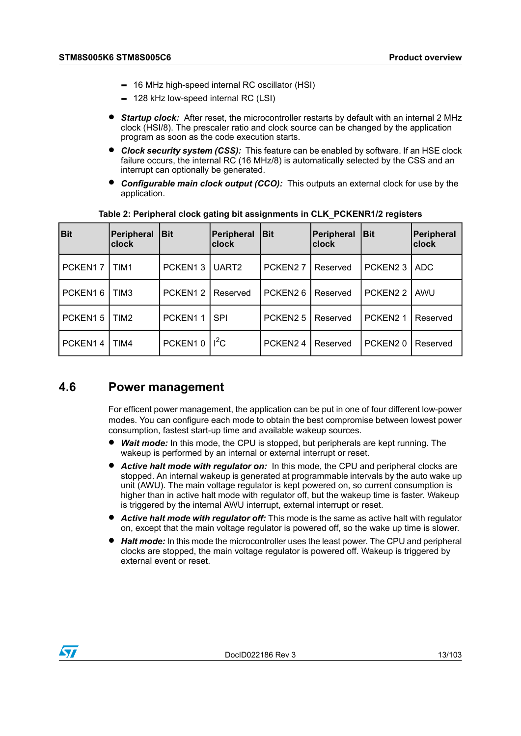- 16 MHz high-speed internal RC oscillator (HSI)
- 128 kHz low-speed internal RC (LSI)

- ***Startup clock:*** After reset, the microcontroller restarts by default with an internal 2 MHz clock (HSI/8). The prescaler ratio and clock source can be changed by the application program as soon as the code execution starts.
- ***Clock security system (CSS):*** This feature can be enabled by software. If an HSE clock failure occurs, the internal RC (16 MHz/8) is automatically selected by the CSS and an interrupt can optionally be generated.
- ***Configurable main clock output (CCO):*** This outputs an external clock for use by the application.

**Table 2: Peripheral clock gating bit assignments in CLK_PCKENR1/2 registers**

| Bit | Peripheral clock | Bit | Peripheral clock | Bit | Peripheral clock | Bit | Peripheral clock |
|---|---|---|---|---|---|---|---|
| PCKEN1 7 | TIM1 | PCKEN1 3 | UART2 | PCKEN2 7 | Reserved | PCKEN2 3 | ADC |
| PCKEN1 6 | TIM3 | PCKEN1 2 | Reserved | PCKEN2 6 | Reserved | PCKEN2 2 | AWU |
| PCKEN1 5 | TIM2 | PCKEN1 1 | SPI | PCKEN2 5 | Reserved | PCKEN2 1 | Reserved |
| PCKEN1 4 | TIM4 | PCKEN1 0 | $I^2C$ | PCKEN2 4 | Reserved | PCKEN2 0 | Reserved |

## 4.6 Power management

For efficent power management, the application can be put in one of four different low-power modes. You can configure each mode to obtain the best compromise between lowest power consumption, fastest start-up time and available wakeup sources.

- ***Wait mode:*** In this mode, the CPU is stopped, but peripherals are kept running. The wakeup is performed by an internal or external interrupt or reset.
- ***Active halt mode with regulator on:*** In this mode, the CPU and peripheral clocks are stopped. An internal wakeup is generated at programmable intervals by the auto wake up unit (AWU). The main voltage regulator is kept powered on, so current consumption is higher than in active halt mode with regulator off, but the wakeup time is faster. Wakeup is triggered by the internal AWU interrupt, external interrupt or reset.
- ***Active halt mode with regulator off:*** This mode is the same as active halt with regulator on, except that the main voltage regulator is powered off, so the wake up time is slower.
- ***Halt mode:*** In this mode the microcontroller uses the least power. The CPU and peripheral clocks are stopped, the main voltage regulator is powered off. Wakeup is triggered by external event or reset.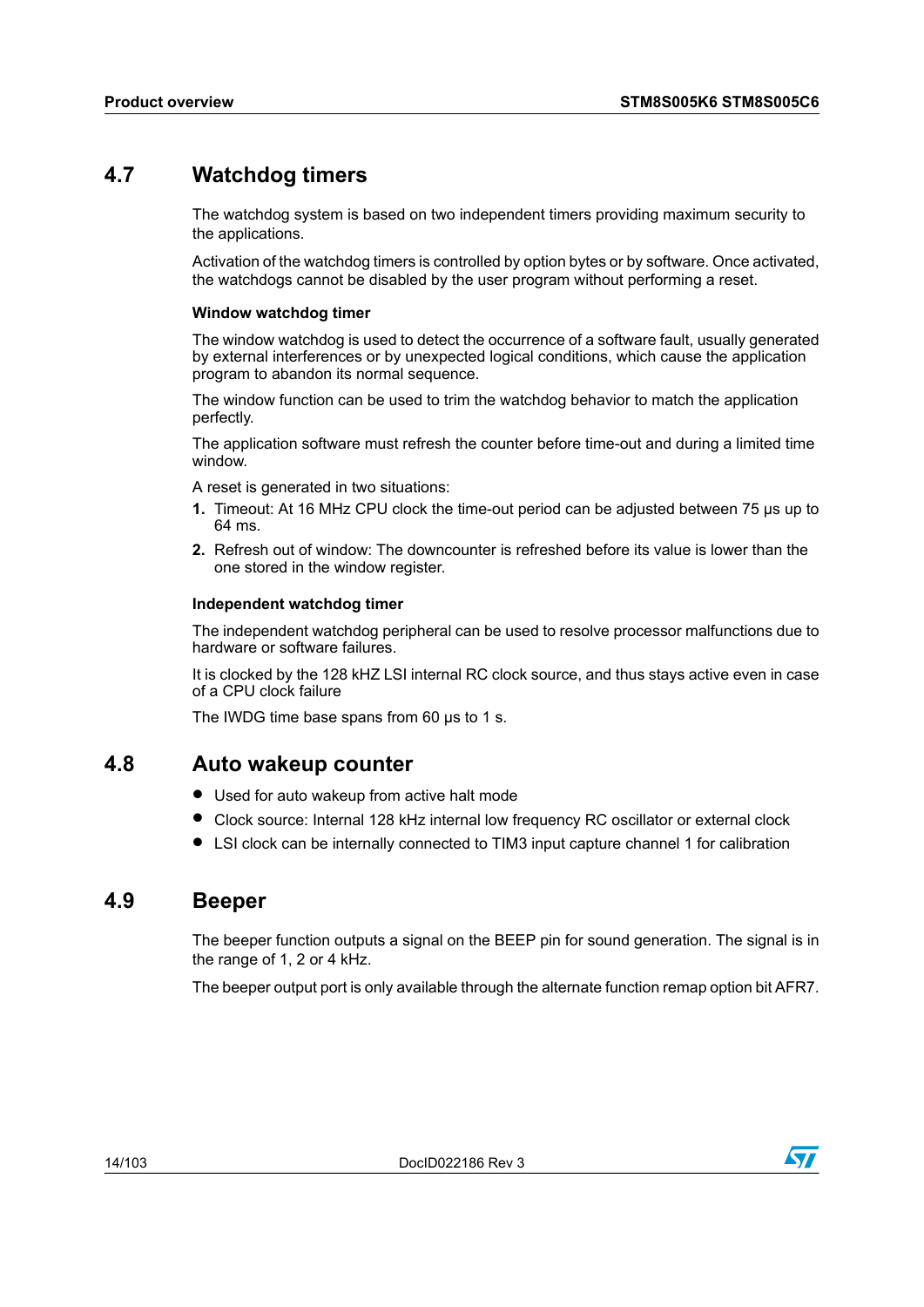## 4.7 Watchdog timers

The watchdog system is based on two independent timers providing maximum security to the applications.

Activation of the watchdog timers is controlled by option bytes or by software. Once activated, the watchdogs cannot be disabled by the user program without performing a reset.

### Window watchdog timer

The window watchdog is used to detect the occurrence of a software fault, usually generated by external interferences or by unexpected logical conditions, which cause the application program to abandon its normal sequence.

The window function can be used to trim the watchdog behavior to match the application perfectly.

The application software must refresh the counter before time-out and during a limited time window.

A reset is generated in two situations:

1. Timeout: At 16 MHz CPU clock the time-out period can be adjusted between 75 µs up to 64 ms.
2. Refresh out of window: The downcounter is refreshed before its value is lower than the one stored in the window register.

### Independent watchdog timer

The independent watchdog peripheral can be used to resolve processor malfunctions due to hardware or software failures.

It is clocked by the 128 kHZ LSI internal RC clock source, and thus stays active even in case of a CPU clock failure

The IWDG time base spans from 60 µs to 1 s.

## 4.8 Auto wakeup counter

- Used for auto wakeup from active halt mode
- Clock source: Internal 128 kHz internal low frequency RC oscillator or external clock
- LSI clock can be internally connected to TIM3 input capture channel 1 for calibration

## 4.9 Beeper

The beeper function outputs a signal on the BEEP pin for sound generation. The signal is in the range of 1, 2 or 4 kHz.

The beeper output port is only available through the alternate function remap option bit AFR7.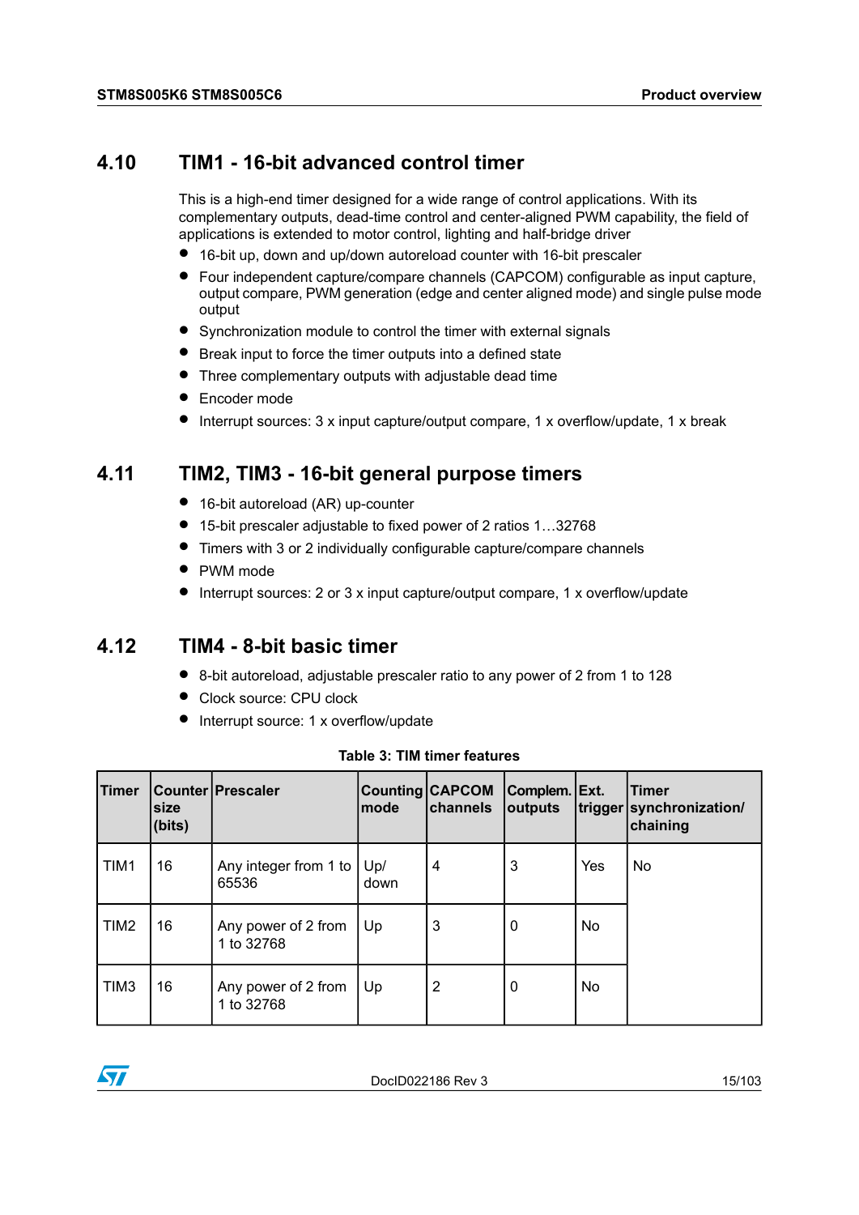## 4.10 TIM1 - 16-bit advanced control timer

This is a high-end timer designed for a wide range of control applications. With its complementary outputs, dead-time control and center-aligned PWM capability, the field of applications is extended to motor control, lighting and half-bridge driver

- 16-bit up, down and up/down autoreload counter with 16-bit prescaler
- Four independent capture/compare channels (CAPCOM) configurable as input capture, output compare, PWM generation (edge and center aligned mode) and single pulse mode output
- Synchronization module to control the timer with external signals
- Break input to force the timer outputs into a defined state
- Three complementary outputs with adjustable dead time
- Encoder mode
- Interrupt sources: 3 x input capture/output compare, 1 x overflow/update, 1 x break

## 4.11 TIM2, TIM3 - 16-bit general purpose timers

- 16-bit autoreload (AR) up-counter
- 15-bit prescaler adjustable to fixed power of 2 ratios 1…32768
- Timers with 3 or 2 individually configurable capture/compare channels
- PWM mode
- Interrupt sources: 2 or 3 x input capture/output compare, 1 x overflow/update

## 4.12 TIM4 - 8-bit basic timer

- 8-bit autoreload, adjustable prescaler ratio to any power of 2 from 1 to 128
- Clock source: CPU clock
- Interrupt source: 1 x overflow/update

**Table 3: TIM timer features**

| Timer | Counter size (bits) | Prescaler | Counting mode | CAPCOM channels | Complem. outputs | Ext. trigger | Timer synchronization/ chaining |
|---|---|---|---|---|---|---|---|
| TIM1 | 16 | Any integer from 1 to 65536 | Up/ down | 4 | 3 | Yes | No |
| TIM2 | 16 | Any power of 2 from 1 to 32768 | Up | 3 | 0 | No | |
| TIM3 | 16 | Any power of 2 from 1 to 32768 | Up | 2 | 0 | No | |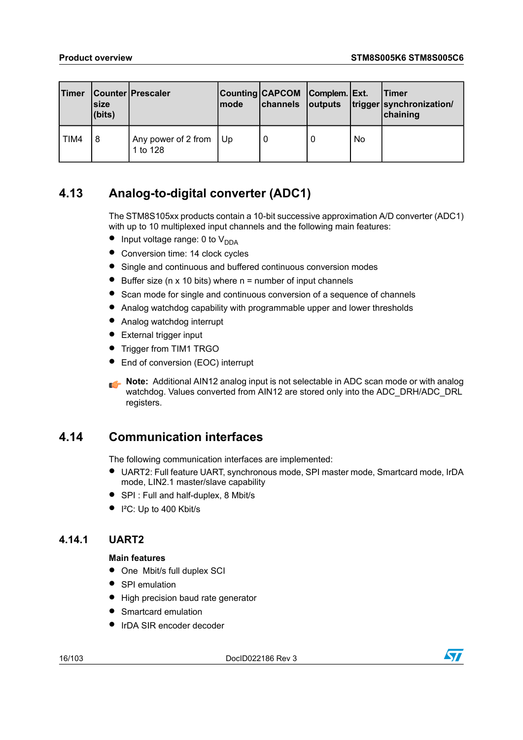| Timer | Counter size (bits) | Prescaler | Counting mode | CAPCOM channels | Complem. outputs | Ext. trigger | Timer synchronization/ chaining |
|---|---|---|---|---|---|---|---|
| TIM4 | 8 | Any power of 2 from 1 to 128 | Up | 0 | 0 | No | |

## 4.13 Analog-to-digital converter (ADC1)

The STM8S105xx products contain a 10-bit successive approximation A/D converter (ADC1) with up to 10 multiplexed input channels and the following main features:

- Input voltage range: 0 to $V_{DDA}$
- Conversion time: 14 clock cycles
- Single and continuous and buffered continuous conversion modes
- Buffer size (n x 10 bits) where n = number of input channels
- Scan mode for single and continuous conversion of a sequence of channels
- Analog watchdog capability with programmable upper and lower thresholds
- Analog watchdog interrupt
- External trigger input
- Trigger from TIM1 TRGO
- End of conversion (EOC) interrupt

**Note:** Additional AIN12 analog input is not selectable in ADC scan mode or with analog watchdog. Values converted from AIN12 are stored only into the ADC_DRH/ADC_DRL registers.

## 4.14 Communication interfaces

The following communication interfaces are implemented:

- UART2: Full feature UART, synchronous mode, SPI master mode, Smartcard mode, IrDA mode, LIN2.1 master/slave capability
- SPI : Full and half-duplex, 8 Mbit/s
- I²C: Up to 400 Kbit/s

### 4.14.1 UART2

**Main features**

- One Mbit/s full duplex SCI
- SPI emulation
- High precision baud rate generator
- Smartcard emulation
- IrDA SIR encoder decoder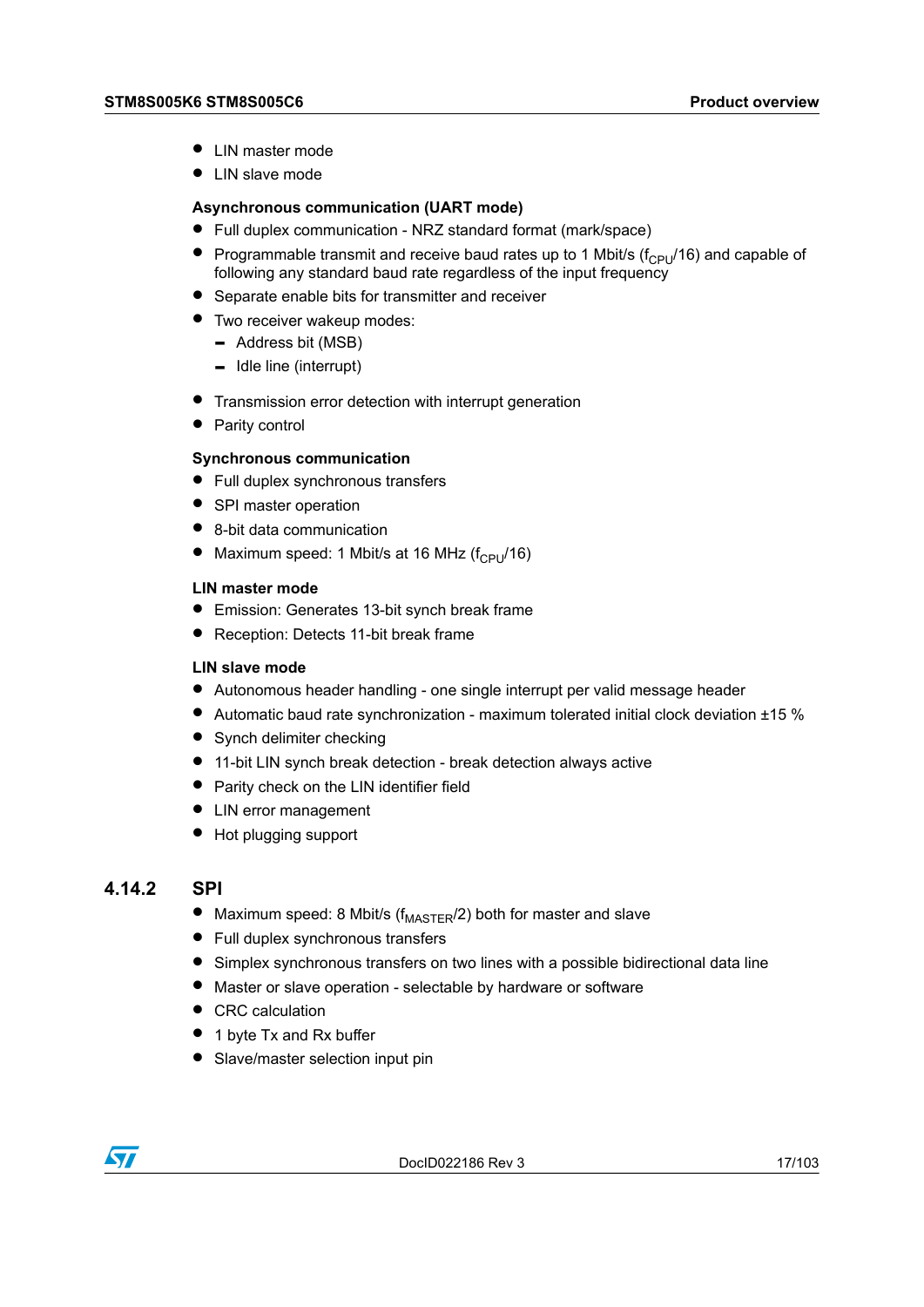- LIN master mode
- LIN slave mode

**Asynchronous communication (UART mode)**

- Full duplex communication - NRZ standard format (mark/space)
- Programmable transmit and receive baud rates up to 1 Mbit/s ($f_{CPU}/16$) and capable of following any standard baud rate regardless of the input frequency
- Separate enable bits for transmitter and receiver
- Two receiver wakeup modes:
  - Address bit (MSB)
  - Idle line (interrupt)
- Transmission error detection with interrupt generation
- Parity control

**Synchronous communication**

- Full duplex synchronous transfers
- SPI master operation
- 8-bit data communication
- Maximum speed: 1 Mbit/s at 16 MHz ($f_{CPU}/16$)

**LIN master mode**

- Emission: Generates 13-bit synch break frame
- Reception: Detects 11-bit break frame

**LIN slave mode**

- Autonomous header handling - one single interrupt per valid message header
- Automatic baud rate synchronization - maximum tolerated initial clock deviation ±15 %
- Synch delimiter checking
- 11-bit LIN synch break detection - break detection always active
- Parity check on the LIN identifier field
- LIN error management
- Hot plugging support

### 4.14.2 SPI

- Maximum speed: 8 Mbit/s ($f_{MASTER}/2$) both for master and slave
- Full duplex synchronous transfers
- Simplex synchronous transfers on two lines with a possible bidirectional data line
- Master or slave operation - selectable by hardware or software
- CRC calculation
- 1 byte Tx and Rx buffer
- Slave/master selection input pin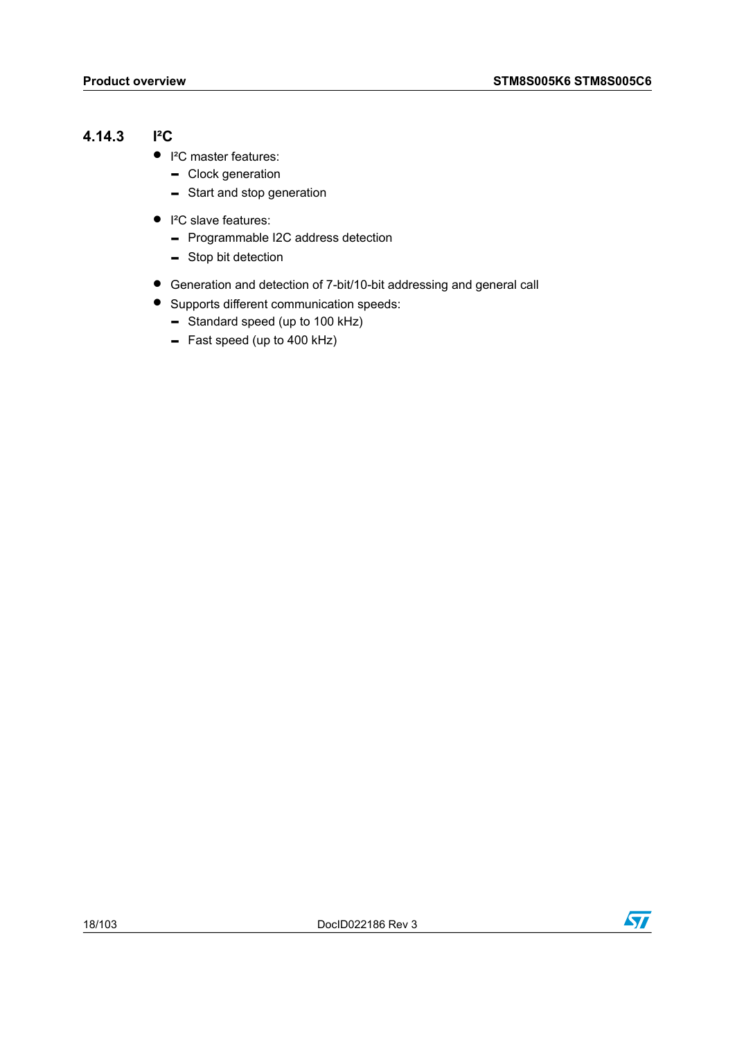### 4.14.3 I²C

- I²C master features:
  - Clock generation
  - Start and stop generation
- I²C slave features:
  - Programmable I2C address detection
  - Stop bit detection
- Generation and detection of 7-bit/10-bit addressing and general call
- Supports different communication speeds:
  - Standard speed (up to 100 kHz)
  - Fast speed (up to 400 kHz)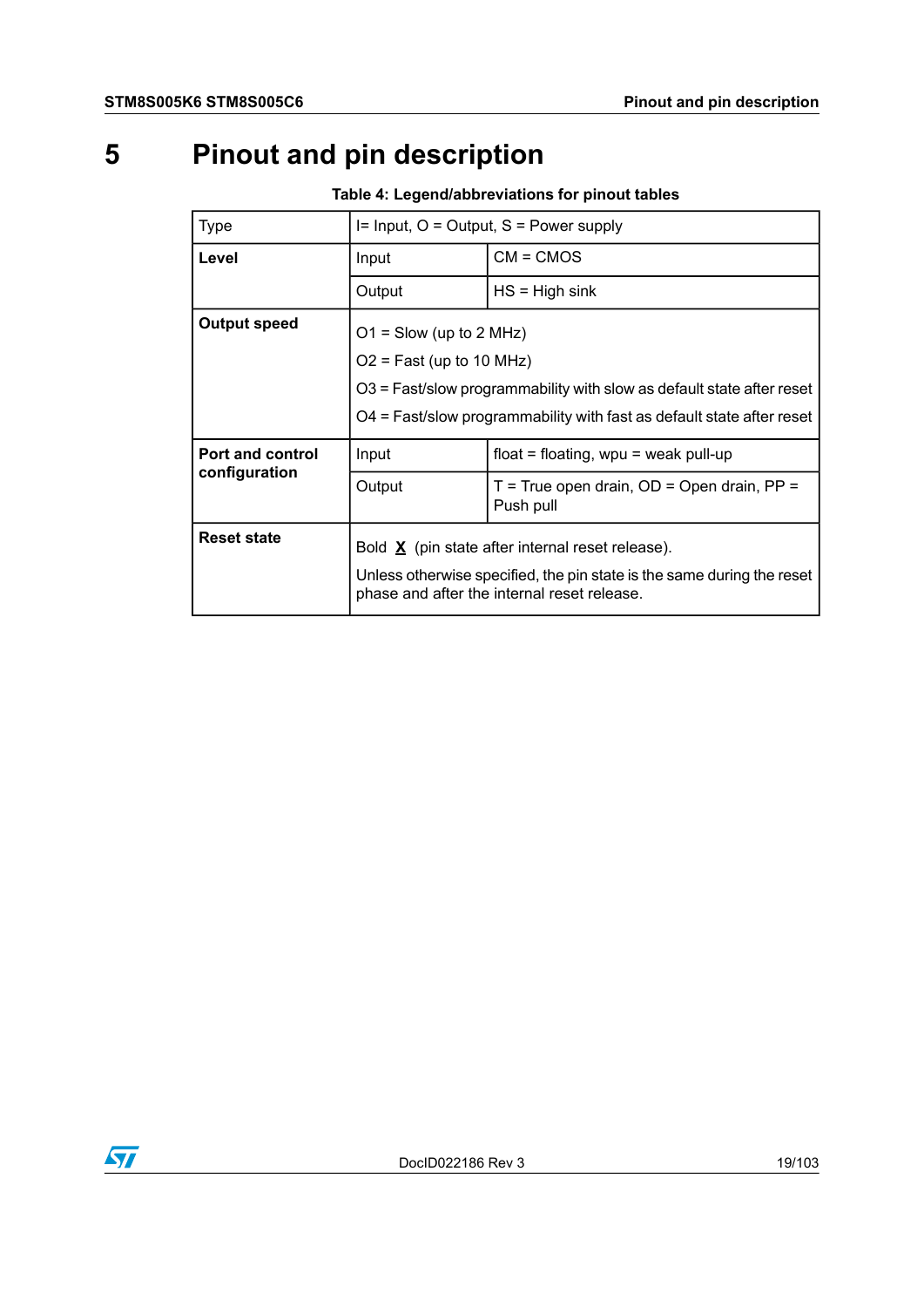# 5 Pinout and pin description

**Table 4: Legend/abbreviations for pinout tables**

| Type | I= Input, O = Output, S = Power supply | |
|---|---|---|
| **Level** | Input | CM = CMOS |
| | Output | HS = High sink |
| **Output speed** | O1 = Slow (up to 2 MHz)<br>O2 = Fast (up to 10 MHz)<br>O3 = Fast/slow programmability with slow as default state after reset<br>O4 = Fast/slow programmability with fast as default state after reset | |
| **Port and control configuration** | Input | float = floating, wpu = weak pull-up |
| | Output | T = True open drain, OD = Open drain, PP = Push pull |
| **Reset state** | Bold **X** (pin state after internal reset release).<br>Unless otherwise specified, the pin state is the same during the reset phase and after the internal reset release. | |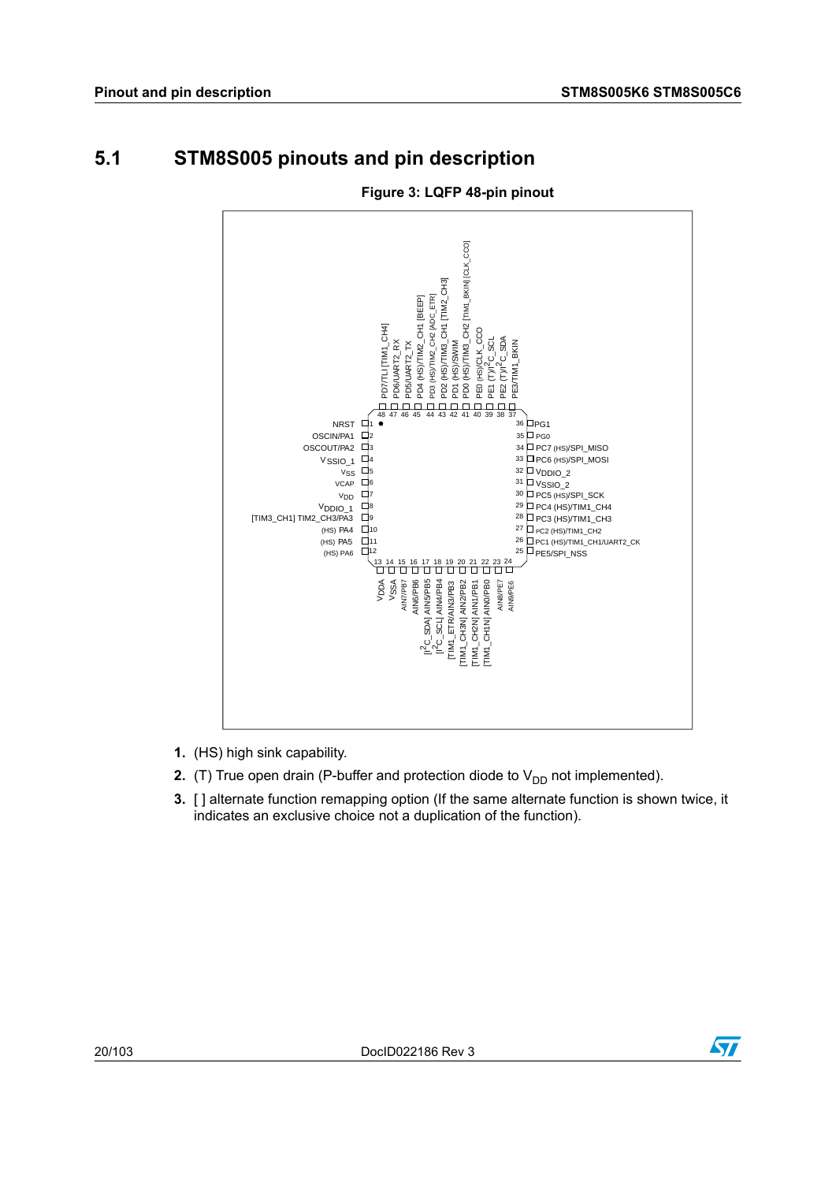## 5.1 STM8S005 pinouts and pin description

**Figure 3: LQFP 48-pin pinout**

| Pin | Name |
| --- | --- |
| 1 | NRST |
| 2 | OSCIN/PA1 |
| 3 | OSCOUT/PA2 |
| 4 | $V_{SSIO\_1}$ |
| 5 | $V_{SS}$ |
| 6 | VCAP |
| 7 | $V_{DD}$ |
| 8 | $V_{DDIO\_1}$ |
| 9 | [TIM3_CH1] TIM2_CH3/PA3 |
| 10 | (HS) PA4 |
| 11 | (HS) PA5 |
| 12 | (HS) PA6 |
| 13 | VDDA |
| 14 | VSSA |
| 15 | AIN7/PB7 |
| 16 | AIN6/PB6 |
| 17 | [I²C_SDA] AIN5/PB5 |
| 18 | [I²C_SCL] AIN4/PB4 |
| 19 | [TIM1_ETR/AIN3/PB3 |
| 20 | [TIM1_CH3N] AIN2/PB2 |
| 21 | [TIM1_CH2N] AIN1/PB1 |
| 22 | [TIM1_CH1N] AIN0/PB0 |
| 23 | AIN8/PE7 |
| 24 | AIN9/PE6 |
| 25 | PE5/SPI_NSS |
| 26 | PC1 (HS)/TIM1_CH1/UART2_CK |
| 27 | PC2 (HS)/TIM1_CH2 |
| 28 | PC3 (HS)/TIM1_CH3 |
| 29 | PC4 (HS)/TIM1_CH4 |
| 30 | PC5 (HS)/SPI_SCK |
| 31 | $V_{SSIO\_2}$ |
| 32 | $V_{DDIO\_2}$ |
| 33 | PC6 (HS)/SPI_MOSI |
| 34 | PC7 (HS)/SPI_MISO |
| 35 | PG0 |
| 36 | PG1 |
| 37 | PE3/TIM1_BKIN |
| 38 | PE2 (T)/I²C_SDA |
| 39 | PE1 (T)/I²C_SCL |
| 40 | PE0 (HS)/CLK_CCO |
| 41 | PD0 (HS)/TIM3_CH2 [TIM1_BKIN] [CLK_CCO] |
| 42 | PD1 (HS)/SWIM |
| 43 | PD2 (HS)/TIM3_CH1 [TIM2_CH3] |
| 44 | PD3 (HS)/TIM2_CH2 [ADC_ETR] |
| 45 | PD4 (HS)/TIM2_CH1 [BEEP] |
| 46 | PD5/UART2_TX |
| 47 | PD6/UART2_RX |
| 48 | PD7/TLI [TIM1_CH4] |

1. (HS) high sink capability.
2. (T) True open drain (P-buffer and protection diode to $V_{DD}$ not implemented).
3. [ ] alternate function remapping option (If the same alternate function is shown twice, it indicates an exclusive choice not a duplication of the function).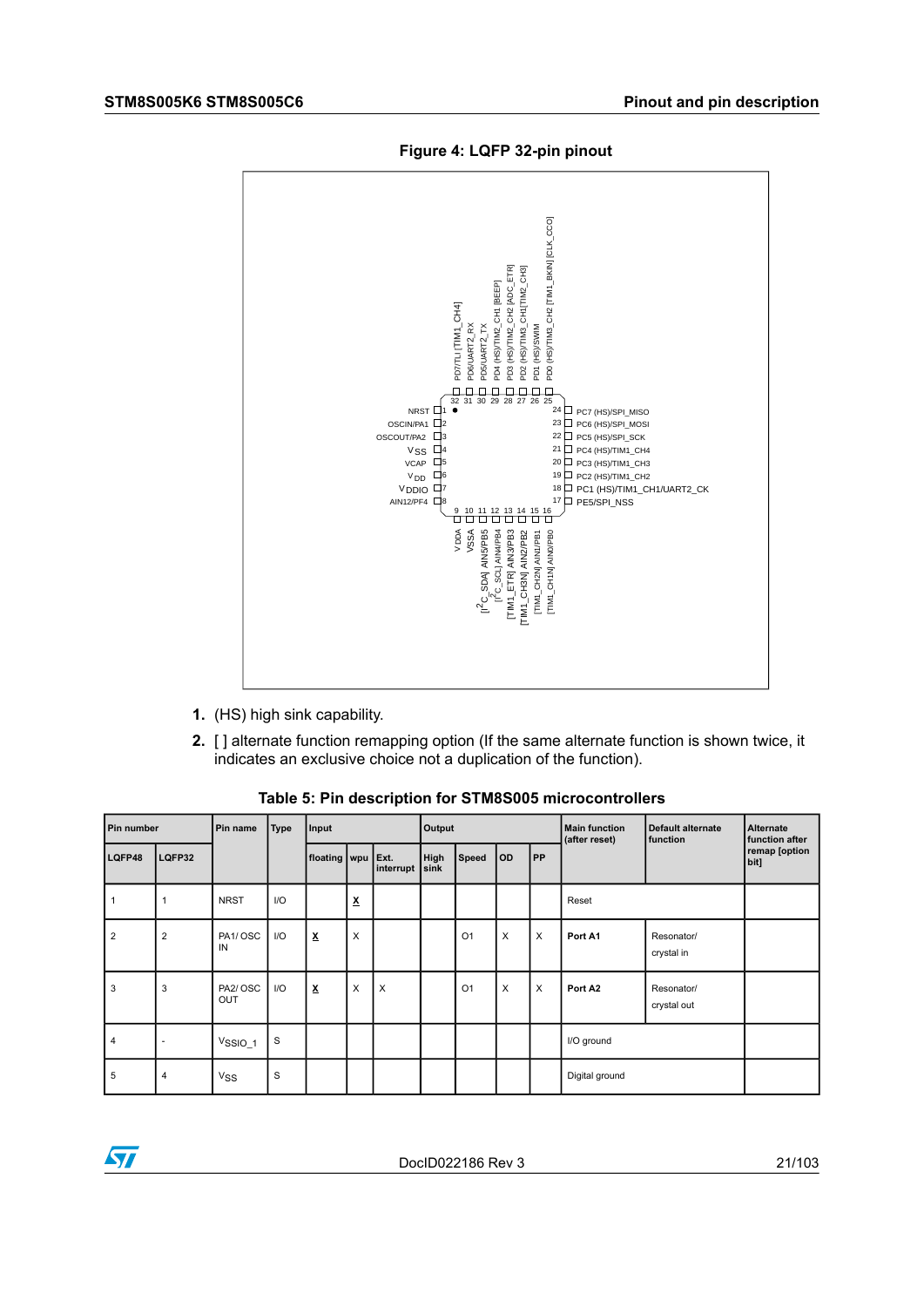**Figure 4: LQFP 32-pin pinout**

1. (HS) high sink capability.
2. [ ] alternate function remapping option (If the same alternate function is shown twice, it indicates an exclusive choice not a duplication of the function).

**Table 5: Pin description for STM8S005 microcontrollers**

| Pin number | | Pin name | Type | Input | | | Output | | | | Main function (after reset) | Default alternate function | Alternate function after remap [option bit] |
|---|---|---|---|---|---|---|---|---|---|---|---|---|---|
| LQFP48 | LQFP32 | | | floating | wpu | Ext. interrupt | High sink | Speed | OD | PP | | | |
| 1 | 1 | NRST | I/O | | **X** | | | | | | Reset | | |
| 2 | 2 | PA1/ OSC IN | I/O | **X** | X | | | O1 | X | X | **Port A1** | Resonator/ crystal in | |
| 3 | 3 | PA2/ OSC OUT | I/O | **X** | X | X | | O1 | X | X | **Port A2** | Resonator/ crystal out | |
| 4 | - | $V_{SSIO\_1}$ | S | | | | | | | | I/O ground | | |
| 5 | 4 | $V_{SS}$ | S | | | | | | | | Digital ground | | |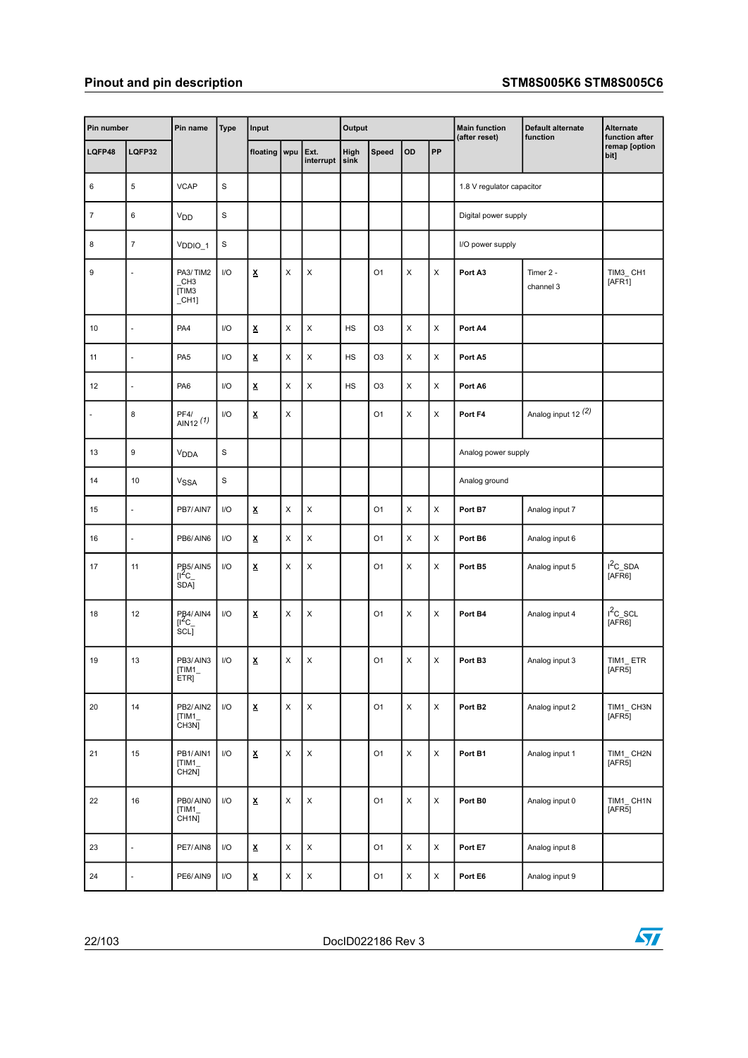| Pin number | | Pin name | Type | Input | | | Output | | | | Main function (after reset) | Default alternate function | Alternate function after remap [option bit] |
|---|---|---|---|---|---|---|---|---|---|---|---|---|---|
| LQFP48 | LQFP32 | | | floating | wpu | Ext. interrupt | High sink | Speed | OD | PP | | | |
| 6 | 5 | VCAP | S | | | | | | | | 1.8 V regulator capacitor | | |
| 7 | 6 | $V_{DD}$ | S | | | | | | | | Digital power supply | | |
| 8 | 7 | $V_{DDIO\_1}$ | S | | | | | | | | I/O power supply | | |
| 9 | - | PA3/ TIM2 _CH3 [TIM3 _CH1] | I/O | **X** | X | X | | O1 | X | X | **Port A3** | Timer 2 - channel 3 | TIM3_ CH1 [AFR1] |
| 10 | - | PA4 | I/O | **X** | X | X | HS | O3 | X | X | **Port A4** | | |
| 11 | - | PA5 | I/O | **X** | X | X | HS | O3 | X | X | **Port A5** | | |
| 12 | - | PA6 | I/O | **X** | X | X | HS | O3 | X | X | **Port A6** | | |
| - | 8 | PF4/ AIN12 (1) | I/O | **X** | X | | | O1 | X | X | **Port F4** | Analog input 12 (2) | |
| 13 | 9 | $V_{DDA}$ | S | | | | | | | | Analog power supply | | |
| 14 | 10 | $V_{SSA}$ | S | | | | | | | | Analog ground | | |
| 15 | - | PB7/ AIN7 | I/O | **X** | X | X | | O1 | X | X | **Port B7** | Analog input 7 | |
| 16 | - | PB6/ AIN6 | I/O | **X** | X | X | | O1 | X | X | **Port B6** | Analog input 6 | |
| 17 | 11 | PB5/ AIN5 [I$^2$C_ SDA] | I/O | **X** | X | X | | O1 | X | X | **Port B5** | Analog input 5 | I$^2$C_SDA [AFR6] |
| 18 | 12 | PB4/ AIN4 [I$^2$C_ SCL] | I/O | **X** | X | X | | O1 | X | X | **Port B4** | Analog input 4 | I$^2$C_SCL [AFR6] |
| 19 | 13 | PB3/ AIN3 [TIM1_ ETR] | I/O | **X** | X | X | | O1 | X | X | **Port B3** | Analog input 3 | TIM1_ ETR [AFR5] |
| 20 | 14 | PB2/ AIN2 [TIM1_ CH3N] | I/O | **X** | X | X | | O1 | X | X | **Port B2** | Analog input 2 | TIM1_ CH3N [AFR5] |
| 21 | 15 | PB1/ AIN1 [TIM1_ CH2N] | I/O | **X** | X | X | | O1 | X | X | **Port B1** | Analog input 1 | TIM1_ CH2N [AFR5] |
| 22 | 16 | PB0/ AIN0 [TIM1_ CH1N] | I/O | **X** | X | X | | O1 | X | X | **Port B0** | Analog input 0 | TIM1_ CH1N [AFR5] |
| 23 | - | PE7/ AIN8 | I/O | **X** | X | X | | O1 | X | X | **Port E7** | Analog input 8 | |
| 24 | - | PE6/ AIN9 | I/O | **X** | X | X | | O1 | X | X | **Port E6** | Analog input 9 | |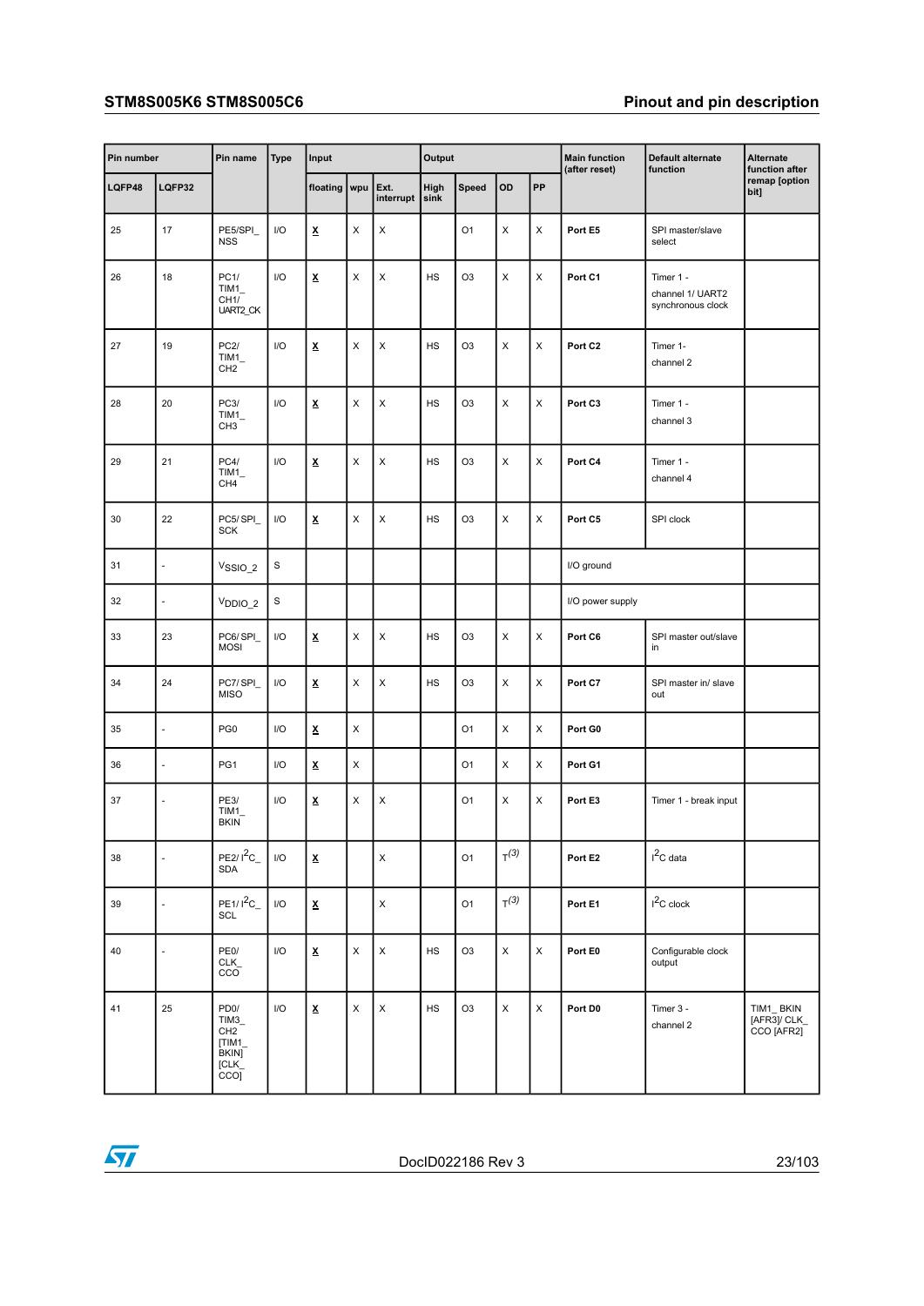| Pin number | | Pin name | Type | Input | | | Output | | | | Main function (after reset) | Default alternate function | Alternate function after remap [option bit] |
|---|---|---|---|---|---|---|---|---|---|---|---|---|---|
| LQFP48 | LQFP32 | | | floating | wpu | Ext. interrupt | High sink | Speed | OD | PP | | | |
| 25 | 17 | PE5/SPI_NSS | I/O | **X** | X | X | | O1 | X | X | **Port E5** | SPI master/slave select | |
| 26 | 18 | PC1/ TIM1_ CH1/ UART2_CK | I/O | **X** | X | X | HS | O3 | X | X | **Port C1** | Timer 1 - channel 1/ UART2 synchronous clock | |
| 27 | 19 | PC2/ TIM1_ CH2 | I/O | **X** | X | X | HS | O3 | X | X | **Port C2** | Timer 1- channel 2 | |
| 28 | 20 | PC3/ TIM1_ CH3 | I/O | **X** | X | X | HS | O3 | X | X | **Port C3** | Timer 1 - channel 3 | |
| 29 | 21 | PC4/ TIM1_ CH4 | I/O | **X** | X | X | HS | O3 | X | X | **Port C4** | Timer 1 - channel 4 | |
| 30 | 22 | PC5/ SPI_ SCK | I/O | **X** | X | X | HS | O3 | X | X | **Port C5** | SPI clock | |
| 31 | - | $V_{SSIO\_2}$ | S | | | | | | | | I/O ground | | |
| 32 | - | $V_{DDIO\_2}$ | S | | | | | | | | I/O power supply | | |
| 33 | 23 | PC6/ SPI_ MOSI | I/O | **X** | X | X | HS | O3 | X | X | **Port C6** | SPI master out/slave in | |
| 34 | 24 | PC7/ SPI_ MISO | I/O | **X** | X | X | HS | O3 | X | X | **Port C7** | SPI master in/ slave out | |
| 35 | - | PG0 | I/O | **X** | X | | | O1 | X | X | **Port G0** | | |
| 36 | - | PG1 | I/O | **X** | X | | | O1 | X | X | **Port G1** | | |
| 37 | - | PE3/ TIM1_ BKIN | I/O | **X** | X | X | | O1 | X | X | **Port E3** | Timer 1 - break input | |
| 38 | - | PE2/ I²C_ SDA | I/O | **X** | | X | | O1 | T(3) | | **Port E2** | I²C data | |
| 39 | - | PE1/ I²C_ SCL | I/O | **X** | | X | | O1 | T(3) | | **Port E1** | I²C clock | |
| 40 | - | PE0/ CLK_ CCO | I/O | **X** | X | X | HS | O3 | X | X | **Port E0** | Configurable clock output | |
| 41 | 25 | PD0/ TIM3_ CH2 [TIM1_ BKIN] [CLK_ CCO] | I/O | **X** | X | X | HS | O3 | X | X | **Port D0** | Timer 3 - channel 2 | TIM1_ BKIN [AFR3]/ CLK_ CCO [AFR2] |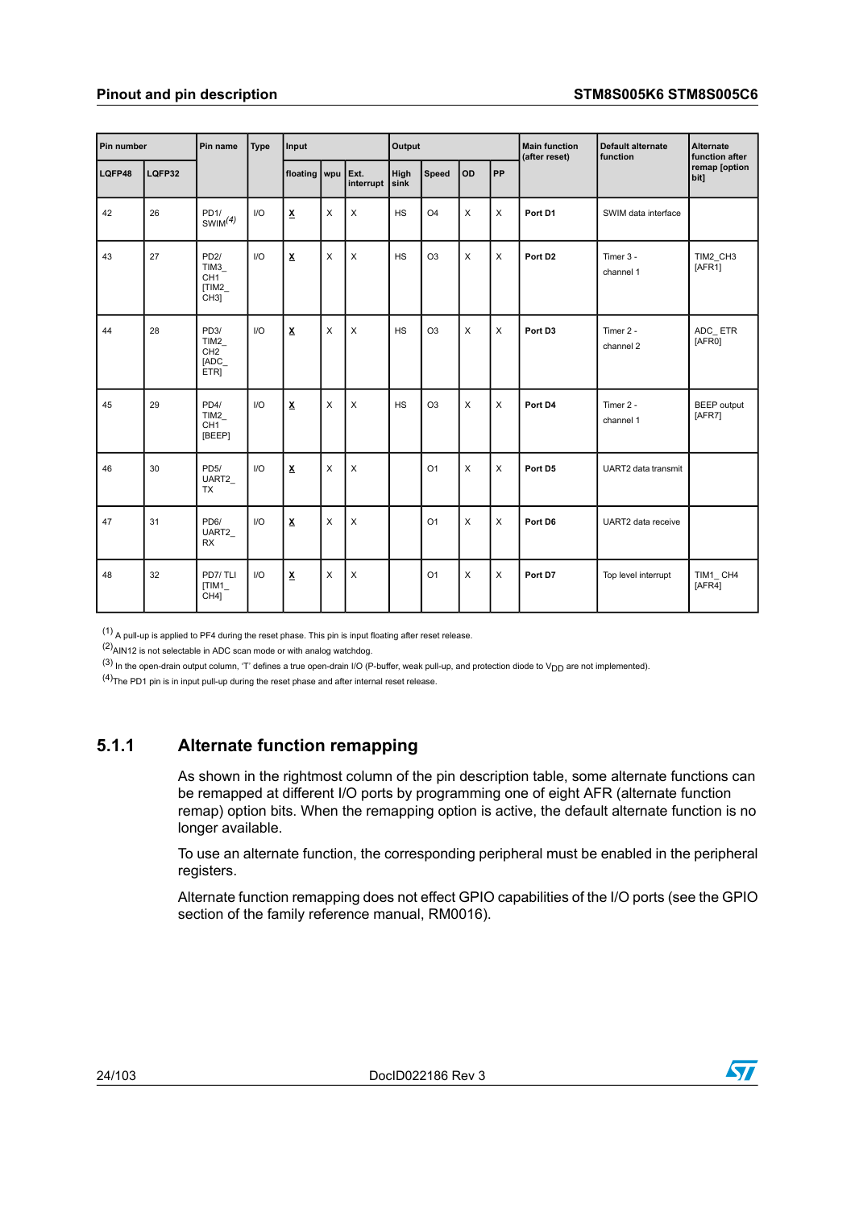| Pin number | | Pin name | Type | Input | | | Output | | | | Main function (after reset) | Default alternate function | Alternate function after remap [option bit] |
|---|---|---|---|---|---|---|---|---|---|---|---|---|---|
| LQFP48 | LQFP32 | | | floating | wpu | Ext. interrupt | High sink | Speed | OD | PP | | | |
| 42 | 26 | PD1/ SWIM(4) | I/O | **X** | X | X | HS | O4 | X | X | **Port D1** | SWIM data interface | |
| 43 | 27 | PD2/ TIM3_ CH1 [TIM2_ CH3] | I/O | **X** | X | X | HS | O3 | X | X | **Port D2** | Timer 3 - channel 1 | TIM2_CH3 [AFR1] |
| 44 | 28 | PD3/ TIM2_ CH2 [ADC_ ETR] | I/O | **X** | X | X | HS | O3 | X | X | **Port D3** | Timer 2 - channel 2 | ADC_ ETR [AFR0] |
| 45 | 29 | PD4/ TIM2_ CH1 [BEEP] | I/O | **X** | X | X | HS | O3 | X | X | **Port D4** | Timer 2 - channel 1 | BEEP output [AFR7] |
| 46 | 30 | PD5/ UART2_ TX | I/O | **X** | X | X | | O1 | X | X | **Port D5** | UART2 data transmit | |
| 47 | 31 | PD6/ UART2_ RX | I/O | **X** | X | X | | O1 | X | X | **Port D6** | UART2 data receive | |
| 48 | 32 | PD7/ TLI [TIM1_ CH4] | I/O | **X** | X | X | | O1 | X | X | **Port D7** | Top level interrupt | TIM1_ CH4 [AFR4] |

(1) A pull-up is applied to PF4 during the reset phase. This pin is input floating after reset release.

(2) AIN12 is not selectable in ADC scan mode or with analog watchdog.

(3) In the open-drain output column, 'T' defines a true open-drain I/O (P-buffer, weak pull-up, and protection diode to $V_{DD}$ are not implemented).

(4) The PD1 pin is in input pull-up during the reset phase and after internal reset release.

### 5.1.1 Alternate function remapping

As shown in the rightmost column of the pin description table, some alternate functions can be remapped at different I/O ports by programming one of eight AFR (alternate function remap) option bits. When the remapping option is active, the default alternate function is no longer available.

To use an alternate function, the corresponding peripheral must be enabled in the peripheral registers.

Alternate function remapping does not effect GPIO capabilities of the I/O ports (see the GPIO section of the family reference manual, RM0016).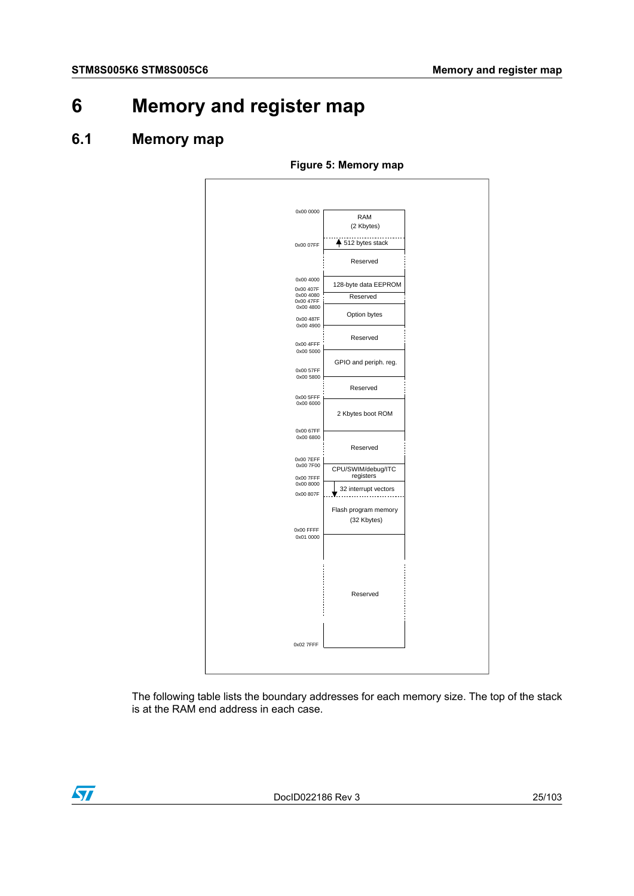# 6 Memory and register map

## 6.1 Memory map

**Figure 5: Memory map**

| Address | Region |
| --- | --- |
| 0x00 0000 | RAM (2 Kbytes) |
| 0x00 07FF | 512 bytes stack |
| | Reserved |
| 0x00 4000 – 0x00 407F | 128-byte data EEPROM |
| 0x00 4080 – 0x00 47FF | Reserved |
| 0x00 4800 – 0x00 487F | Option bytes |
| 0x00 4900 – 0x00 4FFF | Reserved |
| 0x00 5000 – 0x00 57FF | GPIO and periph. reg. |
| 0x00 5800 – 0x00 5FFF | Reserved |
| 0x00 6000 – 0x00 67FF | 2 Kbytes boot ROM |
| 0x00 6800 – 0x00 7EFF | Reserved |
| 0x00 7F00 – 0x00 7FFF | CPU/SWIM/debug/ITC registers |
| 0x00 8000 – 0x00 807F | 32 interrupt vectors |
| 0x00 FFFF | Flash program memory (32 Kbytes) |
| 0x01 0000 – 0x02 7FFF | Reserved |

The following table lists the boundary addresses for each memory size. The top of the stack is at the RAM end address in each case.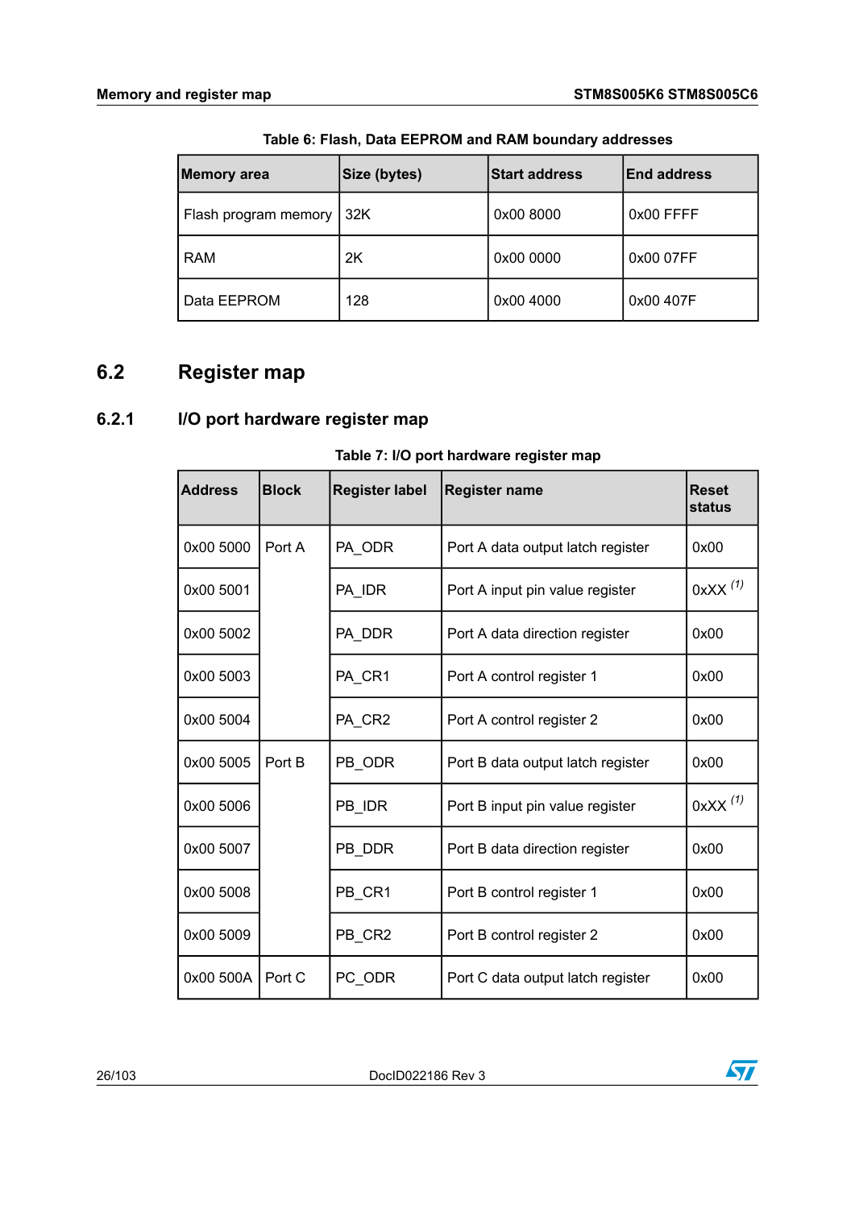Table 6: Flash, Data EEPROM and RAM boundary addresses

| Memory area | Size (bytes) | Start address | End address |
| --- | --- | --- | --- |
| Flash program memory | 32K | 0x00 8000 | 0x00 FFFF |
| RAM | 2K | 0x00 0000 | 0x00 07FF |
| Data EEPROM | 128 | 0x00 4000 | 0x00 407F |

## 6.2 Register map

### 6.2.1 I/O port hardware register map

Table 7: I/O port hardware register map

| Address | Block | Register label | Register name | Reset status |
| --- | --- | --- | --- | --- |
| 0x00 5000 | Port A | PA_ODR | Port A data output latch register | 0x00 |
| 0x00 5001 | | PA_IDR | Port A input pin value register | 0xXX [(1)] |
| 0x00 5002 | | PA_DDR | Port A data direction register | 0x00 |
| 0x00 5003 | | PA_CR1 | Port A control register 1 | 0x00 |
| 0x00 5004 | | PA_CR2 | Port A control register 2 | 0x00 |
| 0x00 5005 | Port B | PB_ODR | Port B data output latch register | 0x00 |
| 0x00 5006 | | PB_IDR | Port B input pin value register | 0xXX [(1)] |
| 0x00 5007 | | PB_DDR | Port B data direction register | 0x00 |
| 0x00 5008 | | PB_CR1 | Port B control register 1 | 0x00 |
| 0x00 5009 | | PB_CR2 | Port B control register 2 | 0x00 |
| 0x00 500A | Port C | PC_ODR | Port C data output latch register | 0x00 |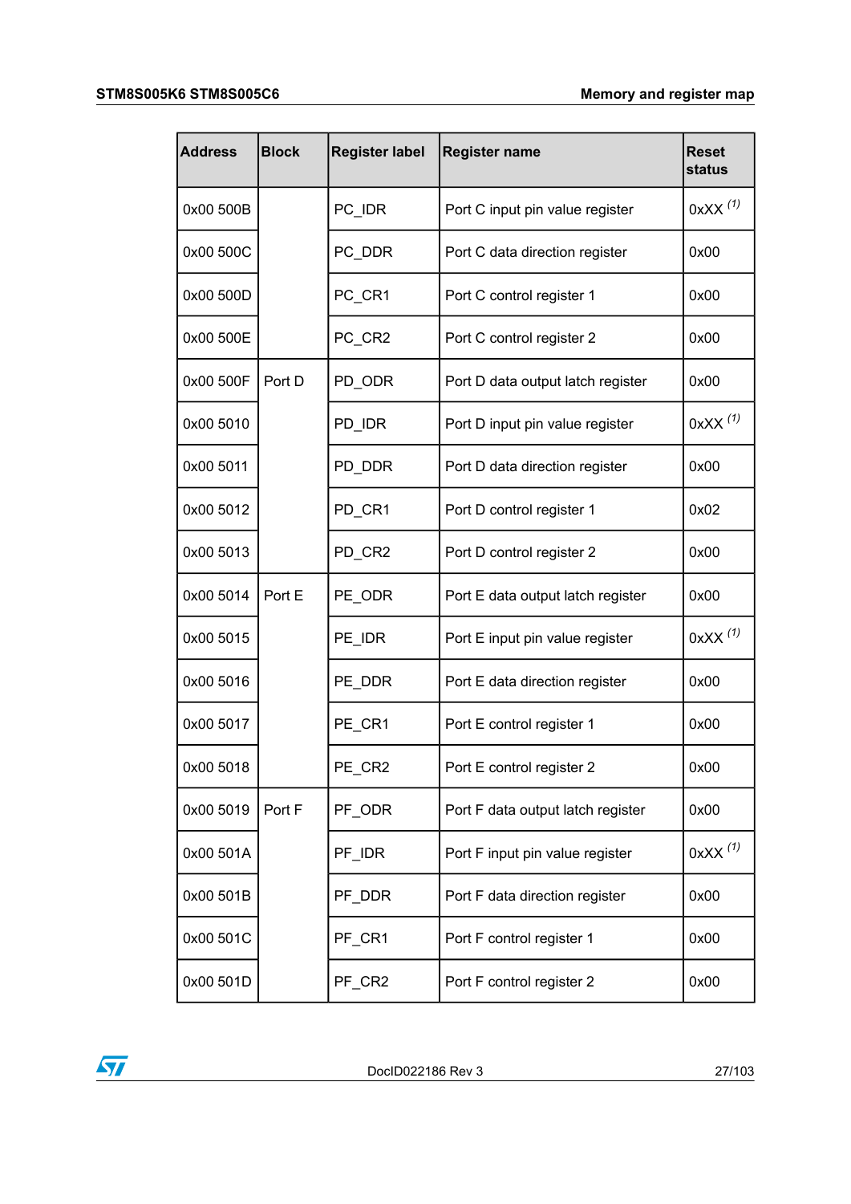| Address | Block | Register label | Register name | Reset status |
|---|---|---|---|---|
| 0x00 500B | | PC_IDR | Port C input pin value register | 0xXX [(1)] |
| 0x00 500C | | PC_DDR | Port C data direction register | 0x00 |
| 0x00 500D | | PC_CR1 | Port C control register 1 | 0x00 |
| 0x00 500E | | PC_CR2 | Port C control register 2 | 0x00 |
| 0x00 500F | Port D | PD_ODR | Port D data output latch register | 0x00 |
| 0x00 5010 | | PD_IDR | Port D input pin value register | 0xXX [(1)] |
| 0x00 5011 | | PD_DDR | Port D data direction register | 0x00 |
| 0x00 5012 | | PD_CR1 | Port D control register 1 | 0x02 |
| 0x00 5013 | | PD_CR2 | Port D control register 2 | 0x00 |
| 0x00 5014 | Port E | PE_ODR | Port E data output latch register | 0x00 |
| 0x00 5015 | | PE_IDR | Port E input pin value register | 0xXX [(1)] |
| 0x00 5016 | | PE_DDR | Port E data direction register | 0x00 |
| 0x00 5017 | | PE_CR1 | Port E control register 1 | 0x00 |
| 0x00 5018 | | PE_CR2 | Port E control register 2 | 0x00 |
| 0x00 5019 | Port F | PF_ODR | Port F data output latch register | 0x00 |
| 0x00 501A | | PF_IDR | Port F input pin value register | 0xXX [(1)] |
| 0x00 501B | | PF_DDR | Port F data direction register | 0x00 |
| 0x00 501C | | PF_CR1 | Port F control register 1 | 0x00 |
| 0x00 501D | | PF_CR2 | Port F control register 2 | 0x00 |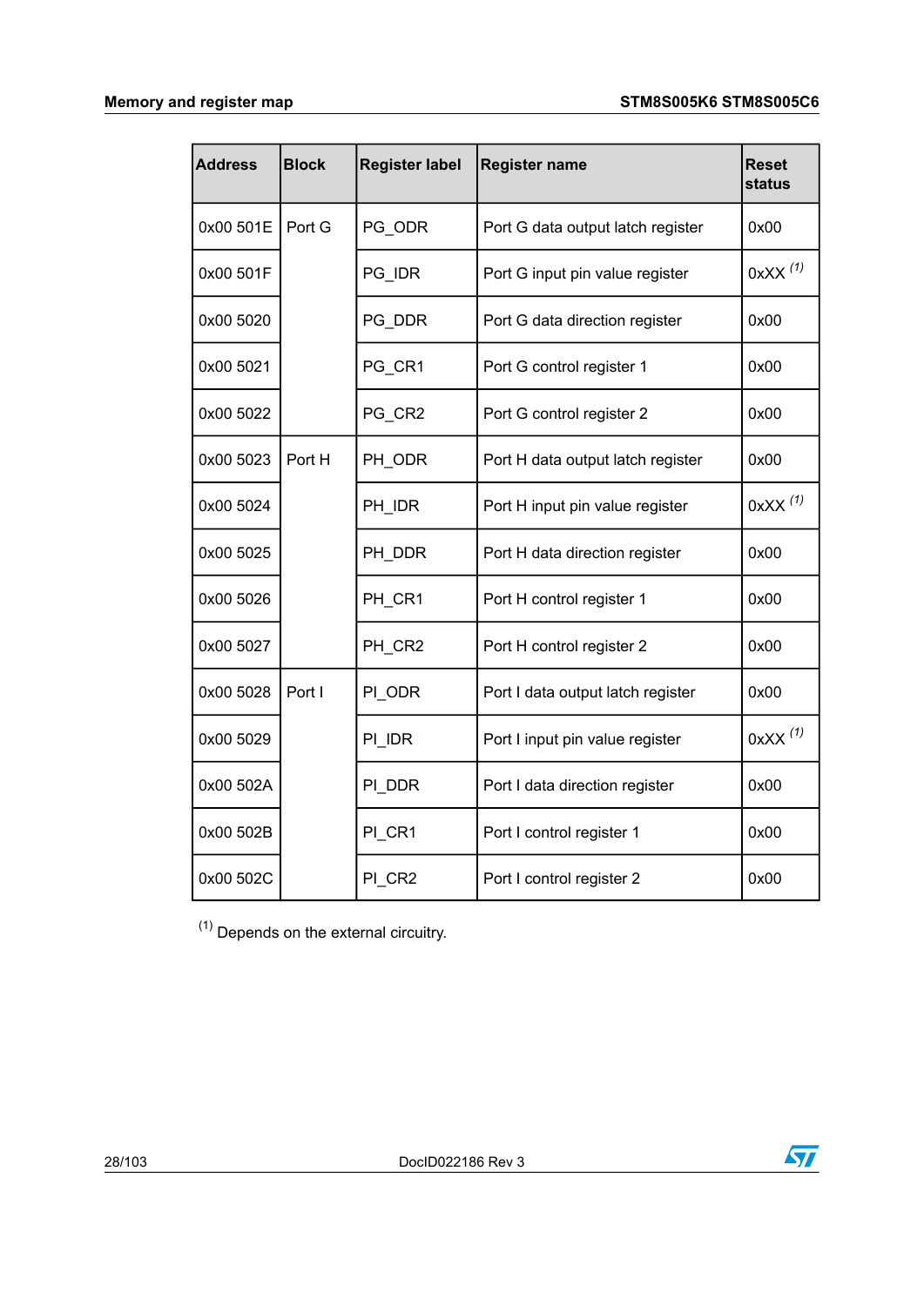| Address | Block | Register label | Register name | Reset status |
| --- | --- | --- | --- | --- |
| 0x00 501E | Port G | PG_ODR | Port G data output latch register | 0x00 |
| 0x00 501F | | PG_IDR | Port G input pin value register | 0xXX [(1)] |
| 0x00 5020 | | PG_DDR | Port G data direction register | 0x00 |
| 0x00 5021 | | PG_CR1 | Port G control register 1 | 0x00 |
| 0x00 5022 | | PG_CR2 | Port G control register 2 | 0x00 |
| 0x00 5023 | Port H | PH_ODR | Port H data output latch register | 0x00 |
| 0x00 5024 | | PH_IDR | Port H input pin value register | 0xXX [(1)] |
| 0x00 5025 | | PH_DDR | Port H data direction register | 0x00 |
| 0x00 5026 | | PH_CR1 | Port H control register 1 | 0x00 |
| 0x00 5027 | | PH_CR2 | Port H control register 2 | 0x00 |
| 0x00 5028 | Port I | PI_ODR | Port I data output latch register | 0x00 |
| 0x00 5029 | | PI_IDR | Port I input pin value register | 0xXX [(1)] |
| 0x00 502A | | PI_DDR | Port I data direction register | 0x00 |
| 0x00 502B | | PI_CR1 | Port I control register 1 | 0x00 |
| 0x00 502C | | PI_CR2 | Port I control register 2 | 0x00 |

[(1)] Depends on the external circuitry.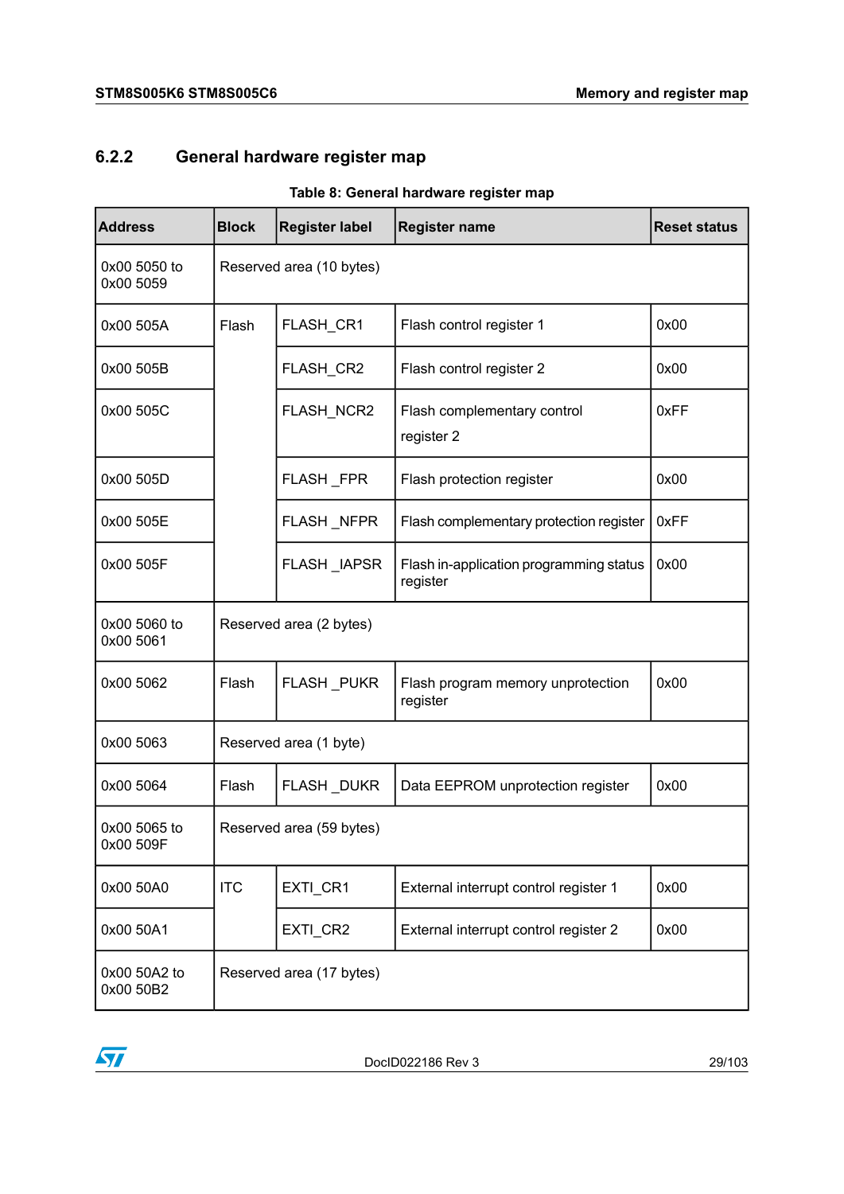### 6.2.2 General hardware register map

**Table 8: General hardware register map**

| Address | Block | Register label | Register name | Reset status |
|---|---|---|---|---|
| 0x00 5050 to 0x00 5059 | Reserved area (10 bytes) | | | |
| 0x00 505A | Flash | FLASH_CR1 | Flash control register 1 | 0x00 |
| 0x00 505B | | FLASH_CR2 | Flash control register 2 | 0x00 |
| 0x00 505C | | FLASH_NCR2 | Flash complementary control register 2 | 0xFF |
| 0x00 505D | | FLASH _FPR | Flash protection register | 0x00 |
| 0x00 505E | | FLASH _NFPR | Flash complementary protection register | 0xFF |
| 0x00 505F | | FLASH _IAPSR | Flash in-application programming status register | 0x00 |
| 0x00 5060 to 0x00 5061 | Reserved area (2 bytes) | | | |
| 0x00 5062 | Flash | FLASH _PUKR | Flash program memory unprotection register | 0x00 |
| 0x00 5063 | Reserved area (1 byte) | | | |
| 0x00 5064 | Flash | FLASH _DUKR | Data EEPROM unprotection register | 0x00 |
| 0x00 5065 to 0x00 509F | Reserved area (59 bytes) | | | |
| 0x00 50A0 | ITC | EXTI_CR1 | External interrupt control register 1 | 0x00 |
| 0x00 50A1 | | EXTI_CR2 | External interrupt control register 2 | 0x00 |
| 0x00 50A2 to 0x00 50B2 | Reserved area (17 bytes) | | | |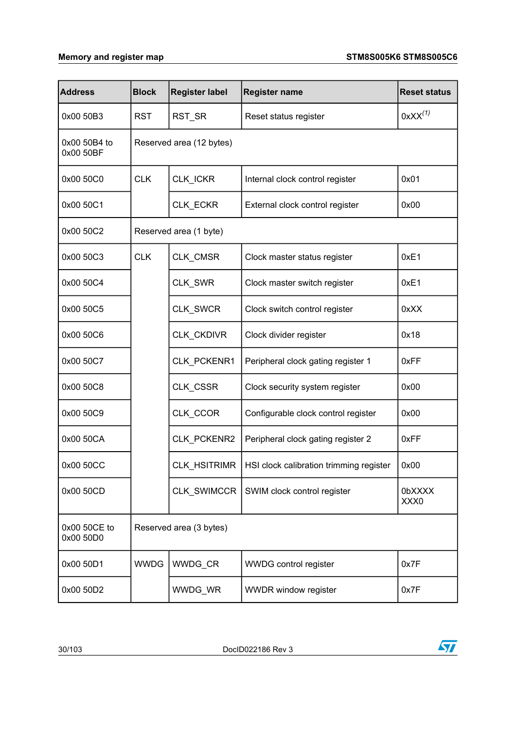| Address | Block | Register label | Register name | Reset status |
|---|---|---|---|---|
| 0x00 50B3 | RST | RST_SR | Reset status register | 0xXX[(1)] |
| 0x00 50B4 to 0x00 50BF | Reserved area (12 bytes) | | | |
| 0x00 50C0 | CLK | CLK_ICKR | Internal clock control register | 0x01 |
| 0x00 50C1 | | CLK_ECKR | External clock control register | 0x00 |
| 0x00 50C2 | Reserved area (1 byte) | | | |
| 0x00 50C3 | CLK | CLK_CMSR | Clock master status register | 0xE1 |
| 0x00 50C4 | | CLK_SWR | Clock master switch register | 0xE1 |
| 0x00 50C5 | | CLK_SWCR | Clock switch control register | 0xXX |
| 0x00 50C6 | | CLK_CKDIVR | Clock divider register | 0x18 |
| 0x00 50C7 | | CLK_PCKENR1 | Peripheral clock gating register 1 | 0xFF |
| 0x00 50C8 | | CLK_CSSR | Clock security system register | 0x00 |
| 0x00 50C9 | | CLK_CCOR | Configurable clock control register | 0x00 |
| 0x00 50CA | | CLK_PCKENR2 | Peripheral clock gating register 2 | 0xFF |
| 0x00 50CC | | CLK_HSITRIMR | HSI clock calibration trimming register | 0x00 |
| 0x00 50CD | | CLK_SWIMCCR | SWIM clock control register | 0bXXXX XXX0 |
| 0x00 50CE to 0x00 50D0 | Reserved area (3 bytes) | | | |
| 0x00 50D1 | WWDG | WWDG_CR | WWDG control register | 0x7F |
| 0x00 50D2 | | WWDG_WR | WWDR window register | 0x7F |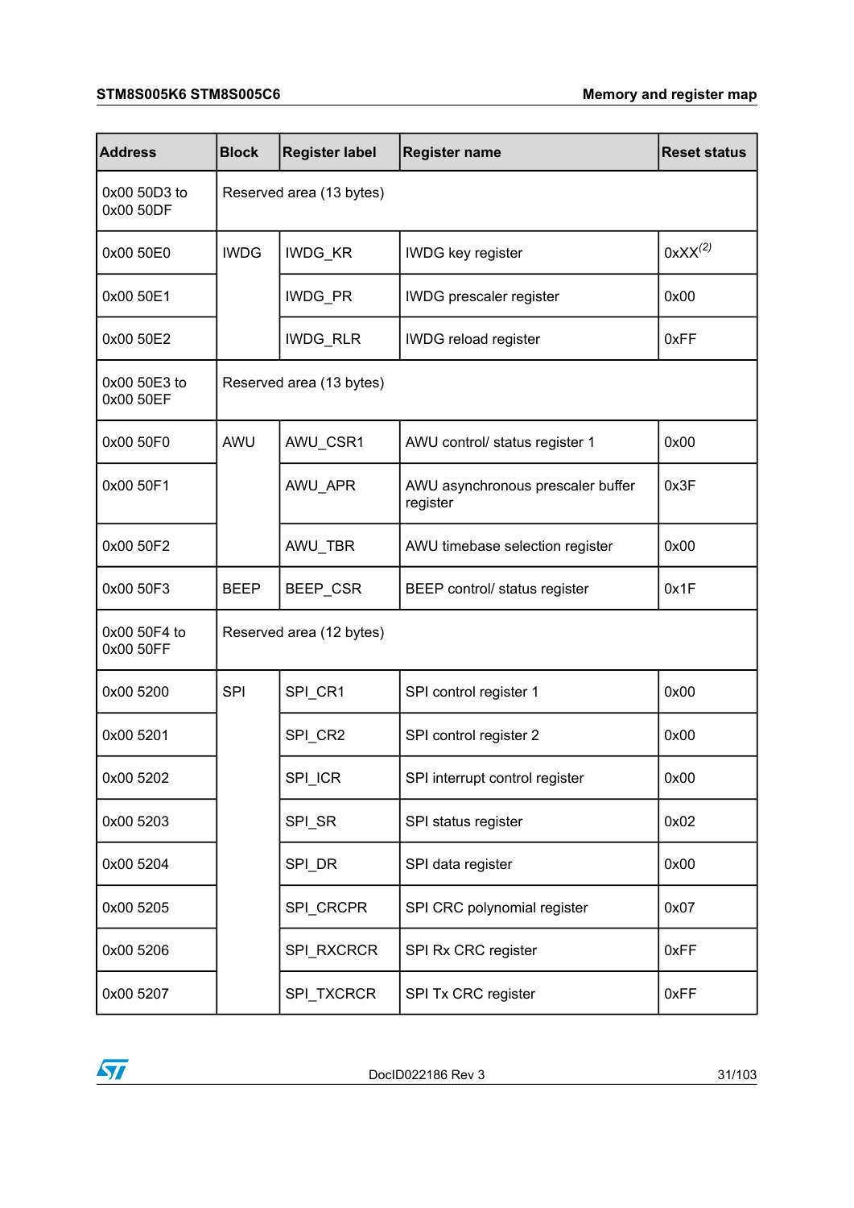| Address | Block | Register label | Register name | Reset status |
|---|---|---|---|---|
| 0x00 50D3 to 0x00 50DF | Reserved area (13 bytes) | | | |
| 0x00 50E0 | IWDG | IWDG_KR | IWDG key register | 0xXX(2) |
| 0x00 50E1 | | IWDG_PR | IWDG prescaler register | 0x00 |
| 0x00 50E2 | | IWDG_RLR | IWDG reload register | 0xFF |
| 0x00 50E3 to 0x00 50EF | Reserved area (13 bytes) | | | |
| 0x00 50F0 | AWU | AWU_CSR1 | AWU control/ status register 1 | 0x00 |
| 0x00 50F1 | | AWU_APR | AWU asynchronous prescaler buffer register | 0x3F |
| 0x00 50F2 | | AWU_TBR | AWU timebase selection register | 0x00 |
| 0x00 50F3 | BEEP | BEEP_CSR | BEEP control/ status register | 0x1F |
| 0x00 50F4 to 0x00 50FF | Reserved area (12 bytes) | | | |
| 0x00 5200 | SPI | SPI_CR1 | SPI control register 1 | 0x00 |
| 0x00 5201 | | SPI_CR2 | SPI control register 2 | 0x00 |
| 0x00 5202 | | SPI_ICR | SPI interrupt control register | 0x00 |
| 0x00 5203 | | SPI_SR | SPI status register | 0x02 |
| 0x00 5204 | | SPI_DR | SPI data register | 0x00 |
| 0x00 5205 | | SPI_CRCPR | SPI CRC polynomial register | 0x07 |
| 0x00 5206 | | SPI_RXCRCR | SPI Rx CRC register | 0xFF |
| 0x00 5207 | | SPI_TXCRCR | SPI Tx CRC register | 0xFF |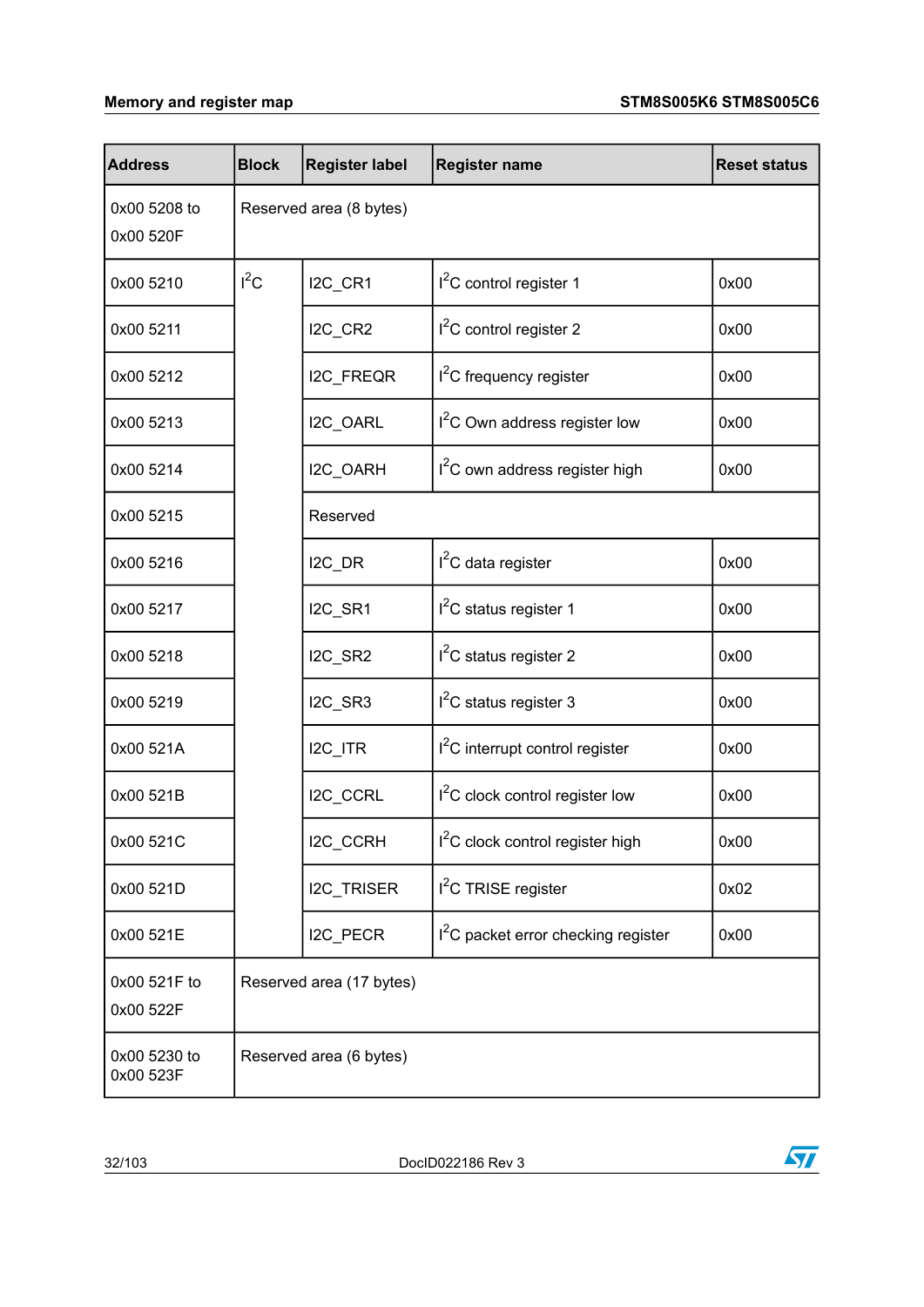| Address | Block | Register label | Register name | Reset status |
|---|---|---|---|---|
| 0x00 5208 to 0x00 520F | Reserved area (8 bytes) | | | |
| 0x00 5210 | $I^2C$ | I2C_CR1 | $I^2C$ control register 1 | 0x00 |
| 0x00 5211 | | I2C_CR2 | $I^2C$ control register 2 | 0x00 |
| 0x00 5212 | | I2C_FREQR | $I^2C$ frequency register | 0x00 |
| 0x00 5213 | | I2C_OARL | $I^2C$ Own address register low | 0x00 |
| 0x00 5214 | | I2C_OARH | $I^2C$ own address register high | 0x00 |
| 0x00 5215 | | Reserved | | |
| 0x00 5216 | | I2C_DR | $I^2C$ data register | 0x00 |
| 0x00 5217 | | I2C_SR1 | $I^2C$ status register 1 | 0x00 |
| 0x00 5218 | | I2C_SR2 | $I^2C$ status register 2 | 0x00 |
| 0x00 5219 | | I2C_SR3 | $I^2C$ status register 3 | 0x00 |
| 0x00 521A | | I2C_ITR | $I^2C$ interrupt control register | 0x00 |
| 0x00 521B | | I2C_CCRL | $I^2C$ clock control register low | 0x00 |
| 0x00 521C | | I2C_CCRH | $I^2C$ clock control register high | 0x00 |
| 0x00 521D | | I2C_TRISER | $I^2C$ TRISE register | 0x02 |
| 0x00 521E | | I2C_PECR | $I^2C$ packet error checking register | 0x00 |
| 0x00 521F to 0x00 522F | Reserved area (17 bytes) | | | |
| 0x00 5230 to 0x00 523F | Reserved area (6 bytes) | | | |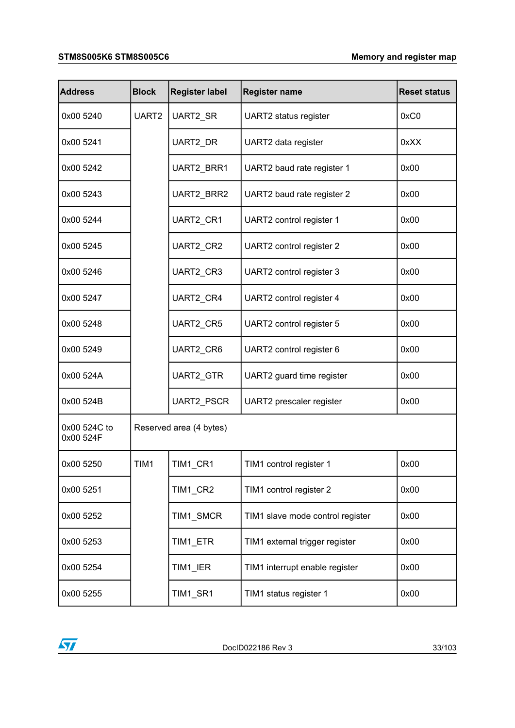| Address | Block | Register label | Register name | Reset status |
|---|---|---|---|---|
| 0x00 5240 | UART2 | UART2_SR | UART2 status register | 0xC0 |
| 0x00 5241 | | UART2_DR | UART2 data register | 0xXX |
| 0x00 5242 | | UART2_BRR1 | UART2 baud rate register 1 | 0x00 |
| 0x00 5243 | | UART2_BRR2 | UART2 baud rate register 2 | 0x00 |
| 0x00 5244 | | UART2_CR1 | UART2 control register 1 | 0x00 |
| 0x00 5245 | | UART2_CR2 | UART2 control register 2 | 0x00 |
| 0x00 5246 | | UART2_CR3 | UART2 control register 3 | 0x00 |
| 0x00 5247 | | UART2_CR4 | UART2 control register 4 | 0x00 |
| 0x00 5248 | | UART2_CR5 | UART2 control register 5 | 0x00 |
| 0x00 5249 | | UART2_CR6 | UART2 control register 6 | 0x00 |
| 0x00 524A | | UART2_GTR | UART2 guard time register | 0x00 |
| 0x00 524B | | UART2_PSCR | UART2 prescaler register | 0x00 |
| 0x00 524C to 0x00 524F | Reserved area (4 bytes) | | | |
| 0x00 5250 | TIM1 | TIM1_CR1 | TIM1 control register 1 | 0x00 |
| 0x00 5251 | | TIM1_CR2 | TIM1 control register 2 | 0x00 |
| 0x00 5252 | | TIM1_SMCR | TIM1 slave mode control register | 0x00 |
| 0x00 5253 | | TIM1_ETR | TIM1 external trigger register | 0x00 |
| 0x00 5254 | | TIM1_IER | TIM1 interrupt enable register | 0x00 |
| 0x00 5255 | | TIM1_SR1 | TIM1 status register 1 | 0x00 |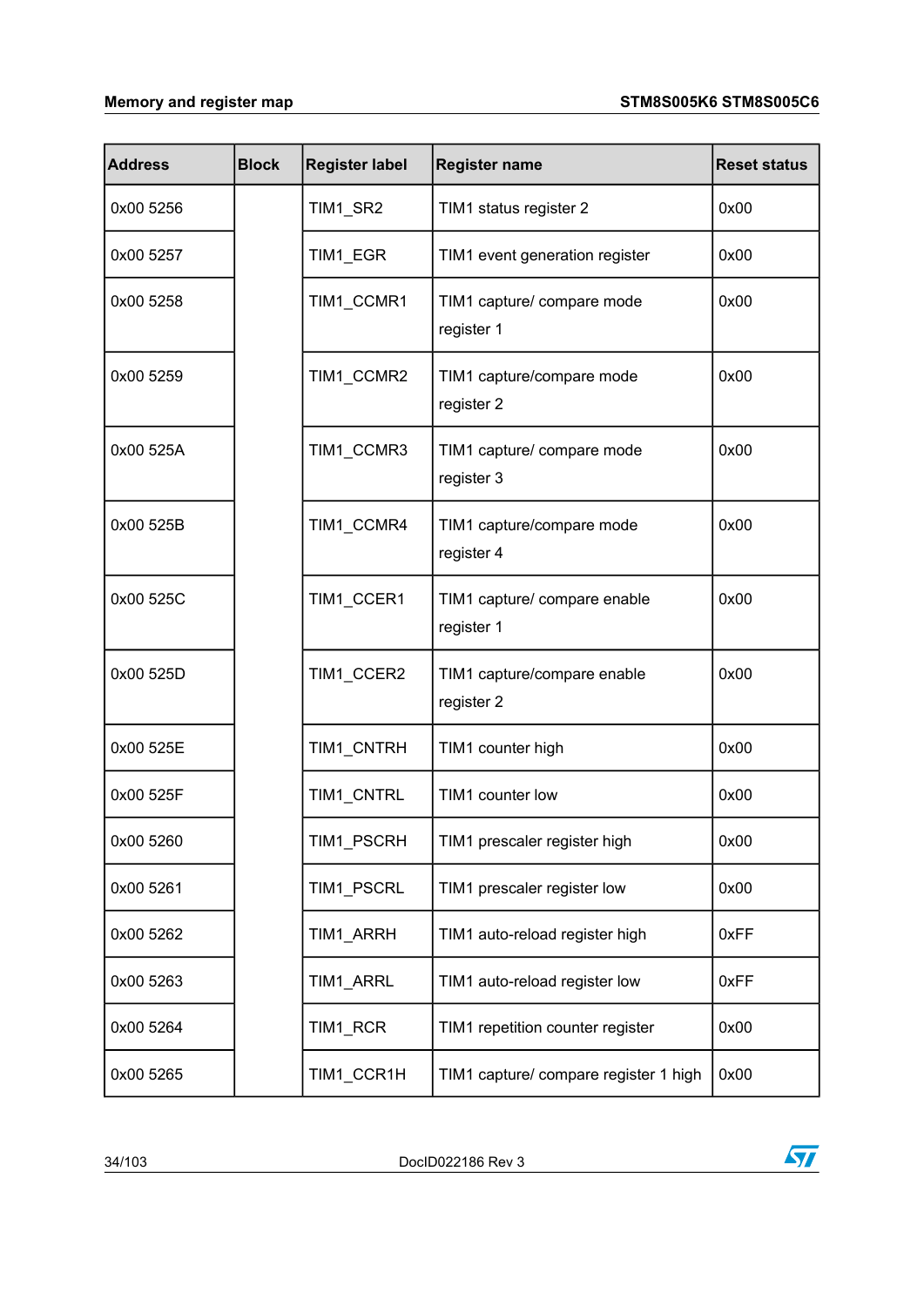| Address | Block | Register label | Register name | Reset status |
|---|---|---|---|---|
| 0x00 5256 | | TIM1_SR2 | TIM1 status register 2 | 0x00 |
| 0x00 5257 | | TIM1_EGR | TIM1 event generation register | 0x00 |
| 0x00 5258 | | TIM1_CCMR1 | TIM1 capture/ compare mode register 1 | 0x00 |
| 0x00 5259 | | TIM1_CCMR2 | TIM1 capture/compare mode register 2 | 0x00 |
| 0x00 525A | | TIM1_CCMR3 | TIM1 capture/ compare mode register 3 | 0x00 |
| 0x00 525B | | TIM1_CCMR4 | TIM1 capture/compare mode register 4 | 0x00 |
| 0x00 525C | | TIM1_CCER1 | TIM1 capture/ compare enable register 1 | 0x00 |
| 0x00 525D | | TIM1_CCER2 | TIM1 capture/compare enable register 2 | 0x00 |
| 0x00 525E | | TIM1_CNTRH | TIM1 counter high | 0x00 |
| 0x00 525F | | TIM1_CNTRL | TIM1 counter low | 0x00 |
| 0x00 5260 | | TIM1_PSCRH | TIM1 prescaler register high | 0x00 |
| 0x00 5261 | | TIM1_PSCRL | TIM1 prescaler register low | 0x00 |
| 0x00 5262 | | TIM1_ARRH | TIM1 auto-reload register high | 0xFF |
| 0x00 5263 | | TIM1_ARRL | TIM1 auto-reload register low | 0xFF |
| 0x00 5264 | | TIM1_RCR | TIM1 repetition counter register | 0x00 |
| 0x00 5265 | | TIM1_CCR1H | TIM1 capture/ compare register 1 high | 0x00 |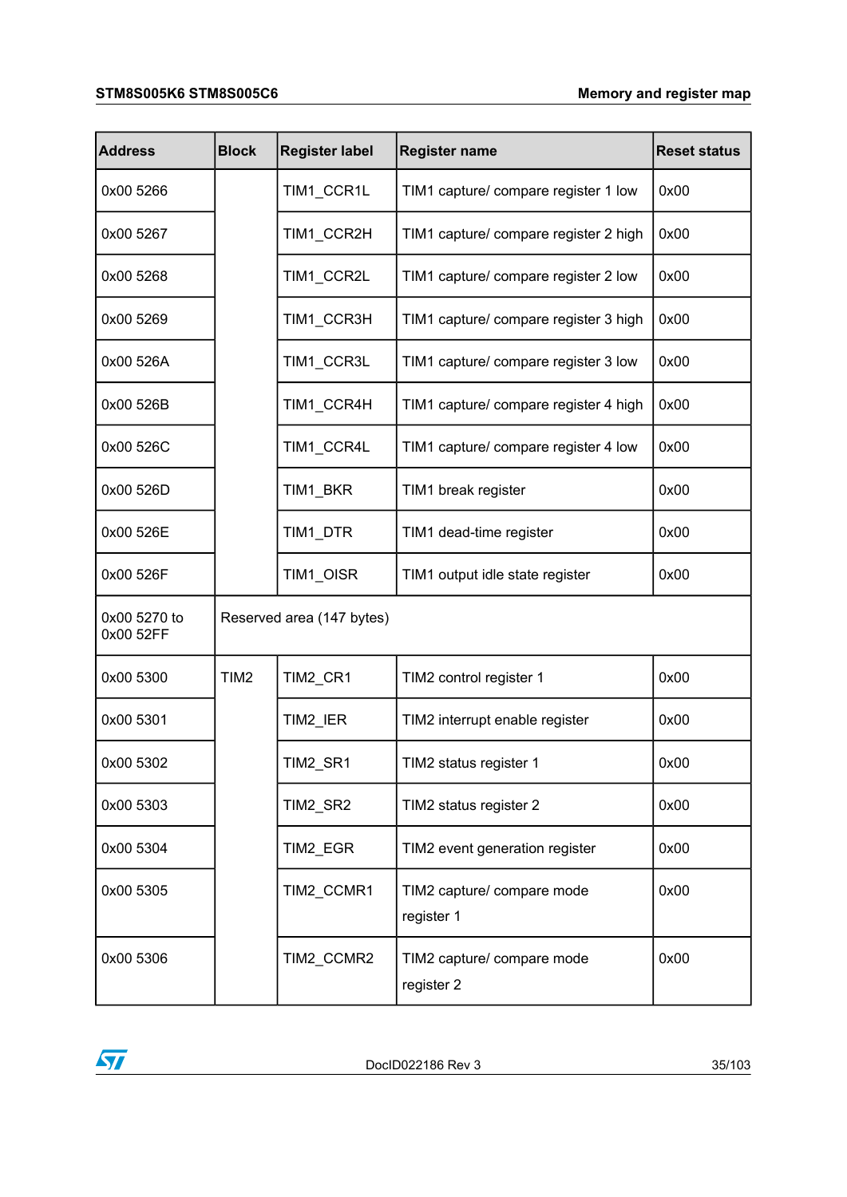| Address | Block | Register label | Register name | Reset status |
|---|---|---|---|---|
| 0x00 5266 | | TIM1_CCR1L | TIM1 capture/ compare register 1 low | 0x00 |
| 0x00 5267 | | TIM1_CCR2H | TIM1 capture/ compare register 2 high | 0x00 |
| 0x00 5268 | | TIM1_CCR2L | TIM1 capture/ compare register 2 low | 0x00 |
| 0x00 5269 | | TIM1_CCR3H | TIM1 capture/ compare register 3 high | 0x00 |
| 0x00 526A | | TIM1_CCR3L | TIM1 capture/ compare register 3 low | 0x00 |
| 0x00 526B | | TIM1_CCR4H | TIM1 capture/ compare register 4 high | 0x00 |
| 0x00 526C | | TIM1_CCR4L | TIM1 capture/ compare register 4 low | 0x00 |
| 0x00 526D | | TIM1_BKR | TIM1 break register | 0x00 |
| 0x00 526E | | TIM1_DTR | TIM1 dead-time register | 0x00 |
| 0x00 526F | | TIM1_OISR | TIM1 output idle state register | 0x00 |
| 0x00 5270 to 0x00 52FF | Reserved area (147 bytes) | | | |
| 0x00 5300 | TIM2 | TIM2_CR1 | TIM2 control register 1 | 0x00 |
| 0x00 5301 | | TIM2_IER | TIM2 interrupt enable register | 0x00 |
| 0x00 5302 | | TIM2_SR1 | TIM2 status register 1 | 0x00 |
| 0x00 5303 | | TIM2_SR2 | TIM2 status register 2 | 0x00 |
| 0x00 5304 | | TIM2_EGR | TIM2 event generation register | 0x00 |
| 0x00 5305 | | TIM2_CCMR1 | TIM2 capture/ compare mode register 1 | 0x00 |
| 0x00 5306 | | TIM2_CCMR2 | TIM2 capture/ compare mode register 2 | 0x00 |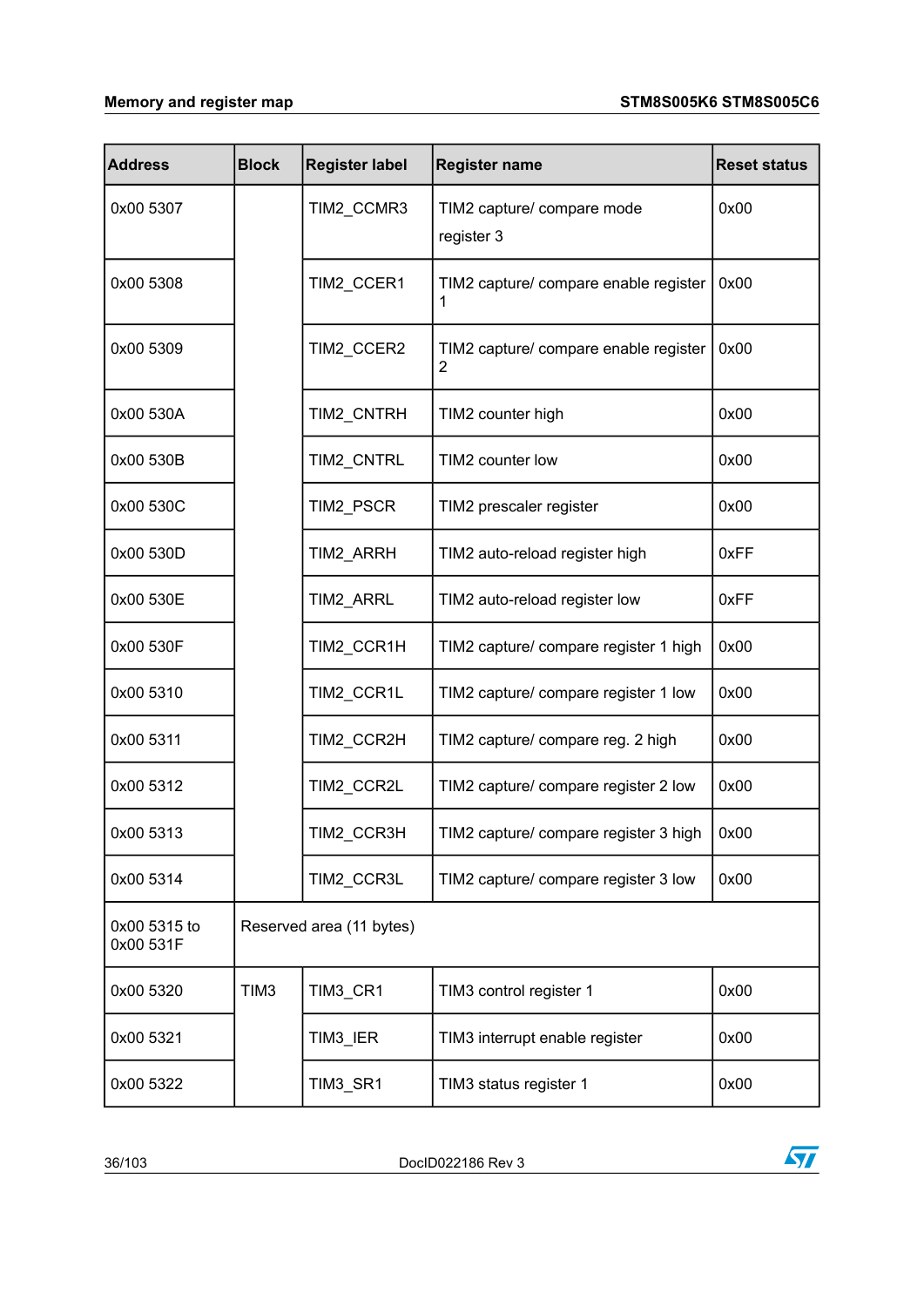| Address | Block | Register label | Register name | Reset status |
|---|---|---|---|---|
| 0x00 5307 | | TIM2_CCMR3 | TIM2 capture/ compare mode register 3 | 0x00 |
| 0x00 5308 | | TIM2_CCER1 | TIM2 capture/ compare enable register 1 | 0x00 |
| 0x00 5309 | | TIM2_CCER2 | TIM2 capture/ compare enable register 2 | 0x00 |
| 0x00 530A | | TIM2_CNTRH | TIM2 counter high | 0x00 |
| 0x00 530B | | TIM2_CNTRL | TIM2 counter low | 0x00 |
| 0x00 530C | | TIM2_PSCR | TIM2 prescaler register | 0x00 |
| 0x00 530D | | TIM2_ARRH | TIM2 auto-reload register high | 0xFF |
| 0x00 530E | | TIM2_ARRL | TIM2 auto-reload register low | 0xFF |
| 0x00 530F | | TIM2_CCR1H | TIM2 capture/ compare register 1 high | 0x00 |
| 0x00 5310 | | TIM2_CCR1L | TIM2 capture/ compare register 1 low | 0x00 |
| 0x00 5311 | | TIM2_CCR2H | TIM2 capture/ compare reg. 2 high | 0x00 |
| 0x00 5312 | | TIM2_CCR2L | TIM2 capture/ compare register 2 low | 0x00 |
| 0x00 5313 | | TIM2_CCR3H | TIM2 capture/ compare register 3 high | 0x00 |
| 0x00 5314 | | TIM2_CCR3L | TIM2 capture/ compare register 3 low | 0x00 |
| 0x00 5315 to 0x00 531F | Reserved area (11 bytes) | | | |
| 0x00 5320 | TIM3 | TIM3_CR1 | TIM3 control register 1 | 0x00 |
| 0x00 5321 | | TIM3_IER | TIM3 interrupt enable register | 0x00 |
| 0x00 5322 | | TIM3_SR1 | TIM3 status register 1 | 0x00 |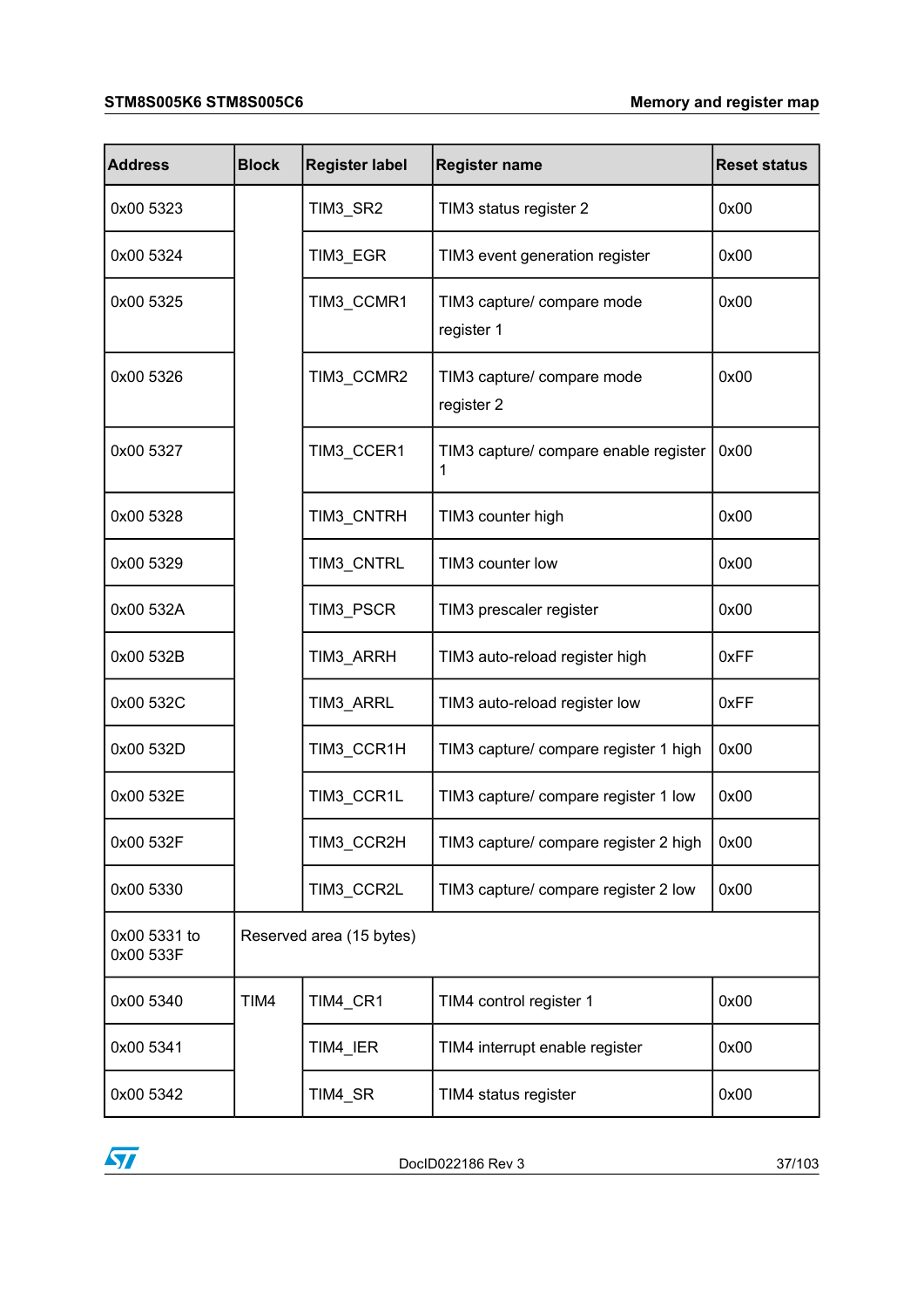| Address | Block | Register label | Register name | Reset status |
|---|---|---|---|---|
| 0x00 5323 | | TIM3_SR2 | TIM3 status register 2 | 0x00 |
| 0x00 5324 | | TIM3_EGR | TIM3 event generation register | 0x00 |
| 0x00 5325 | | TIM3_CCMR1 | TIM3 capture/ compare mode register 1 | 0x00 |
| 0x00 5326 | | TIM3_CCMR2 | TIM3 capture/ compare mode register 2 | 0x00 |
| 0x00 5327 | | TIM3_CCER1 | TIM3 capture/ compare enable register 1 | 0x00 |
| 0x00 5328 | | TIM3_CNTRH | TIM3 counter high | 0x00 |
| 0x00 5329 | | TIM3_CNTRL | TIM3 counter low | 0x00 |
| 0x00 532A | | TIM3_PSCR | TIM3 prescaler register | 0x00 |
| 0x00 532B | | TIM3_ARRH | TIM3 auto-reload register high | 0xFF |
| 0x00 532C | | TIM3_ARRL | TIM3 auto-reload register low | 0xFF |
| 0x00 532D | | TIM3_CCR1H | TIM3 capture/ compare register 1 high | 0x00 |
| 0x00 532E | | TIM3_CCR1L | TIM3 capture/ compare register 1 low | 0x00 |
| 0x00 532F | | TIM3_CCR2H | TIM3 capture/ compare register 2 high | 0x00 |
| 0x00 5330 | | TIM3_CCR2L | TIM3 capture/ compare register 2 low | 0x00 |
| 0x00 5331 to 0x00 533F | Reserved area (15 bytes) | | | |
| 0x00 5340 | TIM4 | TIM4_CR1 | TIM4 control register 1 | 0x00 |
| 0x00 5341 | | TIM4_IER | TIM4 interrupt enable register | 0x00 |
| 0x00 5342 | | TIM4_SR | TIM4 status register | 0x00 |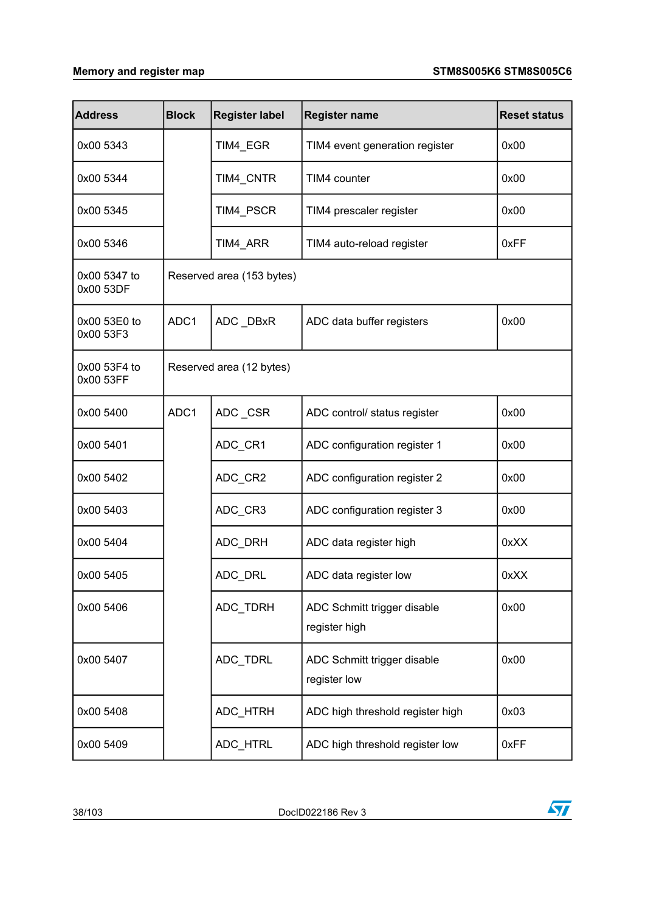| Address | Block | Register label | Register name | Reset status |
|---|---|---|---|---|
| 0x00 5343 | | TIM4_EGR | TIM4 event generation register | 0x00 |
| 0x00 5344 | | TIM4_CNTR | TIM4 counter | 0x00 |
| 0x00 5345 | | TIM4_PSCR | TIM4 prescaler register | 0x00 |
| 0x00 5346 | | TIM4_ARR | TIM4 auto-reload register | 0xFF |
| 0x00 5347 to 0x00 53DF | Reserved area (153 bytes) | | | |
| 0x00 53E0 to 0x00 53F3 | ADC1 | ADC _DBxR | ADC data buffer registers | 0x00 |
| 0x00 53F4 to 0x00 53FF | Reserved area (12 bytes) | | | |
| 0x00 5400 | ADC1 | ADC _CSR | ADC control/ status register | 0x00 |
| 0x00 5401 | | ADC_CR1 | ADC configuration register 1 | 0x00 |
| 0x00 5402 | | ADC_CR2 | ADC configuration register 2 | 0x00 |
| 0x00 5403 | | ADC_CR3 | ADC configuration register 3 | 0x00 |
| 0x00 5404 | | ADC_DRH | ADC data register high | 0xXX |
| 0x00 5405 | | ADC_DRL | ADC data register low | 0xXX |
| 0x00 5406 | | ADC_TDRH | ADC Schmitt trigger disable register high | 0x00 |
| 0x00 5407 | | ADC_TDRL | ADC Schmitt trigger disable register low | 0x00 |
| 0x00 5408 | | ADC_HTRH | ADC high threshold register high | 0x03 |
| 0x00 5409 | | ADC_HTRL | ADC high threshold register low | 0xFF |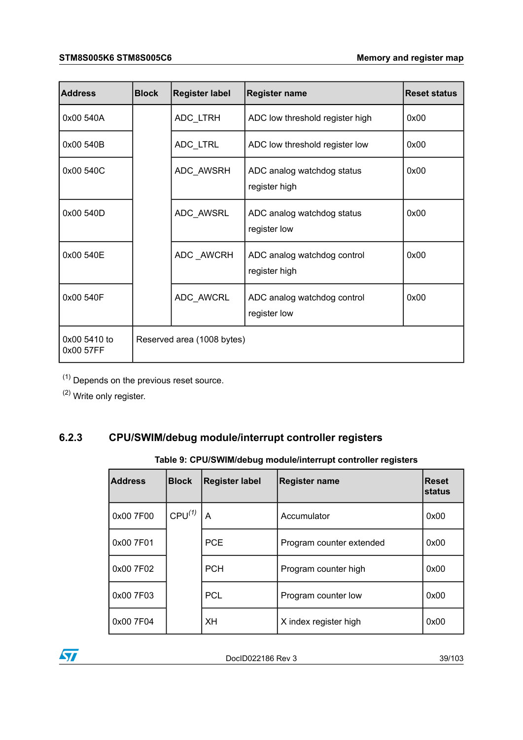| Address | Block | Register label | Register name | Reset status |
|---|---|---|---|---|
| 0x00 540A | | ADC_LTRH | ADC low threshold register high | 0x00 |
| 0x00 540B | | ADC_LTRL | ADC low threshold register low | 0x00 |
| 0x00 540C | | ADC_AWSRH | ADC analog watchdog status register high | 0x00 |
| 0x00 540D | | ADC_AWSRL | ADC analog watchdog status register low | 0x00 |
| 0x00 540E | | ADC _AWCRH | ADC analog watchdog control register high | 0x00 |
| 0x00 540F | | ADC_AWCRL | ADC analog watchdog control register low | 0x00 |
| 0x00 5410 to 0x00 57FF | Reserved area (1008 bytes) | | | |

(1) Depends on the previous reset source.

(2) Write only register.

### 6.2.3 CPU/SWIM/debug module/interrupt controller registers

**Table 9: CPU/SWIM/debug module/interrupt controller registers**

| Address | Block | Register label | Register name | Reset status |
|---|---|---|---|---|
| 0x00 7F00 | CPU[1] | A | Accumulator | 0x00 |
| 0x00 7F01 | | PCE | Program counter extended | 0x00 |
| 0x00 7F02 | | PCH | Program counter high | 0x00 |
| 0x00 7F03 | | PCL | Program counter low | 0x00 |
| 0x00 7F04 | | XH | X index register high | 0x00 |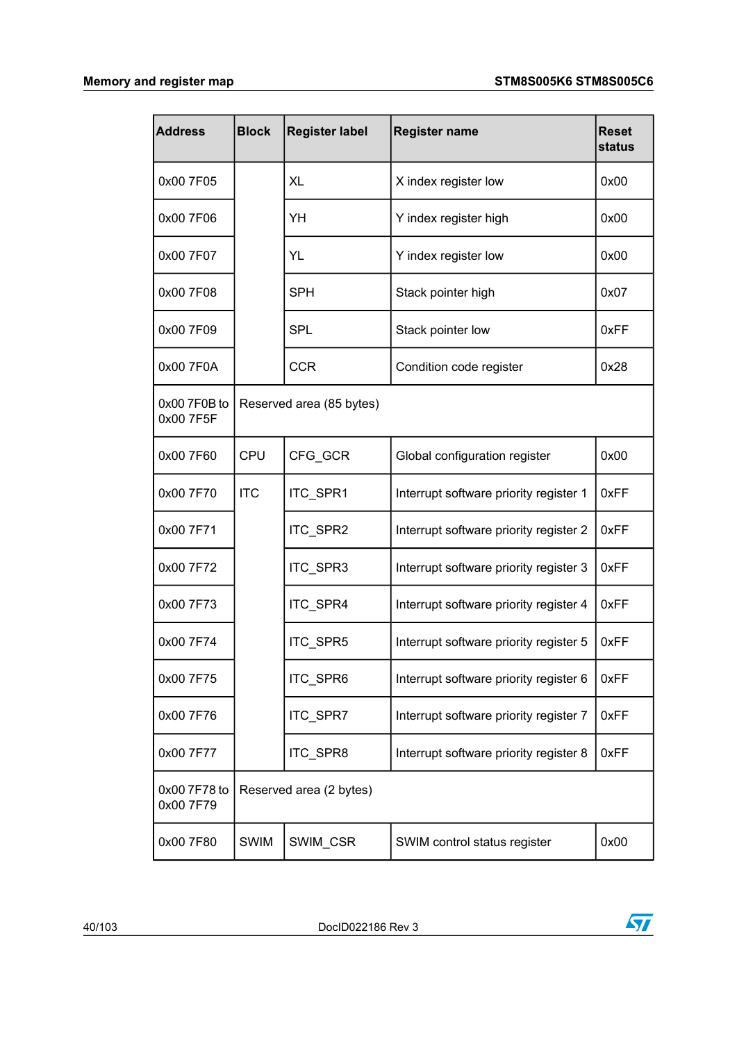| Address | Block | Register label | Register name | Reset status |
|---|---|---|---|---|
| 0x00 7F05 | | XL | X index register low | 0x00 |
| 0x00 7F06 | | YH | Y index register high | 0x00 |
| 0x00 7F07 | | YL | Y index register low | 0x00 |
| 0x00 7F08 | | SPH | Stack pointer high | 0x07 |
| 0x00 7F09 | | SPL | Stack pointer low | 0xFF |
| 0x00 7F0A | | CCR | Condition code register | 0x28 |
| 0x00 7F0B to 0x00 7F5F | Reserved area (85 bytes) | | | |
| 0x00 7F60 | CPU | CFG_GCR | Global configuration register | 0x00 |
| 0x00 7F70 | ITC | ITC_SPR1 | Interrupt software priority register 1 | 0xFF |
| 0x00 7F71 | | ITC_SPR2 | Interrupt software priority register 2 | 0xFF |
| 0x00 7F72 | | ITC_SPR3 | Interrupt software priority register 3 | 0xFF |
| 0x00 7F73 | | ITC_SPR4 | Interrupt software priority register 4 | 0xFF |
| 0x00 7F74 | | ITC_SPR5 | Interrupt software priority register 5 | 0xFF |
| 0x00 7F75 | | ITC_SPR6 | Interrupt software priority register 6 | 0xFF |
| 0x00 7F76 | | ITC_SPR7 | Interrupt software priority register 7 | 0xFF |
| 0x00 7F77 | | ITC_SPR8 | Interrupt software priority register 8 | 0xFF |
| 0x00 7F78 to 0x00 7F79 | Reserved area (2 bytes) | | | |
| 0x00 7F80 | SWIM | SWIM_CSR | SWIM control status register | 0x00 |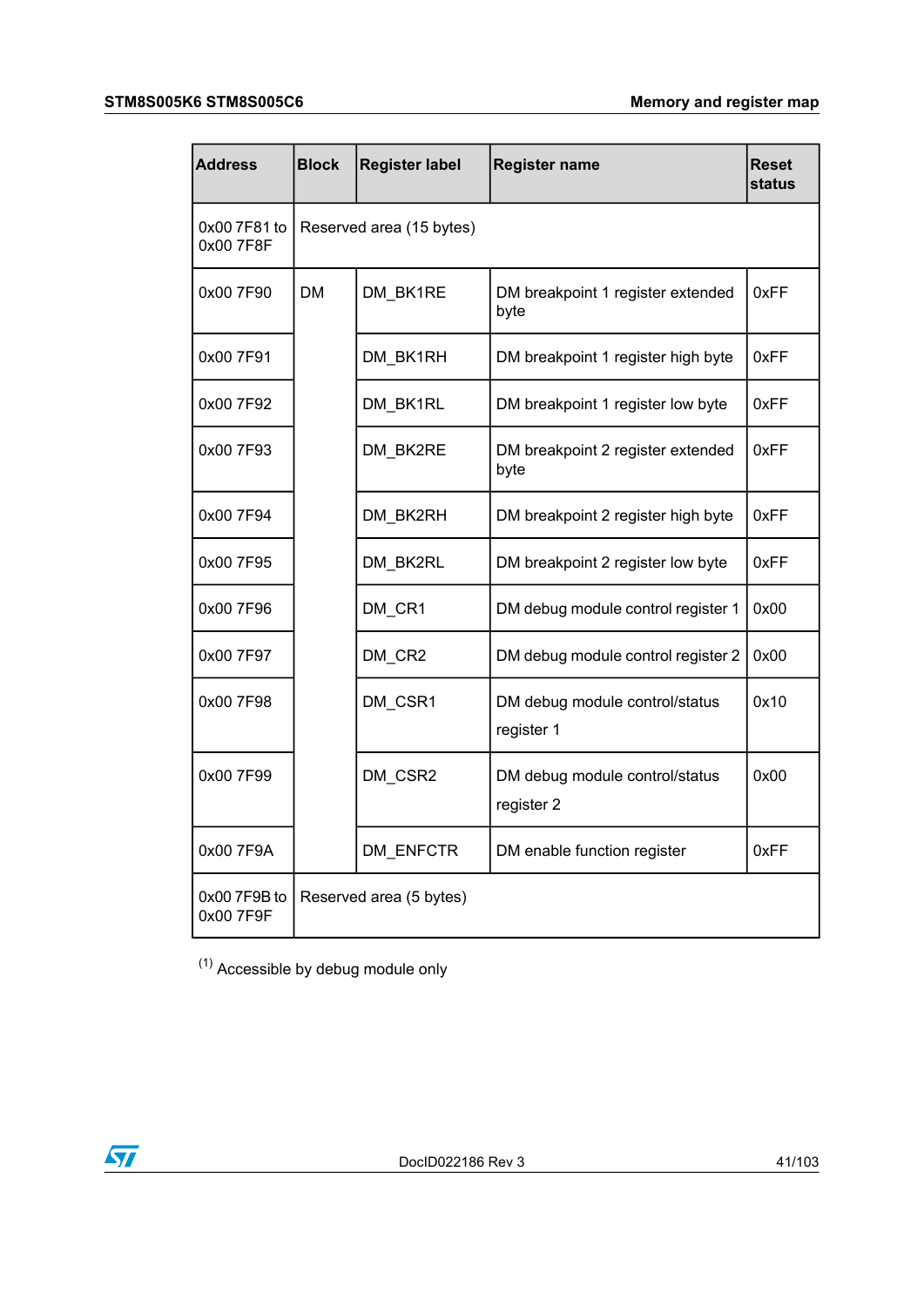| Address | Block | Register label | Register name | Reset status |
|---|---|---|---|---|
| 0x00 7F81 to 0x00 7F8F | Reserved area (15 bytes) | | | |
| 0x00 7F90 | DM | DM_BK1RE | DM breakpoint 1 register extended byte | 0xFF |
| 0x00 7F91 | | DM_BK1RH | DM breakpoint 1 register high byte | 0xFF |
| 0x00 7F92 | | DM_BK1RL | DM breakpoint 1 register low byte | 0xFF |
| 0x00 7F93 | | DM_BK2RE | DM breakpoint 2 register extended byte | 0xFF |
| 0x00 7F94 | | DM_BK2RH | DM breakpoint 2 register high byte | 0xFF |
| 0x00 7F95 | | DM_BK2RL | DM breakpoint 2 register low byte | 0xFF |
| 0x00 7F96 | | DM_CR1 | DM debug module control register 1 | 0x00 |
| 0x00 7F97 | | DM_CR2 | DM debug module control register 2 | 0x00 |
| 0x00 7F98 | | DM_CSR1 | DM debug module control/status register 1 | 0x10 |
| 0x00 7F99 | | DM_CSR2 | DM debug module control/status register 2 | 0x00 |
| 0x00 7F9A | | DM_ENFCTR | DM enable function register | 0xFF |
| 0x00 7F9B to 0x00 7F9F | Reserved area (5 bytes) | | | |

(1) Accessible by debug module only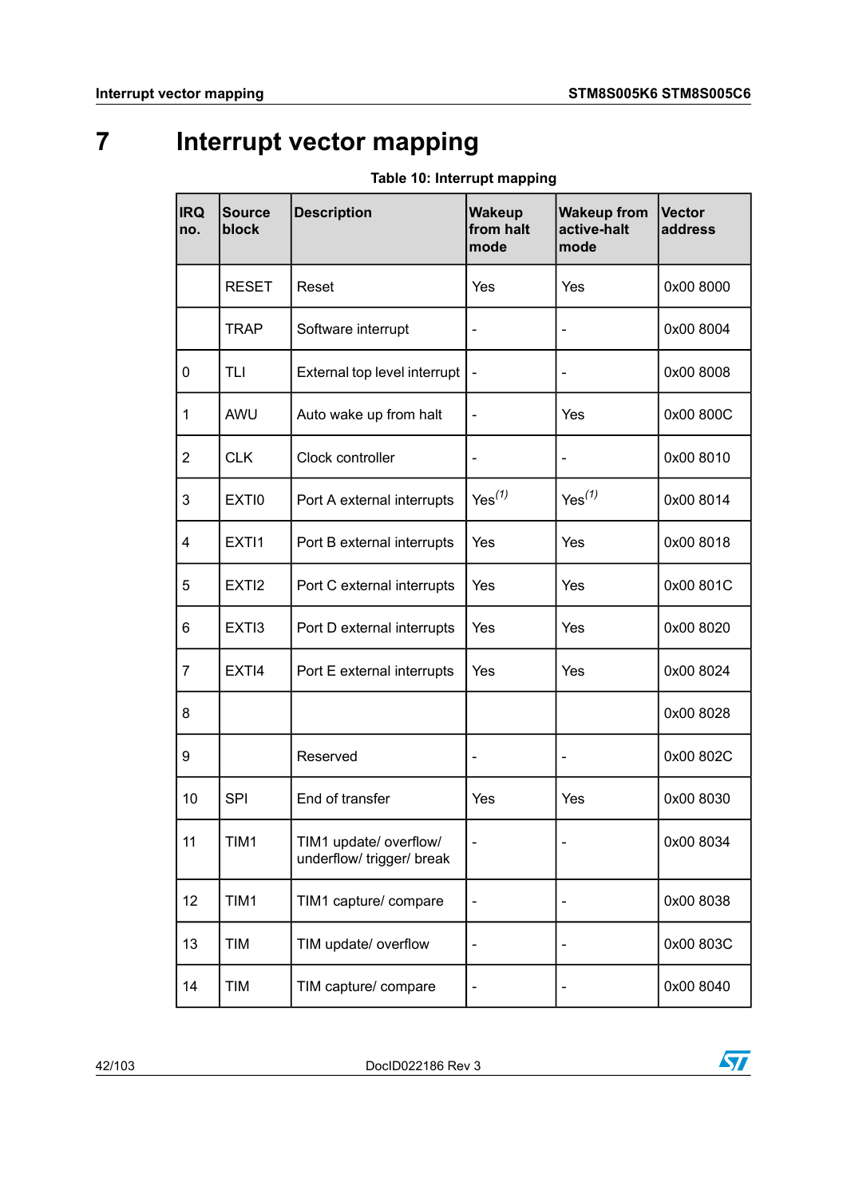# 7 Interrupt vector mapping

**Table 10: Interrupt mapping**

| IRQ no. | Source block | Description | Wakeup from halt mode | Wakeup from active-halt mode | Vector address |
|---|---|---|---|---|---|
| | RESET | Reset | Yes | Yes | 0x00 8000 |
| | TRAP | Software interrupt | - | - | 0x00 8004 |
| 0 | TLI | External top level interrupt | - | - | 0x00 8008 |
| 1 | AWU | Auto wake up from halt | - | Yes | 0x00 800C |
| 2 | CLK | Clock controller | - | - | 0x00 8010 |
| 3 | EXTI0 | Port A external interrupts | Yes[(1)] | Yes[(1)] | 0x00 8014 |
| 4 | EXTI1 | Port B external interrupts | Yes | Yes | 0x00 8018 |
| 5 | EXTI2 | Port C external interrupts | Yes | Yes | 0x00 801C |
| 6 | EXTI3 | Port D external interrupts | Yes | Yes | 0x00 8020 |
| 7 | EXTI4 | Port E external interrupts | Yes | Yes | 0x00 8024 |
| 8 | | | | | 0x00 8028 |
| 9 | | Reserved | - | - | 0x00 802C |
| 10 | SPI | End of transfer | Yes | Yes | 0x00 8030 |
| 11 | TIM1 | TIM1 update/ overflow/ underflow/ trigger/ break | - | - | 0x00 8034 |
| 12 | TIM1 | TIM1 capture/ compare | - | - | 0x00 8038 |
| 13 | TIM | TIM update/ overflow | - | - | 0x00 803C |
| 14 | TIM | TIM capture/ compare | - | - | 0x00 8040 |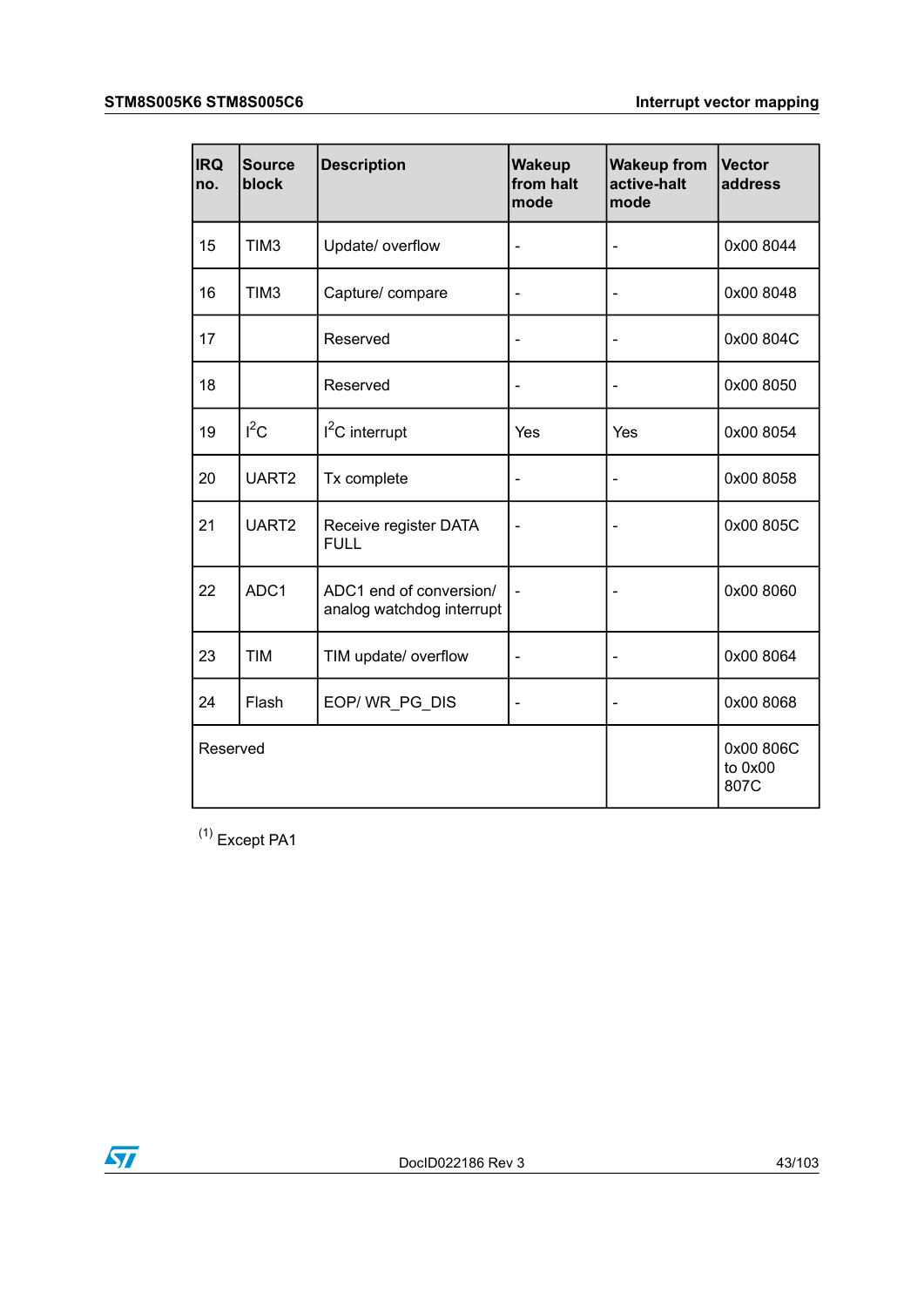| IRQ no. | Source block | Description | Wakeup from halt mode | Wakeup from active-halt mode | Vector address |
|---|---|---|---|---|---|
| 15 | TIM3 | Update/ overflow | - | - | 0x00 8044 |
| 16 | TIM3 | Capture/ compare | - | - | 0x00 8048 |
| 17 | | Reserved | - | - | 0x00 804C |
| 18 | | Reserved | - | - | 0x00 8050 |
| 19 | $I^2C$ | $I^2C$ interrupt | Yes | Yes | 0x00 8054 |
| 20 | UART2 | Tx complete | - | - | 0x00 8058 |
| 21 | UART2 | Receive register DATA FULL | - | - | 0x00 805C |
| 22 | ADC1 | ADC1 end of conversion/ analog watchdog interrupt | - | - | 0x00 8060 |
| 23 | TIM | TIM update/ overflow | - | - | 0x00 8064 |
| 24 | Flash | EOP/ WR_PG_DIS | - | - | 0x00 8068 |
| Reserved | | | | | 0x00 806C to 0x00 807C |

(1) Except PA1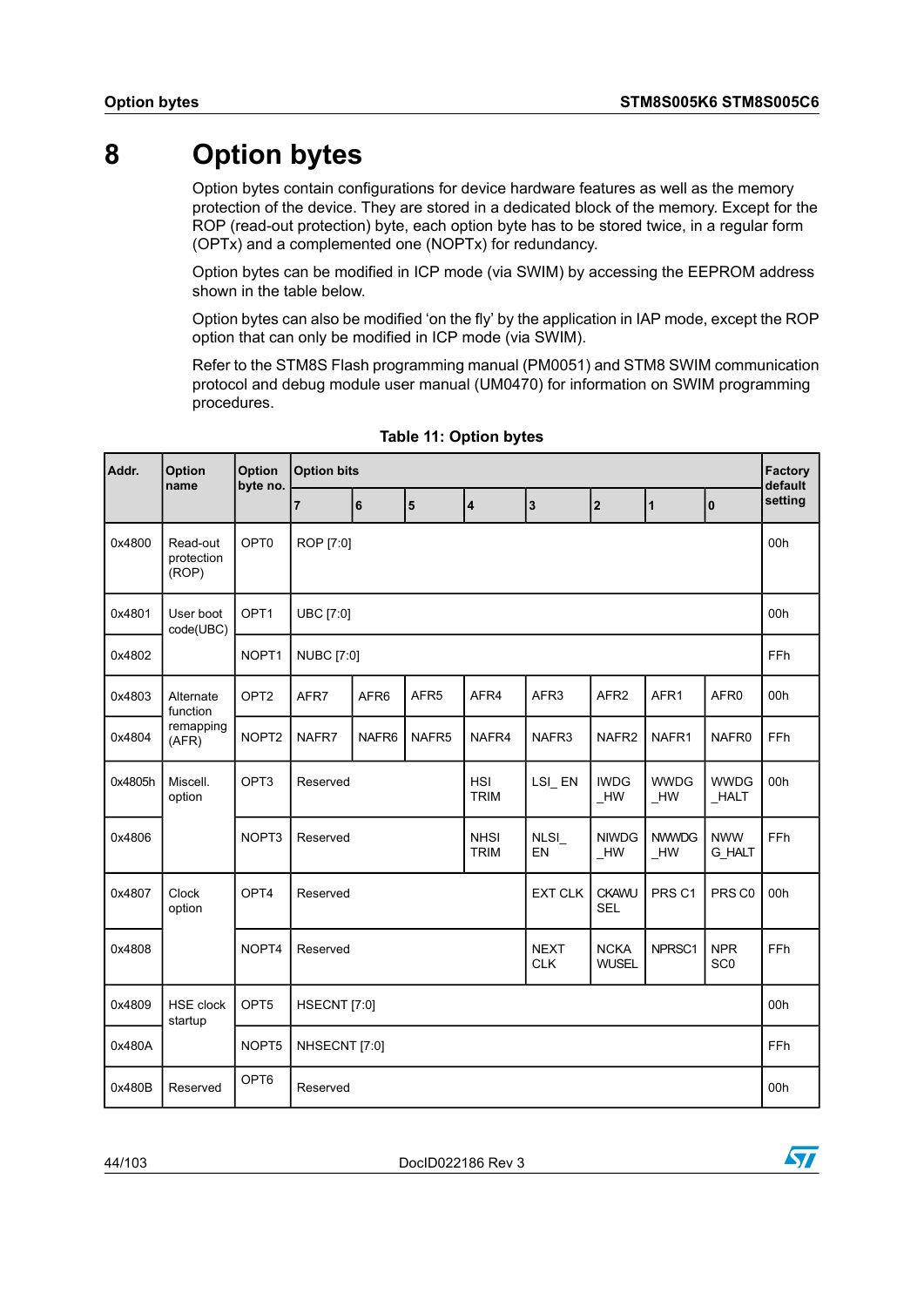# 8 Option bytes

Option bytes contain configurations for device hardware features as well as the memory protection of the device. They are stored in a dedicated block of the memory. Except for the ROP (read-out protection) byte, each option byte has to be stored twice, in a regular form (OPTx) and a complemented one (NOPTx) for redundancy.

Option bytes can be modified in ICP mode (via SWIM) by accessing the EEPROM address shown in the table below.

Option bytes can also be modified 'on the fly' by the application in IAP mode, except the ROP option that can only be modified in ICP mode (via SWIM).

Refer to the STM8S Flash programming manual (PM0051) and STM8 SWIM communication protocol and debug module user manual (UM0470) for information on SWIM programming procedures.

**Table 11: Option bytes**

| Addr. | Option name | Option byte no. | Option bits | | | | | | | | Factory default setting |
|---|---|---|---|---|---|---|---|---|---|---|---|
| | | | 7 | 6 | 5 | 4 | 3 | 2 | 1 | 0 | |
| 0x4800 | Read-out protection (ROP) | OPT0 | ROP [7:0] | | | | | | | | 00h |
| 0x4801 | User boot code(UBC) | OPT1 | UBC [7:0] | | | | | | | | 00h |
| 0x4802 | | NOPT1 | NUBC [7:0] | | | | | | | | FFh |
| 0x4803 | Alternate function remapping (AFR) | OPT2 | AFR7 | AFR6 | AFR5 | AFR4 | AFR3 | AFR2 | AFR1 | AFR0 | 00h |
| 0x4804 | | NOPT2 | NAFR7 | NAFR6 | NAFR5 | NAFR4 | NAFR3 | NAFR2 | NAFR1 | NAFR0 | FFh |
| 0x4805h | Miscell. option | OPT3 | Reserved | | | HSI TRIM | LSI_ EN | IWDG _HW | WWDG _HW | WWDG _HALT | 00h |
| 0x4806 | | NOPT3 | Reserved | | | NHSI TRIM | NLSI_ EN | NIWDG _HW | NWWDG _HW | NWW G_HALT | FFh |
| 0x4807 | Clock option | OPT4 | Reserved | | | | EXT CLK | CKAWU SEL | PRS C1 | PRS C0 | 00h |
| 0x4808 | | NOPT4 | Reserved | | | | NEXT CLK | NCKA WUSEL | NPRSC1 | NPR SC0 | FFh |
| 0x4809 | HSE clock startup | OPT5 | HSECNT [7:0] | | | | | | | | 00h |
| 0x480A | | NOPT5 | NHSECNT [7:0] | | | | | | | | FFh |
| 0x480B | Reserved | OPT6 | Reserved | | | | | | | | 00h |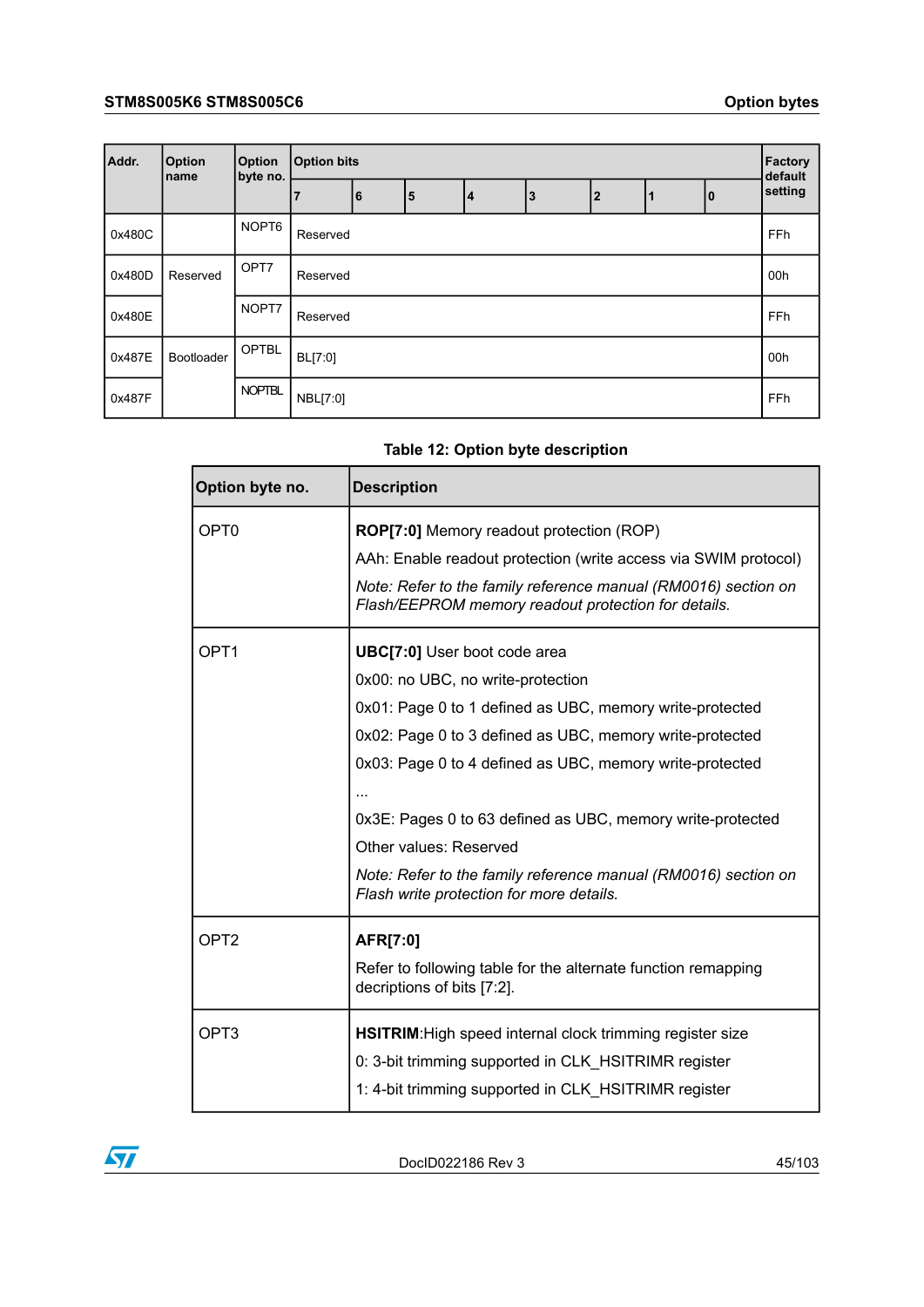| Addr. | Option name | Option byte no. | Option bits | | | | | | | | Factory default setting |
|---|---|---|---|---|---|---|---|---|---|---|---|
| | | | 7 | 6 | 5 | 4 | 3 | 2 | 1 | 0 | |
| 0x480C | | NOPT6 | Reserved | | | | | | | | FFh |
| 0x480D | Reserved | OPT7 | Reserved | | | | | | | | 00h |
| 0x480E | | NOPT7 | Reserved | | | | | | | | FFh |
| 0x487E | Bootloader | OPTBL | BL[7:0] | | | | | | | | 00h |
| 0x487F | | NOPTBL | NBL[7:0] | | | | | | | | FFh |

**Table 12: Option byte description**

| Option byte no. | Description |
|---|---|
| OPT0 | **ROP[7:0]** Memory readout protection (ROP)<br>AAh: Enable readout protection (write access via SWIM protocol)<br>*Note: Refer to the family reference manual (RM0016) section on Flash/EEPROM memory readout protection for details.* |
| OPT1 | **UBC[7:0]** User boot code area<br>0x00: no UBC, no write-protection<br>0x01: Page 0 to 1 defined as UBC, memory write-protected<br>0x02: Page 0 to 3 defined as UBC, memory write-protected<br>0x03: Page 0 to 4 defined as UBC, memory write-protected<br>...<br>0x3E: Pages 0 to 63 defined as UBC, memory write-protected<br>Other values: Reserved<br>*Note: Refer to the family reference manual (RM0016) section on Flash write protection for more details.* |
| OPT2 | **AFR[7:0]**<br>Refer to following table for the alternate function remapping decriptions of bits [7:2]. |
| OPT3 | **HSITRIM**:High speed internal clock trimming register size<br>0: 3-bit trimming supported in CLK_HSITRIMR register<br>1: 4-bit trimming supported in CLK_HSITRIMR register |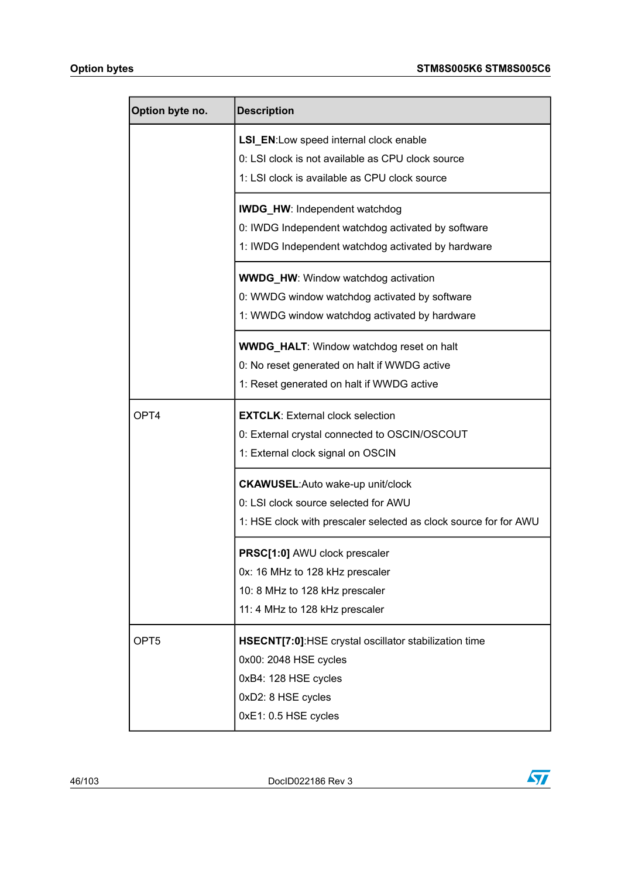| Option byte no. | Description |
|---|---|
| | **LSI_EN**:Low speed internal clock enable<br>0: LSI clock is not available as CPU clock source<br>1: LSI clock is available as CPU clock source |
| | **IWDG_HW**: Independent watchdog<br>0: IWDG Independent watchdog activated by software<br>1: IWDG Independent watchdog activated by hardware |
| | **WWDG_HW**: Window watchdog activation<br>0: WWDG window watchdog activated by software<br>1: WWDG window watchdog activated by hardware |
| | **WWDG_HALT**: Window watchdog reset on halt<br>0: No reset generated on halt if WWDG active<br>1: Reset generated on halt if WWDG active |
| OPT4 | **EXTCLK**: External clock selection<br>0: External crystal connected to OSCIN/OSCOUT<br>1: External clock signal on OSCIN |
| | **CKAWUSEL**:Auto wake-up unit/clock<br>0: LSI clock source selected for AWU<br>1: HSE clock with prescaler selected as clock source for for AWU |
| | **PRSC[1:0]** AWU clock prescaler<br>0x: 16 MHz to 128 kHz prescaler<br>10: 8 MHz to 128 kHz prescaler<br>11: 4 MHz to 128 kHz prescaler |
| OPT5 | **HSECNT[7:0]**:HSE crystal oscillator stabilization time<br>0x00: 2048 HSE cycles<br>0xB4: 128 HSE cycles<br>0xD2: 8 HSE cycles<br>0xE1: 0.5 HSE cycles |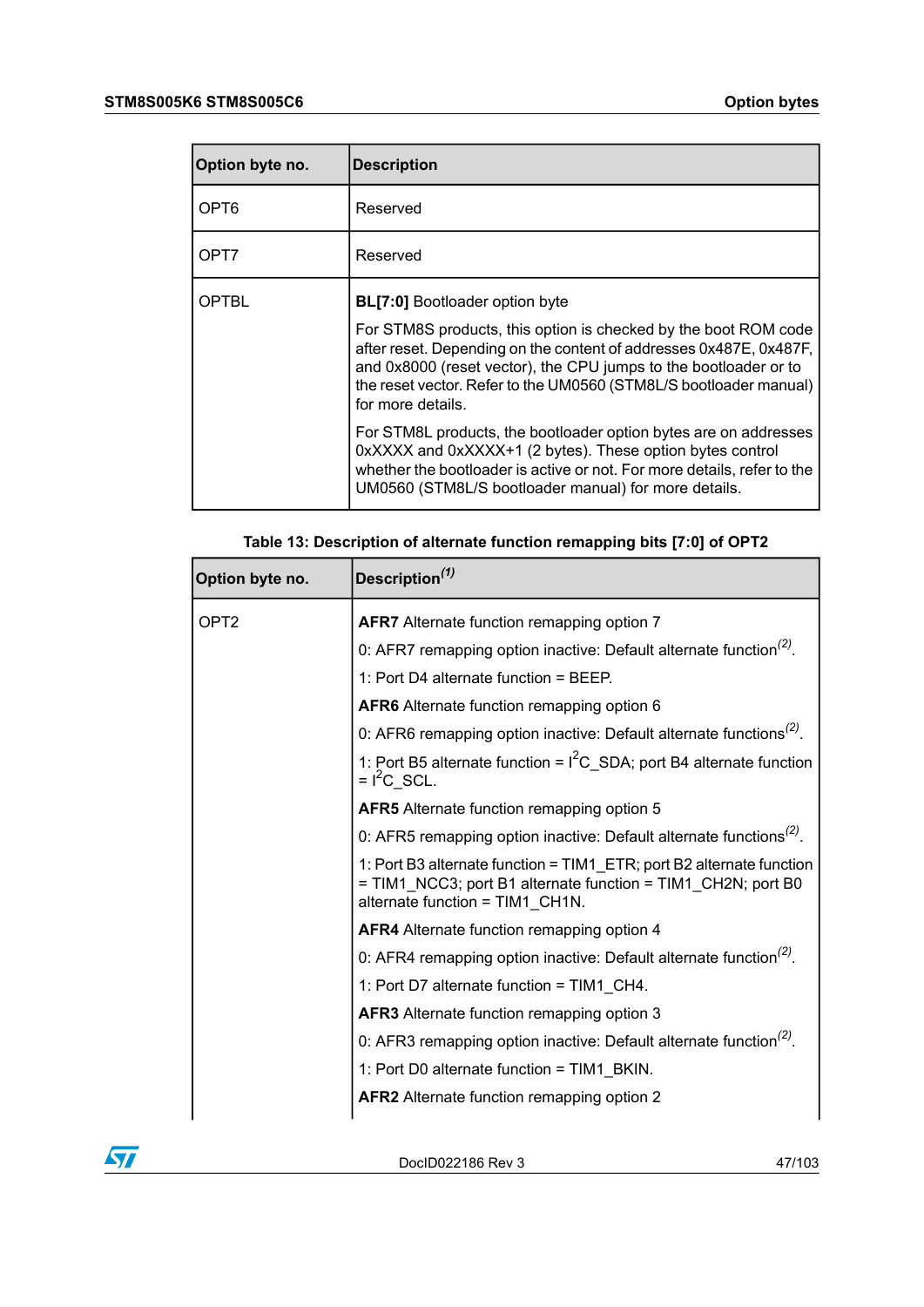| Option byte no. | Description |
| --- | --- |
| OPT6 | Reserved |
| OPT7 | Reserved |
| OPTBL | **BL[7:0]** Bootloader option byte<br><br>For STM8S products, this option is checked by the boot ROM code after reset. Depending on the content of addresses 0x487E, 0x487F, and 0x8000 (reset vector), the CPU jumps to the bootloader or to the reset vector. Refer to the UM0560 (STM8L/S bootloader manual) for more details.<br><br>For STM8L products, the bootloader option bytes are on addresses 0xXXXX and 0xXXXX+1 (2 bytes). These option bytes control whether the bootloader is active or not. For more details, refer to the UM0560 (STM8L/S bootloader manual) for more details. |

**Table 13: Description of alternate function remapping bits [7:0] of OPT2**

| Option byte no. | Description(1) |
| --- | --- |
| OPT2 | **AFR7** Alternate function remapping option 7<br>0: AFR7 remapping option inactive: Default alternate function(2).<br>1: Port D4 alternate function = BEEP.<br>**AFR6** Alternate function remapping option 6<br>0: AFR6 remapping option inactive: Default alternate functions(2).<br>1: Port B5 alternate function = $I^2C$_SDA; port B4 alternate function = $I^2C$_SCL.<br>**AFR5** Alternate function remapping option 5<br>0: AFR5 remapping option inactive: Default alternate functions(2).<br>1: Port B3 alternate function = TIM1_ETR; port B2 alternate function = TIM1_NCC3; port B1 alternate function = TIM1_CH2N; port B0 alternate function = TIM1_CH1N.<br>**AFR4** Alternate function remapping option 4<br>0: AFR4 remapping option inactive: Default alternate function(2).<br>1: Port D7 alternate function = TIM1_CH4.<br>**AFR3** Alternate function remapping option 3<br>0: AFR3 remapping option inactive: Default alternate function(2).<br>1: Port D0 alternate function = TIM1_BKIN.<br>**AFR2** Alternate function remapping option 2 |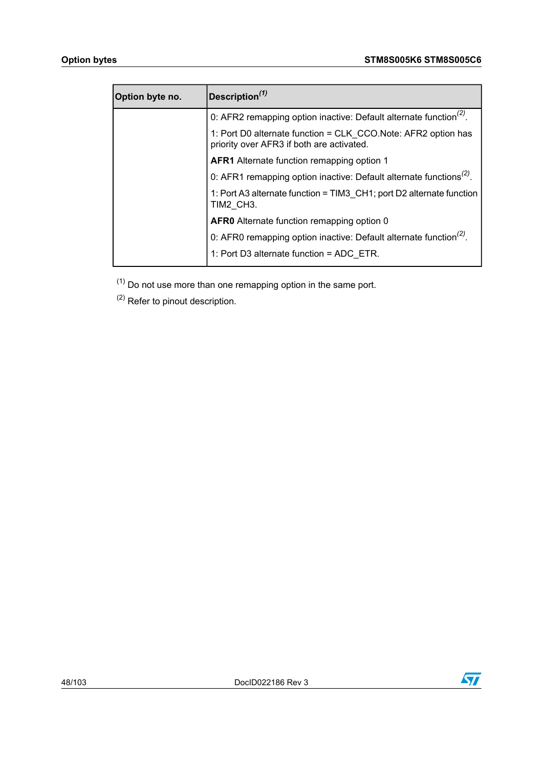| Option byte no. | Description[1] |
|---|---|
| | 0: AFR2 remapping option inactive: Default alternate function[2].<br>1: Port D0 alternate function = CLK_CCO.Note: AFR2 option has priority over AFR3 if both are activated.<br>**AFR1** Alternate function remapping option 1<br>0: AFR1 remapping option inactive: Default alternate functions[2].<br>1: Port A3 alternate function = TIM3_CH1; port D2 alternate function TIM2_CH3.<br>**AFR0** Alternate function remapping option 0<br>0: AFR0 remapping option inactive: Default alternate function[2].<br>1: Port D3 alternate function = ADC_ETR. |

(1) Do not use more than one remapping option in the same port.

(2) Refer to pinout description.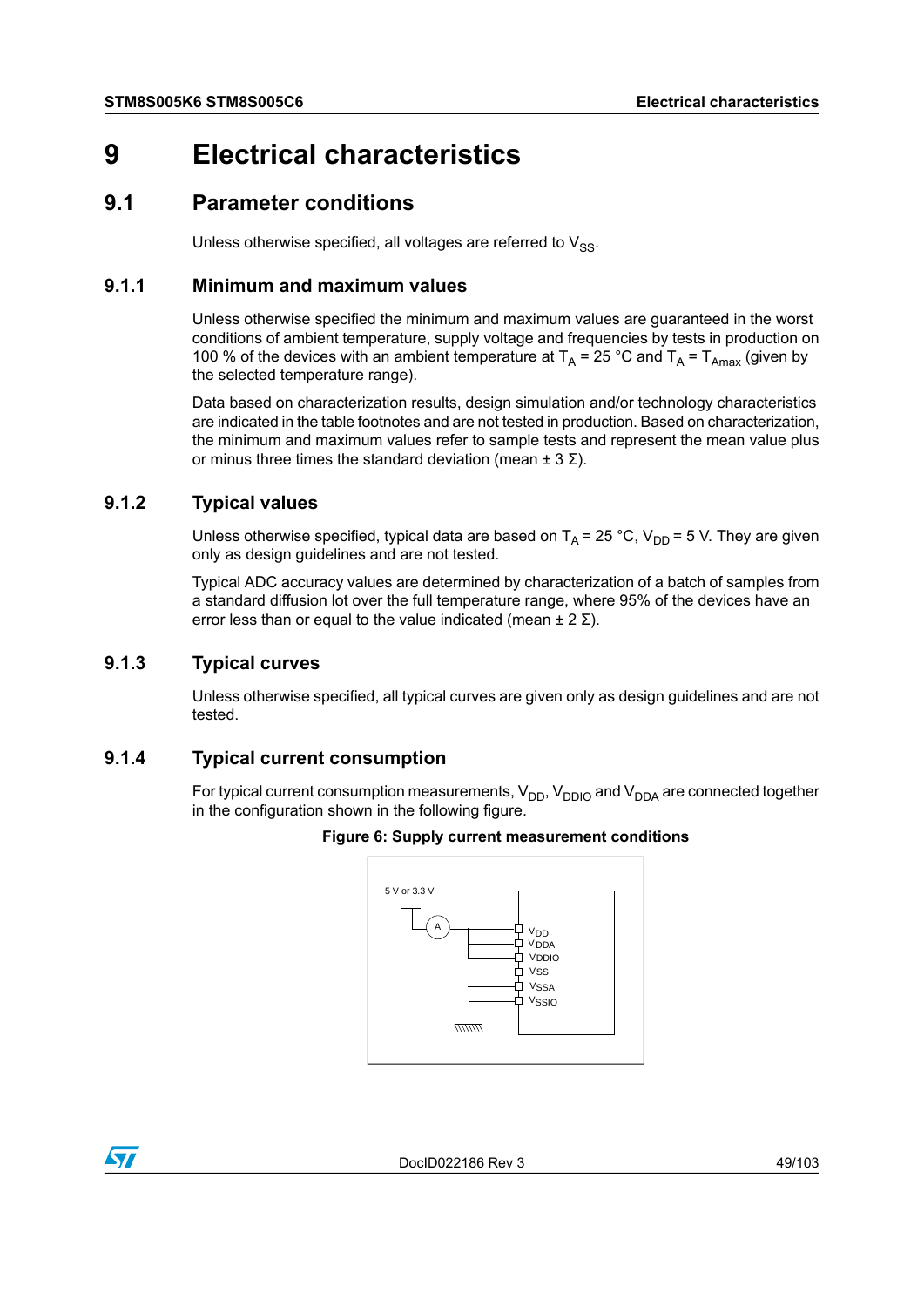// Electrical characteristics

# 9 Electrical characteristics

## 9.1 Parameter conditions

Unless otherwise specified, all voltages are referred to $V_{SS}$.

### 9.1.1 Minimum and maximum values

Unless otherwise specified the minimum and maximum values are guaranteed in the worst conditions of ambient temperature, supply voltage and frequencies by tests in production on 100 % of the devices with an ambient temperature at $T_A$ = 25 °C and $T_A$ = $T_{Amax}$ (given by the selected temperature range).

Data based on characterization results, design simulation and/or technology characteristics are indicated in the table footnotes and are not tested in production. Based on characterization, the minimum and maximum values refer to sample tests and represent the mean value plus or minus three times the standard deviation (mean ± 3 Σ).

### 9.1.2 Typical values

Unless otherwise specified, typical data are based on $T_A$ = 25 °C, $V_{DD}$ = 5 V. They are given only as design guidelines and are not tested.

Typical ADC accuracy values are determined by characterization of a batch of samples from a standard diffusion lot over the full temperature range, where 95% of the devices have an error less than or equal to the value indicated (mean ± 2 Σ).

### 9.1.3 Typical curves

Unless otherwise specified, all typical curves are given only as design guidelines and are not tested.

### 9.1.4 Typical current consumption

For typical current consumption measurements, $V_{DD}$, $V_{DDIO}$ and $V_{DDA}$ are connected together in the configuration shown in the following figure.

**Figure 6: Supply current measurement conditions**

5 V or 3.3 V

A

$V_{DD}$
$V_{DDA}$
$V_{DDIO}$
$V_{SS}$
$V_{SSA}$
$V_{SSIO}$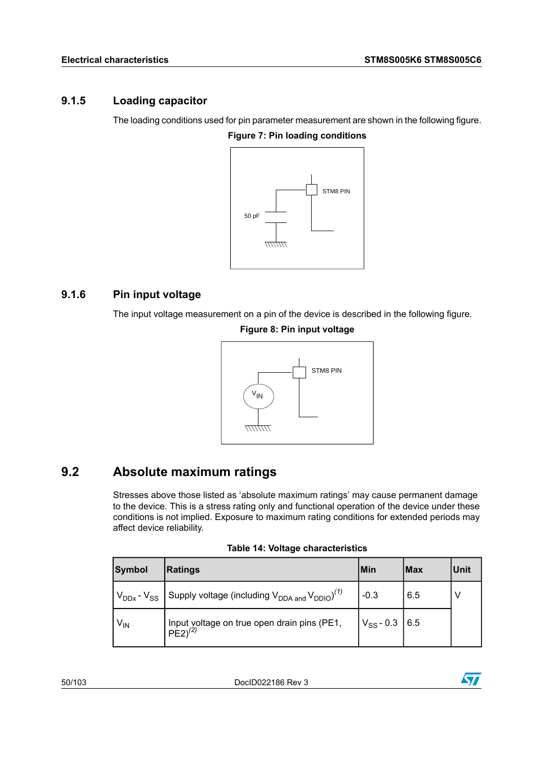### 9.1.5 Loading capacitor

The loading conditions used for pin parameter measurement are shown in the following figure.

**Figure 7: Pin loading conditions**

### 9.1.6 Pin input voltage

The input voltage measurement on a pin of the device is described in the following figure.

**Figure 8: Pin input voltage**

## 9.2 Absolute maximum ratings

Stresses above those listed as ‘absolute maximum ratings’ may cause permanent damage to the device. This is a stress rating only and functional operation of the device under these conditions is not implied. Exposure to maximum rating conditions for extended periods may affect device reliability.

**Table 14: Voltage characteristics**

| Symbol | Ratings | Min | Max | Unit |
|---|---|---|---|---|
| $V_{DDx}$ - $V_{SS}$ | Supply voltage (including $V_{DDA}$ and $V_{DDIO}$)(1) | -0.3 | 6.5 | V |
| $V_{IN}$ | Input voltage on true open drain pins (PE1, PE2)(2) | $V_{SS}$ - 0.3 | 6.5 | |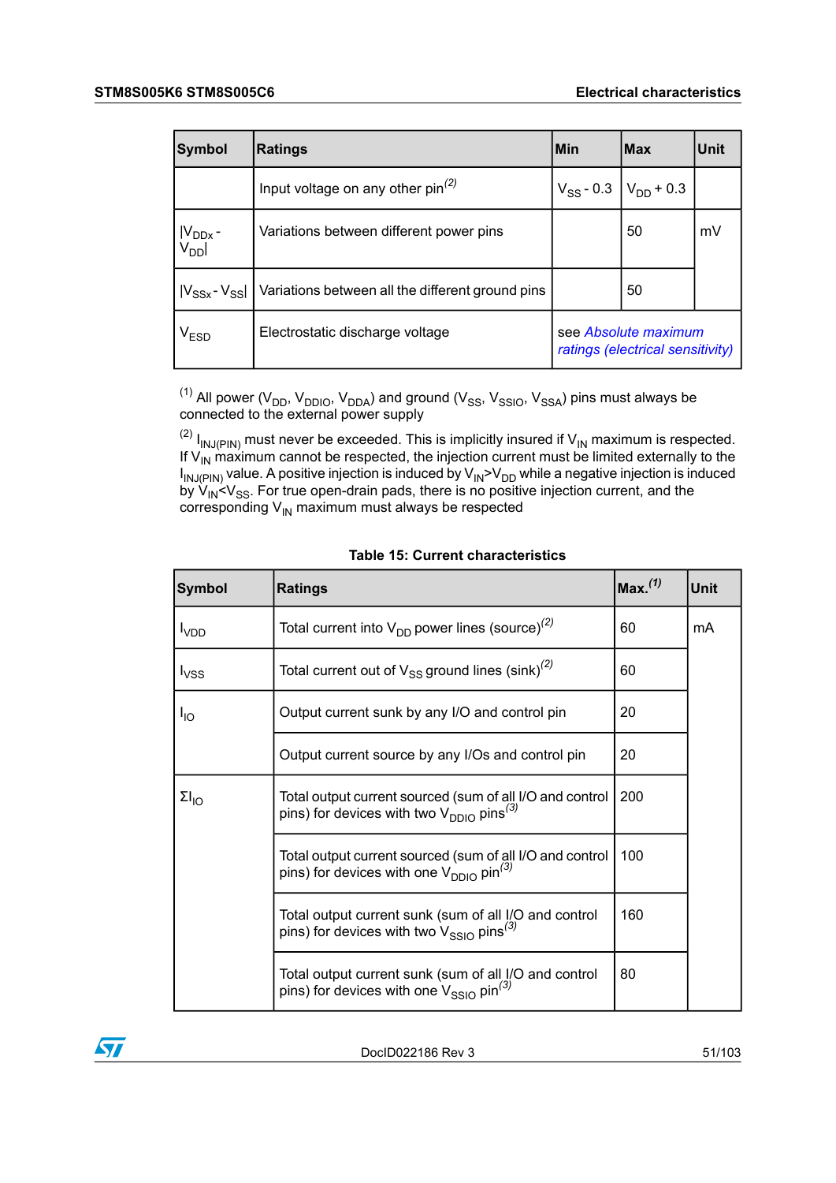| Symbol | Ratings | Min | Max | Unit |
|---|---|---|---|---|
| | Input voltage on any other pin(2) | $V_{SS}$ - 0.3 | $V_{DD}$ + 0.3 | |
| $\|V_{DDx}$ - $V_{DD}\|$ | Variations between different power pins | | 50 | mV |
| $\|V_{SSx}$ - $V_{SS}\|$ | Variations between all the different ground pins | | 50 | |
| $V_{ESD}$ | Electrostatic discharge voltage | see *Absolute maximum ratings (electrical sensitivity)* | | |

(1) All power ($V_{DD}$, $V_{DDIO}$, $V_{DDA}$) and ground ($V_{SS}$, $V_{SSIO}$, $V_{SSA}$) pins must always be connected to the external power supply

(2) $I_{INJ(PIN)}$ must never be exceeded. This is implicitly insured if $V_{IN}$ maximum is respected. If $V_{IN}$ maximum cannot be respected, the injection current must be limited externally to the $I_{INJ(PIN)}$ value. A positive injection is induced by $V_{IN}$>$V_{DD}$ while a negative injection is induced by $V_{IN}$<$V_{SS}$. For true open-drain pads, there is no positive injection current, and the corresponding $V_{IN}$ maximum must always be respected

**Table 15: Current characteristics**

| Symbol | Ratings | Max.(1) | Unit |
|---|---|---|---|
| $I_{VDD}$ | Total current into $V_{DD}$ power lines (source)(2) | 60 | mA |
| $I_{VSS}$ | Total current out of $V_{SS}$ ground lines (sink)(2) | 60 | |
| $I_{IO}$ | Output current sunk by any I/O and control pin | 20 | |
| | Output current source by any I/Os and control pin | 20 | |
| $\Sigma I_{IO}$ | Total output current sourced (sum of all I/O and control pins) for devices with two $V_{DDIO}$ pins(3) | 200 | |
| | Total output current sourced (sum of all I/O and control pins) for devices with one $V_{DDIO}$ pin(3) | 100 | |
| | Total output current sunk (sum of all I/O and control pins) for devices with two $V_{SSIO}$ pins(3) | 160 | |
| | Total output current sunk (sum of all I/O and control pins) for devices with one $V_{SSIO}$ pin(3) | 80 | |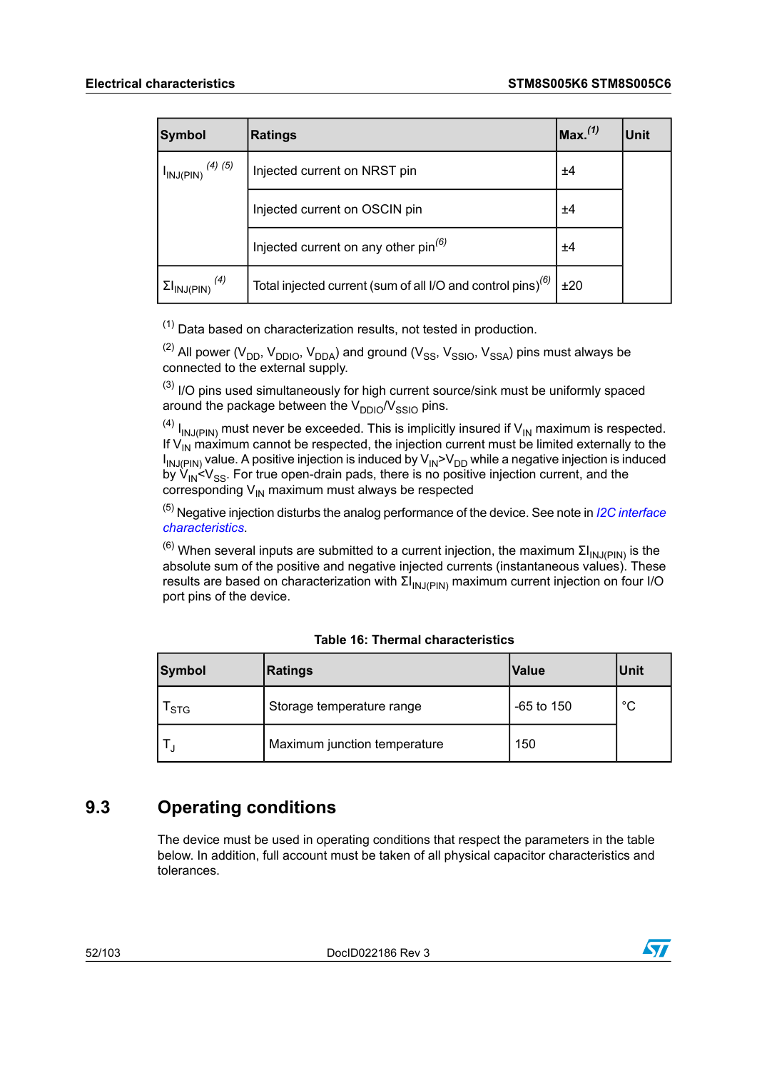| Symbol | Ratings | Max. [1] | Unit |
|---|---|---|---|
| $I_{INJ(PIN)}$ [4] [5] | Injected current on NRST pin | ±4 | |
| | Injected current on OSCIN pin | ±4 | |
| | Injected current on any other pin [6] | ±4 | |
| $\Sigma I_{INJ(PIN)}$ [4] | Total injected current (sum of all I/O and control pins) [6] | ±20 | |

(1) Data based on characterization results, not tested in production.

(2) All power ($V_{DD}$, $V_{DDIO}$, $V_{DDA}$) and ground ($V_{SS}$, $V_{SSIO}$, $V_{SSA}$) pins must always be connected to the external supply.

(3) I/O pins used simultaneously for high current source/sink must be uniformly spaced around the package between the $V_{DDIO}$/$V_{SSIO}$ pins.

(4) $I_{INJ(PIN)}$ must never be exceeded. This is implicitly insured if $V_{IN}$ maximum is respected. If $V_{IN}$ maximum cannot be respected, the injection current must be limited externally to the $I_{INJ(PIN)}$ value. A positive injection is induced by $V_{IN}>V_{DD}$ while a negative injection is induced by $V_{IN}<V_{SS}$. For true open-drain pads, there is no positive injection current, and the corresponding $V_{IN}$ maximum must always be respected

(5) Negative injection disturbs the analog performance of the device. See note in *I2C interface characteristics*.

(6) When several inputs are submitted to a current injection, the maximum $\Sigma I_{INJ(PIN)}$ is the absolute sum of the positive and negative injected currents (instantaneous values). These results are based on characterization with $\Sigma I_{INJ(PIN)}$ maximum current injection on four I/O port pins of the device.

**Table 16: Thermal characteristics**

| Symbol | Ratings | Value | Unit |
|---|---|---|---|
| $T_{STG}$ | Storage temperature range | -65 to 150 | °C |
| $T_J$ | Maximum junction temperature | 150 | |

## 9.3 Operating conditions

The device must be used in operating conditions that respect the parameters in the table below. In addition, full account must be taken of all physical capacitor characteristics and tolerances.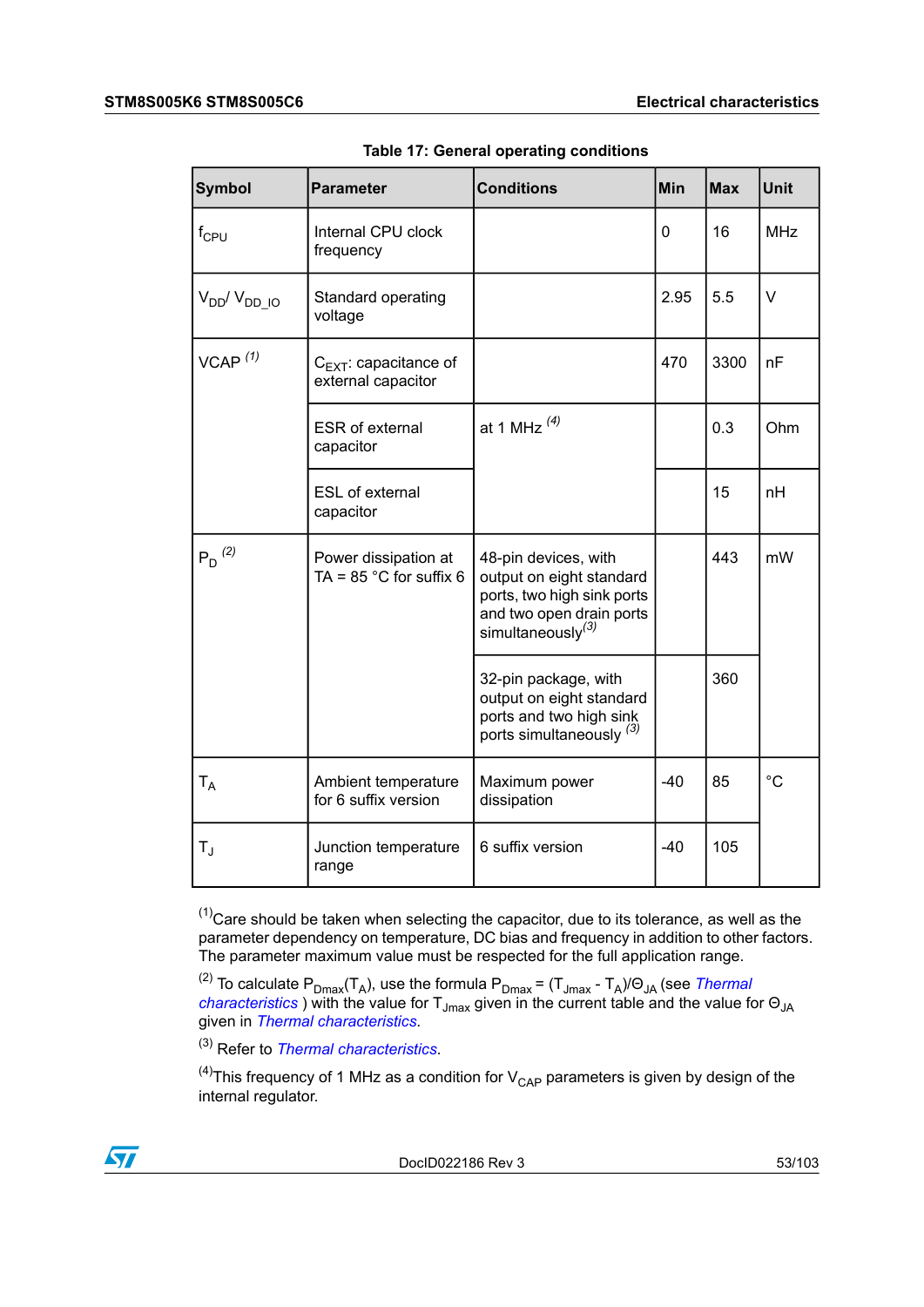Table 17: General operating conditions

| Symbol | Parameter | Conditions | Min | Max | Unit |
|---|---|---|---|---|---|
| $f_{CPU}$ | Internal CPU clock frequency | | 0 | 16 | MHz |
| $V_{DD}$/ $V_{DD\_IO}$ | Standard operating voltage | | 2.95 | 5.5 | V |
| VCAP [(1)] | $C_{EXT}$: capacitance of external capacitor | | 470 | 3300 | nF |
| | ESR of external capacitor | at 1 MHz [(4)] | | 0.3 | Ohm |
| | ESL of external capacitor | | | 15 | nH |
| $P_D$ [(2)] | Power dissipation at TA = 85 °C for suffix 6 | 48-pin devices, with output on eight standard ports, two high sink ports and two open drain ports simultaneously[(3)] | | 443 | mW |
| | | 32-pin package, with output on eight standard ports and two high sink ports simultaneously [(3)] | | 360 | |
| $T_A$ | Ambient temperature for 6 suffix version | Maximum power dissipation | -40 | 85 | °C |
| $T_J$ | Junction temperature range | 6 suffix version | -40 | 105 | |

(1)Care should be taken when selecting the capacitor, due to its tolerance, as well as the parameter dependency on temperature, DC bias and frequency in addition to other factors. The parameter maximum value must be respected for the full application range.

(2) To calculate $P_{Dmax}(T_A)$, use the formula $P_{Dmax} = (T_{Jmax} - T_A)/\Theta_{JA}$ (see *Thermal characteristics* ) with the value for $T_{Jmax}$ given in the current table and the value for $\Theta_{JA}$ given in *Thermal characteristics*.

(3) Refer to *Thermal characteristics*.

(4)This frequency of 1 MHz as a condition for $V_{CAP}$ parameters is given by design of the internal regulator.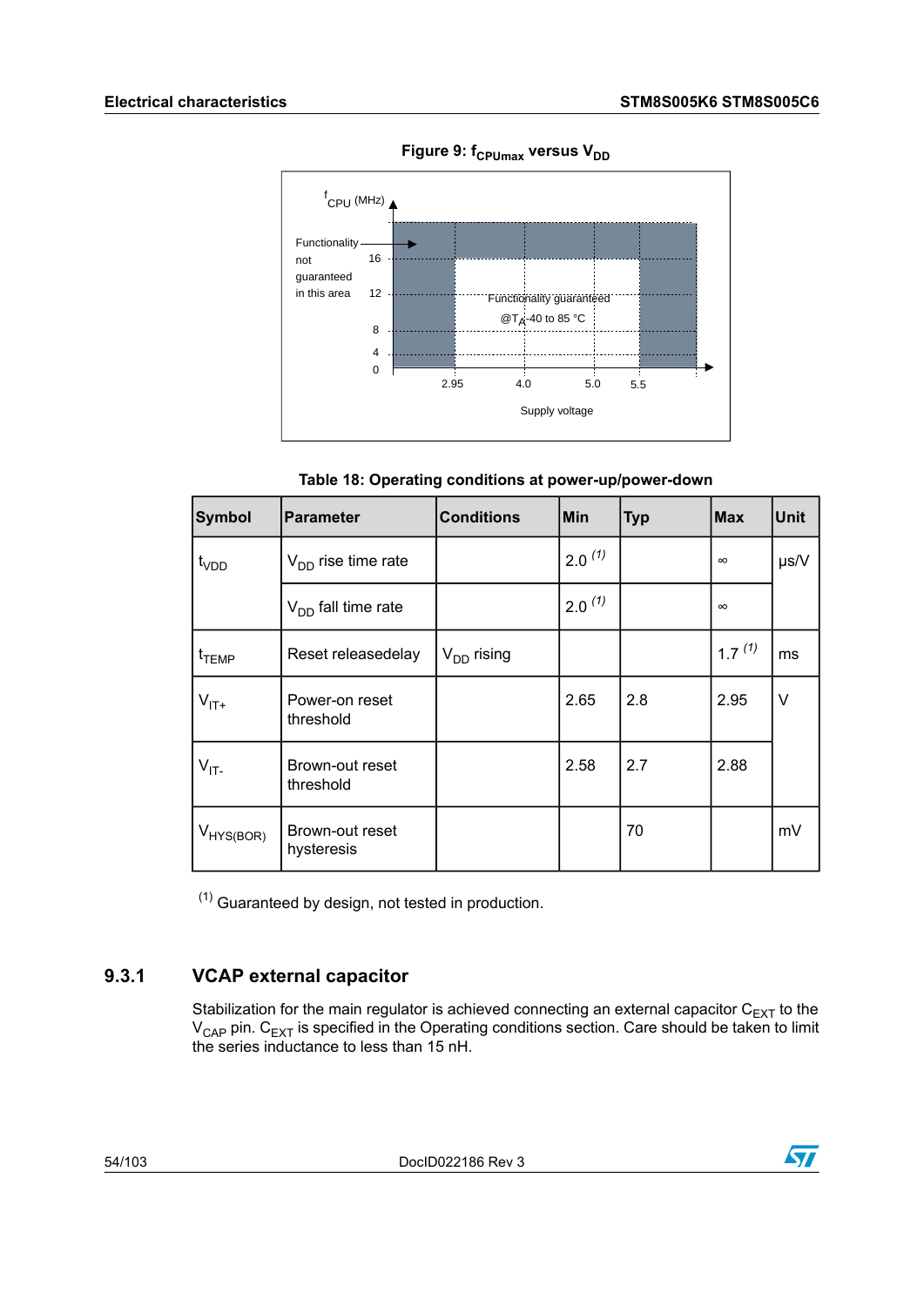**Figure 9: $f_{CPUmax}$ versus $V_{DD}$**

fCPU (MHz)

Functionality not guaranteed in this area

16
12
8
4
0

Functionality guaranteed @TA -40 to 85 °C

2.95 4.0 5.0 5.5

Supply voltage

**Table 18: Operating conditions at power-up/power-down**

| Symbol | Parameter | Conditions | Min | Typ | Max | Unit |
|---|---|---|---|---|---|---|
| $t_{VDD}$ | $V_{DD}$ rise time rate | | 2.0 (1) | | ∞ | µs/V |
| | $V_{DD}$ fall time rate | | 2.0 (1) | | ∞ | |
| $t_{TEMP}$ | Reset releasedelay | $V_{DD}$ rising | | | 1.7 (1) | ms |
| $V_{IT+}$ | Power-on reset threshold | | 2.65 | 2.8 | 2.95 | V |
| $V_{IT-}$ | Brown-out reset threshold | | 2.58 | 2.7 | 2.88 | |
| $V_{HYS(BOR)}$ | Brown-out reset hysteresis | | | 70 | | mV |

(1) Guaranteed by design, not tested in production.

### 9.3.1 VCAP external capacitor

Stabilization for the main regulator is achieved connecting an external capacitor $C_{EXT}$ to the $V_{CAP}$ pin. $C_{EXT}$ is specified in the Operating conditions section. Care should be taken to limit the series inductance to less than 15 nH.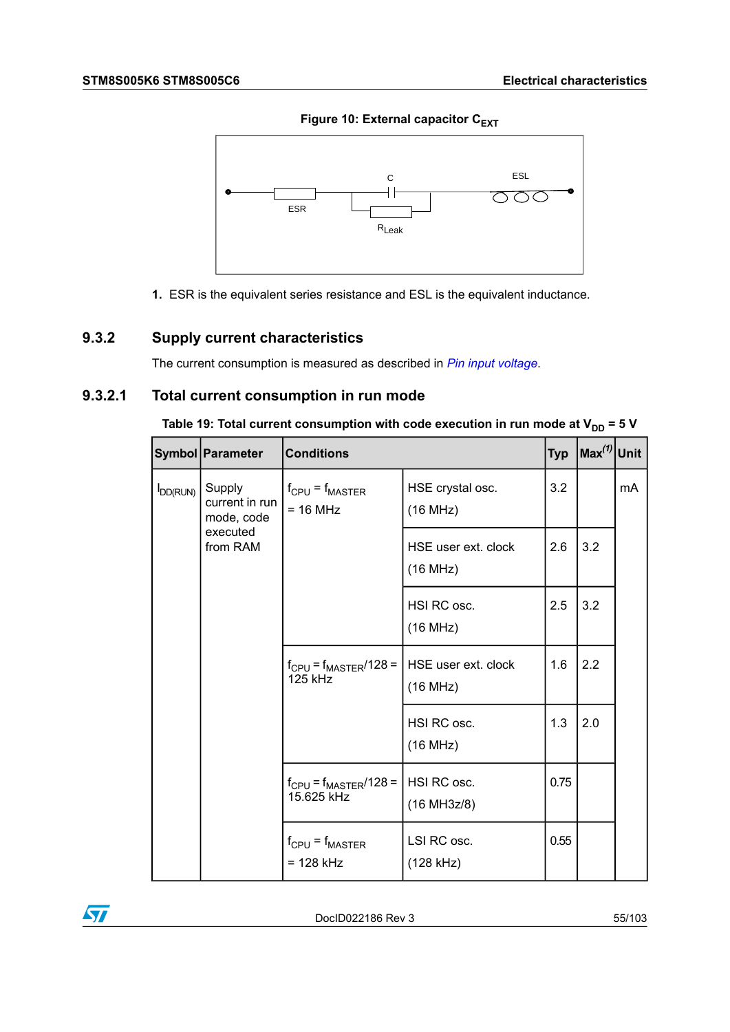**Figure 10: External capacitor $C_{EXT}$**

1. ESR is the equivalent series resistance and ESL is the equivalent inductance.

### 9.3.2 Supply current characteristics

The current consumption is measured as described in *Pin input voltage*.

#### 9.3.2.1 Total current consumption in run mode

**Table 19: Total current consumption with code execution in run mode at $V_{DD}$ = 5 V**

| Symbol | Parameter | Conditions | | Typ | Max(1) | Unit |
|---|---|---|---|---|---|---|
| $I_{DD(RUN)}$ | Supply current in run mode, code executed from RAM | $f_{CPU} = f_{MASTER}$ = 16 MHz | HSE crystal osc. (16 MHz) | 3.2 | | mA |
| | | | HSE user ext. clock (16 MHz) | 2.6 | 3.2 | |
| | | | HSI RC osc. (16 MHz) | 2.5 | 3.2 | |
| | | $f_{CPU} = f_{MASTER}/128$ = 125 kHz | HSE user ext. clock (16 MHz) | 1.6 | 2.2 | |
| | | | HSI RC osc. (16 MHz) | 1.3 | 2.0 | |
| | | $f_{CPU} = f_{MASTER}/128$ = 15.625 kHz | HSI RC osc. (16 MH3z/8) | 0.75 | | |
| | | $f_{CPU} = f_{MASTER}$ = 128 kHz | LSI RC osc. (128 kHz) | 0.55 | | |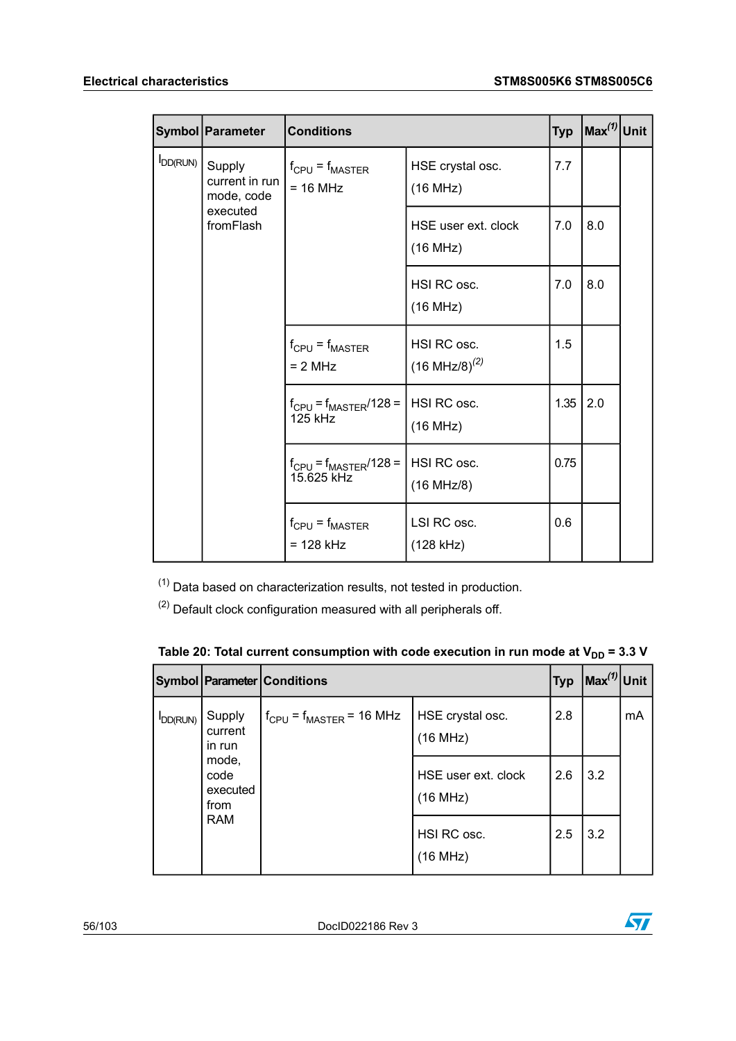| Symbol | Parameter | Conditions | | Typ | Max(1) | Unit |
|---|---|---|---|---|---|---|
| $I_{DD(RUN)}$ | Supply current in run mode, code executed fromFlash | $f_{CPU} = f_{MASTER}$ = 16 MHz | HSE crystal osc. (16 MHz) | 7.7 | | |
| | | | HSE user ext. clock (16 MHz) | 7.0 | 8.0 | |
| | | | HSI RC osc. (16 MHz) | 7.0 | 8.0 | |
| | | $f_{CPU} = f_{MASTER}$ = 2 MHz | HSI RC osc. (16 MHz/8)(2) | 1.5 | | |
| | | $f_{CPU} = f_{MASTER}/128$ = 125 kHz | HSI RC osc. (16 MHz) | 1.35 | 2.0 | |
| | | $f_{CPU} = f_{MASTER}/128$ = 15.625 kHz | HSI RC osc. (16 MHz/8) | 0.75 | | |
| | | $f_{CPU} = f_{MASTER}$ = 128 kHz | LSI RC osc. (128 kHz) | 0.6 | | |

(1) Data based on characterization results, not tested in production.

(2) Default clock configuration measured with all peripherals off.

**Table 20: Total current consumption with code execution in run mode at $V_{DD}$ = 3.3 V**

| Symbol | Parameter | Conditions | | Typ | Max(1) | Unit |
|---|---|---|---|---|---|---|
| $I_{DD(RUN)}$ | Supply current in run mode, code executed from RAM | $f_{CPU} = f_{MASTER}$ = 16 MHz | HSE crystal osc. (16 MHz) | 2.8 | | mA |
| | | | HSE user ext. clock (16 MHz) | 2.6 | 3.2 | |
| | | | HSI RC osc. (16 MHz) | 2.5 | 3.2 | |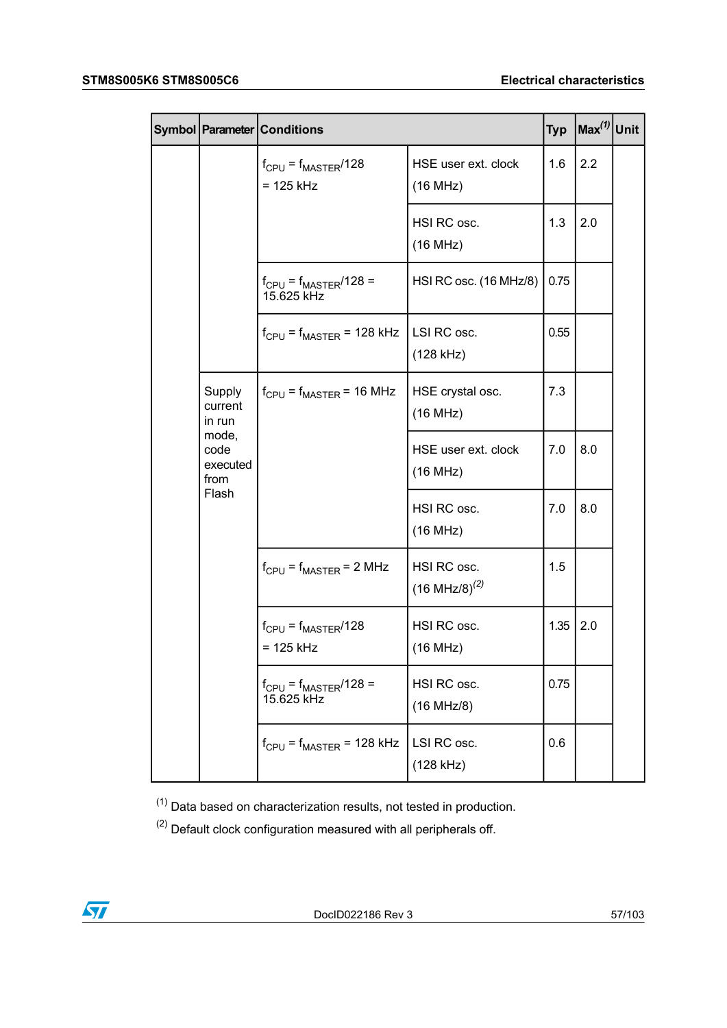| Symbol | Parameter | Conditions | | Typ | Max[(1)] | Unit |
|---|---|---|---|---|---|---|
| | | $f_{CPU} = f_{MASTER}/128$ = 125 kHz | HSE user ext. clock (16 MHz) | 1.6 | 2.2 | |
| | | | HSI RC osc. (16 MHz) | 1.3 | 2.0 | |
| | | $f_{CPU} = f_{MASTER}/128$ = 15.625 kHz | HSI RC osc. (16 MHz/8) | 0.75 | | |
| | | $f_{CPU} = f_{MASTER}$ = 128 kHz | LSI RC osc. (128 kHz) | 0.55 | | |
| | Supply current in run mode, code executed from Flash | $f_{CPU} = f_{MASTER}$ = 16 MHz | HSE crystal osc. (16 MHz) | 7.3 | | |
| | | | HSE user ext. clock (16 MHz) | 7.0 | 8.0 | |
| | | | HSI RC osc. (16 MHz) | 7.0 | 8.0 | |
| | | $f_{CPU} = f_{MASTER}$ = 2 MHz | HSI RC osc. (16 MHz/8)[(2)] | 1.5 | | |
| | | $f_{CPU} = f_{MASTER}/128$ = 125 kHz | HSI RC osc. (16 MHz) | 1.35 | 2.0 | |
| | | $f_{CPU} = f_{MASTER}/128$ = 15.625 kHz | HSI RC osc. (16 MHz/8) | 0.75 | | |
| | | $f_{CPU} = f_{MASTER}$ = 128 kHz | LSI RC osc. (128 kHz) | 0.6 | | |

(1) Data based on characterization results, not tested in production.

(2) Default clock configuration measured with all peripherals off.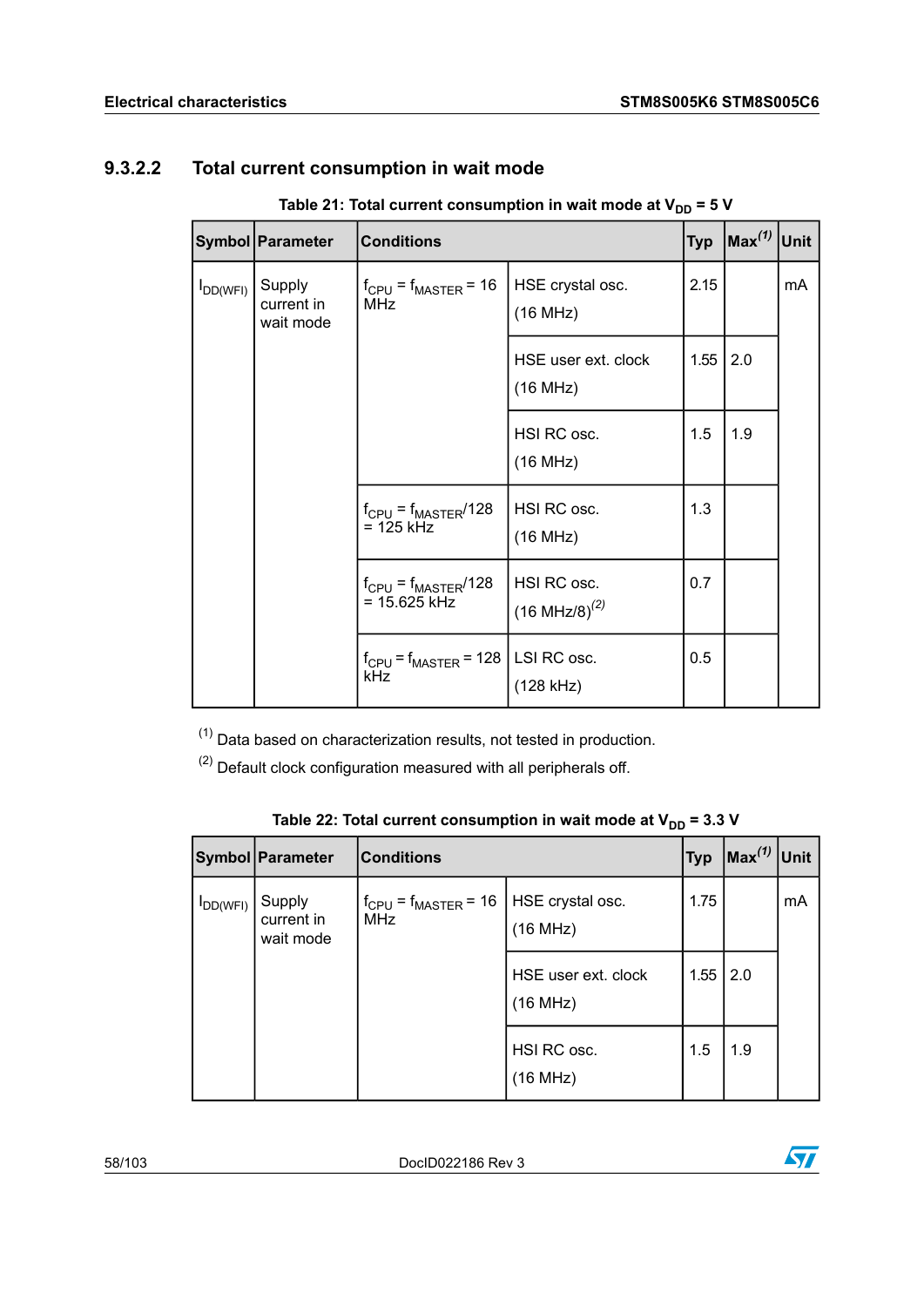### 9.3.2.2 Total current consumption in wait mode

**Table 21: Total current consumption in wait mode at $V_{DD}$ = 5 V**

| Symbol | Parameter | Conditions | | Typ | Max[(1)] | Unit |
|---|---|---|---|---|---|---|
| $I_{DD(WFI)}$ | Supply current in wait mode | $f_{CPU} = f_{MASTER}$ = 16 MHz | HSE crystal osc. (16 MHz) | 2.15 | | mA |
| | | | HSE user ext. clock (16 MHz) | 1.55 | 2.0 | |
| | | | HSI RC osc. (16 MHz) | 1.5 | 1.9 | |
| | | $f_{CPU} = f_{MASTER}/128$ = 125 kHz | HSI RC osc. (16 MHz) | 1.3 | | |
| | | $f_{CPU} = f_{MASTER}/128$ = 15.625 kHz | HSI RC osc. (16 MHz/8)[(2)] | 0.7 | | |
| | | $f_{CPU} = f_{MASTER}$ = 128 kHz | LSI RC osc. (128 kHz) | 0.5 | | |

(1) Data based on characterization results, not tested in production.

(2) Default clock configuration measured with all peripherals off.

**Table 22: Total current consumption in wait mode at $V_{DD}$ = 3.3 V**

| Symbol | Parameter | Conditions | | Typ | Max[(1)] | Unit |
|---|---|---|---|---|---|---|
| $I_{DD(WFI)}$ | Supply current in wait mode | $f_{CPU} = f_{MASTER}$ = 16 MHz | HSE crystal osc. (16 MHz) | 1.75 | | mA |
| | | | HSE user ext. clock (16 MHz) | 1.55 | 2.0 | |
| | | | HSI RC osc. (16 MHz) | 1.5 | 1.9 | |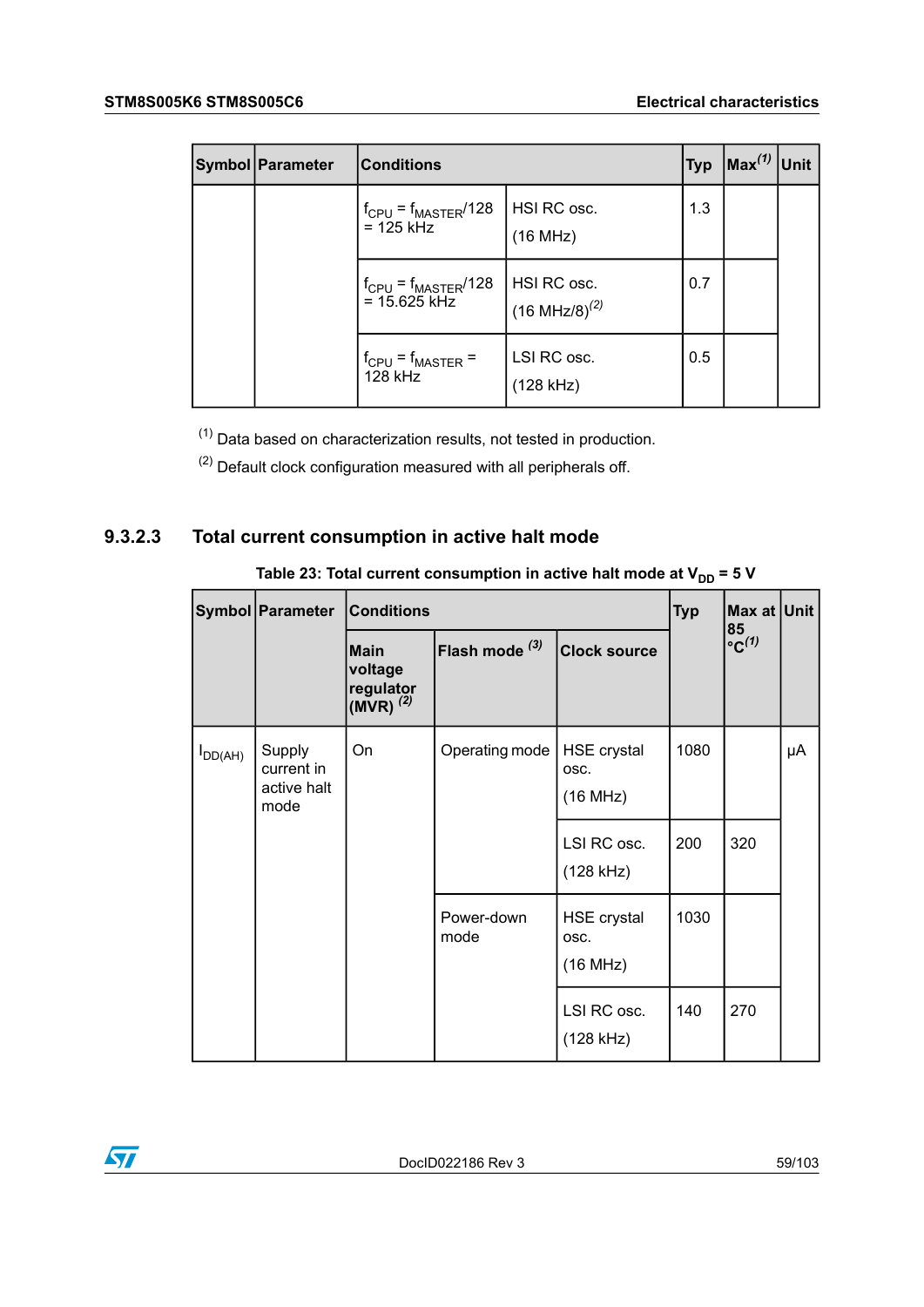| Symbol | Parameter | Conditions | | Typ | Max[(1)] | Unit |
|---|---|---|---|---|---|---|
| | | $f_{CPU} = f_{MASTER}/128 = 125$ kHz | HSI RC osc. (16 MHz) | 1.3 | | |
| | | $f_{CPU} = f_{MASTER}/128 = 15.625$ kHz | HSI RC osc. (16 MHz/8)[(2)] | 0.7 | | |
| | | $f_{CPU} = f_{MASTER} = 128$ kHz | LSI RC osc. (128 kHz) | 0.5 | | |

(1) Data based on characterization results, not tested in production.

(2) Default clock configuration measured with all peripherals off.

### 9.3.2.3 Total current consumption in active halt mode

**Table 23: Total current consumption in active halt mode at $V_{DD}$ = 5 V**

| Symbol | Parameter | Conditions | | | Typ | Max at 85 °C[(1)] | Unit |
|---|---|---|---|---|---|---|---|
| | | Main voltage regulator (MVR) [(2)] | Flash mode [(3)] | Clock source | | | |
| $I_{DD(AH)}$ | Supply current in active halt mode | On | Operating mode | HSE crystal osc. (16 MHz) | 1080 | | μA |
| | | | | LSI RC osc. (128 kHz) | 200 | 320 | |
| | | | Power-down mode | HSE crystal osc. (16 MHz) | 1030 | | |
| | | | | LSI RC osc. (128 kHz) | 140 | 270 | |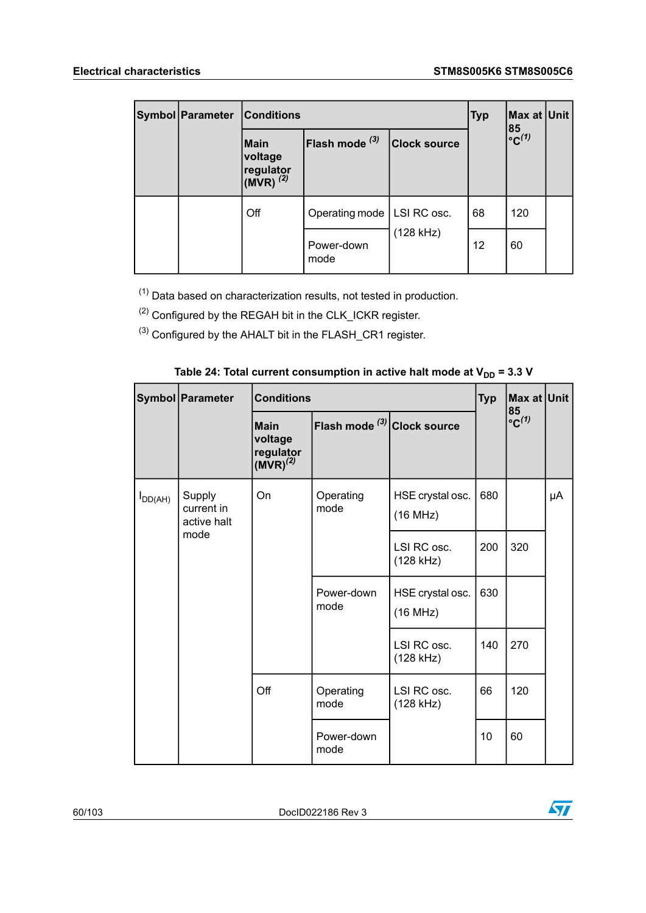| Symbol | Parameter | Conditions | | | Typ | Max at 85 °C[1] | Unit |
|---|---|---|---|---|---|---|---|
| | | Main voltage regulator (MVR) [2] | Flash mode [3] | Clock source | | | |
| | | Off | Operating mode | LSI RC osc. (128 kHz) | 68 | 120 | |
| | | | Power-down mode | | 12 | 60 | |

(1) Data based on characterization results, not tested in production.

(2) Configured by the REGAH bit in the CLK_ICKR register.

(3) Configured by the AHALT bit in the FLASH_CR1 register.

**Table 24: Total current consumption in active halt mode at $V_{DD}$ = 3.3 V**

| Symbol | Parameter | Conditions | | | Typ | Max at 85 °C[1] | Unit |
|---|---|---|---|---|---|---|---|
| | | Main voltage regulator (MVR)[2] | Flash mode [3] | Clock source | | | |
| $I_{DD(AH)}$ | Supply current in active halt mode | On | Operating mode | HSE crystal osc. (16 MHz) | 680 | | μA |
| | | | | LSI RC osc. (128 kHz) | 200 | 320 | |
| | | | Power-down mode | HSE crystal osc. (16 MHz) | 630 | | |
| | | | | LSI RC osc. (128 kHz) | 140 | 270 | |
| | | Off | Operating mode | LSI RC osc. (128 kHz) | 66 | 120 | |
| | | | Power-down mode | | 10 | 60 | |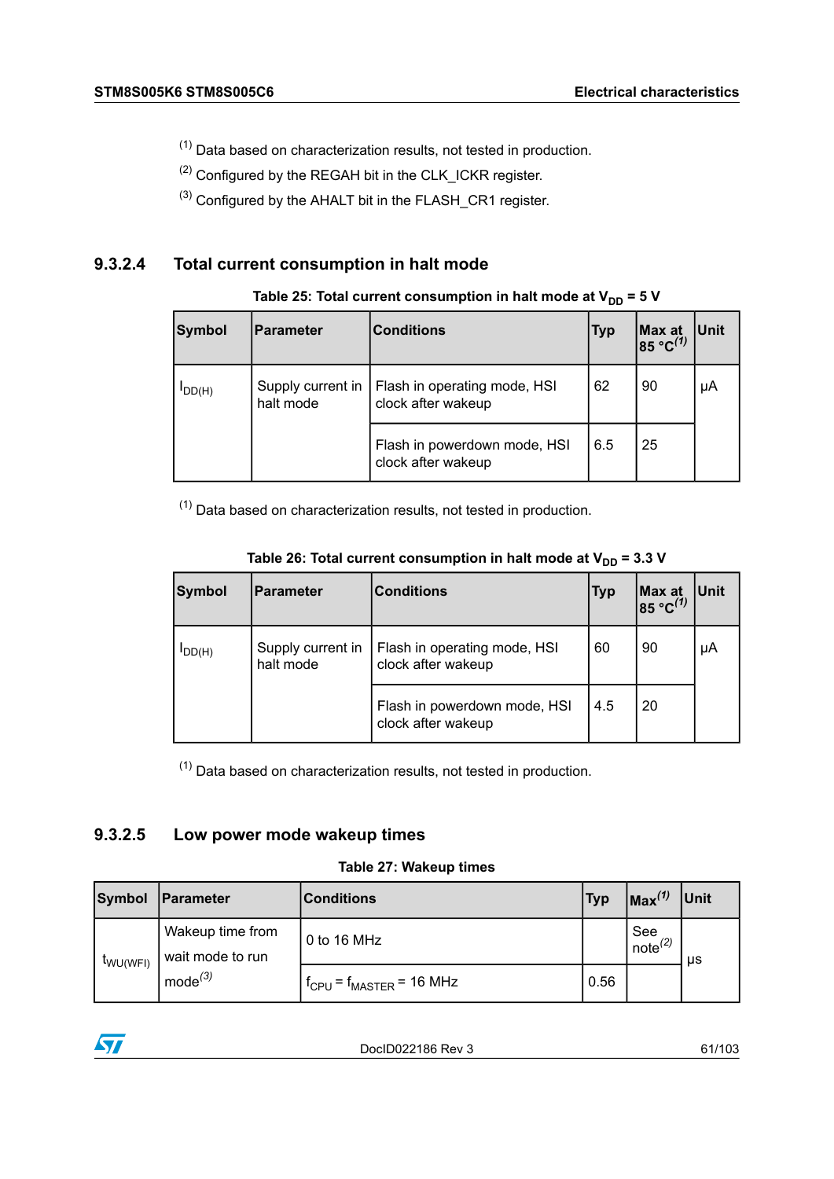(1) Data based on characterization results, not tested in production.

(2) Configured by the REGAH bit in the CLK_ICKR register.

(3) Configured by the AHALT bit in the FLASH_CR1 register.

#### 9.3.2.4 Total current consumption in halt mode

**Table 25: Total current consumption in halt mode at $V_{DD}$ = 5 V**

| Symbol | Parameter | Conditions | Typ | Max at 85 °C(1) | Unit |
|---|---|---|---|---|---|
| $I_{DD(H)}$ | Supply current in halt mode | Flash in operating mode, HSI clock after wakeup | 62 | 90 | µA |
| | | Flash in powerdown mode, HSI clock after wakeup | 6.5 | 25 | |

(1) Data based on characterization results, not tested in production.

**Table 26: Total current consumption in halt mode at $V_{DD}$ = 3.3 V**

| Symbol | Parameter | Conditions | Typ | Max at 85 °C(1) | Unit |
|---|---|---|---|---|---|
| $I_{DD(H)}$ | Supply current in halt mode | Flash in operating mode, HSI clock after wakeup | 60 | 90 | µA |
| | | Flash in powerdown mode, HSI clock after wakeup | 4.5 | 20 | |

(1) Data based on characterization results, not tested in production.

#### 9.3.2.5 Low power mode wakeup times

**Table 27: Wakeup times**

| Symbol | Parameter | Conditions | Typ | Max(1) | Unit |
|---|---|---|---|---|---|
| $t_{WU(WFI)}$ | Wakeup time from wait mode to run mode(3) | 0 to 16 MHz | | See note(2) | µs |
| | | $f_{CPU} = f_{MASTER}$ = 16 MHz | 0.56 | | |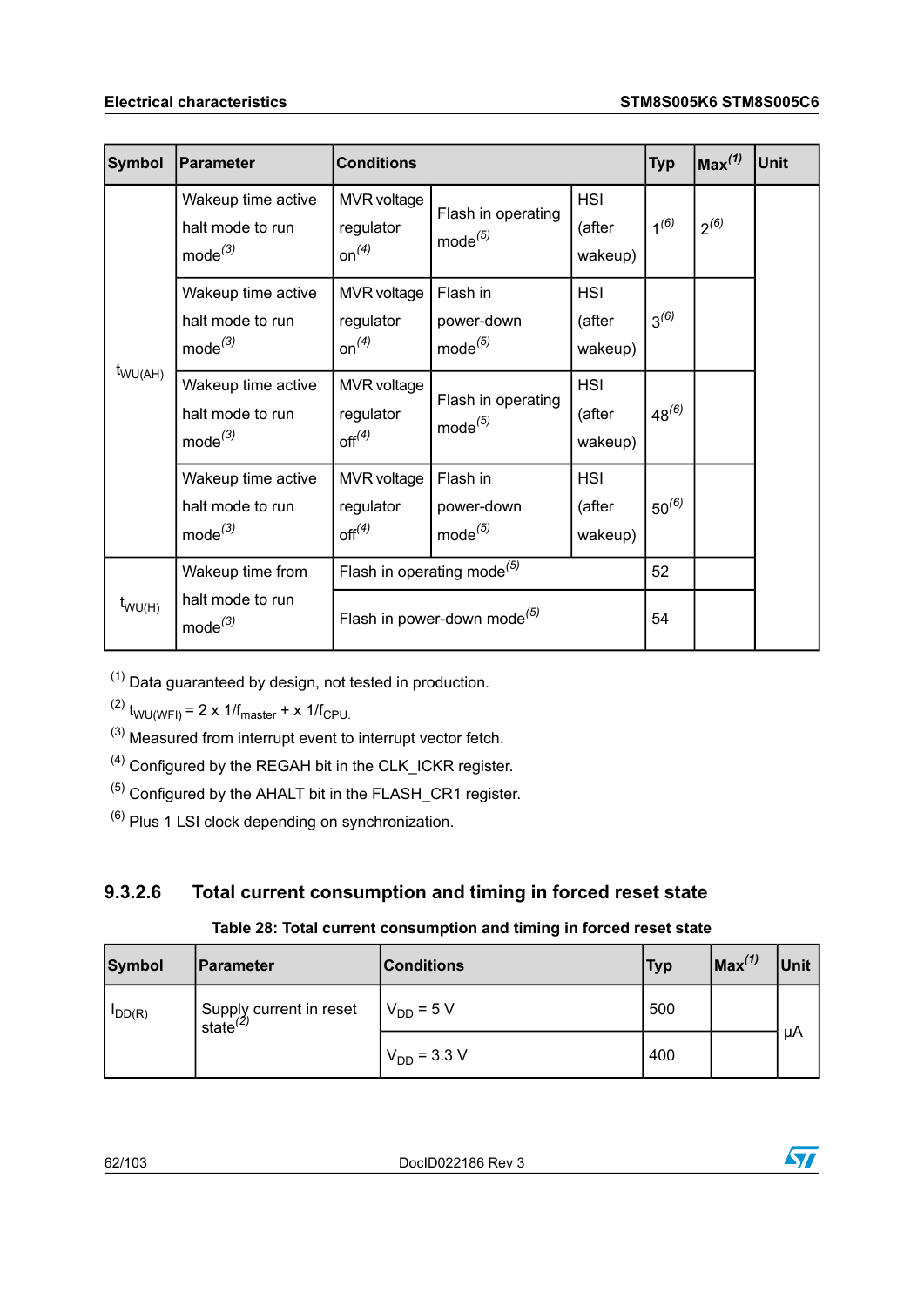| Symbol | Parameter | Conditions | | | Typ | Max[1] | Unit |
|---|---|---|---|---|---|---|---|
| $t_{WU(AH)}$ | Wakeup time active halt mode to run mode[3] | MVR voltage regulator on[4] | Flash in operating mode[5] | HSI (after wakeup) | 1[6] | 2[6] | |
| | Wakeup time active halt mode to run mode[3] | MVR voltage regulator on[4] | Flash in power-down mode[5] | HSI (after wakeup) | 3[6] | | |
| | Wakeup time active halt mode to run mode[3] | MVR voltage regulator off[4] | Flash in operating mode[5] | HSI (after wakeup) | 48[6] | | |
| | Wakeup time active halt mode to run mode[3] | MVR voltage regulator off[4] | Flash in power-down mode[5] | HSI (after wakeup) | 50[6] | | |
| $t_{WU(H)}$ | Wakeup time from halt mode to run mode[3] | Flash in operating mode[5] | | | 52 | | |
| | | Flash in power-down mode[5] | | | 54 | | |

[1] Data guaranteed by design, not tested in production.

[2] $t_{WU(WFI)} = 2 \times 1/f_{master} + \times 1/f_{CPU.}$

[3] Measured from interrupt event to interrupt vector fetch.

[4] Configured by the REGAH bit in the CLK_ICKR register.

[5] Configured by the AHALT bit in the FLASH_CR1 register.

[6] Plus 1 LSI clock depending on synchronization.

### 9.3.2.6 Total current consumption and timing in forced reset state

**Table 28: Total current consumption and timing in forced reset state**

| Symbol | Parameter | Conditions | Typ | Max[1] | Unit |
|---|---|---|---|---|---|
| $I_{DD(R)}$ | Supply current in reset state[2] | $V_{DD}$ = 5 V | 500 | | µA |
| | | $V_{DD}$ = 3.3 V | 400 | | |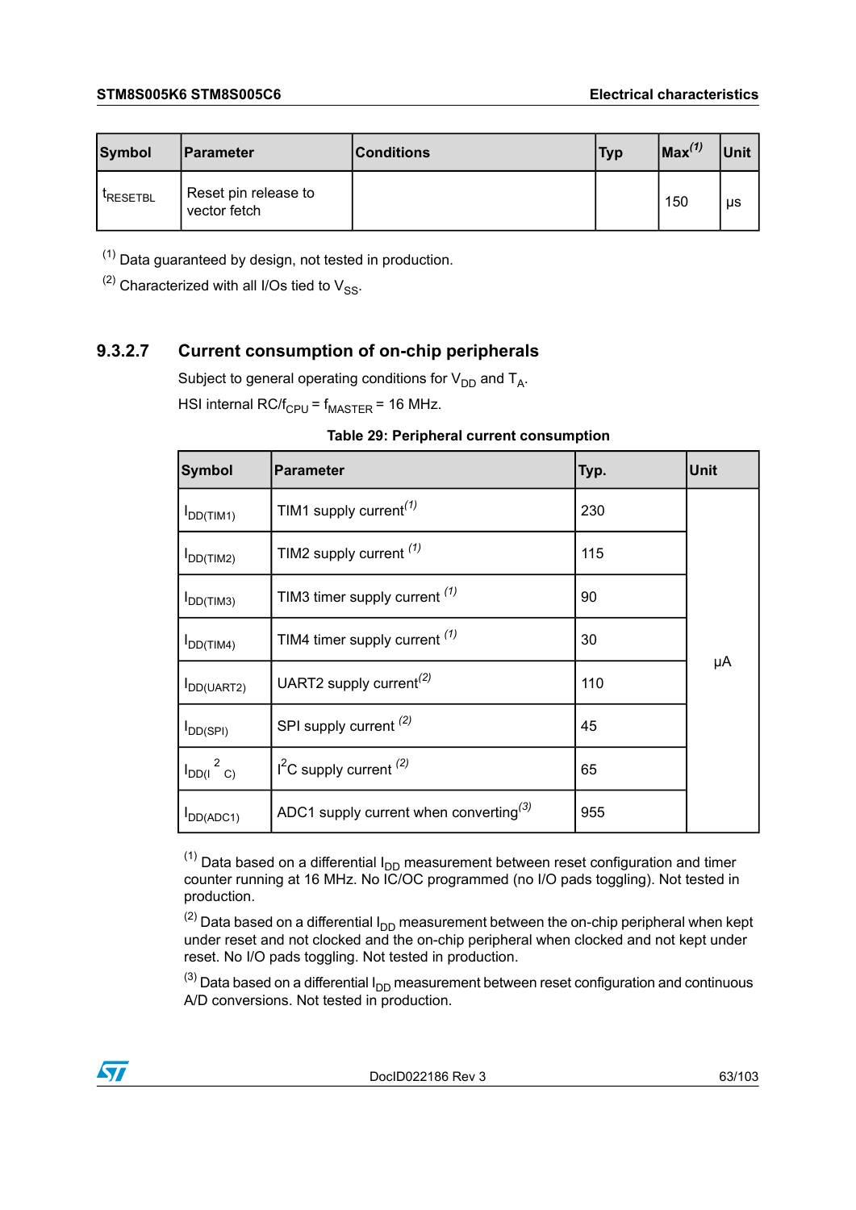| Symbol | Parameter | Conditions | Typ | Max[(1)] | Unit |
|---|---|---|---|---|---|
| $t_{RESETBL}$ | Reset pin release to vector fetch | | | 150 | μs |

(1) Data guaranteed by design, not tested in production.

(2) Characterized with all I/Os tied to $V_{SS}$.

### 9.3.2.7 Current consumption of on-chip peripherals

Subject to general operating conditions for $V_{DD}$ and $T_A$.

HSI internal RC/$f_{CPU}$ = $f_{MASTER}$ = 16 MHz.

**Table 29: Peripheral current consumption**

| Symbol | Parameter | Typ. | Unit |
|---|---|---|---|
| $I_{DD(TIM1)}$ | TIM1 supply current[(1)] | 230 | μA |
| $I_{DD(TIM2)}$ | TIM2 supply current [(1)] | 115 | |
| $I_{DD(TIM3)}$ | TIM3 timer supply current [(1)] | 90 | |
| $I_{DD(TIM4)}$ | TIM4 timer supply current [(1)] | 30 | |
| $I_{DD(UART2)}$ | UART2 supply current[(2)] | 110 | |
| $I_{DD(SPI)}$ | SPI supply current [(2)] | 45 | |
| $I_{DD(I^2C)}$ | $I^2C$ supply current [(2)] | 65 | |
| $I_{DD(ADC1)}$ | ADC1 supply current when converting[(3)] | 955 | |

(1) Data based on a differential $I_{DD}$ measurement between reset configuration and timer counter running at 16 MHz. No IC/OC programmed (no I/O pads toggling). Not tested in production.

(2) Data based on a differential $I_{DD}$ measurement between the on-chip peripheral when kept under reset and not clocked and the on-chip peripheral when clocked and not kept under reset. No I/O pads toggling. Not tested in production.

(3) Data based on a differential $I_{DD}$ measurement between reset configuration and continuous A/D conversions. Not tested in production.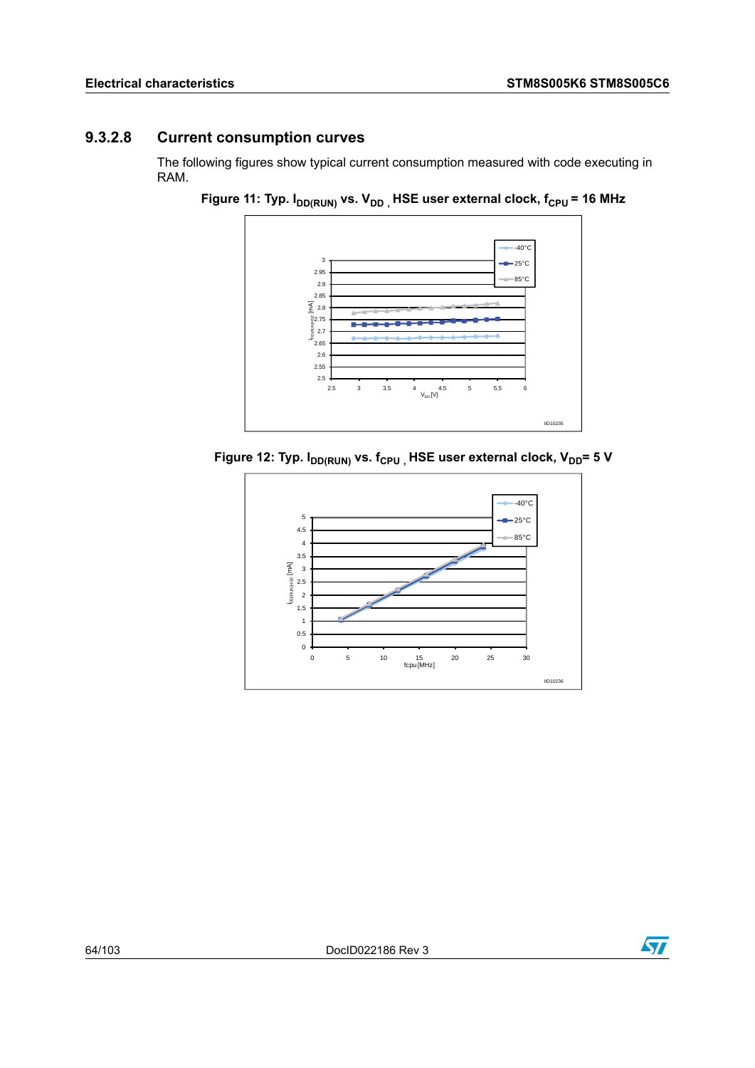### 9.3.2.8 Current consumption curves

The following figures show typical current consumption measured with code executing in RAM.

**Figure 11: Typ. $I_{DD(RUN)}$ vs. $V_{DD}$ , HSE user external clock, $f_{CPU}$ = 16 MHz**

**Figure 12: Typ. $I_{DD(RUN)}$ vs. $f_{CPU}$ , HSE user external clock, $V_{DD}$= 5 V**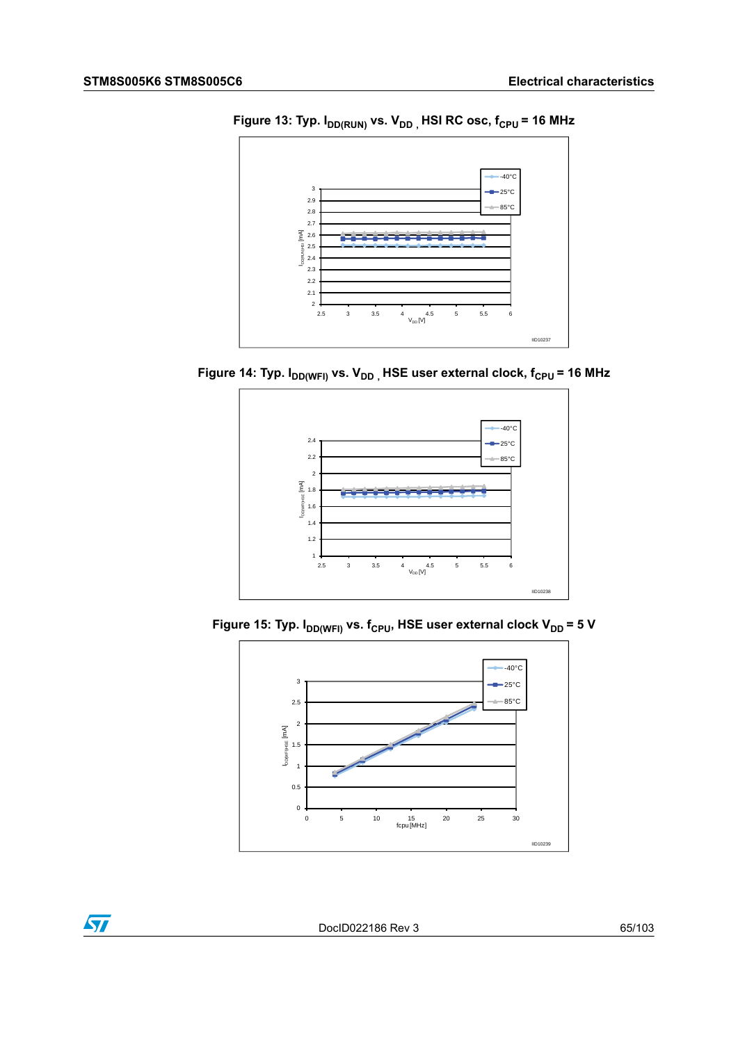Figure 13: Typ. $I_{DD(RUN)}$ vs. $V_{DD}$ , HSI RC osc, $f_{CPU}$ = 16 MHz

Figure 14: Typ. $I_{DD(WFI)}$ vs. $V_{DD}$ , HSE user external clock, $f_{CPU}$ = 16 MHz

Figure 15: Typ. $I_{DD(WFI)}$ vs. $f_{CPU}$, HSE user external clock $V_{DD}$ = 5 V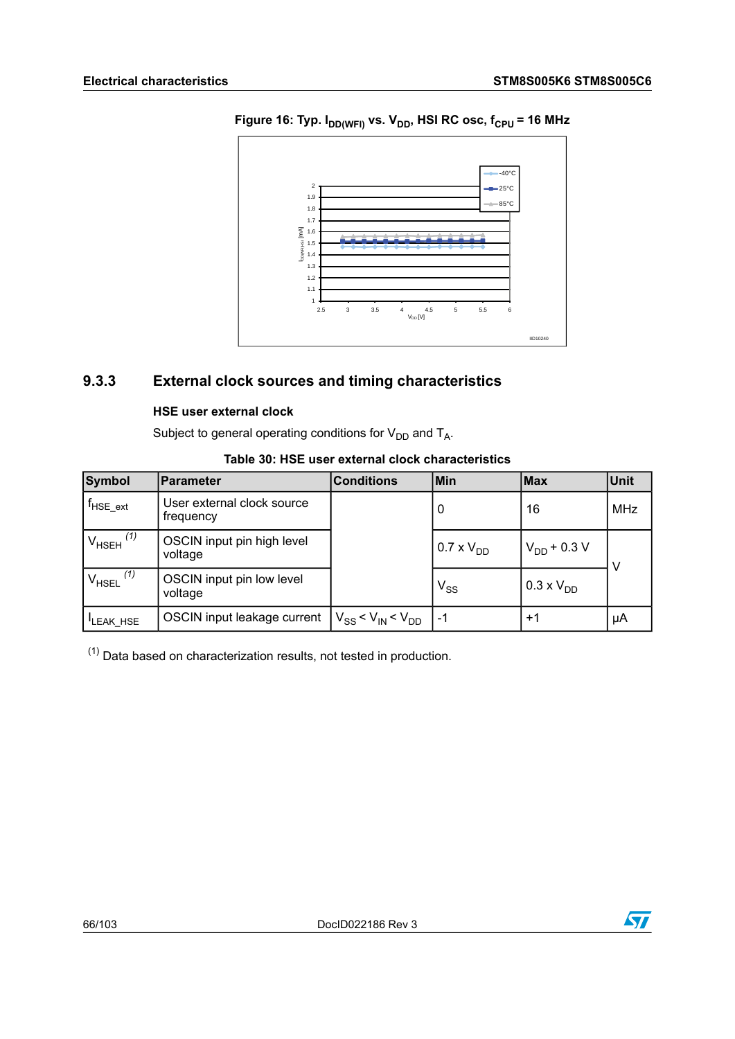**Figure 16: Typ. $I_{DD(WFI)}$ vs. $V_{DD}$, HSI RC osc, $f_{CPU}$ = 16 MHz**

### 9.3.3 External clock sources and timing characteristics

**HSE user external clock**

Subject to general operating conditions for $V_{DD}$ and $T_A$.

**Table 30: HSE user external clock characteristics**

| Symbol | Parameter | Conditions | Min | Max | Unit |
|---|---|---|---|---|---|
| $f_{HSE\_ext}$ | User external clock source frequency | | 0 | 16 | MHz |
| $V_{HSEH}$ (1) | OSCIN input pin high level voltage | | 0.7 x $V_{DD}$ | $V_{DD}$ + 0.3 V | V |
| $V_{HSEL}$ (1) | OSCIN input pin low level voltage | | $V_{SS}$ | 0.3 x $V_{DD}$ | V |
| $I_{LEAK\_HSE}$ | OSCIN input leakage current | $V_{SS} < V_{IN} < V_{DD}$ | -1 | +1 | µA |

(1) Data based on characterization results, not tested in production.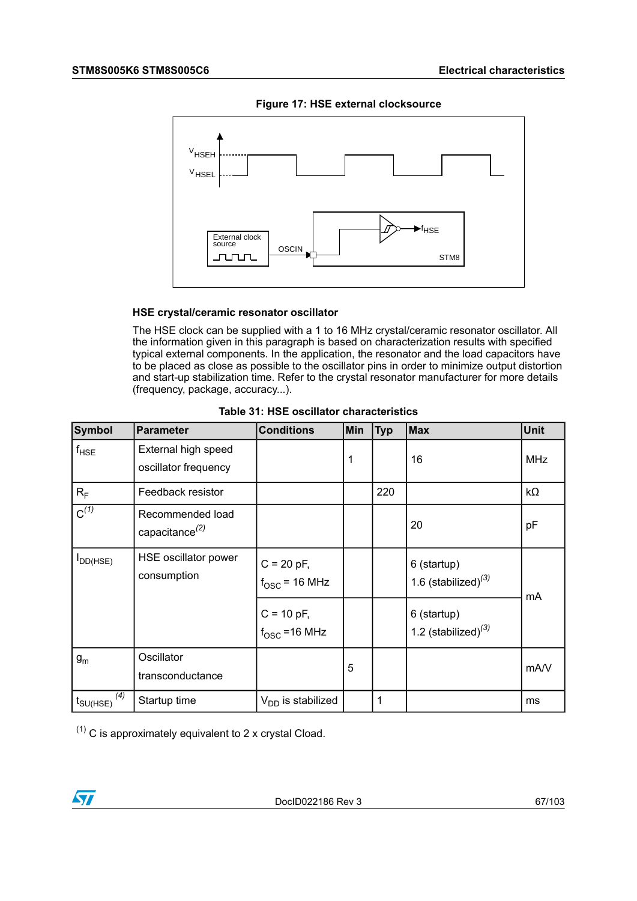Figure 17: HSE external clocksource

### HSE crystal/ceramic resonator oscillator

The HSE clock can be supplied with a 1 to 16 MHz crystal/ceramic resonator oscillator. All the information given in this paragraph is based on characterization results with specified typical external components. In the application, the resonator and the load capacitors have to be placed as close as possible to the oscillator pins in order to minimize output distortion and start-up stabilization time. Refer to the crystal resonator manufacturer for more details (frequency, package, accuracy...).

**Table 31: HSE oscillator characteristics**

| Symbol | Parameter | Conditions | Min | Typ | Max | Unit |
|---|---|---|---|---|---|---|
| $f_{HSE}$ | External high speed oscillator frequency | | 1 | | 16 | MHz |
| $R_F$ | Feedback resistor | | | 220 | | kΩ |
| C[(1)] | Recommended load capacitance[(2)] | | | | 20 | pF |
| $I_{DD(HSE)}$ | HSE oscillator power consumption | C = 20 pF, $f_{OSC}$ = 16 MHz | | | 6 (startup) 1.6 (stabilized)[(3)] | mA |
| | | C = 10 pF, $f_{OSC}$ =16 MHz | | | 6 (startup) 1.2 (stabilized)[(3)] | mA |
| $g_m$ | Oscillator transconductance | | 5 | | | mA/V |
| $t_{SU(HSE)}$[(4)] | Startup time | $V_{DD}$ is stabilized | | 1 | | ms |

[(1)] C is approximately equivalent to 2 x crystal Cload.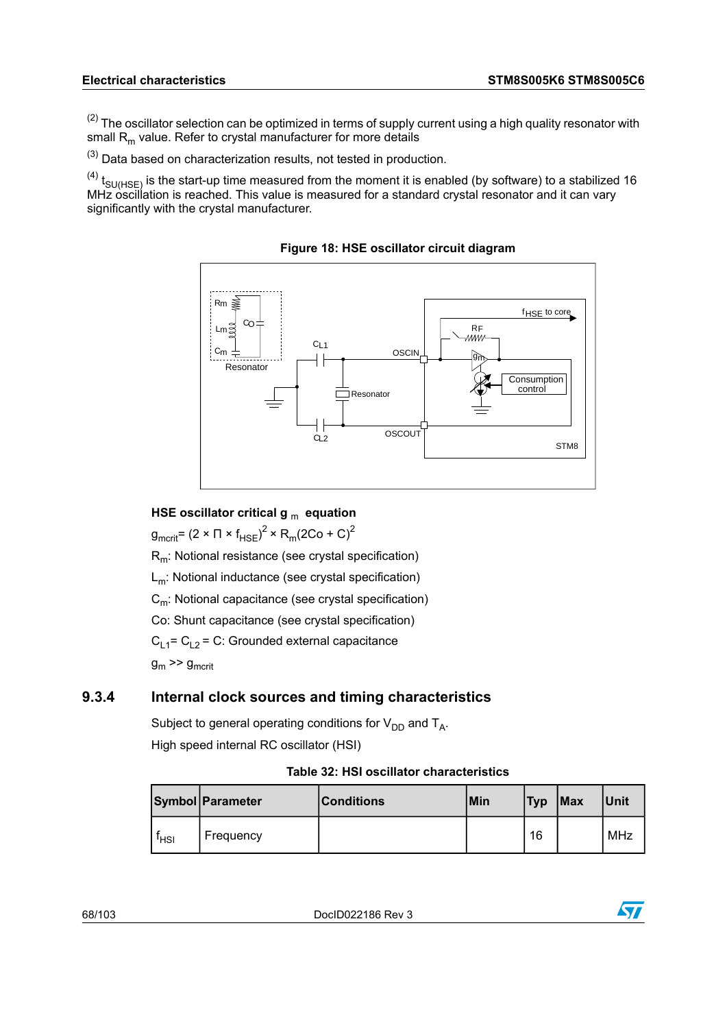(2) The oscillator selection can be optimized in terms of supply current using a high quality resonator with small $R_m$ value. Refer to crystal manufacturer for more details

(3) Data based on characterization results, not tested in production.

(4) $t_{SU(HSE)}$ is the start-up time measured from the moment it is enabled (by software) to a stabilized 16 MHz oscillation is reached. This value is measured for a standard crystal resonator and it can vary significantly with the crystal manufacturer.

**Figure 18: HSE oscillator circuit diagram**

**HSE oscillator critical $g_m$ equation**

$g_{mcrit} = (2 \times \Pi \times f_{HSE})^2 \times R_m(2Co + C)^2$

$R_m$: Notional resistance (see crystal specification)

$L_m$: Notional inductance (see crystal specification)

$C_m$: Notional capacitance (see crystal specification)

Co: Shunt capacitance (see crystal specification)

$C_{L1} = C_{L2} = C$: Grounded external capacitance

$g_m >> g_{mcrit}$

## 9.3.4 Internal clock sources and timing characteristics

Subject to general operating conditions for $V_{DD}$ and $T_A$.

High speed internal RC oscillator (HSI)

**Table 32: HSI oscillator characteristics**

| Symbol | Parameter | Conditions | Min | Typ | Max | Unit |
|---|---|---|---|---|---|---|
| $f_{HSI}$ | Frequency | | | 16 | | MHz |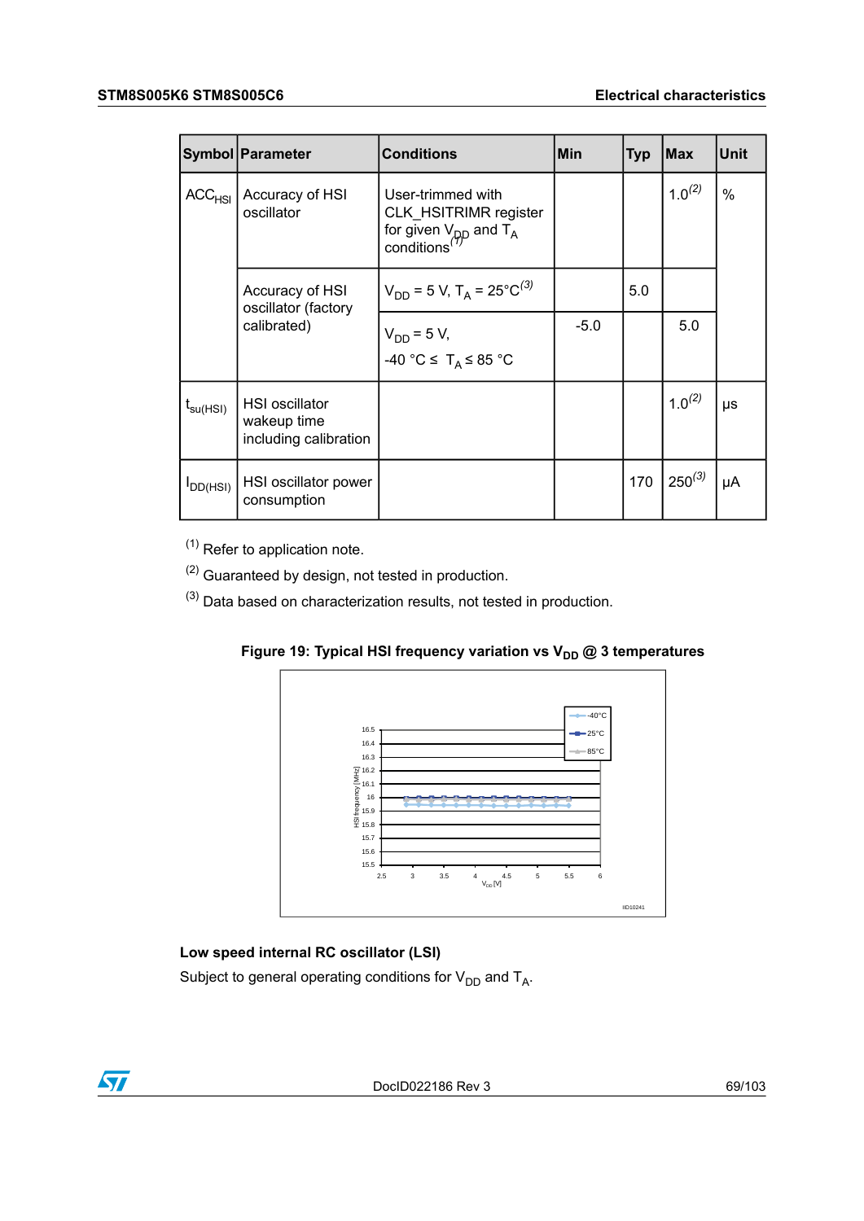| Symbol | Parameter | Conditions | Min | Typ | Max | Unit |
| --- | --- | --- | --- | --- | --- | --- |
| $ACC_{HSI}$ | Accuracy of HSI oscillator | User-trimmed with CLK_HSITRIMR register for given $V_{DD}$ and $T_A$ conditions[1] | | | 1.0[2] | % |
| | Accuracy of HSI oscillator (factory calibrated) | $V_{DD}$ = 5 V, $T_A$ = 25°C[3] | | 5.0 | | |
| | | $V_{DD}$ = 5 V, -40 °C ≤ $T_A$ ≤ 85 °C | -5.0 | | 5.0 | |
| $t_{su(HSI)}$ | HSI oscillator wakeup time including calibration | | | | 1.0[2] | µs |
| $I_{DD(HSI)}$ | HSI oscillator power consumption | | | 170 | 250[3] | µA |

[1] Refer to application note.

[2] Guaranteed by design, not tested in production.

[3] Data based on characterization results, not tested in production.

**Figure 19: Typical HSI frequency variation vs $V_{DD}$ @ 3 temperatures**

### Low speed internal RC oscillator (LSI)

Subject to general operating conditions for $V_{DD}$ and $T_A$.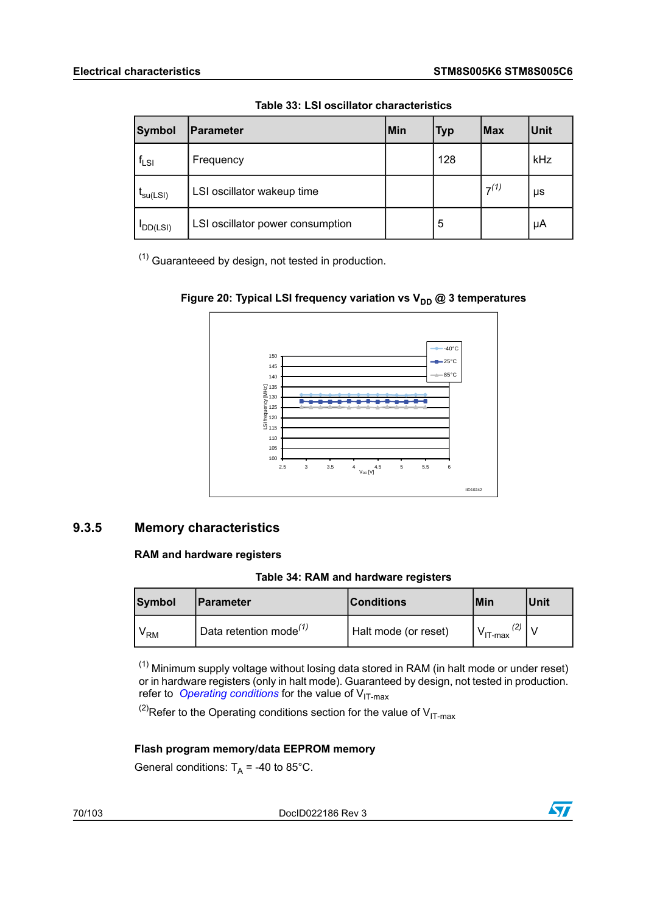**Table 33: LSI oscillator characteristics**

| Symbol | Parameter | Min | Typ | Max | Unit |
|---|---|---|---|---|---|
| $f_{LSI}$ | Frequency | | 128 | | kHz |
| $t_{su(LSI)}$ | LSI oscillator wakeup time | | | 7(1) | µs |
| $I_{DD(LSI)}$ | LSI oscillator power consumption | | 5 | | µA |

(1) Guaranteeed by design, not tested in production.

**Figure 20: Typical LSI frequency variation vs $V_{DD}$ @ 3 temperatures**

## 9.3.5 Memory characteristics

### RAM and hardware registers

**Table 34: RAM and hardware registers**

| Symbol | Parameter | Conditions | Min | Unit |
|---|---|---|---|---|
| $V_{RM}$ | Data retention mode(1) | Halt mode (or reset) | $V_{IT-max}$ (2) | V |

(1) Minimum supply voltage without losing data stored in RAM (in halt mode or under reset) or in hardware registers (only in halt mode). Guaranteed by design, not tested in production. refer to *Operating conditions* for the value of $V_{IT-max}$

(2) Refer to the Operating conditions section for the value of $V_{IT-max}$

### Flash program memory/data EEPROM memory

General conditions: $T_A$ = -40 to 85°C.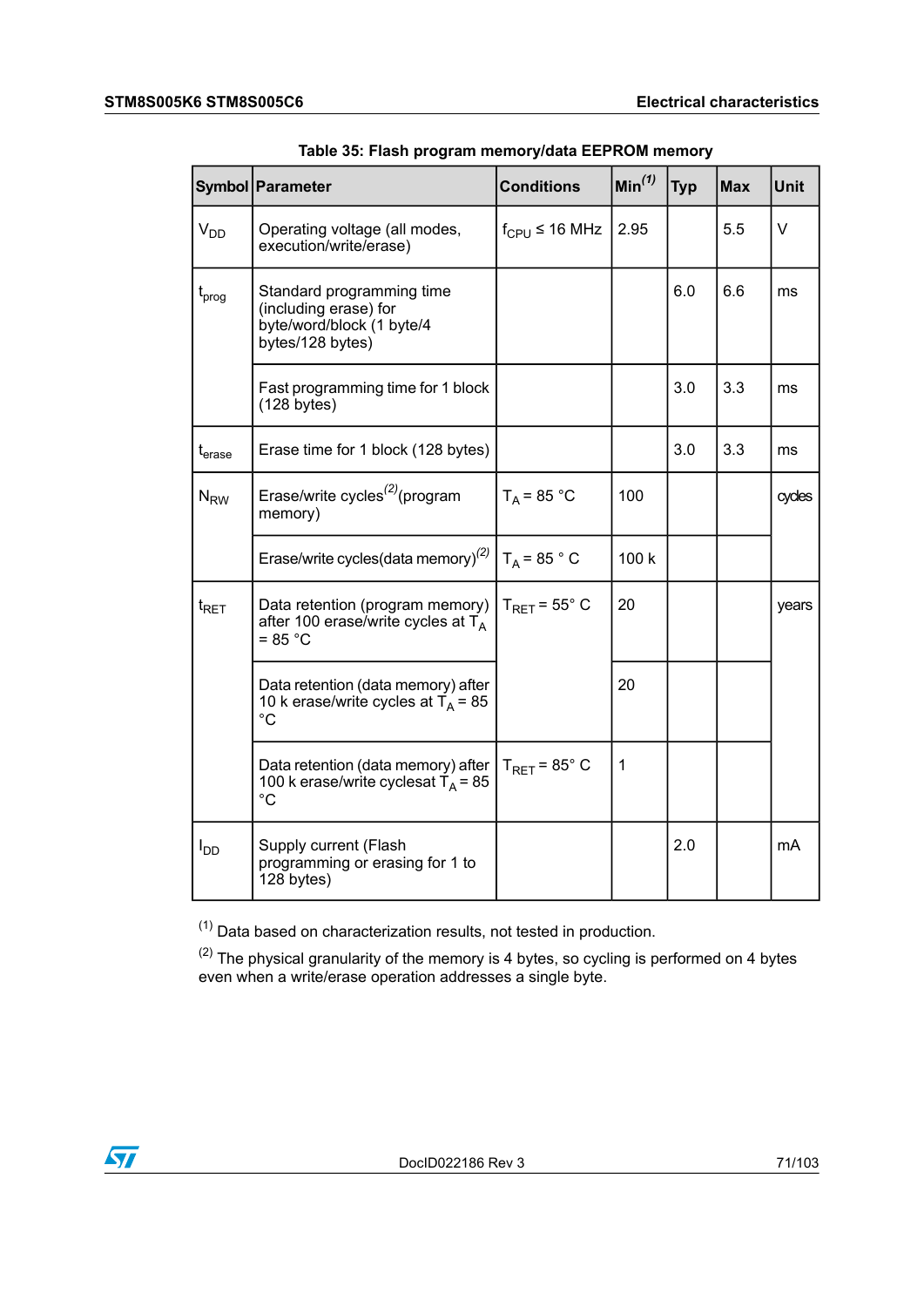Table 35: Flash program memory/data EEPROM memory

| Symbol | Parameter | Conditions | Min[1] | Typ | Max | Unit |
|---|---|---|---|---|---|---|
| $V_{DD}$ | Operating voltage (all modes, execution/write/erase) | $f_{CPU} \leq 16$ MHz | 2.95 | | 5.5 | V |
| $t_{prog}$ | Standard programming time (including erase) for byte/word/block (1 byte/4 bytes/128 bytes) | | | 6.0 | 6.6 | ms |
| | Fast programming time for 1 block (128 bytes) | | | 3.0 | 3.3 | ms |
| $t_{erase}$ | Erase time for 1 block (128 bytes) | | | 3.0 | 3.3 | ms |
| $N_{RW}$ | Erase/write cycles[2](program memory) | $T_A = 85$ °C | 100 | | | cycles |
| | Erase/write cycles(data memory)[2] | $T_A = 85$ ° C | 100 k | | | |
| $t_{RET}$ | Data retention (program memory) after 100 erase/write cycles at $T_A$ = 85 °C | $T_{RET} = 55$° C | 20 | | | years |
| | Data retention (data memory) after 10 k erase/write cycles at $T_A$ = 85 °C | | 20 | | | |
| | Data retention (data memory) after 100 k erase/write cyclesat $T_A$ = 85 °C | $T_{RET} = 85$° C | 1 | | | |
| $I_{DD}$ | Supply current (Flash programming or erasing for 1 to 128 bytes) | | | 2.0 | | mA |

(1) Data based on characterization results, not tested in production.

(2) The physical granularity of the memory is 4 bytes, so cycling is performed on 4 bytes even when a write/erase operation addresses a single byte.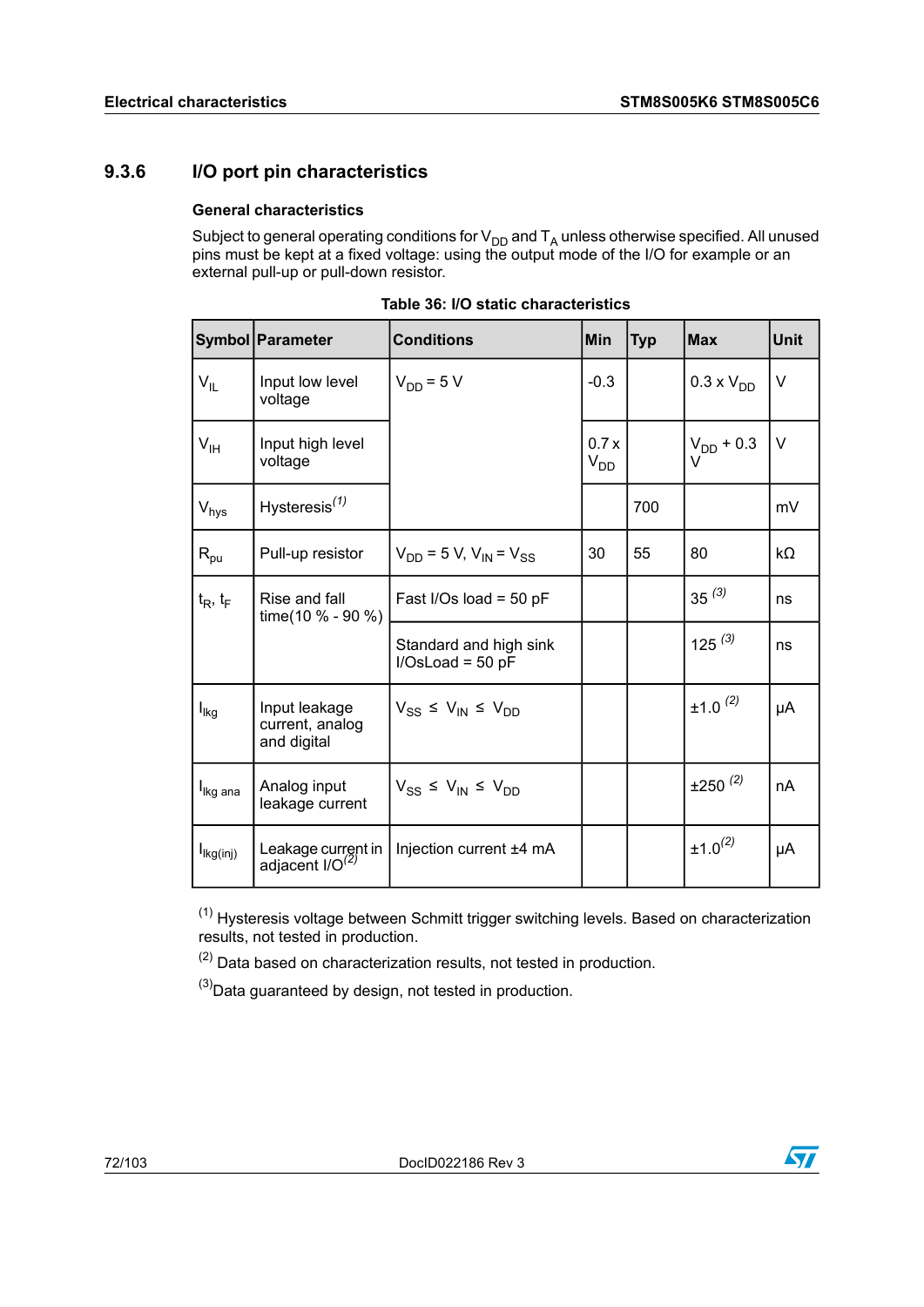## 9.3.6 I/O port pin characteristics

### General characteristics

Subject to general operating conditions for $V_{DD}$ and $T_A$ unless otherwise specified. All unused pins must be kept at a fixed voltage: using the output mode of the I/O for example or an external pull-up or pull-down resistor.

**Table 36: I/O static characteristics**

| Symbol | Parameter | Conditions | Min | Typ | Max | Unit |
|---|---|---|---|---|---|---|
| $V_{IL}$ | Input low level voltage | $V_{DD}$ = 5 V | -0.3 | | 0.3 x $V_{DD}$ | V |
| $V_{IH}$ | Input high level voltage | | 0.7 x $V_{DD}$ | | $V_{DD}$ + 0.3 V | V |
| $V_{hys}$ | Hysteresis(1) | | | 700 | | mV |
| $R_{pu}$ | Pull-up resistor | $V_{DD}$ = 5 V, $V_{IN}$ = $V_{SS}$ | 30 | 55 | 80 | kΩ |
| $t_R$, $t_F$ | Rise and fall time(10 % - 90 %) | Fast I/Os load = 50 pF | | | 35 (3) | ns |
| | | Standard and high sink I/OsLoad = 50 pF | | | 125 (3) | ns |
| $I_{lkg}$ | Input leakage current, analog and digital | $V_{SS} \leq V_{IN} \leq V_{DD}$ | | | ±1.0 (2) | µA |
| $I_{lkg\ ana}$ | Analog input leakage current | $V_{SS} \leq V_{IN} \leq V_{DD}$ | | | ±250 (2) | nA |
| $I_{lkg(inj)}$ | Leakage current in adjacent I/O(2) | Injection current ±4 mA | | | ±1.0(2) | µA |

(1) Hysteresis voltage between Schmitt trigger switching levels. Based on characterization results, not tested in production.

(2) Data based on characterization results, not tested in production.

(3) Data guaranteed by design, not tested in production.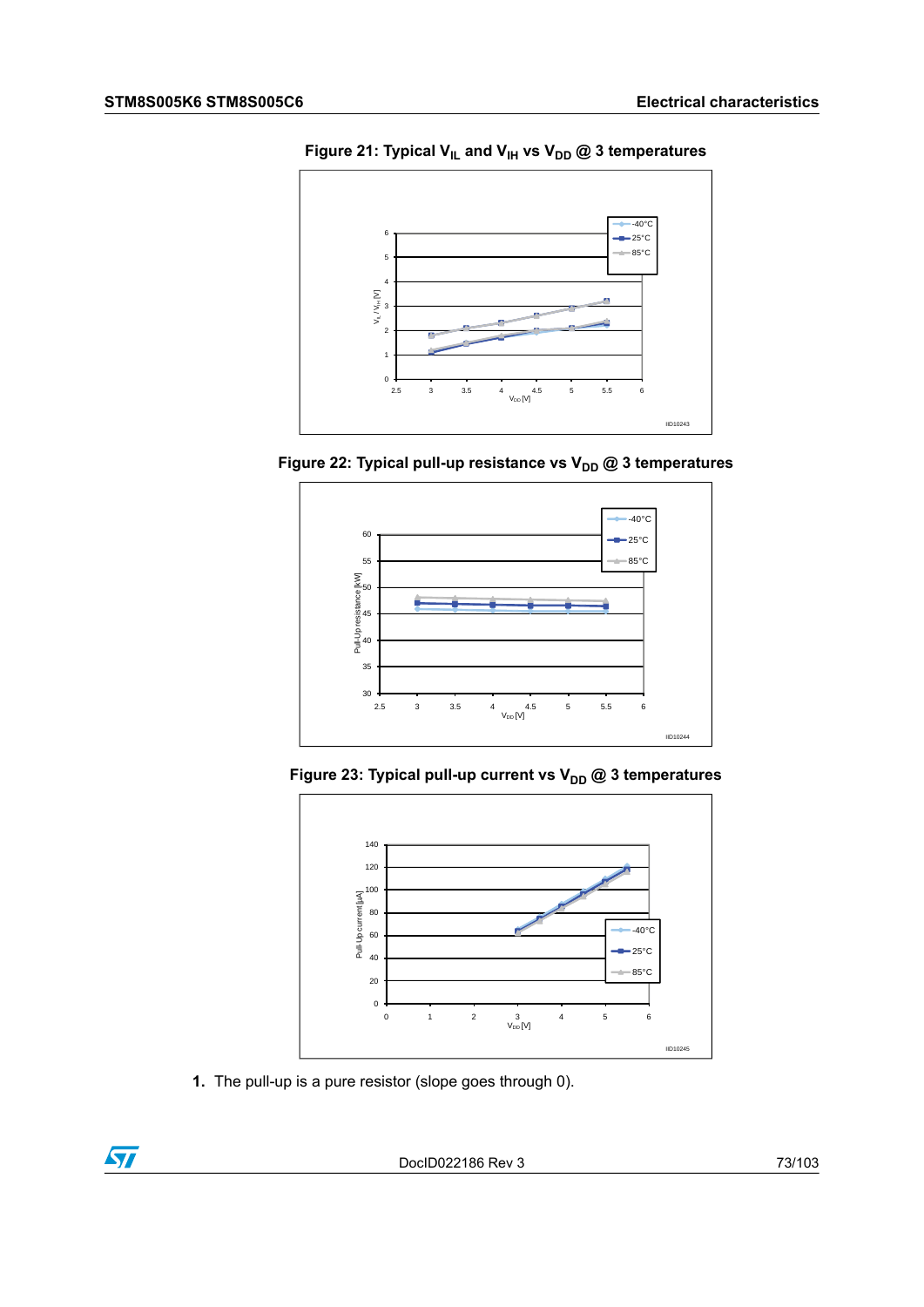Figure 21: Typical $V_{IL}$ and $V_{IH}$ vs $V_{DD}$ @ 3 temperatures

Figure 22: Typical pull-up resistance vs $V_{DD}$ @ 3 temperatures

Figure 23: Typical pull-up current vs $V_{DD}$ @ 3 temperatures

1. The pull-up is a pure resistor (slope goes through 0).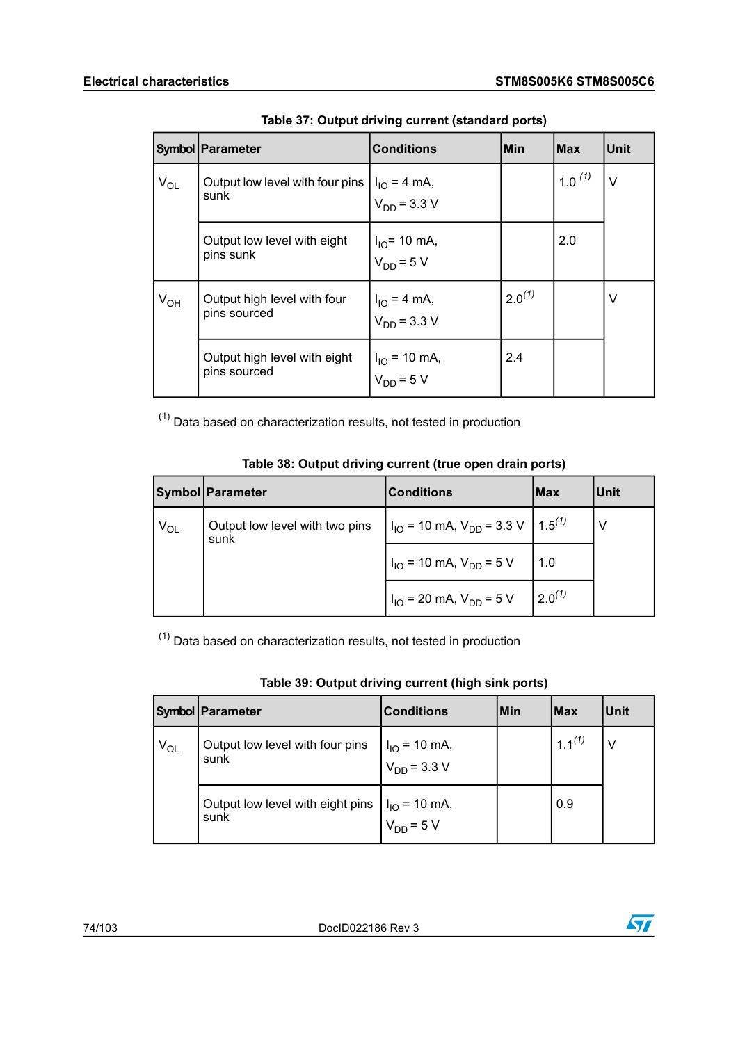**Table 37: Output driving current (standard ports)**

| Symbol | Parameter | Conditions | Min | Max | Unit |
|---|---|---|---|---|---|
| $V_{OL}$ | Output low level with four pins sunk | $I_{IO}$ = 4 mA, $V_{DD}$ = 3.3 V | | 1.0 [(1)] | V |
| | Output low level with eight pins sunk | $I_{IO}$= 10 mA, $V_{DD}$ = 5 V | | 2.0 | |
| $V_{OH}$ | Output high level with four pins sourced | $I_{IO}$ = 4 mA, $V_{DD}$ = 3.3 V | 2.0[(1)] | | V |
| | Output high level with eight pins sourced | $I_{IO}$ = 10 mA, $V_{DD}$ = 5 V | 2.4 | | |

[(1)] Data based on characterization results, not tested in production

**Table 38: Output driving current (true open drain ports)**

| Symbol | Parameter | Conditions | Max | Unit |
|---|---|---|---|---|
| $V_{OL}$ | Output low level with two pins sunk | $I_{IO}$ = 10 mA, $V_{DD}$ = 3.3 V | 1.5[(1)] | V |
| | | $I_{IO}$ = 10 mA, $V_{DD}$ = 5 V | 1.0 | |
| | | $I_{IO}$ = 20 mA, $V_{DD}$ = 5 V | 2.0[(1)] | |

[(1)] Data based on characterization results, not tested in production

**Table 39: Output driving current (high sink ports)**

| Symbol | Parameter | Conditions | Min | Max | Unit |
|---|---|---|---|---|---|
| $V_{OL}$ | Output low level with four pins sunk | $I_{IO}$ = 10 mA, $V_{DD}$ = 3.3 V | | 1.1[(1)] | V |
| | Output low level with eight pins sunk | $I_{IO}$ = 10 mA, $V_{DD}$ = 5 V | | 0.9 | |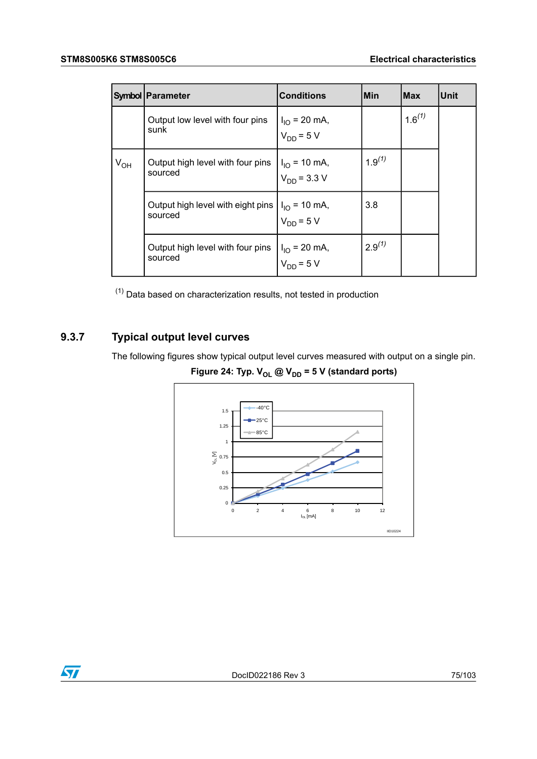| Symbol | Parameter | Conditions | Min | Max | Unit |
|---|---|---|---|---|---|
| | Output low level with four pins sunk | $I_{IO}$ = 20 mA, $V_{DD}$ = 5 V | | 1.6[(1)] | |
| $V_{OH}$ | Output high level with four pins sourced | $I_{IO}$ = 10 mA, $V_{DD}$ = 3.3 V | 1.9[(1)] | | |
| | Output high level with eight pins sourced | $I_{IO}$ = 10 mA, $V_{DD}$ = 5 V | 3.8 | | |
| | Output high level with four pins sourced | $I_{IO}$ = 20 mA, $V_{DD}$ = 5 V | 2.9[(1)] | | |

[(1)] Data based on characterization results, not tested in production

### 9.3.7 Typical output level curves

The following figures show typical output level curves measured with output on a single pin.

**Figure 24: Typ. $V_{OL}$ @ $V_{DD}$ = 5 V (standard ports)**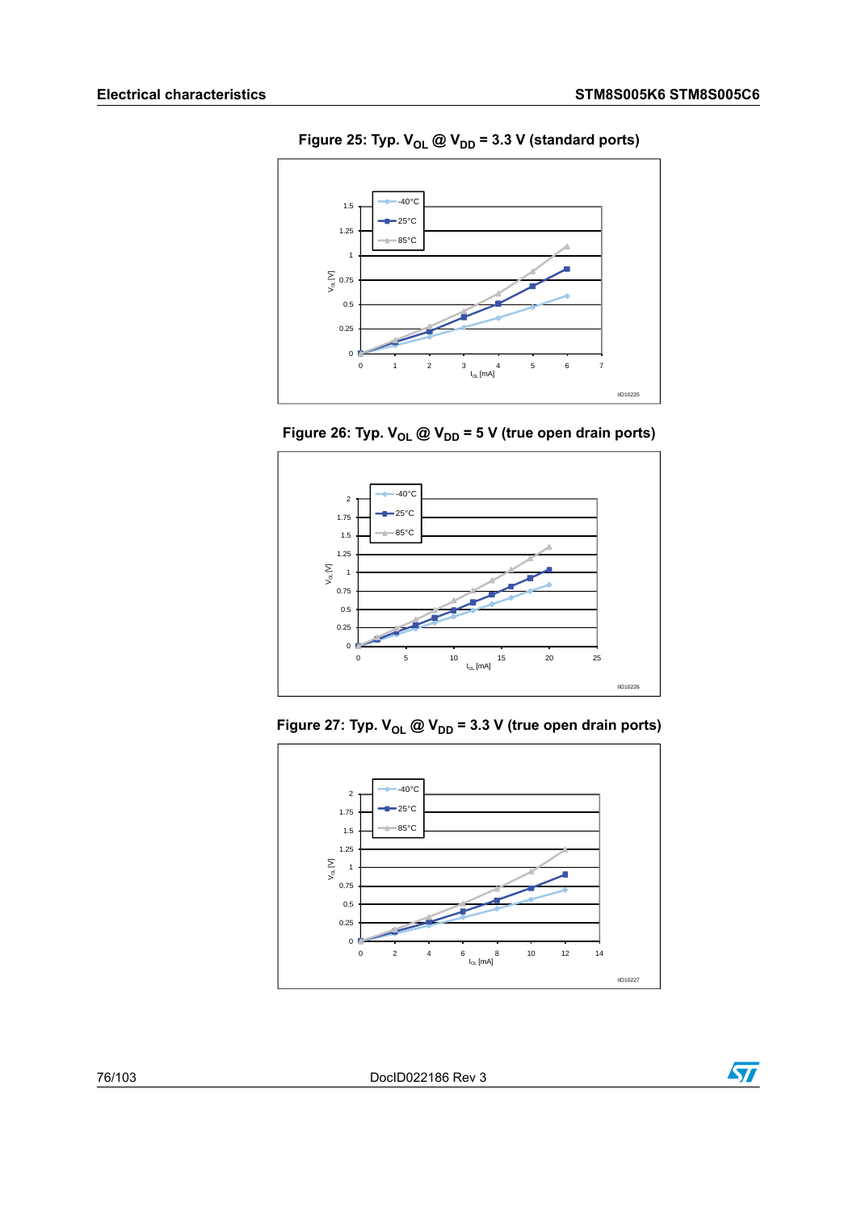Figure 25: Typ. $V_{OL}$ @ $V_{DD}$ = 3.3 V (standard ports)

Figure 26: Typ. $V_{OL}$ @ $V_{DD}$ = 5 V (true open drain ports)

Figure 27: Typ. $V_{OL}$ @ $V_{DD}$ = 3.3 V (true open drain ports)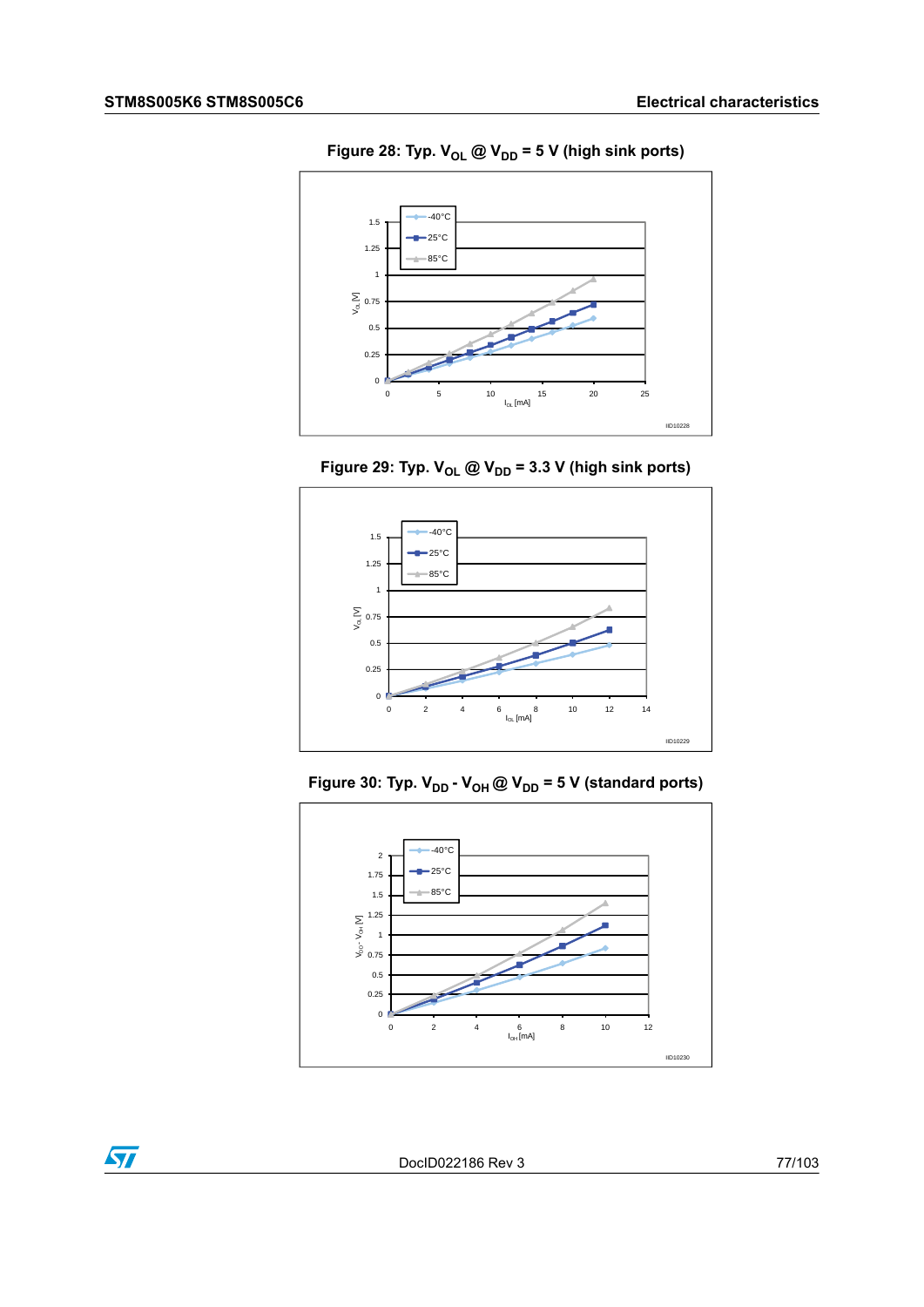Figure 28: Typ. $V_{OL}$ @ $V_{DD}$ = 5 V (high sink ports)

Figure 29: Typ. $V_{OL}$ @ $V_{DD}$ = 3.3 V (high sink ports)

Figure 30: Typ. $V_{DD}$ - $V_{OH}$ @ $V_{DD}$ = 5 V (standard ports)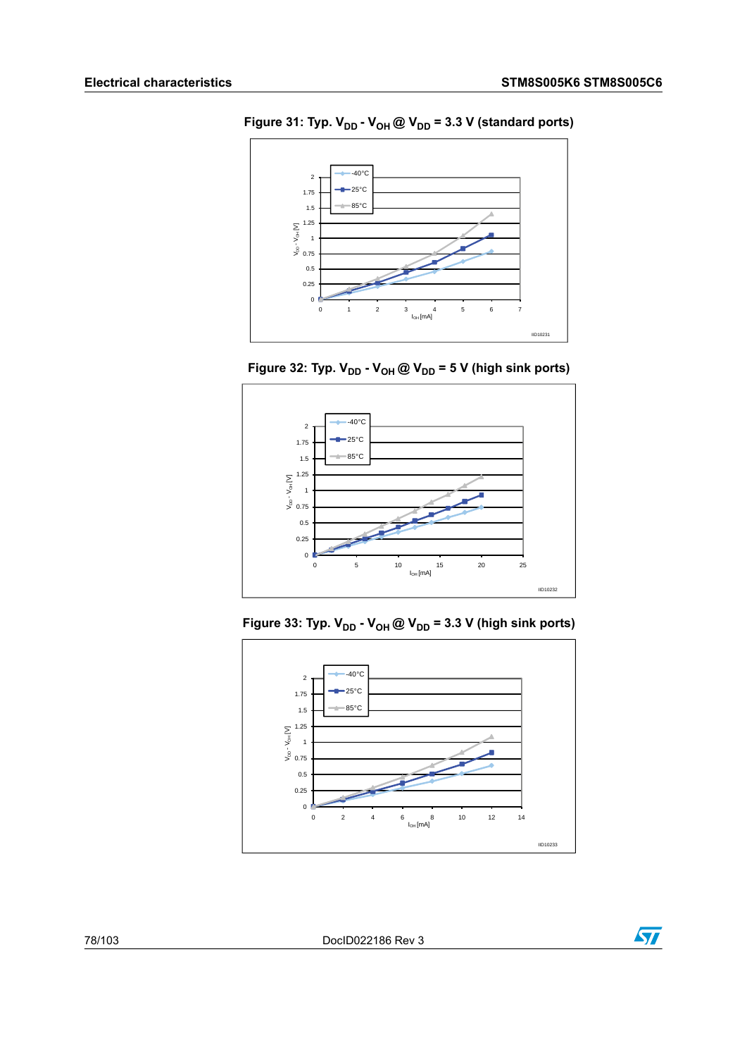Figure 31: Typ. $V_{DD}$ - $V_{OH}$ @ $V_{DD}$ = 3.3 V (standard ports)

Figure 32: Typ. $V_{DD}$ - $V_{OH}$ @ $V_{DD}$ = 5 V (high sink ports)

Figure 33: Typ. $V_{DD}$ - $V_{OH}$ @ $V_{DD}$ = 3.3 V (high sink ports)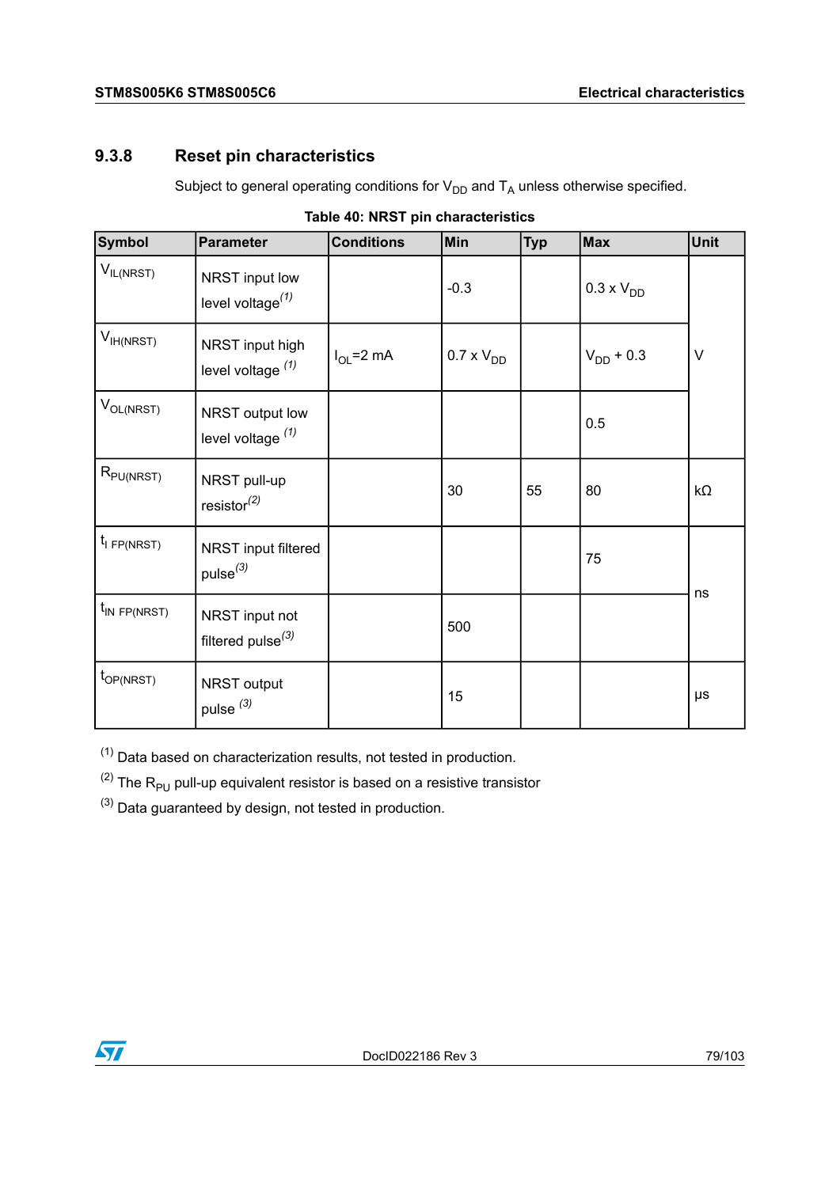### 9.3.8 Reset pin characteristics

Subject to general operating conditions for $V_{DD}$ and $T_A$ unless otherwise specified.

**Table 40: NRST pin characteristics**

| Symbol | Parameter | Conditions | Min | Typ | Max | Unit |
|---|---|---|---|---|---|---|
| $V_{IL(NRST)}$ | NRST input low level voltage(1) | | -0.3 | | 0.3 x $V_{DD}$ | V |
| $V_{IH(NRST)}$ | NRST input high level voltage (1) | $I_{OL}$=2 mA | 0.7 x $V_{DD}$ | | $V_{DD}$ + 0.3 | V |
| $V_{OL(NRST)}$ | NRST output low level voltage (1) | | | | 0.5 | V |
| $R_{PU(NRST)}$ | NRST pull-up resistor(2) | | 30 | 55 | 80 | kΩ |
| $t_{I\ FP(NRST)}$ | NRST input filtered pulse(3) | | | | 75 | ns |
| $t_{IN\ FP(NRST)}$ | NRST input not filtered pulse(3) | | 500 | | | ns |
| $t_{OP(NRST)}$ | NRST output pulse (3) | | 15 | | | μs |

(1) Data based on characterization results, not tested in production.

(2) The $R_{PU}$ pull-up equivalent resistor is based on a resistive transistor

(3) Data guaranteed by design, not tested in production.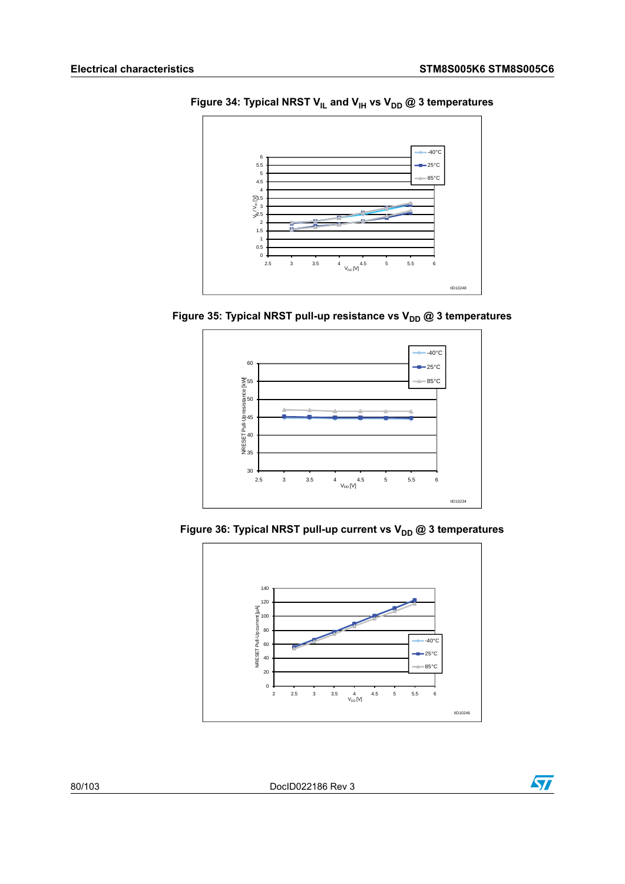Figure 34: Typical NRST $V_{IL}$ and $V_{IH}$ vs $V_{DD}$ @ 3 temperatures

Figure 35: Typical NRST pull-up resistance vs $V_{DD}$ @ 3 temperatures

Figure 36: Typical NRST pull-up current vs $V_{DD}$ @ 3 temperatures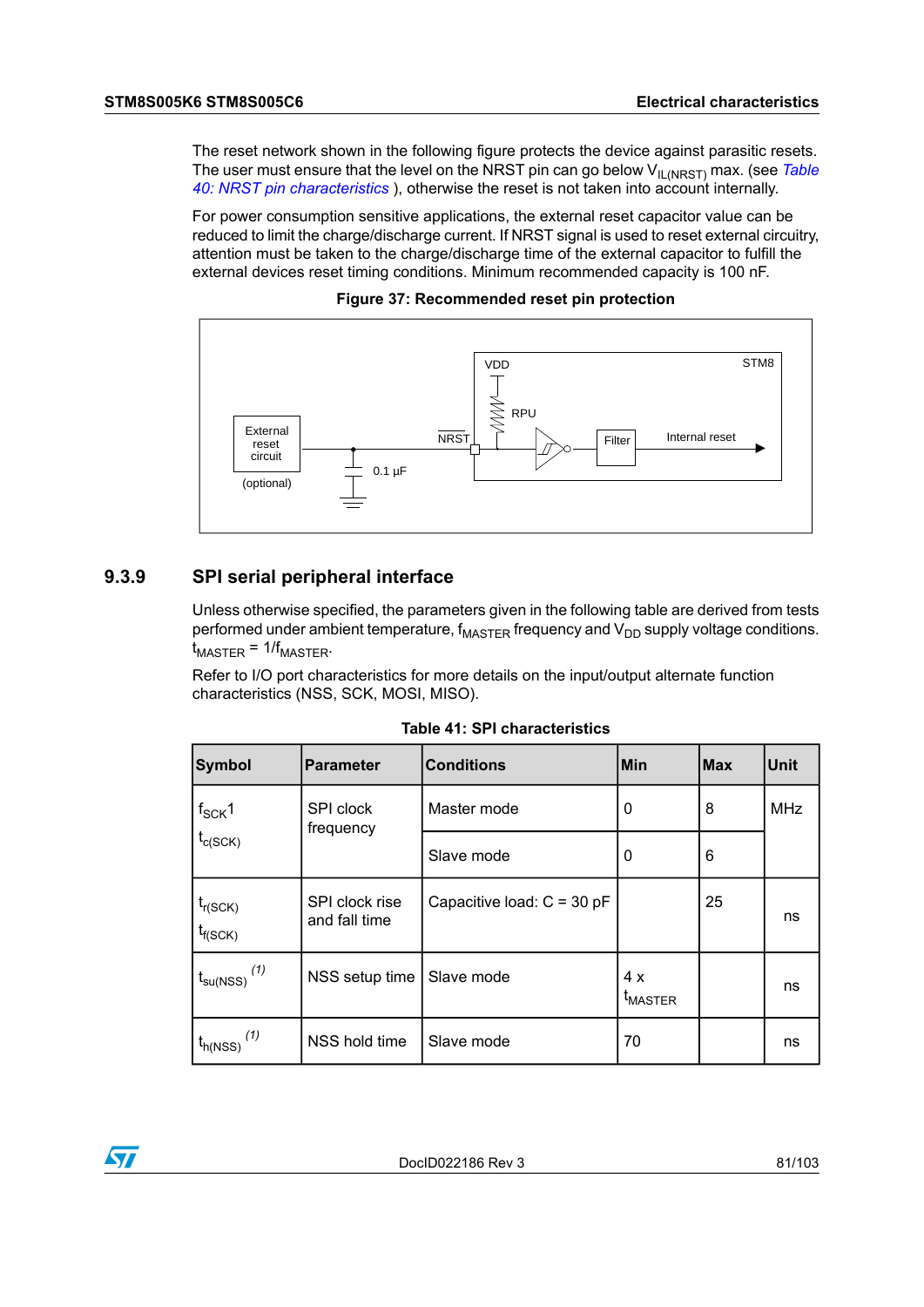The reset network shown in the following figure protects the device against parasitic resets. The user must ensure that the level on the NRST pin can go below $V_{IL(NRST)}$ max. (see *Table 40: NRST pin characteristics* ), otherwise the reset is not taken into account internally.

For power consumption sensitive applications, the external reset capacitor value can be reduced to limit the charge/discharge current. If NRST signal is used to reset external circuitry, attention must be taken to the charge/discharge time of the external capacitor to fulfill the external devices reset timing conditions. Minimum recommended capacity is 100 nF.

**Figure 37: Recommended reset pin protection**

### 9.3.9 SPI serial peripheral interface

Unless otherwise specified, the parameters given in the following table are derived from tests performed under ambient temperature, $f_{MASTER}$ frequency and $V_{DD}$ supply voltage conditions. $t_{MASTER} = 1/f_{MASTER}$.

Refer to I/O port characteristics for more details on the input/output alternate function characteristics (NSS, SCK, MOSI, MISO).

**Table 41: SPI characteristics**

| Symbol | Parameter | Conditions | Min | Max | Unit |
|---|---|---|---|---|---|
| $f_{SCK}$1 $t_{c(SCK)}$ | SPI clock frequency | Master mode | 0 | 8 | MHz |
| | | Slave mode | 0 | 6 | |
| $t_{r(SCK)}$ $t_{f(SCK)}$ | SPI clock rise and fall time | Capacitive load: C = 30 pF | | 25 | ns |
| $t_{su(NSS)}$ (1) | NSS setup time | Slave mode | 4 x $t_{MASTER}$ | | ns |
| $t_{h(NSS)}$ (1) | NSS hold time | Slave mode | 70 | | ns |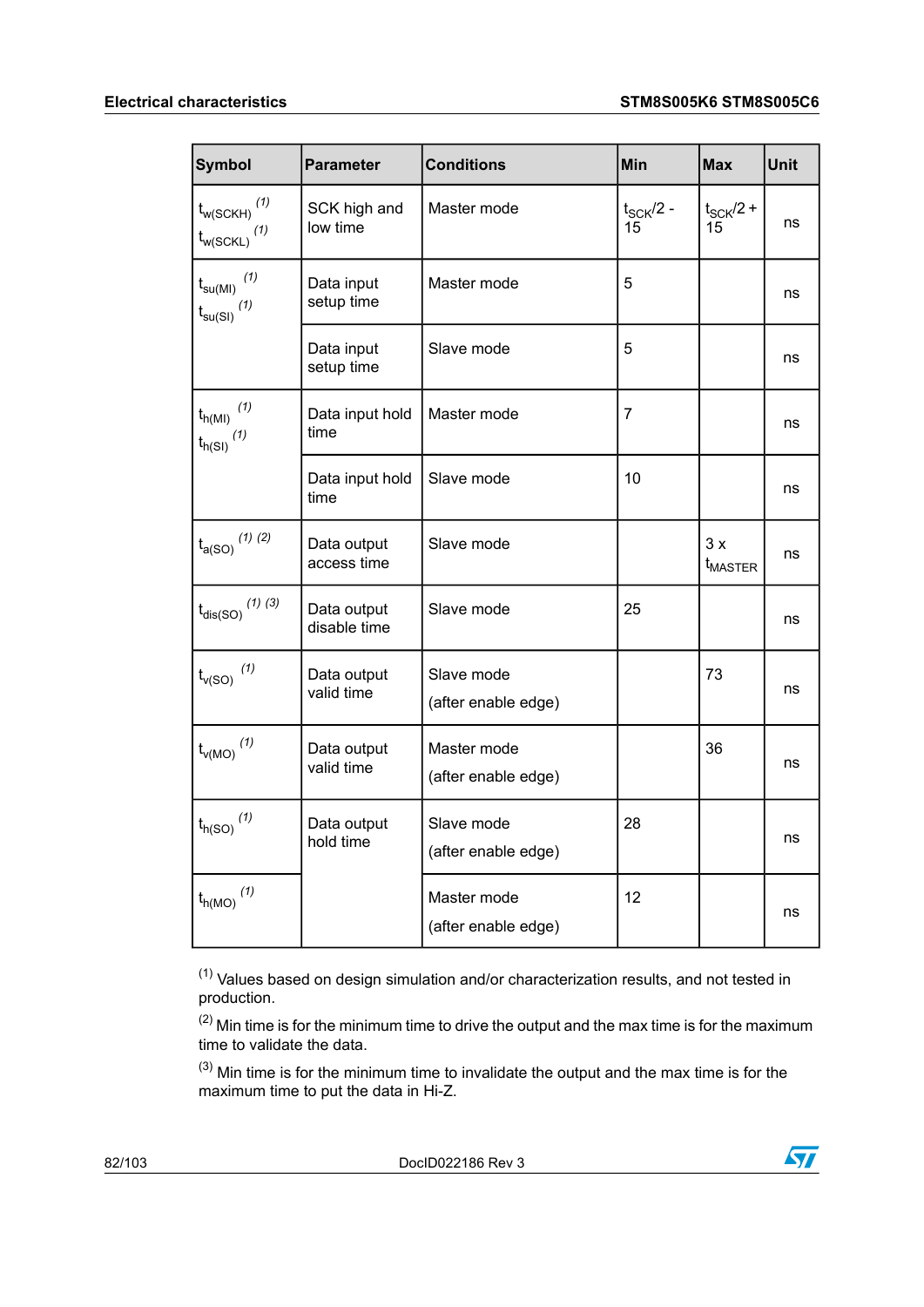| Symbol | Parameter | Conditions | Min | Max | Unit |
|---|---|---|---|---|---|
| $t_{w(SCKH)}$ [(1)] $t_{w(SCKL)}$ [(1)] | SCK high and low time | Master mode | $t_{SCK}/2$ - 15 | $t_{SCK}/2$ + 15 | ns |
| $t_{su(MI)}$ [(1)] $t_{su(SI)}$ [(1)] | Data input setup time | Master mode | 5 | | ns |
| | Data input setup time | Slave mode | 5 | | ns |
| $t_{h(MI)}$ [(1)] $t_{h(SI)}$ [(1)] | Data input hold time | Master mode | 7 | | ns |
| | Data input hold time | Slave mode | 10 | | ns |
| $t_{a(SO)}$ [(1) (2)] | Data output access time | Slave mode | | 3 x $t_{MASTER}$ | ns |
| $t_{dis(SO)}$ [(1) (3)] | Data output disable time | Slave mode | 25 | | ns |
| $t_{v(SO)}$ [(1)] | Data output valid time | Slave mode (after enable edge) | | 73 | ns |
| $t_{v(MO)}$ [(1)] | Data output valid time | Master mode (after enable edge) | | 36 | ns |
| $t_{h(SO)}$ [(1)] | Data output hold time | Slave mode (after enable edge) | 28 | | ns |
| $t_{h(MO)}$ [(1)] | | Master mode (after enable edge) | 12 | | ns |

[(1)] Values based on design simulation and/or characterization results, and not tested in production.

[(2)] Min time is for the minimum time to drive the output and the max time is for the maximum time to validate the data.

[(3)] Min time is for the minimum time to invalidate the output and the max time is for the maximum time to put the data in Hi-Z.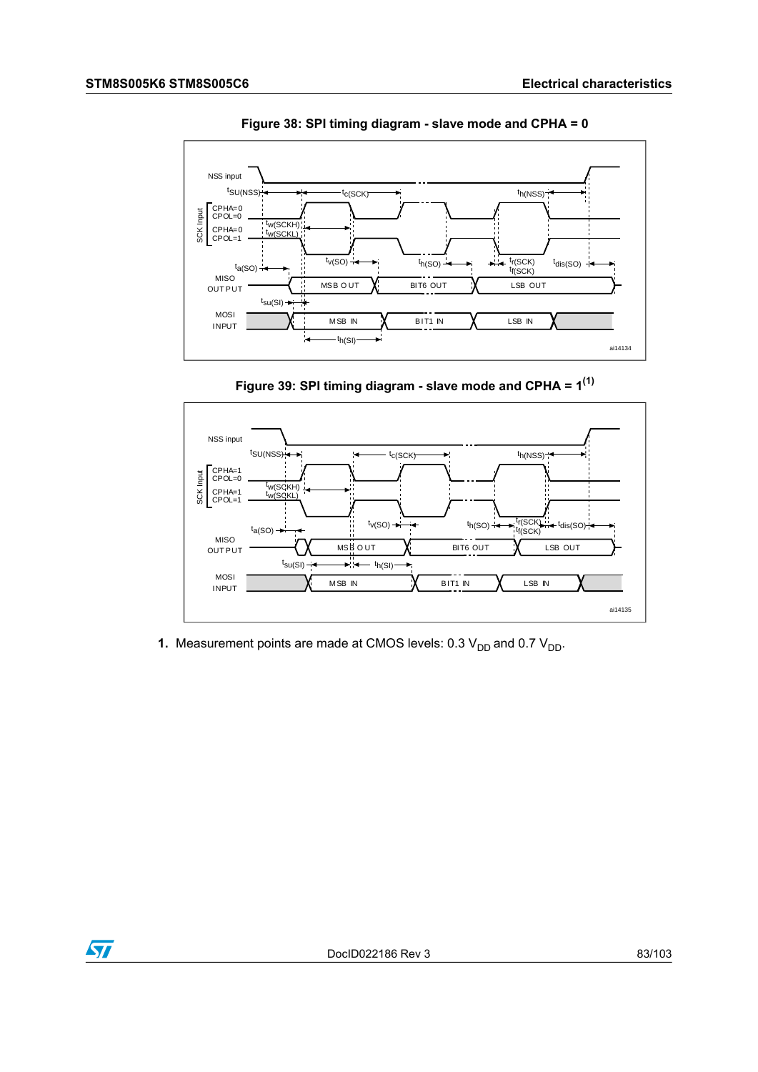**Figure 38: SPI timing diagram - slave mode and CPHA = 0**

**Figure 39: SPI timing diagram - slave mode and CPHA = 1(1)**

1. Measurement points are made at CMOS levels: 0.3 $V_{DD}$ and 0.7 $V_{DD}$.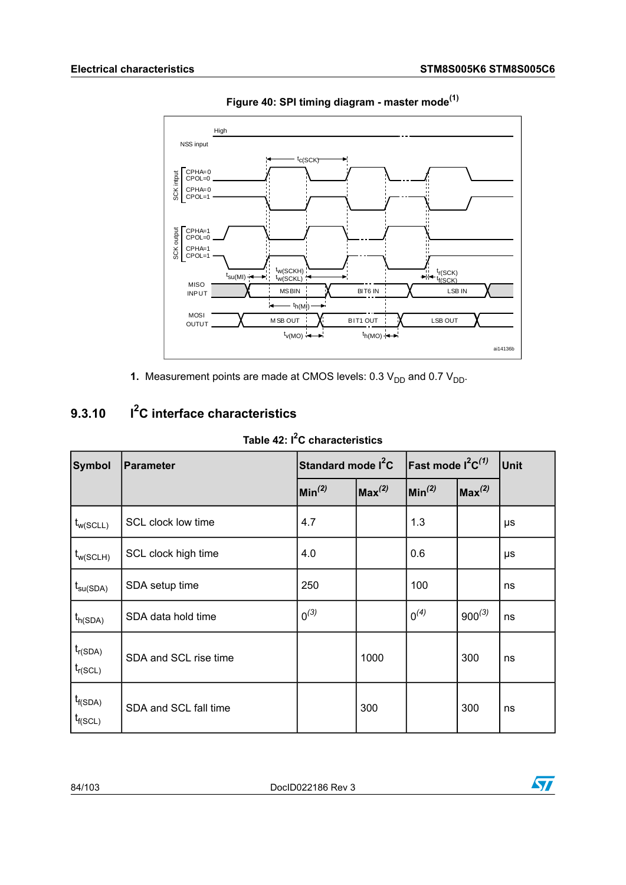**Figure 40: SPI timing diagram - master mode**(1)

1. Measurement points are made at CMOS levels: 0.3 $V_{DD}$ and 0.7 $V_{DD}$.

## 9.3.10 I²C interface characteristics

**Table 42: I²C characteristics**

| Symbol | Parameter | Standard mode I²C | | Fast mode I²C(1) | | Unit |
|---|---|---|---|---|---|---|
| | | Min(2) | Max(2) | Min(2) | Max(2) | |
| $t_{w(SCLL)}$ | SCL clock low time | 4.7 | | 1.3 | | μs |
| $t_{w(SCLH)}$ | SCL clock high time | 4.0 | | 0.6 | | μs |
| $t_{su(SDA)}$ | SDA setup time | 250 | | 100 | | ns |
| $t_{h(SDA)}$ | SDA data hold time | 0(3) | | 0(4) | 900(3) | ns |
| $t_{r(SDA)}$ $t_{r(SCL)}$ | SDA and SCL rise time | | 1000 | | 300 | ns |
| $t_{f(SDA)}$ $t_{f(SCL)}$ | SDA and SCL fall time | | 300 | | 300 | ns |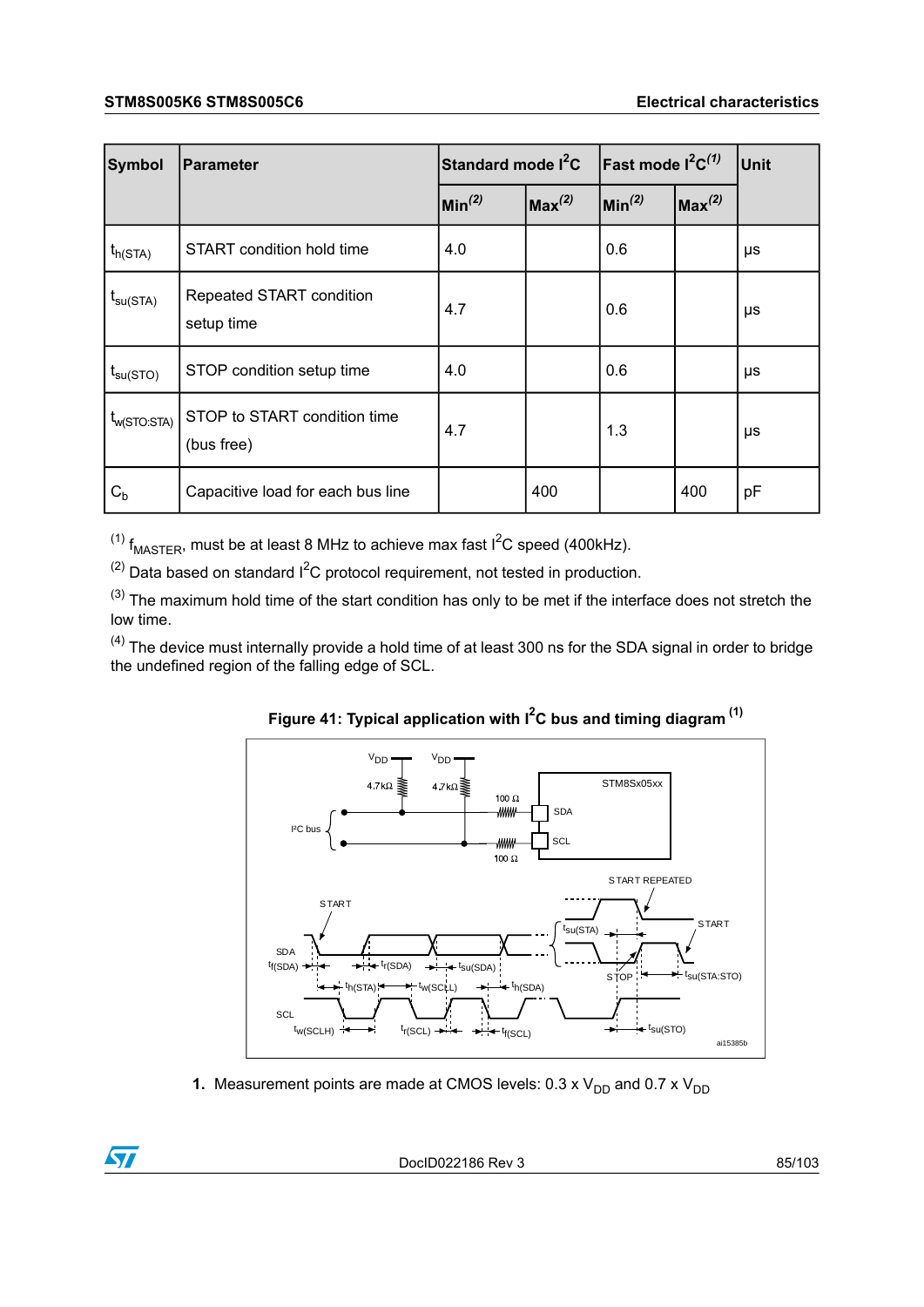| Symbol | Parameter | Standard mode $I^2C$ | | Fast mode $I^2C$ [1] | | Unit |
|---|---|---|---|---|---|---|
| | | Min [2] | Max [2] | Min [2] | Max [2] | |
| $t_{h(STA)}$ | START condition hold time | 4.0 | | 0.6 | | μs |
| $t_{su(STA)}$ | Repeated START condition setup time | 4.7 | | 0.6 | | μs |
| $t_{su(STO)}$ | STOP condition setup time | 4.0 | | 0.6 | | μs |
| $t_{w(STO:STA)}$ | STOP to START condition time (bus free) | 4.7 | | 1.3 | | μs |
| $C_b$ | Capacitive load for each bus line | | 400 | | 400 | pF |

(1) $f_{MASTER}$, must be at least 8 MHz to achieve max fast $I^2C$ speed (400kHz).

(2) Data based on standard $I^2C$ protocol requirement, not tested in production.

(3) The maximum hold time of the start condition has only to be met if the interface does not stretch the low time.

(4) The device must internally provide a hold time of at least 300 ns for the SDA signal in order to bridge the undefined region of the falling edge of SCL.

**Figure 41: Typical application with $I^2C$ bus and timing diagram** [1]

1. Measurement points are made at CMOS levels: 0.3 x $V_{DD}$ and 0.7 x $V_{DD}$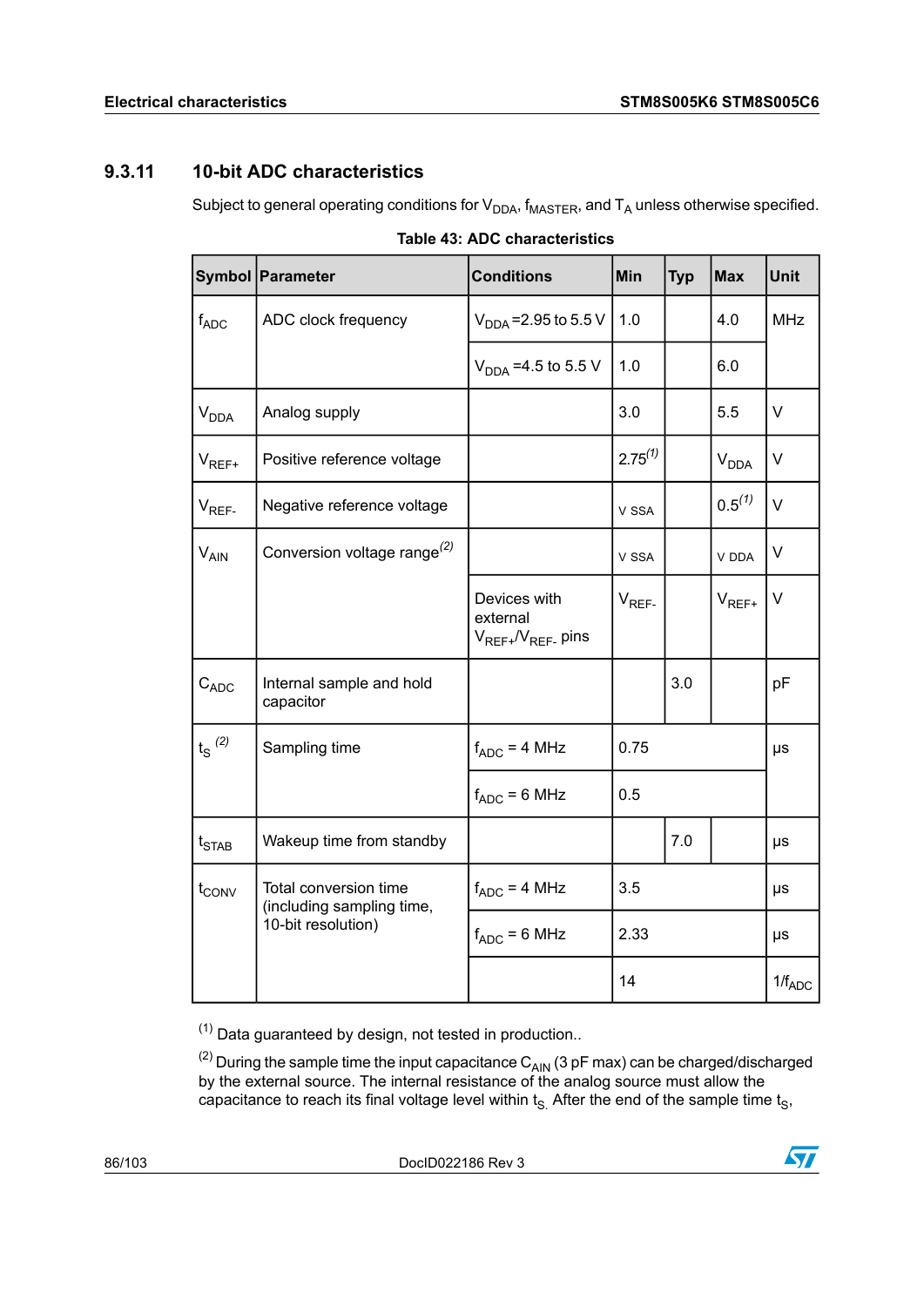### 9.3.11 10-bit ADC characteristics

Subject to general operating conditions for $V_{DDA}$, $f_{MASTER}$, and $T_A$ unless otherwise specified.

**Table 43: ADC characteristics**

| Symbol | Parameter | Conditions | Min | Typ | Max | Unit |
|---|---|---|---|---|---|---|
| $f_{ADC}$ | ADC clock frequency | $V_{DDA}$ =2.95 to 5.5 V | 1.0 | | 4.0 | MHz |
| | | $V_{DDA}$ =4.5 to 5.5 V | 1.0 | | 6.0 | |
| $V_{DDA}$ | Analog supply | | 3.0 | | 5.5 | V |
| $V_{REF+}$ | Positive reference voltage | | 2.75[(1)] | | $V_{DDA}$ | V |
| $V_{REF-}$ | Negative reference voltage | | $V_{SSA}$ | | 0.5[(1)] | V |
| $V_{AIN}$ | Conversion voltage range[(2)] | | $V_{SSA}$ | | $V_{DDA}$ | V |
| | | Devices with external $V_{REF+}$/$V_{REF-}$ pins | $V_{REF-}$ | | $V_{REF+}$ | V |
| $C_{ADC}$ | Internal sample and hold capacitor | | | 3.0 | | pF |
| $t_S$ [(2)] | Sampling time | $f_{ADC}$ = 4 MHz | 0.75 | | | µs |
| | | $f_{ADC}$ = 6 MHz | 0.5 | | | |
| $t_{STAB}$ | Wakeup time from standby | | | 7.0 | | µs |
| $t_{CONV}$ | Total conversion time (including sampling time, 10-bit resolution) | $f_{ADC}$ = 4 MHz | 3.5 | | | µs |
| | | $f_{ADC}$ = 6 MHz | 2.33 | | | µs |
| | | | 14 | | | $1/f_{ADC}$ |

(1) Data guaranteed by design, not tested in production..

(2) During the sample time the input capacitance $C_{AIN}$ (3 pF max) can be charged/discharged by the external source. The internal resistance of the analog source must allow the capacitance to reach its final voltage level within $t_S$. After the end of the sample time $t_S$,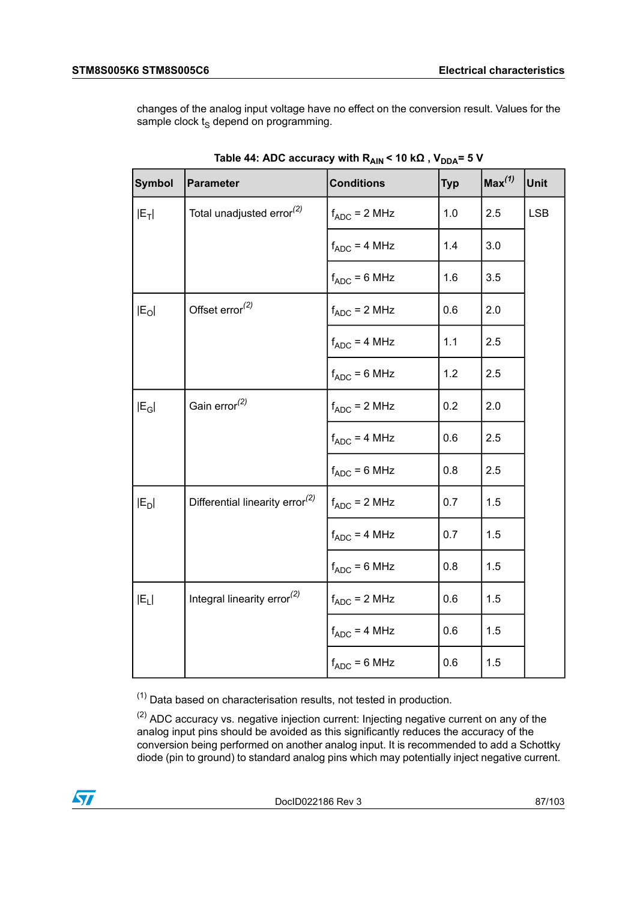changes of the analog input voltage have no effect on the conversion result. Values for the sample clock $t_S$ depend on programming.

**Table 44: ADC accuracy with $R_{AIN}$ < 10 kΩ , $V_{DDA}$= 5 V**

| Symbol | Parameter | Conditions | Typ | Max[(1)] | Unit |
|---|---|---|---|---|---|
| $\lvert E_T \rvert$ | Total unadjusted error[(2)] | $f_{ADC}$ = 2 MHz | 1.0 | 2.5 | LSB |
| | | $f_{ADC}$ = 4 MHz | 1.4 | 3.0 | |
| | | $f_{ADC}$ = 6 MHz | 1.6 | 3.5 | |
| $\lvert E_O \rvert$ | Offset error[(2)] | $f_{ADC}$ = 2 MHz | 0.6 | 2.0 | |
| | | $f_{ADC}$ = 4 MHz | 1.1 | 2.5 | |
| | | $f_{ADC}$ = 6 MHz | 1.2 | 2.5 | |
| $\lvert E_G \rvert$ | Gain error[(2)] | $f_{ADC}$ = 2 MHz | 0.2 | 2.0 | |
| | | $f_{ADC}$ = 4 MHz | 0.6 | 2.5 | |
| | | $f_{ADC}$ = 6 MHz | 0.8 | 2.5 | |
| $\lvert E_D \rvert$ | Differential linearity error[(2)] | $f_{ADC}$ = 2 MHz | 0.7 | 1.5 | |
| | | $f_{ADC}$ = 4 MHz | 0.7 | 1.5 | |
| | | $f_{ADC}$ = 6 MHz | 0.8 | 1.5 | |
| $\lvert E_L \rvert$ | Integral linearity error[(2)] | $f_{ADC}$ = 2 MHz | 0.6 | 1.5 | |
| | | $f_{ADC}$ = 4 MHz | 0.6 | 1.5 | |
| | | $f_{ADC}$ = 6 MHz | 0.6 | 1.5 | |

[(1)] Data based on characterisation results, not tested in production.

[(2)] ADC accuracy vs. negative injection current: Injecting negative current on any of the analog input pins should be avoided as this significantly reduces the accuracy of the conversion being performed on another analog input. It is recommended to add a Schottky diode (pin to ground) to standard analog pins which may potentially inject negative current.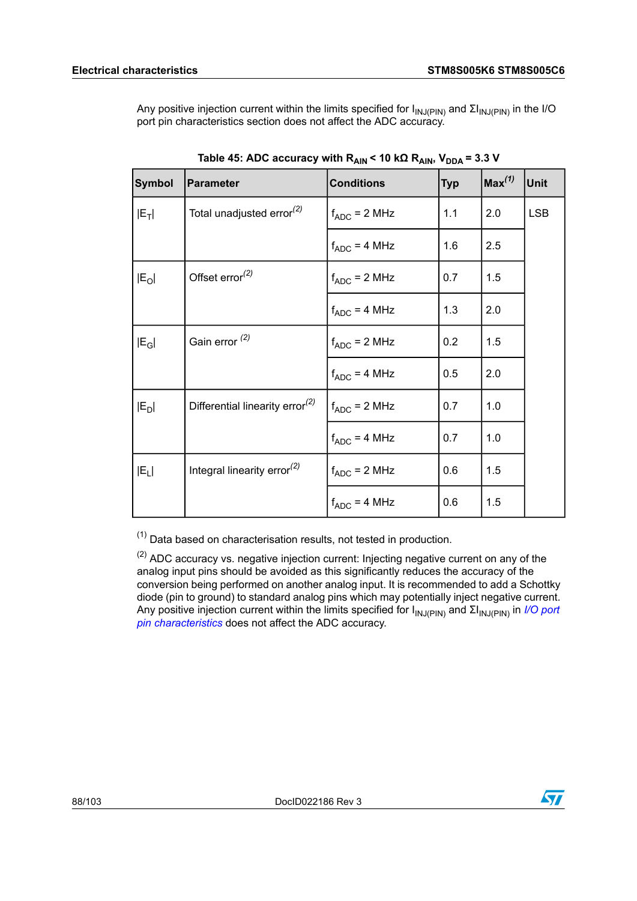Any positive injection current within the limits specified for $I_{INJ(PIN)}$ and $\Sigma I_{INJ(PIN)}$ in the I/O port pin characteristics section does not affect the ADC accuracy.

**Table 45: ADC accuracy with $R_{AIN}$ < 10 kΩ $R_{AIN}$, $V_{DDA}$ = 3.3 V**

| Symbol | Parameter | Conditions | Typ | Max[(1)] | Unit |
|---|---|---|---|---|---|
| $\|E_T\|$ | Total unadjusted error[(2)] | $f_{ADC}$ = 2 MHz | 1.1 | 2.0 | LSB |
| | | $f_{ADC}$ = 4 MHz | 1.6 | 2.5 | |
| $\|E_O\|$ | Offset error[(2)] | $f_{ADC}$ = 2 MHz | 0.7 | 1.5 | |
| | | $f_{ADC}$ = 4 MHz | 1.3 | 2.0 | |
| $\|E_G\|$ | Gain error [(2)] | $f_{ADC}$ = 2 MHz | 0.2 | 1.5 | |
| | | $f_{ADC}$ = 4 MHz | 0.5 | 2.0 | |
| $\|E_D\|$ | Differential linearity error[(2)] | $f_{ADC}$ = 2 MHz | 0.7 | 1.0 | |
| | | $f_{ADC}$ = 4 MHz | 0.7 | 1.0 | |
| $\|E_L\|$ | Integral linearity error[(2)] | $f_{ADC}$ = 2 MHz | 0.6 | 1.5 | |
| | | $f_{ADC}$ = 4 MHz | 0.6 | 1.5 | |

(1) Data based on characterisation results, not tested in production.

(2) ADC accuracy vs. negative injection current: Injecting negative current on any of the analog input pins should be avoided as this significantly reduces the accuracy of the conversion being performed on another analog input. It is recommended to add a Schottky diode (pin to ground) to standard analog pins which may potentially inject negative current. Any positive injection current within the limits specified for $I_{INJ(PIN)}$ and $\Sigma I_{INJ(PIN)}$ in *I/O port pin characteristics* does not affect the ADC accuracy.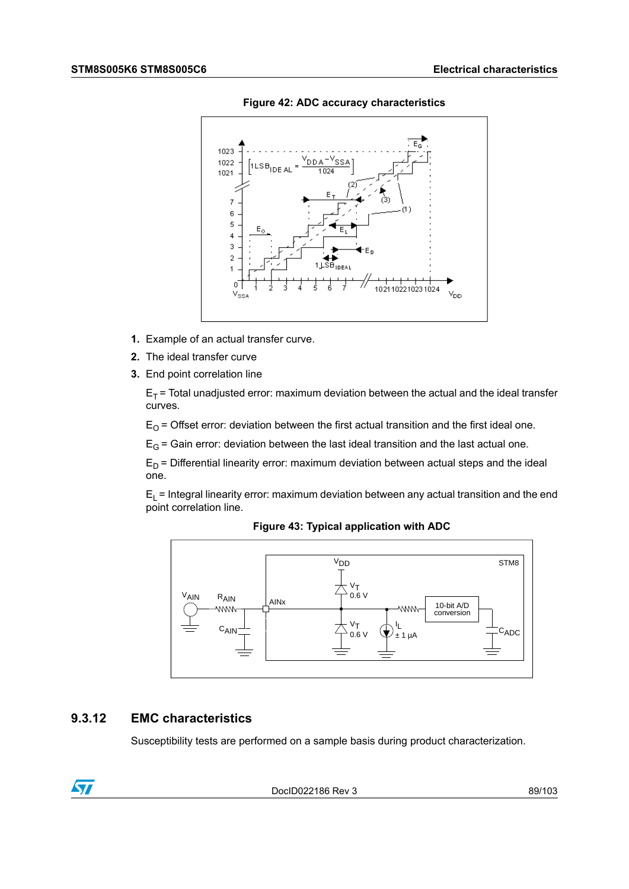**Figure 42: ADC accuracy characteristics**

1. Example of an actual transfer curve.
2. The ideal transfer curve
3. End point correlation line

$E_T$ = Total unadjusted error: maximum deviation between the actual and the ideal transfer curves.

$E_O$ = Offset error: deviation between the first actual transition and the first ideal one.

$E_G$ = Gain error: deviation between the last ideal transition and the last actual one.

$E_D$ = Differential linearity error: maximum deviation between actual steps and the ideal one.

$E_L$ = Integral linearity error: maximum deviation between any actual transition and the end point correlation line.

**Figure 43: Typical application with ADC**

### 9.3.12 EMC characteristics

Susceptibility tests are performed on a sample basis during product characterization.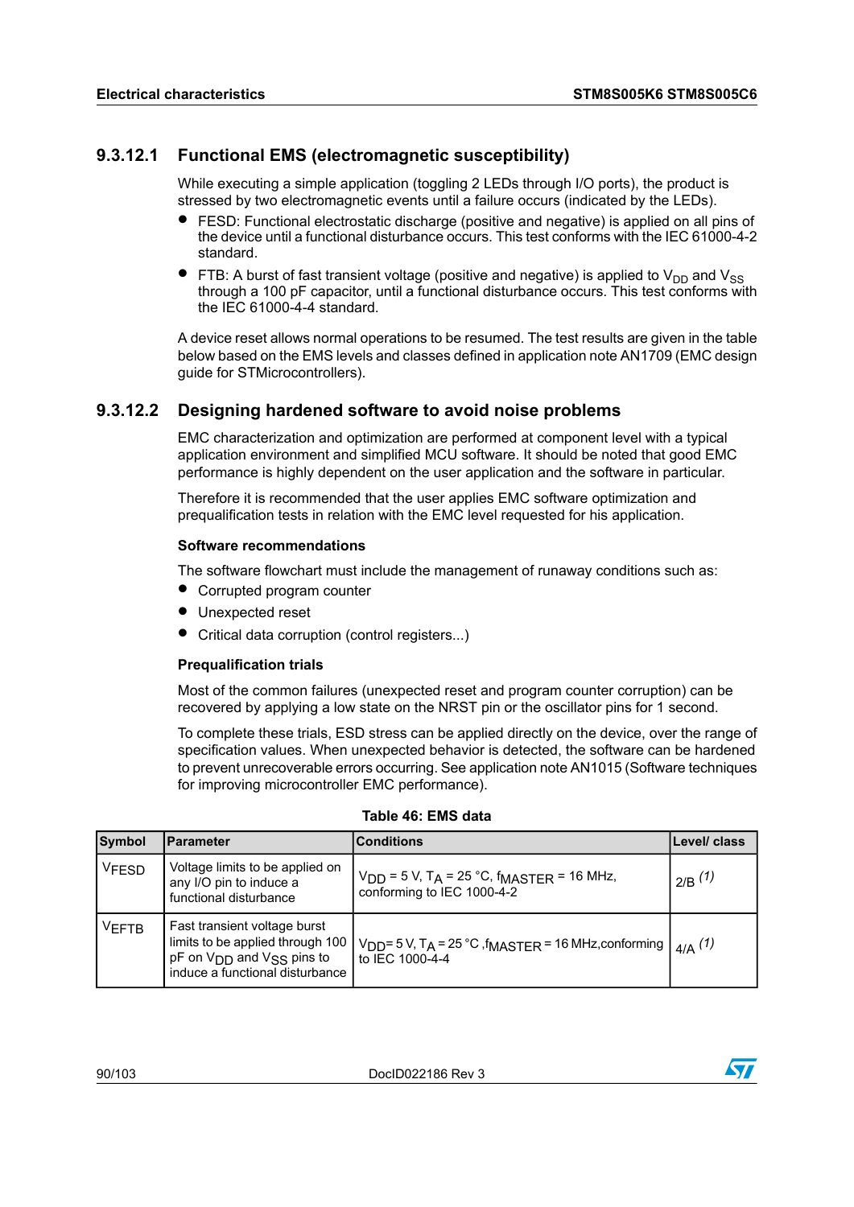### 9.3.12.1 Functional EMS (electromagnetic susceptibility)

While executing a simple application (toggling 2 LEDs through I/O ports), the product is stressed by two electromagnetic events until a failure occurs (indicated by the LEDs).

- FESD: Functional electrostatic discharge (positive and negative) is applied on all pins of the device until a functional disturbance occurs. This test conforms with the IEC 61000-4-2 standard.
- FTB: A burst of fast transient voltage (positive and negative) is applied to $V_{DD}$ and $V_{SS}$ through a 100 pF capacitor, until a functional disturbance occurs. This test conforms with the IEC 61000-4-4 standard.

A device reset allows normal operations to be resumed. The test results are given in the table below based on the EMS levels and classes defined in application note AN1709 (EMC design guide for STMicrocontrollers).

### 9.3.12.2 Designing hardened software to avoid noise problems

EMC characterization and optimization are performed at component level with a typical application environment and simplified MCU software. It should be noted that good EMC performance is highly dependent on the user application and the software in particular.

Therefore it is recommended that the user applies EMC software optimization and prequalification tests in relation with the EMC level requested for his application.

**Software recommendations**

The software flowchart must include the management of runaway conditions such as:

- Corrupted program counter
- Unexpected reset
- Critical data corruption (control registers...)

**Prequalification trials**

Most of the common failures (unexpected reset and program counter corruption) can be recovered by applying a low state on the NRST pin or the oscillator pins for 1 second.

To complete these trials, ESD stress can be applied directly on the device, over the range of specification values. When unexpected behavior is detected, the software can be hardened to prevent unrecoverable errors occurring. See application note AN1015 (Software techniques for improving microcontroller EMC performance).

**Table 46: EMS data**

| Symbol | Parameter | Conditions | Level/ class |
|---|---|---|---|
| $V_{FESD}$ | Voltage limits to be applied on any I/O pin to induce a functional disturbance | $V_{DD}$ = 5 V, $T_A$ = 25 °C, $f_{MASTER}$ = 16 MHz, conforming to IEC 1000-4-2 | 2/B (1) |
| $V_{EFTB}$ | Fast transient voltage burst limits to be applied through 100 pF on $V_{DD}$ and $V_{SS}$ pins to induce a functional disturbance | $V_{DD}$= 5 V, $T_A$ = 25 °C ,$f_{MASTER}$ = 16 MHz,conforming to IEC 1000-4-4 | 4/A (1) |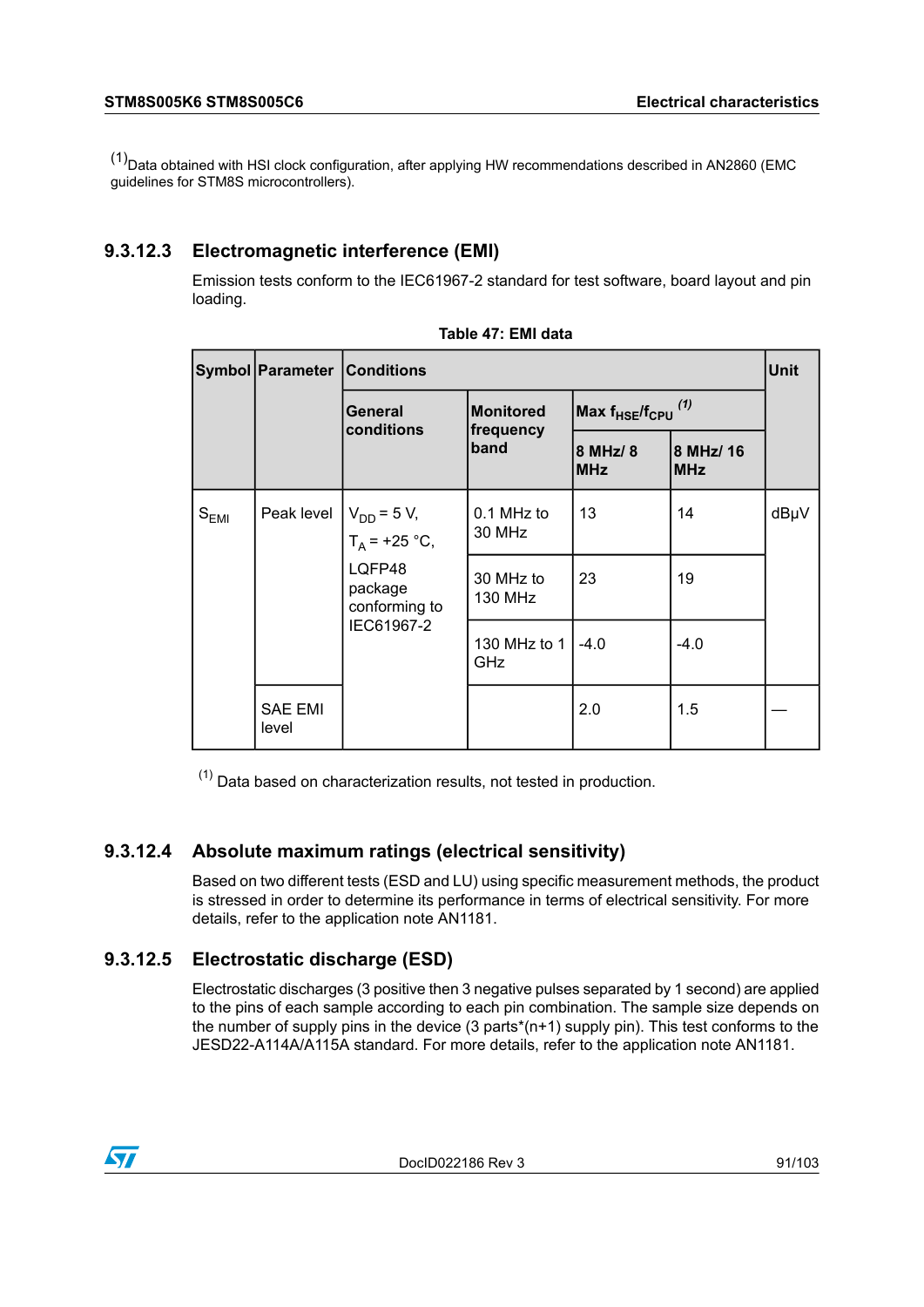(1)Data obtained with HSI clock configuration, after applying HW recommendations described in AN2860 (EMC guidelines for STM8S microcontrollers).

### 9.3.12.3 Electromagnetic interference (EMI)

Emission tests conform to the IEC61967-2 standard for test software, board layout and pin loading.

**Table 47: EMI data**

| Symbol | Parameter | Conditions | | Max $f_{HSE}/f_{CPU}$ (1) | | Unit |
|---|---|---|---|---|---|---|
| | | General conditions | Monitored frequency band | 8 MHz/ 8 MHz | 8 MHz/ 16 MHz | |
| $S_{EMI}$ | Peak level | $V_{DD}$ = 5 V, $T_A$ = +25 °C, LQFP48 package conforming to IEC61967-2 | 0.1 MHz to 30 MHz | 13 | 14 | dBμV |
| | | | 30 MHz to 130 MHz | 23 | 19 | |
| | | | 130 MHz to 1 GHz | -4.0 | -4.0 | |
| | SAE EMI level | | | 2.0 | 1.5 | — |

(1) Data based on characterization results, not tested in production.

### 9.3.12.4 Absolute maximum ratings (electrical sensitivity)

Based on two different tests (ESD and LU) using specific measurement methods, the product is stressed in order to determine its performance in terms of electrical sensitivity. For more details, refer to the application note AN1181.

### 9.3.12.5 Electrostatic discharge (ESD)

Electrostatic discharges (3 positive then 3 negative pulses separated by 1 second) are applied to the pins of each sample according to each pin combination. The sample size depends on the number of supply pins in the device (3 parts*(n+1) supply pin). This test conforms to the JESD22-A114A/A115A standard. For more details, refer to the application note AN1181.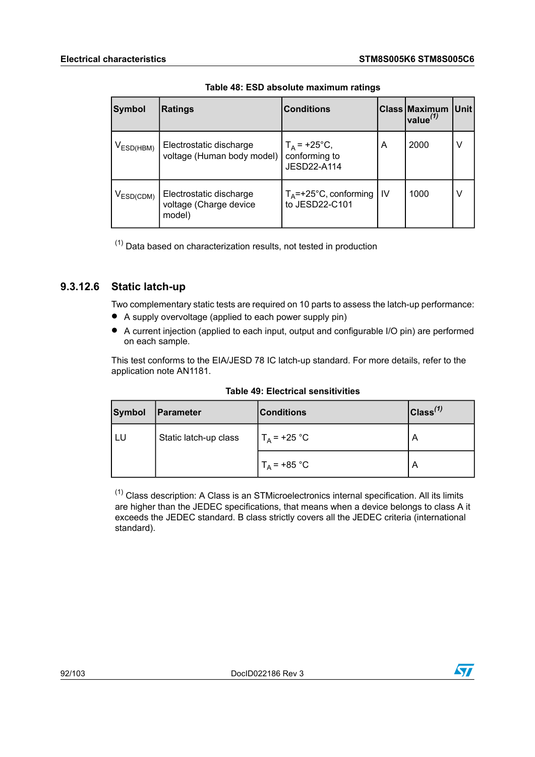**Table 48: ESD absolute maximum ratings**

| Symbol | Ratings | Conditions | Class | Maximum value[1] | Unit |
|---|---|---|---|---|---|
| $V_{ESD(HBM)}$ | Electrostatic discharge voltage (Human body model) | $T_A$ = +25°C, conforming to JESD22-A114 | A | 2000 | V |
| $V_{ESD(CDM)}$ | Electrostatic discharge voltage (Charge device model) | $T_A$=+25°C, conforming to JESD22-C101 | IV | 1000 | V |

[1] Data based on characterization results, not tested in production

### 9.3.12.6 Static latch-up

Two complementary static tests are required on 10 parts to assess the latch-up performance:

- A supply overvoltage (applied to each power supply pin)
- A current injection (applied to each input, output and configurable I/O pin) are performed on each sample.

This test conforms to the EIA/JESD 78 IC latch-up standard. For more details, refer to the application note AN1181.

**Table 49: Electrical sensitivities**

| Symbol | Parameter | Conditions | Class[1] |
|---|---|---|---|
| LU | Static latch-up class | $T_A$ = +25 °C | A |
| | | $T_A$ = +85 °C | A |

[1] Class description: A Class is an STMicroelectronics internal specification. All its limits are higher than the JEDEC specifications, that means when a device belongs to class A it exceeds the JEDEC standard. B class strictly covers all the JEDEC criteria (international standard).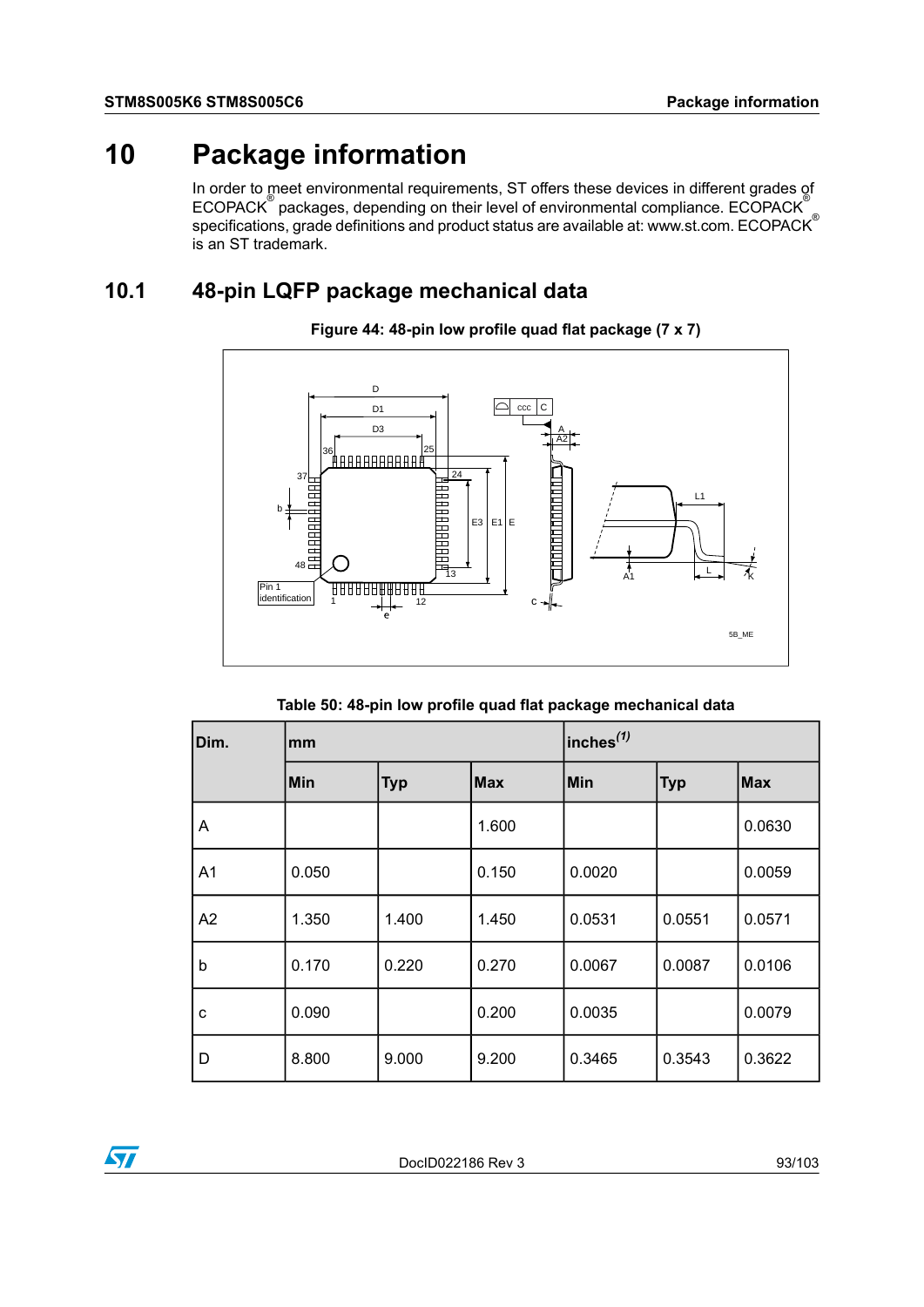# 10 Package information

In order to meet environmental requirements, ST offers these devices in different grades of ECOPACK® packages, depending on their level of environmental compliance. ECOPACK® specifications, grade definitions and product status are available at: www.st.com. ECOPACK® is an ST trademark.

## 10.1 48-pin LQFP package mechanical data

**Figure 44: 48-pin low profile quad flat package (7 x 7)**

**Table 50: 48-pin low profile quad flat package mechanical data**

| Dim. | mm | | | inches(1) | | |
|---|---|---|---|---|---|---|
| | Min | Typ | Max | Min | Typ | Max |
| A | | | 1.600 | | | 0.0630 |
| A1 | 0.050 | | 0.150 | 0.0020 | | 0.0059 |
| A2 | 1.350 | 1.400 | 1.450 | 0.0531 | 0.0551 | 0.0571 |
| b | 0.170 | 0.220 | 0.270 | 0.0067 | 0.0087 | 0.0106 |
| c | 0.090 | | 0.200 | 0.0035 | | 0.0079 |
| D | 8.800 | 9.000 | 9.200 | 0.3465 | 0.3543 | 0.3622 |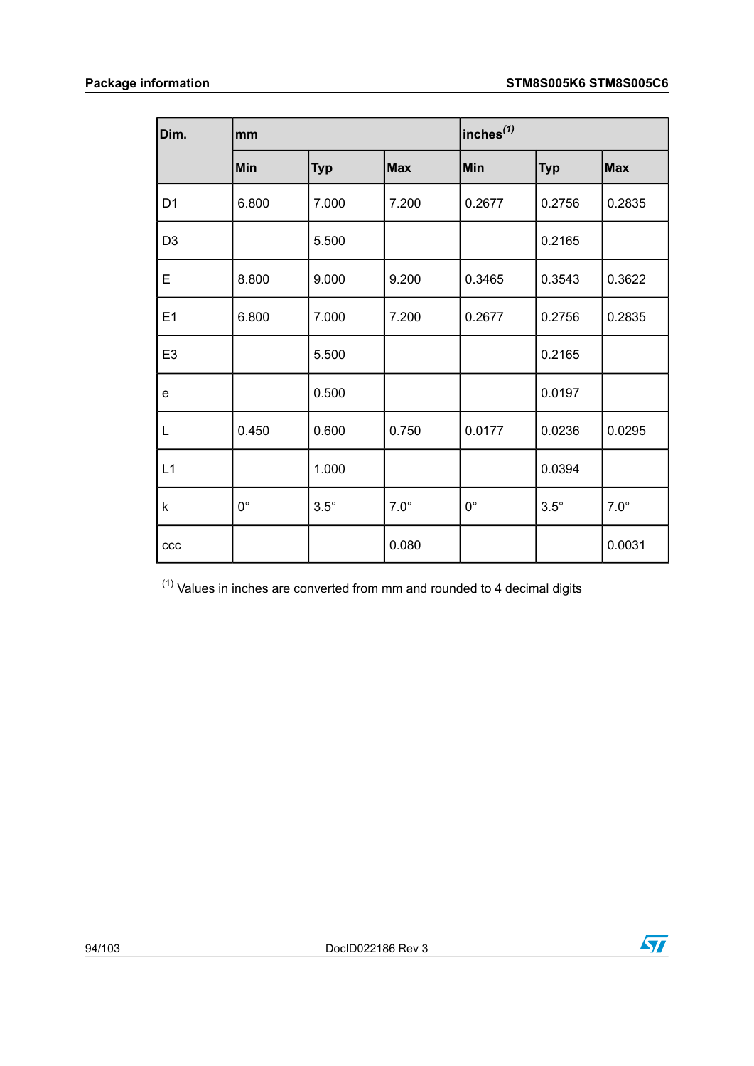| Dim. | mm | | | inches[(1)] | | |
|---|---|---|---|---|---|---|
| | Min | Typ | Max | Min | Typ | Max |
| D1 | 6.800 | 7.000 | 7.200 | 0.2677 | 0.2756 | 0.2835 |
| D3 | | 5.500 | | | 0.2165 | |
| E | 8.800 | 9.000 | 9.200 | 0.3465 | 0.3543 | 0.3622 |
| E1 | 6.800 | 7.000 | 7.200 | 0.2677 | 0.2756 | 0.2835 |
| E3 | | 5.500 | | | 0.2165 | |
| e | | 0.500 | | | 0.0197 | |
| L | 0.450 | 0.600 | 0.750 | 0.0177 | 0.0236 | 0.0295 |
| L1 | | 1.000 | | | 0.0394 | |
| k | 0° | 3.5° | 7.0° | 0° | 3.5° | 7.0° |
| ccc | | | 0.080 | | | 0.0031 |

(1) Values in inches are converted from mm and rounded to 4 decimal digits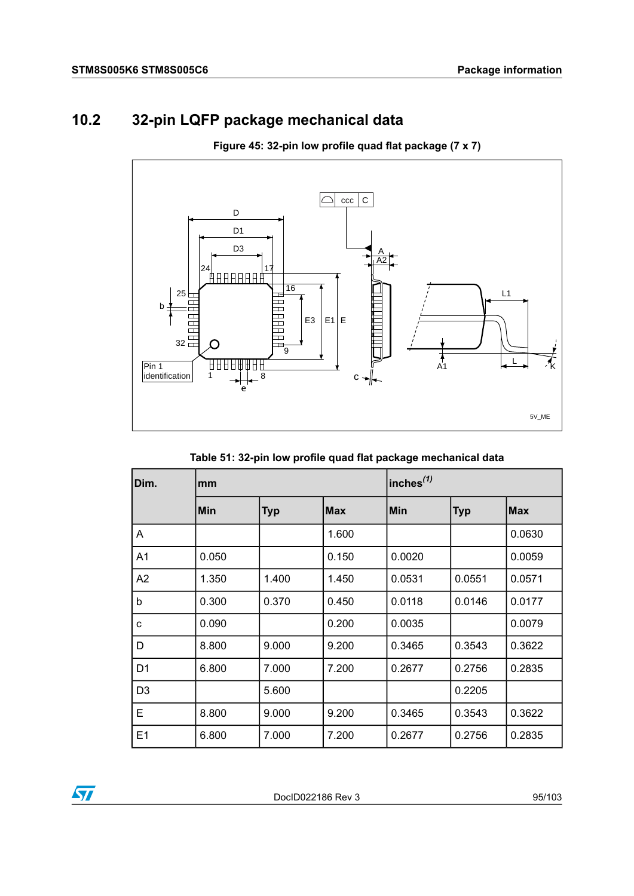## 10.2 32-pin LQFP package mechanical data

Figure 45: 32-pin low profile quad flat package (7 x 7)

Table 51: 32-pin low profile quad flat package mechanical data

| Dim. | mm | | | inches[(1)] | | |
|---|---|---|---|---|---|---|
| | Min | Typ | Max | Min | Typ | Max |
| A | | | 1.600 | | | 0.0630 |
| A1 | 0.050 | | 0.150 | 0.0020 | | 0.0059 |
| A2 | 1.350 | 1.400 | 1.450 | 0.0531 | 0.0551 | 0.0571 |
| b | 0.300 | 0.370 | 0.450 | 0.0118 | 0.0146 | 0.0177 |
| c | 0.090 | | 0.200 | 0.0035 | | 0.0079 |
| D | 8.800 | 9.000 | 9.200 | 0.3465 | 0.3543 | 0.3622 |
| D1 | 6.800 | 7.000 | 7.200 | 0.2677 | 0.2756 | 0.2835 |
| D3 | | 5.600 | | | 0.2205 | |
| E | 8.800 | 9.000 | 9.200 | 0.3465 | 0.3543 | 0.3622 |
| E1 | 6.800 | 7.000 | 7.200 | 0.2677 | 0.2756 | 0.2835 |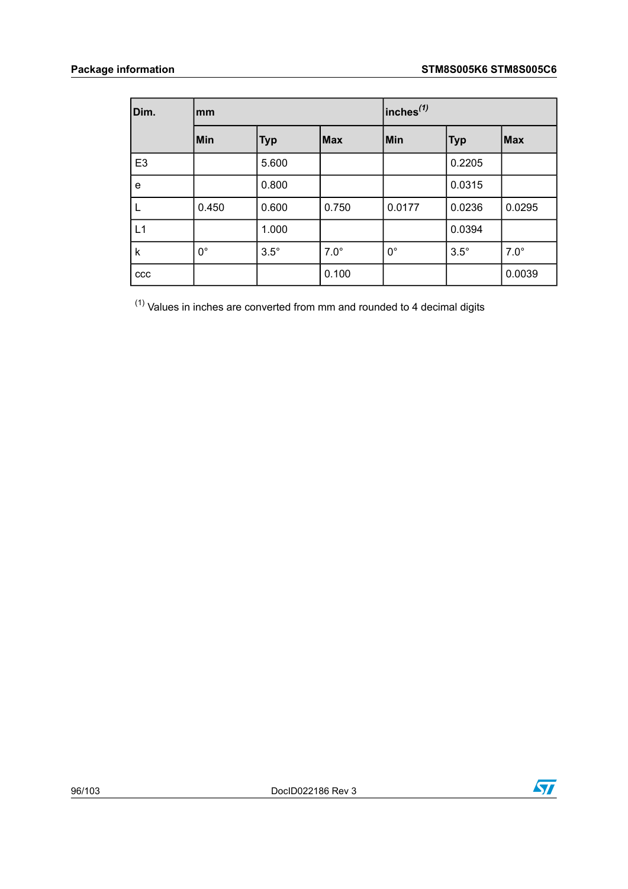| Dim. | mm | | | inches[(1)] | | |
|---|---|---|---|---|---|---|
| | Min | Typ | Max | Min | Typ | Max |
| E3 | | 5.600 | | | 0.2205 | |
| e | | 0.800 | | | 0.0315 | |
| L | 0.450 | 0.600 | 0.750 | 0.0177 | 0.0236 | 0.0295 |
| L1 | | 1.000 | | | 0.0394 | |
| k | 0° | 3.5° | 7.0° | 0° | 3.5° | 7.0° |
| ccc | | | 0.100 | | | 0.0039 |

(1) Values in inches are converted from mm and rounded to 4 decimal digits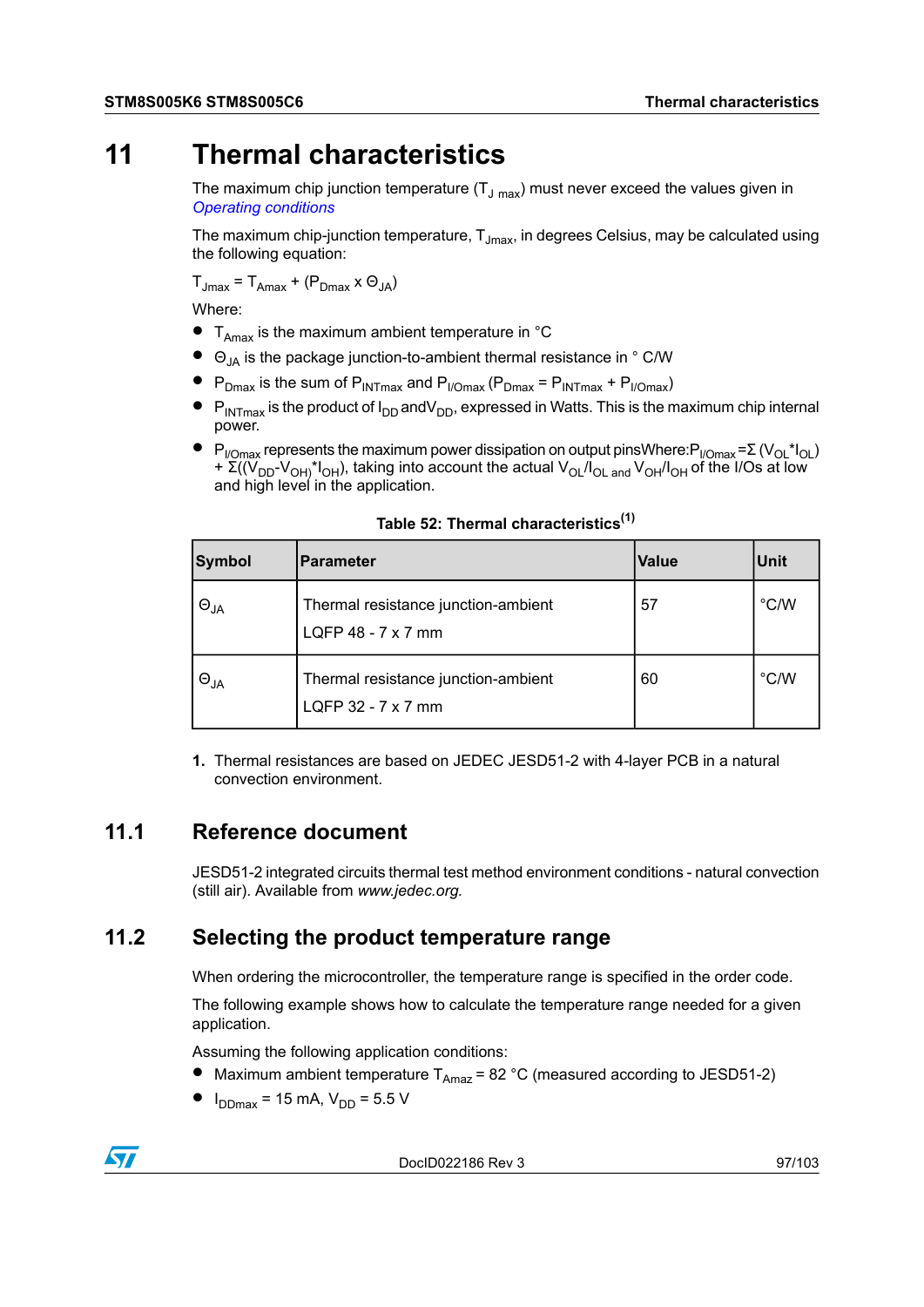# 11 Thermal characteristics

The maximum chip junction temperature ($T_{J\ max}$) must never exceed the values given in *Operating conditions*

The maximum chip-junction temperature, $T_{Jmax}$, in degrees Celsius, may be calculated using the following equation:

$T_{Jmax} = T_{Amax} + (P_{Dmax} \times \Theta_{JA})$

Where:

- $T_{Amax}$ is the maximum ambient temperature in °C
- $\Theta_{JA}$ is the package junction-to-ambient thermal resistance in ° C/W
- $P_{Dmax}$ is the sum of $P_{INTmax}$ and $P_{I/Omax}$ ($P_{Dmax} = P_{INTmax} + P_{I/Omax}$)
- $P_{INTmax}$ is the product of $I_{DD}$ and $V_{DD}$, expressed in Watts. This is the maximum chip internal power.
- $P_{I/Omax}$ represents the maximum power dissipation on output pinsWhere: $P_{I/Omax} = \Sigma (V_{OL} * I_{OL}) + \Sigma((V_{DD} - V_{OH}) * I_{OH})$, taking into account the actual $V_{OL}/I_{OL}$ and $V_{OH}/I_{OH}$ of the I/Os at low and high level in the application.

**Table 52: Thermal characteristics(1)**

| Symbol | Parameter | Value | Unit |
|---|---|---|---|
| $\Theta_{JA}$ | Thermal resistance junction-ambient<br>LQFP 48 - 7 x 7 mm | 57 | °C/W |
| $\Theta_{JA}$ | Thermal resistance junction-ambient<br>LQFP 32 - 7 x 7 mm | 60 | °C/W |

1. Thermal resistances are based on JEDEC JESD51-2 with 4-layer PCB in a natural convection environment.

## 11.1 Reference document

JESD51-2 integrated circuits thermal test method environment conditions - natural convection (still air). Available from *www.jedec.org.*

## 11.2 Selecting the product temperature range

When ordering the microcontroller, the temperature range is specified in the order code.

The following example shows how to calculate the temperature range needed for a given application.

Assuming the following application conditions:

- Maximum ambient temperature $T_{Amaz}$ = 82 °C (measured according to JESD51-2)
- $I_{DDmax}$ = 15 mA, $V_{DD}$ = 5.5 V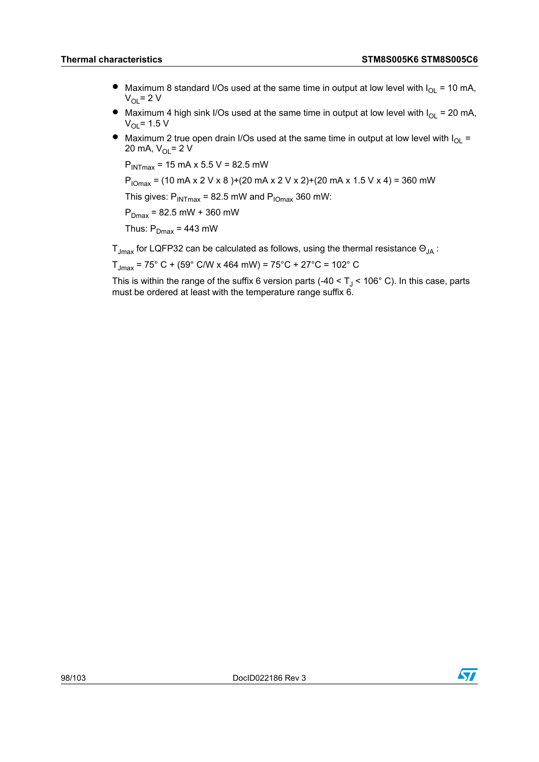- Maximum 8 standard I/Os used at the same time in output at low level with $I_{OL}$ = 10 mA, $V_{OL}$= 2 V
- Maximum 4 high sink I/Os used at the same time in output at low level with $I_{OL}$ = 20 mA, $V_{OL}$= 1.5 V
- Maximum 2 true open drain I/Os used at the same time in output at low level with $I_{OL}$ = 20 mA, $V_{OL}$= 2 V

  $P_{INTmax}$ = 15 mA x 5.5 V = 82.5 mW

  $P_{IOmax}$ = (10 mA x 2 V x 8 )+(20 mA x 2 V x 2)+(20 mA x 1.5 V x 4) = 360 mW

  This gives: $P_{INTmax}$ = 82.5 mW and $P_{IOmax}$ 360 mW:

  $P_{Dmax}$ = 82.5 mW + 360 mW

  Thus: $P_{Dmax}$ = 443 mW

$T_{Jmax}$ for LQFP32 can be calculated as follows, using the thermal resistance $\Theta_{JA}$ :

$T_{Jmax}$ = 75° C + (59° C/W x 464 mW) = 75°C + 27°C = 102° C

This is within the range of the suffix 6 version parts (-40 < $T_J$ < 106° C). In this case, parts must be ordered at least with the temperature range suffix 6.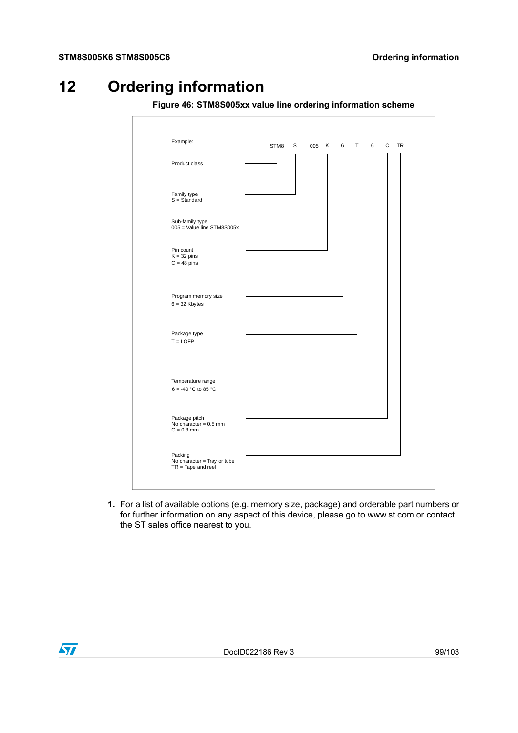# 12 Ordering information

**Figure 46: STM8S005xx value line ordering information scheme**

Example: STM8 S 005 K 6 T 6 C TR

| Field | Code | Description |
|---|---|---|
| Product class | STM8 | |
| Family type | S | S = Standard |
| Sub-family type | 005 | 005 = Value line STM8S005x |
| Pin count | K | K = 32 pins<br>C = 48 pins |
| Program memory size | 6 | 6 = 32 Kbytes |
| Package type | T | T = LQFP |
| Temperature range | 6 | 6 = -40 °C to 85 °C |
| Package pitch | C | No character = 0.5 mm<br>C = 0.8 mm |
| Packing | TR | No character = Tray or tube<br>TR = Tape and reel |

1. For a list of available options (e.g. memory size, package) and orderable part numbers or for further information on any aspect of this device, please go to www.st.com or contact the ST sales office nearest to you.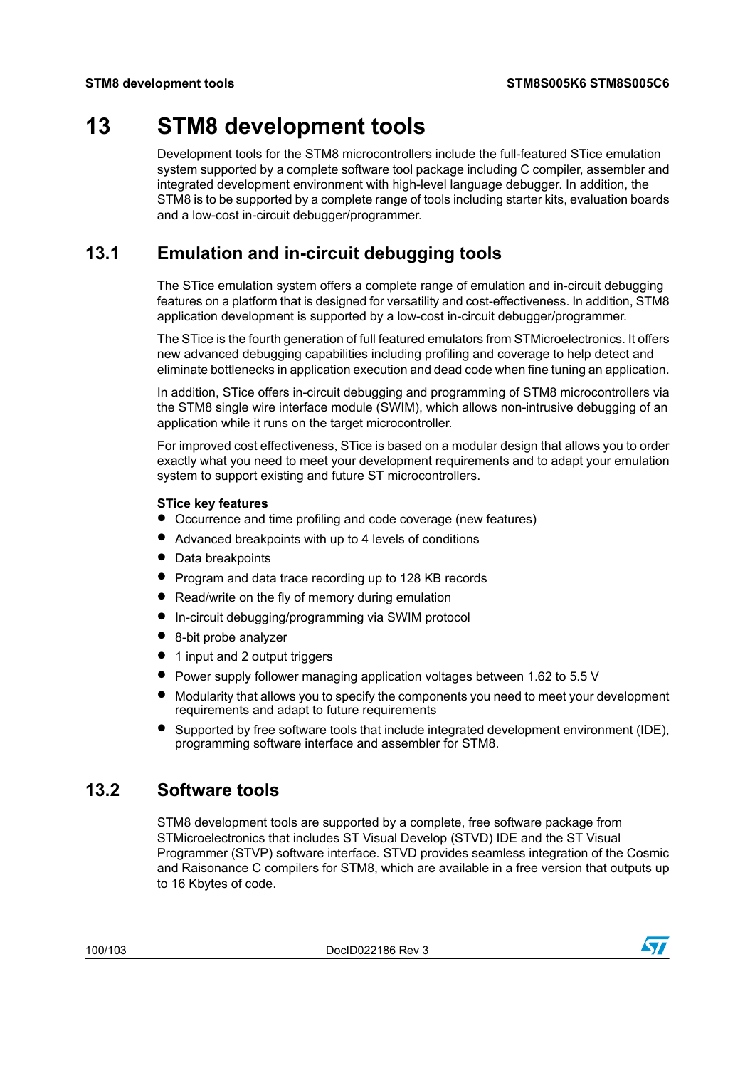# 13 STM8 development tools

Development tools for the STM8 microcontrollers include the full-featured STice emulation system supported by a complete software tool package including C compiler, assembler and integrated development environment with high-level language debugger. In addition, the STM8 is to be supported by a complete range of tools including starter kits, evaluation boards and a low-cost in-circuit debugger/programmer.

## 13.1 Emulation and in-circuit debugging tools

The STice emulation system offers a complete range of emulation and in-circuit debugging features on a platform that is designed for versatility and cost-effectiveness. In addition, STM8 application development is supported by a low-cost in-circuit debugger/programmer.

The STice is the fourth generation of full featured emulators from STMicroelectronics. It offers new advanced debugging capabilities including profiling and coverage to help detect and eliminate bottlenecks in application execution and dead code when fine tuning an application.

In addition, STice offers in-circuit debugging and programming of STM8 microcontrollers via the STM8 single wire interface module (SWIM), which allows non-intrusive debugging of an application while it runs on the target microcontroller.

For improved cost effectiveness, STice is based on a modular design that allows you to order exactly what you need to meet your development requirements and to adapt your emulation system to support existing and future ST microcontrollers.

**STice key features**

- Occurrence and time profiling and code coverage (new features)
- Advanced breakpoints with up to 4 levels of conditions
- Data breakpoints
- Program and data trace recording up to 128 KB records
- Read/write on the fly of memory during emulation
- In-circuit debugging/programming via SWIM protocol
- 8-bit probe analyzer
- 1 input and 2 output triggers
- Power supply follower managing application voltages between 1.62 to 5.5 V
- Modularity that allows you to specify the components you need to meet your development requirements and adapt to future requirements
- Supported by free software tools that include integrated development environment (IDE), programming software interface and assembler for STM8.

## 13.2 Software tools

STM8 development tools are supported by a complete, free software package from STMicroelectronics that includes ST Visual Develop (STVD) IDE and the ST Visual Programmer (STVP) software interface. STVD provides seamless integration of the Cosmic and Raisonance C compilers for STM8, which are available in a free version that outputs up to 16 Kbytes of code.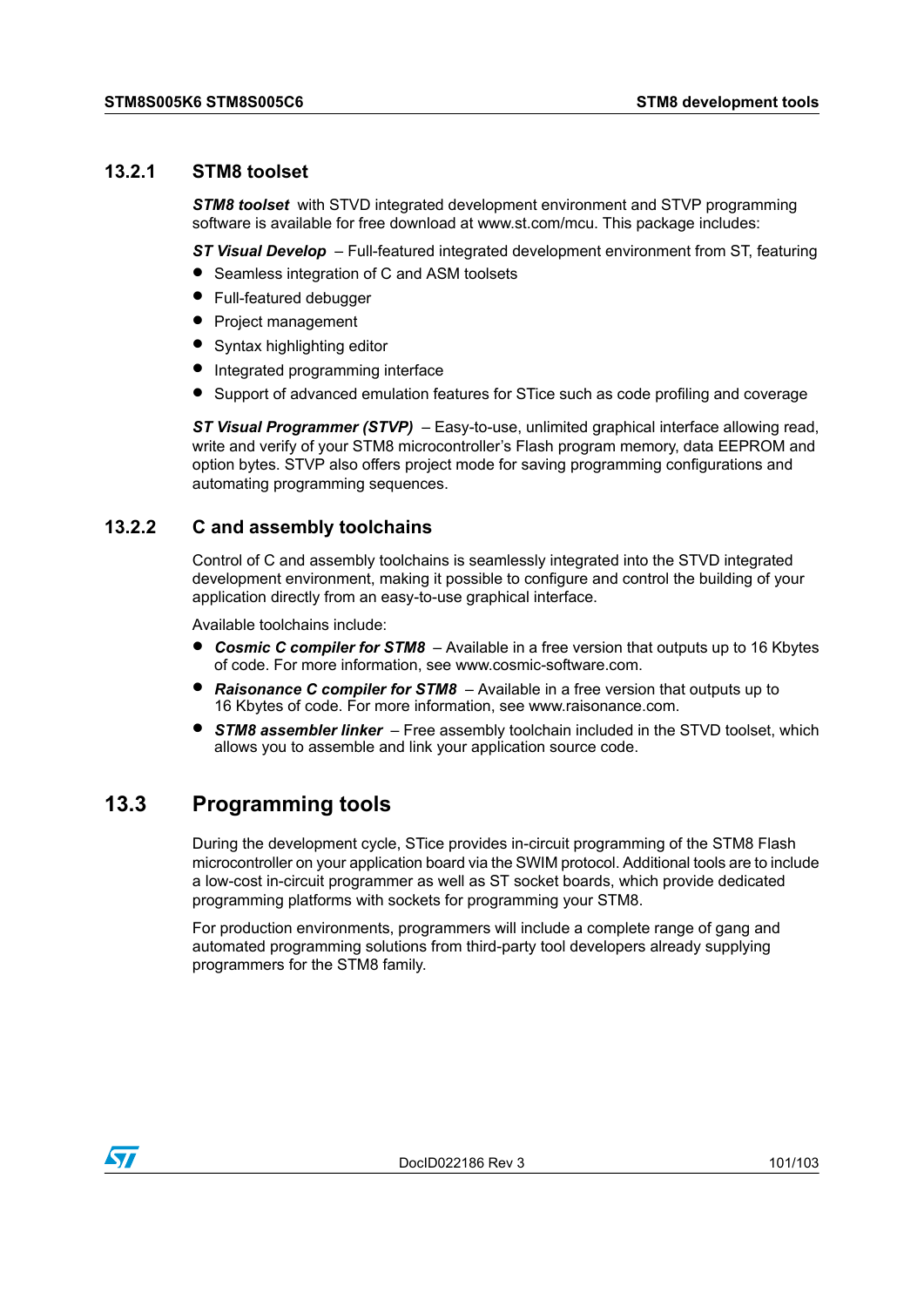### 13.2.1 STM8 toolset

***STM8 toolset*** with STVD integrated development environment and STVP programming software is available for free download at www.st.com/mcu. This package includes:

***ST Visual Develop*** – Full-featured integrated development environment from ST, featuring

- Seamless integration of C and ASM toolsets
- Full-featured debugger
- Project management
- Syntax highlighting editor
- Integrated programming interface
- Support of advanced emulation features for STice such as code profiling and coverage

***ST Visual Programmer (STVP)*** – Easy-to-use, unlimited graphical interface allowing read, write and verify of your STM8 microcontroller's Flash program memory, data EEPROM and option bytes. STVP also offers project mode for saving programming configurations and automating programming sequences.

### 13.2.2 C and assembly toolchains

Control of C and assembly toolchains is seamlessly integrated into the STVD integrated development environment, making it possible to configure and control the building of your application directly from an easy-to-use graphical interface.

Available toolchains include:

- ***Cosmic C compiler for STM8*** – Available in a free version that outputs up to 16 Kbytes of code. For more information, see www.cosmic-software.com.
- ***Raisonance C compiler for STM8*** – Available in a free version that outputs up to 16 Kbytes of code. For more information, see www.raisonance.com.
- ***STM8 assembler linker*** – Free assembly toolchain included in the STVD toolset, which allows you to assemble and link your application source code.

## 13.3 Programming tools

During the development cycle, STice provides in-circuit programming of the STM8 Flash microcontroller on your application board via the SWIM protocol. Additional tools are to include a low-cost in-circuit programmer as well as ST socket boards, which provide dedicated programming platforms with sockets for programming your STM8.

For production environments, programmers will include a complete range of gang and automated programming solutions from third-party tool developers already supplying programmers for the STM8 family.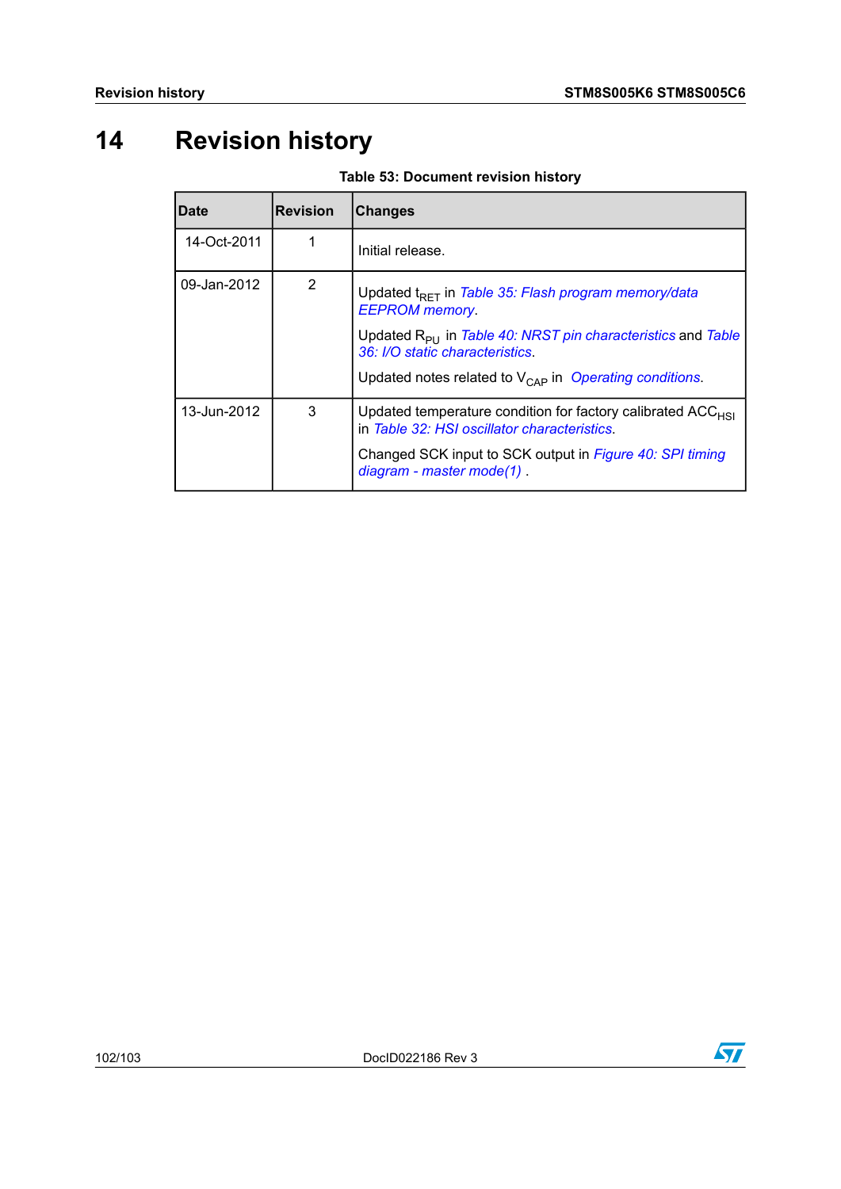# 14 Revision history

**Table 53: Document revision history**

| Date | Revision | Changes |
|---|---|---|
| 14-Oct-2011 | 1 | Initial release. |
| 09-Jan-2012 | 2 | Updated $t_{RET}$ in *Table 35: Flash program memory/data EEPROM memory*. Updated $R_{PU}$ in *Table 40: NRST pin characteristics* and *Table 36: I/O static characteristics*. Updated notes related to $V_{CAP}$ in *Operating conditions*. |
| 13-Jun-2012 | 3 | Updated temperature condition for factory calibrated $ACC_{HSI}$ in *Table 32: HSI oscillator characteristics*. Changed SCK input to SCK output in *Figure 40: SPI timing diagram - master mode(1)* . |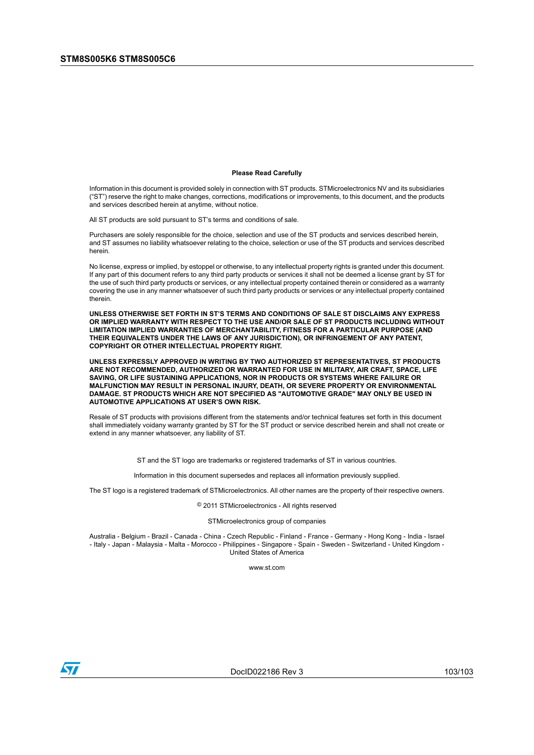**Please Read Carefully**

Information in this document is provided solely in connection with ST products. STMicroelectronics NV and its subsidiaries ("ST") reserve the right to make changes, corrections, modifications or improvements, to this document, and the products and services described herein at anytime, without notice.

All ST products are sold pursuant to ST's terms and conditions of sale.

Purchasers are solely responsible for the choice, selection and use of the ST products and services described herein, and ST assumes no liability whatsoever relating to the choice, selection or use of the ST products and services described herein.

No license, express or implied, by estoppel or otherwise, to any intellectual property rights is granted under this document. If any part of this document refers to any third party products or services it shall not be deemed a license grant by ST for the use of such third party products or services, or any intellectual property contained therein or considered as a warranty covering the use in any manner whatsoever of such third party products or services or any intellectual property contained therein.

**UNLESS OTHERWISE SET FORTH IN ST'S TERMS AND CONDITIONS OF SALE ST DISCLAIMS ANY EXPRESS OR IMPLIED WARRANTY WITH RESPECT TO THE USE AND/OR SALE OF ST PRODUCTS INCLUDING WITHOUT LIMITATION IMPLIED WARRANTIES OF MERCHANTABILITY, FITNESS FOR A PARTICULAR PURPOSE (AND THEIR EQUIVALENTS UNDER THE LAWS OF ANY JURISDICTION), OR INFRINGEMENT OF ANY PATENT, COPYRIGHT OR OTHER INTELLECTUAL PROPERTY RIGHT.**

**UNLESS EXPRESSLY APPROVED IN WRITING BY TWO AUTHORIZED ST REPRESENTATIVES, ST PRODUCTS ARE NOT RECOMMENDED, AUTHORIZED OR WARRANTED FOR USE IN MILITARY, AIR CRAFT, SPACE, LIFE SAVING, OR LIFE SUSTAINING APPLICATIONS, NOR IN PRODUCTS OR SYSTEMS WHERE FAILURE OR MALFUNCTION MAY RESULT IN PERSONAL INJURY, DEATH, OR SEVERE PROPERTY OR ENVIRONMENTAL DAMAGE. ST PRODUCTS WHICH ARE NOT SPECIFIED AS "AUTOMOTIVE GRADE" MAY ONLY BE USED IN AUTOMOTIVE APPLICATIONS AT USER'S OWN RISK.**

Resale of ST products with provisions different from the statements and/or technical features set forth in this document shall immediately voidany warranty granted by ST for the ST product or service described herein and shall not create or extend in any manner whatsoever, any liability of ST.

ST and the ST logo are trademarks or registered trademarks of ST in various countries.

Information in this document supersedes and replaces all information previously supplied.

The ST logo is a registered trademark of STMicroelectronics. All other names are the property of their respective owners.

© 2011 STMicroelectronics - All rights reserved

STMicroelectronics group of companies

Australia - Belgium - Brazil - Canada - China - Czech Republic - Finland - France - Germany - Hong Kong - India - Israel - Italy - Japan - Malaysia - Malta - Morocco - Philippines - Singapore - Spain - Sweden - Switzerland - United Kingdom - United States of America

www.st.com